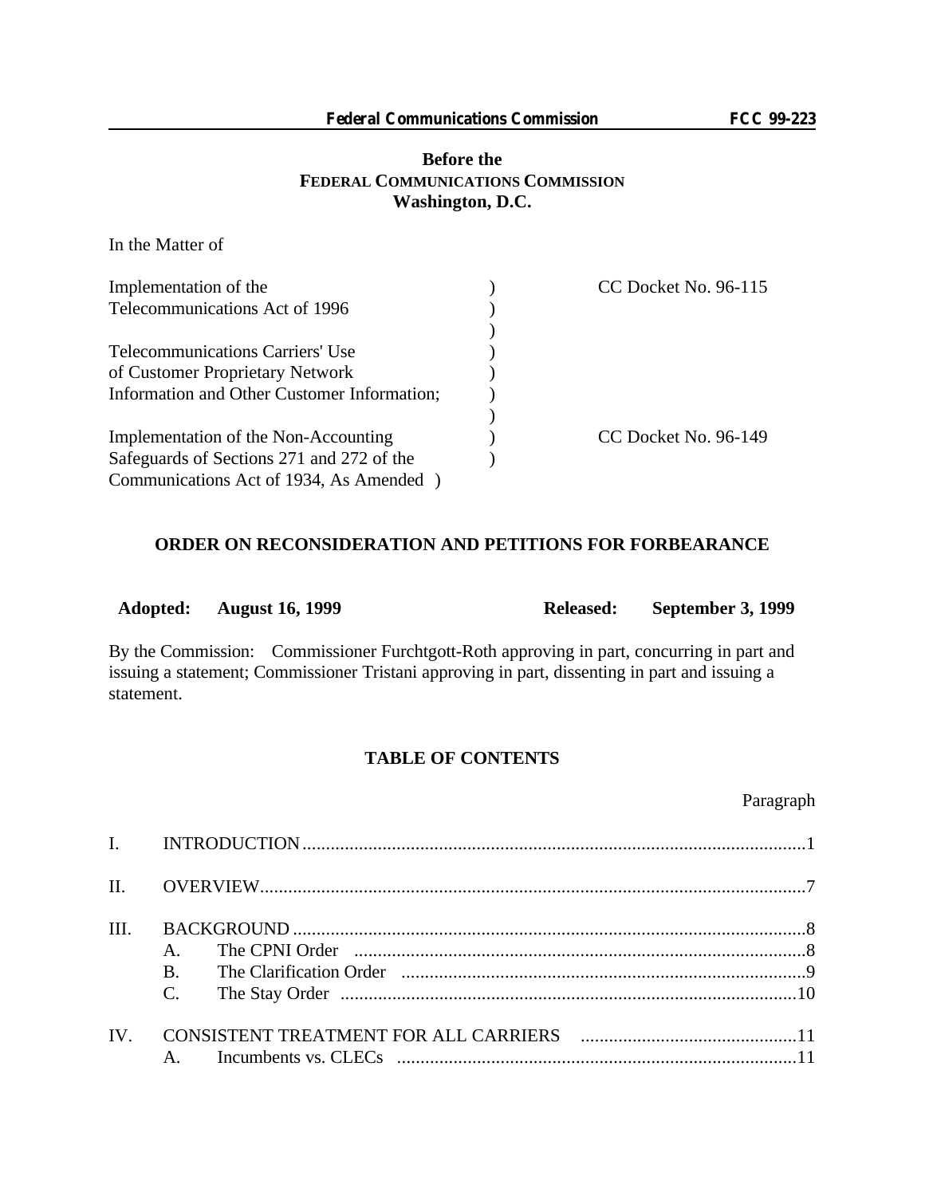**Before the**
**FEDERAL COMMUNICATIONS COMMISSION**
**Washington, D.C.**

In the Matter of

| | | |
|---|---|---|
| Implementation of the Telecommunications Act of 1996 | ) | CC Docket No. 96-115 |
| | ) | |
| Telecommunications Carriers' Use of Customer Proprietary Network Information and Other Customer Information; | ) | |
| | ) | |
| Implementation of the Non-Accounting Safeguards of Sections 271 and 272 of the Communications Act of 1934, As Amended | ) | CC Docket No. 96-149 |

## ORDER ON RECONSIDERATION AND PETITIONS FOR FORBEARANCE

**Adopted: August 16, 1999** **Released: September 3, 1999**

By the Commission: Commissioner Furchtgott-Roth approving in part, concurring in part and issuing a statement; Commissioner Tristani approving in part, dissenting in part and issuing a statement.

### TABLE OF CONTENTS

Paragraph

- I. INTRODUCTION ........ 1
- II. OVERVIEW ........ 7
- III. BACKGROUND ........ 8
  - A. The CPNI Order ........ 8
  - B. The Clarification Order ........ 9
  - C. The Stay Order ........ 10
- IV. CONSISTENT TREATMENT FOR ALL CARRIERS ........ 11
  - A. Incumbents vs. CLECs ........ 11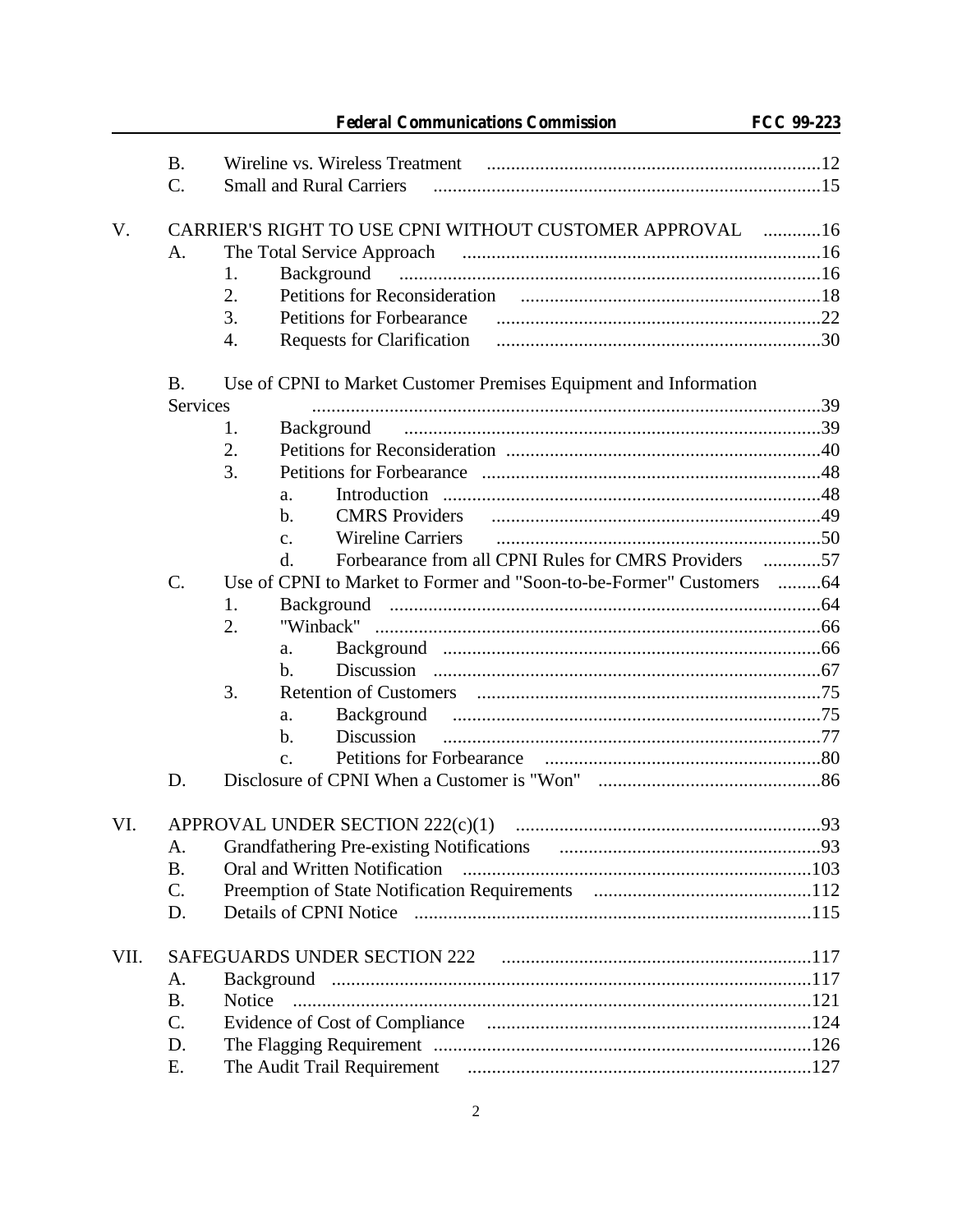B. Wireline vs. Wireless Treatment ....................................................................12
C. Small and Rural Carriers ...............................................................................15

V. CARRIER'S RIGHT TO USE CPNI WITHOUT CUSTOMER APPROVAL ............16
A. The Total Service Approach .........................................................................16
1. Background ......................................................................................16
2. Petitions for Reconsideration .............................................................18
3. Petitions for Forbearance ..................................................................22
4. Requests for Clarification ..................................................................30

B. Use of CPNI to Market Customer Premises Equipment and Information Services ........................................................................................................39
1. Background .....................................................................................39
2. Petitions for Reconsideration ...............................................................40
3. Petitions for Forbearance ....................................................................48
a. Introduction ............................................................................48
b. CMRS Providers ...................................................................49
c. Wireline Carriers ..................................................................50
d. Forbearance from all CPNI Rules for CMRS Providers ............57
C. Use of CPNI to Market Former and "Soon-to-be-Former" Customers .........64
1. Background ........................................................................................64
2. "Winback" ...........................................................................................66
a. Background .............................................................................66
b. Discussion ...............................................................................67
3. Retention of Customers ......................................................................75
a. Background ...........................................................................75
b. Discussion .............................................................................77
c. Petitions for Forbearance .........................................................80
D. Disclosure of CPNI When a Customer is "Won" .............................................86

VI. APPROVAL UNDER SECTION 222(c)(1) ..............................................................93
A. Grandfathering Pre-existing Notifications .....................................................93
B. Oral and Written Notification .......................................................................103
C. Preemption of State Notification Requirements ............................................112
D. Details of CPNI Notice .................................................................................115

VII. SAFEGUARDS UNDER SECTION 222 ...............................................................117
A. Background ..................................................................................................117
B. Notice .........................................................................................................121
C. Evidence of Cost of Compliance ..................................................................124
D. The Flagging Requirement .............................................................................126
E. The Audit Trail Requirement ......................................................................127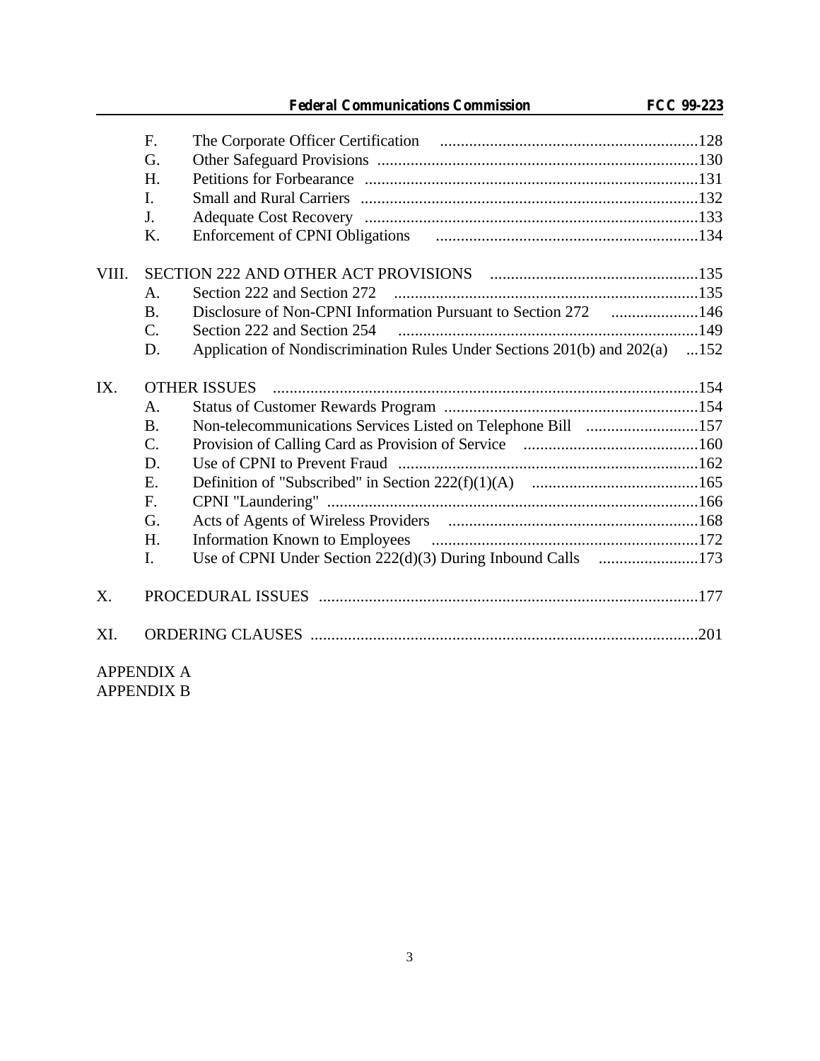F. The Corporate Officer Certification .............................................................128
G. Other Safeguard Provisions ............................................................................130
H. Petitions for Forbearance ...............................................................................131
I. Small and Rural Carriers ................................................................................132
J. Adequate Cost Recovery ...............................................................................133
K. Enforcement of CPNI Obligations ...............................................................134

VIII. SECTION 222 AND OTHER ACT PROVISIONS ..................................................135
A. Section 222 and Section 272 .........................................................................135
B. Disclosure of Non-CPNI Information Pursuant to Section 272 .....................146
C. Section 222 and Section 254 ........................................................................149
D. Application of Nondiscrimination Rules Under Sections 201(b) and 202(a) ...152

IX. OTHER ISSUES .....................................................................................................154
A. Status of Customer Rewards Program ............................................................154
B. Non-telecommunications Services Listed on Telephone Bill ...........................157
C. Provision of Calling Card as Provision of Service ..........................................160
D. Use of CPNI to Prevent Fraud ........................................................................162
E. Definition of "Subscribed" in Section 222(f)(1)(A) ........................................165
F. CPNI "Laundering" .........................................................................................166
G. Acts of Agents of Wireless Providers ............................................................168
H. Information Known to Employees ................................................................172
I. Use of CPNI Under Section 222(d)(3) During Inbound Calls ........................173

X. PROCEDURAL ISSUES ..........................................................................................177

XI. ORDERING CLAUSES ............................................................................................201

APPENDIX A
APPENDIX B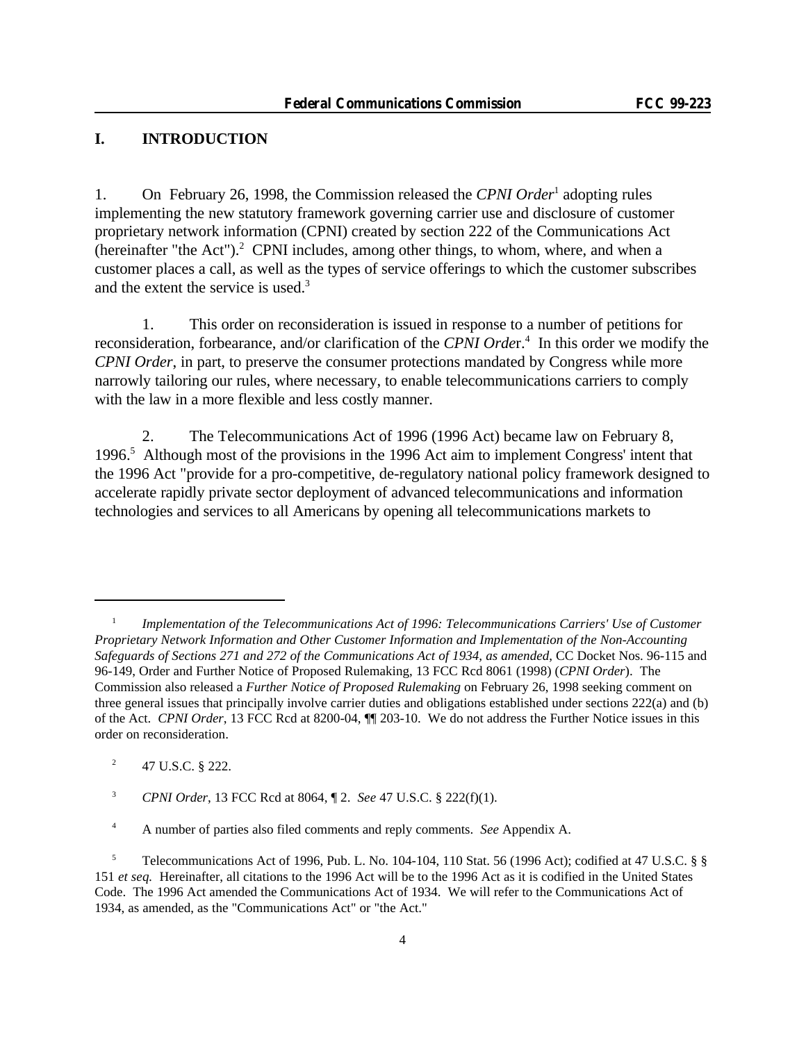## I. INTRODUCTION

1. On February 26, 1998, the Commission released the *CPNI Order*[1] adopting rules implementing the new statutory framework governing carrier use and disclosure of customer proprietary network information (CPNI) created by section 222 of the Communications Act (hereinafter "the Act").[2] CPNI includes, among other things, to whom, where, and when a customer places a call, as well as the types of service offerings to which the customer subscribes and the extent the service is used.[3]

1. This order on reconsideration is issued in response to a number of petitions for reconsideration, forbearance, and/or clarification of the *CPNI Orde*r.[4] In this order we modify the *CPNI Order*, in part, to preserve the consumer protections mandated by Congress while more narrowly tailoring our rules, where necessary, to enable telecommunications carriers to comply with the law in a more flexible and less costly manner.

2. The Telecommunications Act of 1996 (1996 Act) became law on February 8, 1996.[5] Although most of the provisions in the 1996 Act aim to implement Congress' intent that the 1996 Act "provide for a pro-competitive, de-regulatory national policy framework designed to accelerate rapidly private sector deployment of advanced telecommunications and information technologies and services to all Americans by opening all telecommunications markets to

---

[1] *Implementation of the Telecommunications Act of 1996: Telecommunications Carriers' Use of Customer Proprietary Network Information and Other Customer Information and Implementation of the Non-Accounting Safeguards of Sections 271 and 272 of the Communications Act of 1934, as amended*, CC Docket Nos. 96-115 and 96-149, Order and Further Notice of Proposed Rulemaking, 13 FCC Rcd 8061 (1998) (*CPNI Order*). The Commission also released a *Further Notice of Proposed Rulemaking* on February 26, 1998 seeking comment on three general issues that principally involve carrier duties and obligations established under sections 222(a) and (b) of the Act. *CPNI Order*, 13 FCC Rcd at 8200-04, ¶¶ 203-10. We do not address the Further Notice issues in this order on reconsideration.

[2] 47 U.S.C. § 222.

[3] *CPNI Order*, 13 FCC Rcd at 8064, ¶ 2. *See* 47 U.S.C. § 222(f)(1).

[4] A number of parties also filed comments and reply comments. *See* Appendix A.

[5] Telecommunications Act of 1996, Pub. L. No. 104-104, 110 Stat. 56 (1996 Act); codified at 47 U.S.C. § § 151 *et seq.* Hereinafter, all citations to the 1996 Act will be to the 1996 Act as it is codified in the United States Code. The 1996 Act amended the Communications Act of 1934. We will refer to the Communications Act of 1934, as amended, as the "Communications Act" or "the Act."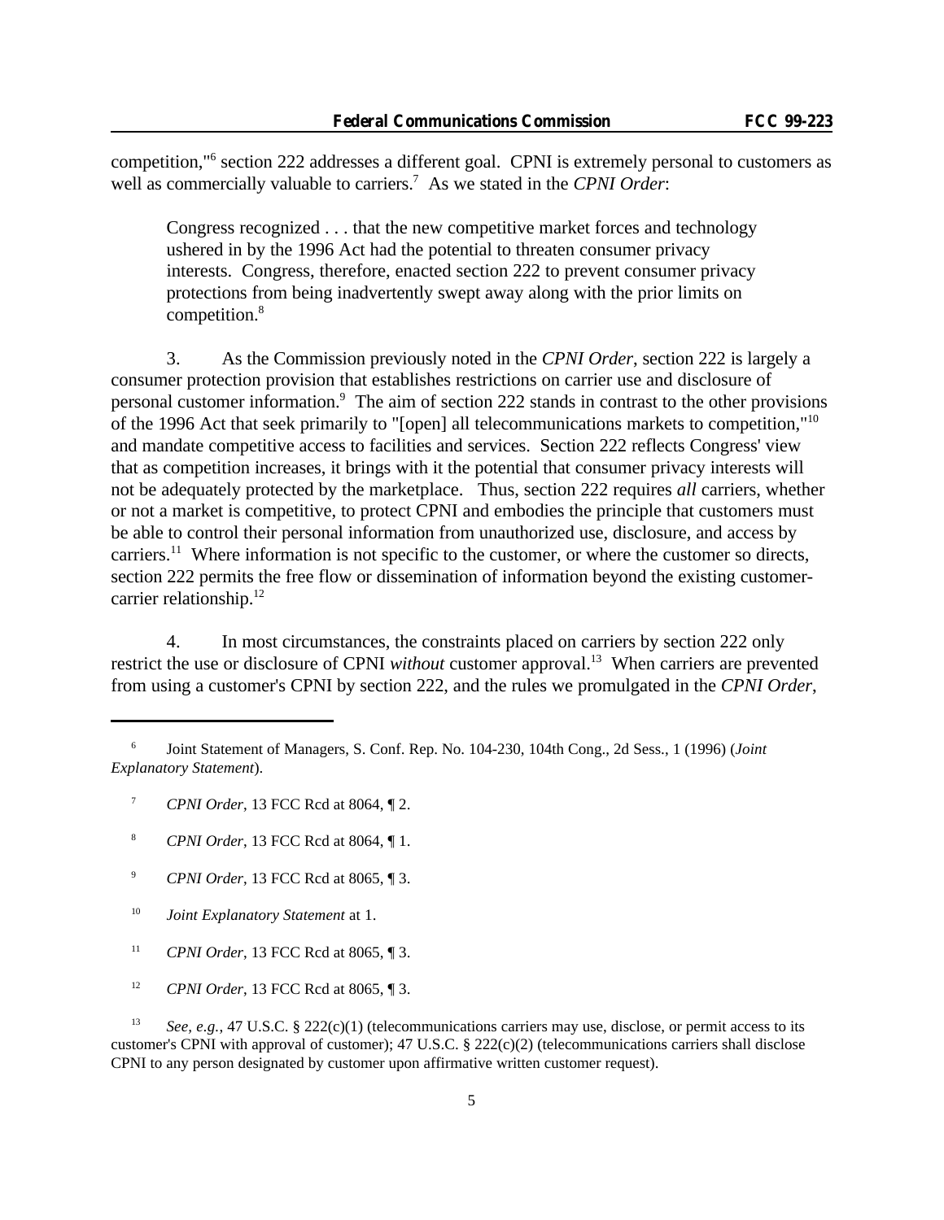competition,"[6] section 222 addresses a different goal. CPNI is extremely personal to customers as well as commercially valuable to carriers.[7] As we stated in the *CPNI Order*:

> Congress recognized . . . that the new competitive market forces and technology ushered in by the 1996 Act had the potential to threaten consumer privacy interests. Congress, therefore, enacted section 222 to prevent consumer privacy protections from being inadvertently swept away along with the prior limits on competition.[8]

3. As the Commission previously noted in the *CPNI Order*, section 222 is largely a consumer protection provision that establishes restrictions on carrier use and disclosure of personal customer information.[9] The aim of section 222 stands in contrast to the other provisions of the 1996 Act that seek primarily to "[open] all telecommunications markets to competition,"[10] and mandate competitive access to facilities and services. Section 222 reflects Congress' view that as competition increases, it brings with it the potential that consumer privacy interests will not be adequately protected by the marketplace. Thus, section 222 requires *all* carriers, whether or not a market is competitive, to protect CPNI and embodies the principle that customers must be able to control their personal information from unauthorized use, disclosure, and access by carriers.[11] Where information is not specific to the customer, or where the customer so directs, section 222 permits the free flow or dissemination of information beyond the existing customer-carrier relationship.[12]

4. In most circumstances, the constraints placed on carriers by section 222 only restrict the use or disclosure of CPNI *without* customer approval.[13] When carriers are prevented from using a customer's CPNI by section 222, and the rules we promulgated in the *CPNI Order*,

---

[6] Joint Statement of Managers, S. Conf. Rep. No. 104-230, 104th Cong., 2d Sess., 1 (1996) (*Joint Explanatory Statement*).

[7] *CPNI Order*, 13 FCC Rcd at 8064, ¶ 2.

[8] *CPNI Order*, 13 FCC Rcd at 8064, ¶ 1.

[9] *CPNI Order*, 13 FCC Rcd at 8065, ¶ 3.

[10] *Joint Explanatory Statement* at 1.

[11] *CPNI Order*, 13 FCC Rcd at 8065, ¶ 3.

[12] *CPNI Order*, 13 FCC Rcd at 8065, ¶ 3.

[13] *See, e.g.*, 47 U.S.C. § 222(c)(1) (telecommunications carriers may use, disclose, or permit access to its customer's CPNI with approval of customer); 47 U.S.C. § 222(c)(2) (telecommunications carriers shall disclose CPNI to any person designated by customer upon affirmative written customer request).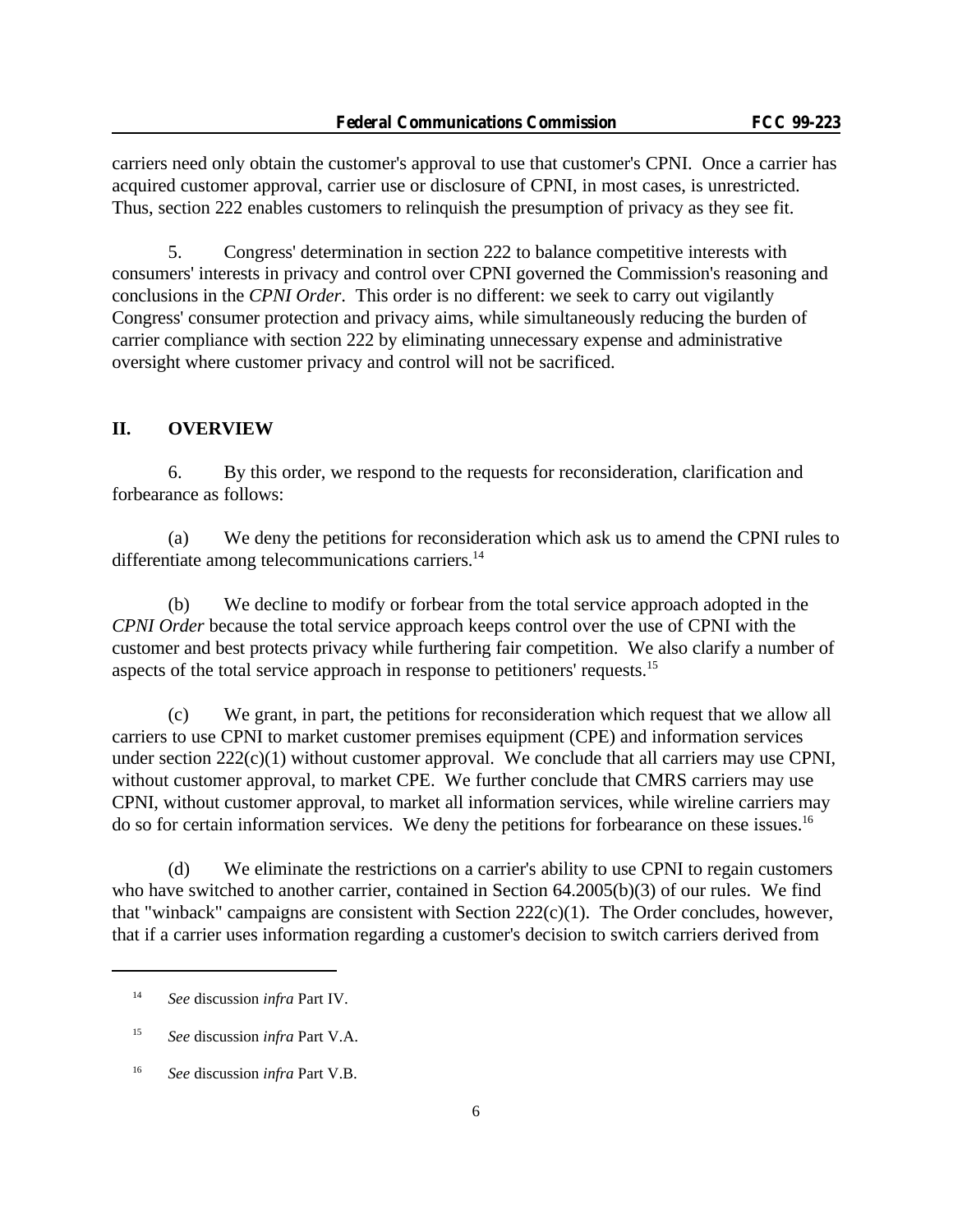carriers need only obtain the customer's approval to use that customer's CPNI. Once a carrier has acquired customer approval, carrier use or disclosure of CPNI, in most cases, is unrestricted. Thus, section 222 enables customers to relinquish the presumption of privacy as they see fit.

5. Congress' determination in section 222 to balance competitive interests with consumers' interests in privacy and control over CPNI governed the Commission's reasoning and conclusions in the *CPNI Order*. This order is no different: we seek to carry out vigilantly Congress' consumer protection and privacy aims, while simultaneously reducing the burden of carrier compliance with section 222 by eliminating unnecessary expense and administrative oversight where customer privacy and control will not be sacrificed.

## II. OVERVIEW

6. By this order, we respond to the requests for reconsideration, clarification and forbearance as follows:

(a) We deny the petitions for reconsideration which ask us to amend the CPNI rules to differentiate among telecommunications carriers.[14]

(b) We decline to modify or forbear from the total service approach adopted in the *CPNI Order* because the total service approach keeps control over the use of CPNI with the customer and best protects privacy while furthering fair competition. We also clarify a number of aspects of the total service approach in response to petitioners' requests.[15]

(c) We grant, in part, the petitions for reconsideration which request that we allow all carriers to use CPNI to market customer premises equipment (CPE) and information services under section 222(c)(1) without customer approval. We conclude that all carriers may use CPNI, without customer approval, to market CPE. We further conclude that CMRS carriers may use CPNI, without customer approval, to market all information services, while wireline carriers may do so for certain information services. We deny the petitions for forbearance on these issues.[16]

(d) We eliminate the restrictions on a carrier's ability to use CPNI to regain customers who have switched to another carrier, contained in Section 64.2005(b)(3) of our rules. We find that "winback" campaigns are consistent with Section 222(c)(1). The Order concludes, however, that if a carrier uses information regarding a customer's decision to switch carriers derived from

---

[14] *See* discussion *infra* Part IV.

[15] *See* discussion *infra* Part V.A.

[16] *See* discussion *infra* Part V.B.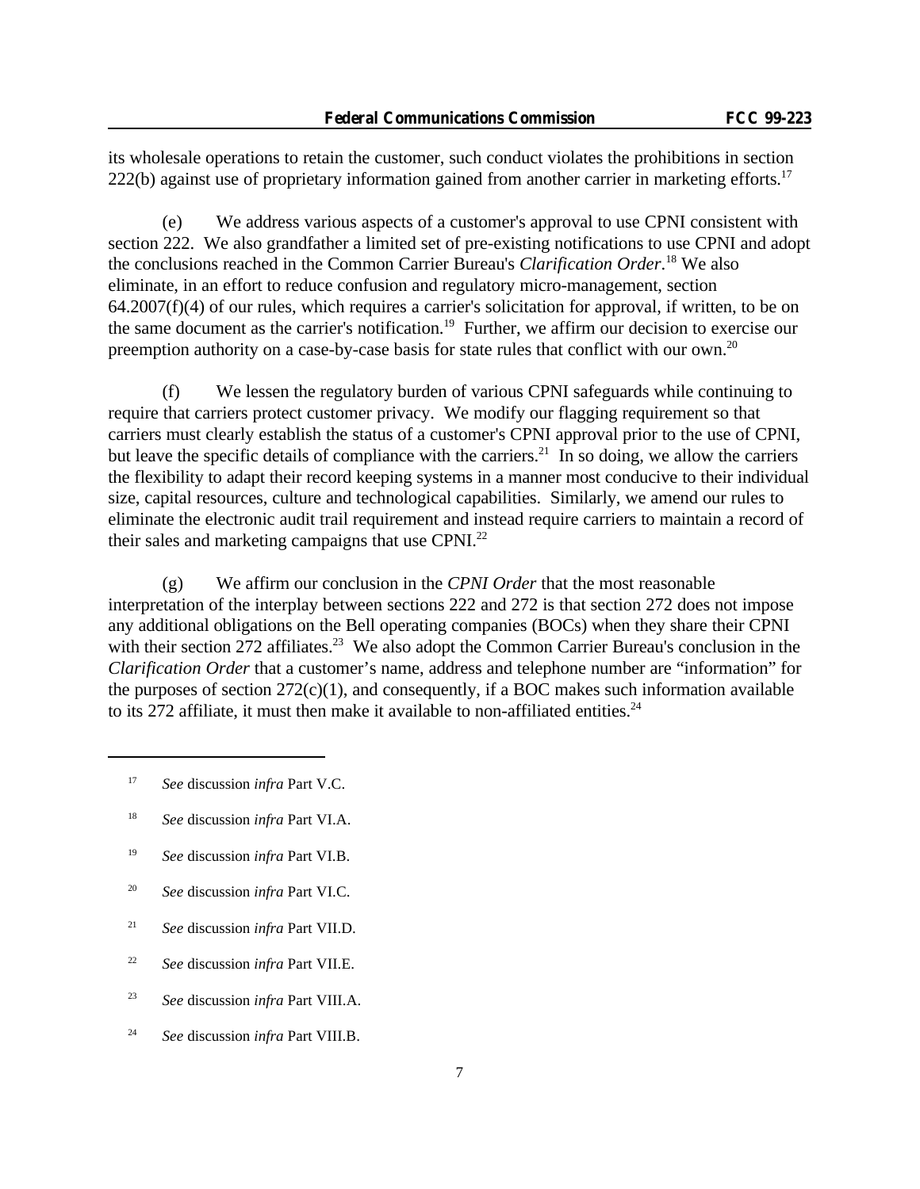its wholesale operations to retain the customer, such conduct violates the prohibitions in section 222(b) against use of proprietary information gained from another carrier in marketing efforts.[17]

(e) We address various aspects of a customer's approval to use CPNI consistent with section 222. We also grandfather a limited set of pre-existing notifications to use CPNI and adopt the conclusions reached in the Common Carrier Bureau's *Clarification Order*.[18] We also eliminate, in an effort to reduce confusion and regulatory micro-management, section 64.2007(f)(4) of our rules, which requires a carrier's solicitation for approval, if written, to be on the same document as the carrier's notification.[19] Further, we affirm our decision to exercise our preemption authority on a case-by-case basis for state rules that conflict with our own.[20]

(f) We lessen the regulatory burden of various CPNI safeguards while continuing to require that carriers protect customer privacy. We modify our flagging requirement so that carriers must clearly establish the status of a customer's CPNI approval prior to the use of CPNI, but leave the specific details of compliance with the carriers.[21] In so doing, we allow the carriers the flexibility to adapt their record keeping systems in a manner most conducive to their individual size, capital resources, culture and technological capabilities. Similarly, we amend our rules to eliminate the electronic audit trail requirement and instead require carriers to maintain a record of their sales and marketing campaigns that use CPNI.[22]

(g) We affirm our conclusion in the *CPNI Order* that the most reasonable interpretation of the interplay between sections 222 and 272 is that section 272 does not impose any additional obligations on the Bell operating companies (BOCs) when they share their CPNI with their section 272 affiliates.[23] We also adopt the Common Carrier Bureau's conclusion in the *Clarification Order* that a customer's name, address and telephone number are "information" for the purposes of section 272(c)(1), and consequently, if a BOC makes such information available to its 272 affiliate, it must then make it available to non-affiliated entities.[24]

---

[17] *See* discussion *infra* Part V.C.

[18] *See* discussion *infra* Part VI.A.

[19] *See* discussion *infra* Part VI.B.

[20] *See* discussion *infra* Part VI.C.

[21] *See* discussion *infra* Part VII.D.

[22] *See* discussion *infra* Part VII.E.

[23] *See* discussion *infra* Part VIII.A.

[24] *See* discussion *infra* Part VIII.B.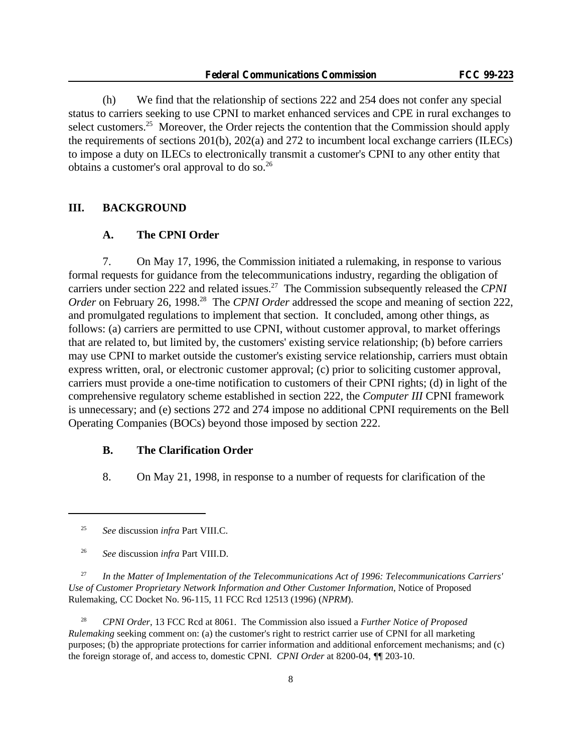(h) We find that the relationship of sections 222 and 254 does not confer any special status to carriers seeking to use CPNI to market enhanced services and CPE in rural exchanges to select customers.[25] Moreover, the Order rejects the contention that the Commission should apply the requirements of sections 201(b), 202(a) and 272 to incumbent local exchange carriers (ILECs) to impose a duty on ILECs to electronically transmit a customer's CPNI to any other entity that obtains a customer's oral approval to do so.[26]

## III. BACKGROUND

### A. The CPNI Order

7. On May 17, 1996, the Commission initiated a rulemaking, in response to various formal requests for guidance from the telecommunications industry, regarding the obligation of carriers under section 222 and related issues.[27] The Commission subsequently released the *CPNI Order* on February 26, 1998.[28] The *CPNI Order* addressed the scope and meaning of section 222, and promulgated regulations to implement that section. It concluded, among other things, as follows: (a) carriers are permitted to use CPNI, without customer approval, to market offerings that are related to, but limited by, the customers' existing service relationship; (b) before carriers may use CPNI to market outside the customer's existing service relationship, carriers must obtain express written, oral, or electronic customer approval; (c) prior to soliciting customer approval, carriers must provide a one-time notification to customers of their CPNI rights; (d) in light of the comprehensive regulatory scheme established in section 222, the *Computer III* CPNI framework is unnecessary; and (e) sections 272 and 274 impose no additional CPNI requirements on the Bell Operating Companies (BOCs) beyond those imposed by section 222.

### B. The Clarification Order

8. On May 21, 1998, in response to a number of requests for clarification of the

---

[25] *See* discussion *infra* Part VIII.C.

[26] *See* discussion *infra* Part VIII.D.

[27] *In the Matter of Implementation of the Telecommunications Act of 1996: Telecommunications Carriers' Use of Customer Proprietary Network Information and Other Customer Information*, Notice of Proposed Rulemaking, CC Docket No. 96-115, 11 FCC Rcd 12513 (1996) (*NPRM*).

[28] *CPNI Order*, 13 FCC Rcd at 8061. The Commission also issued a *Further Notice of Proposed Rulemaking* seeking comment on: (a) the customer's right to restrict carrier use of CPNI for all marketing purposes; (b) the appropriate protections for carrier information and additional enforcement mechanisms; and (c) the foreign storage of, and access to, domestic CPNI. *CPNI Order* at 8200-04, ¶¶ 203-10.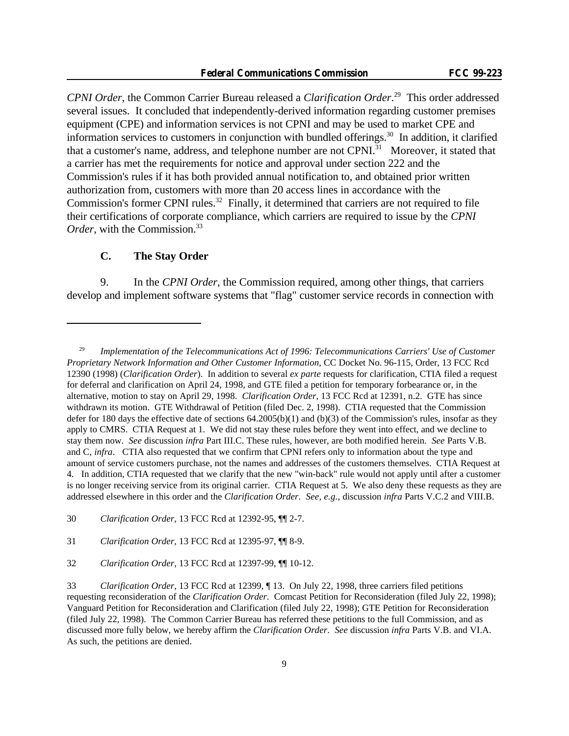*CPNI Order*, the Common Carrier Bureau released a *Clarification Order*.[29] This order addressed several issues. It concluded that independently-derived information regarding customer premises equipment (CPE) and information services is not CPNI and may be used to market CPE and information services to customers in conjunction with bundled offerings.[30] In addition, it clarified that a customer's name, address, and telephone number are not CPNI.[31] Moreover, it stated that a carrier has met the requirements for notice and approval under section 222 and the Commission's rules if it has both provided annual notification to, and obtained prior written authorization from, customers with more than 20 access lines in accordance with the Commission's former CPNI rules.[32] Finally, it determined that carriers are not required to file their certifications of corporate compliance, which carriers are required to issue by the *CPNI Order*, with the Commission.[33]

### C. The Stay Order

9. In the *CPNI Order*, the Commission required, among other things, that carriers develop and implement software systems that "flag" customer service records in connection with

---

[29] *Implementation of the Telecommunications Act of 1996: Telecommunications Carriers' Use of Customer Proprietary Network Information and Other Customer Information*, CC Docket No. 96-115, Order, 13 FCC Rcd 12390 (1998) (*Clarification Order*). In addition to several *ex parte* requests for clarification, CTIA filed a request for deferral and clarification on April 24, 1998, and GTE filed a petition for temporary forbearance or, in the alternative, motion to stay on April 29, 1998. *Clarification Order*, 13 FCC Rcd at 12391, n.2. GTE has since withdrawn its motion. GTE Withdrawal of Petition (filed Dec. 2, 1998). CTIA requested that the Commission defer for 180 days the effective date of sections 64.2005(b)(1) and (b)(3) of the Commission's rules, insofar as they apply to CMRS. CTIA Request at 1. We did not stay these rules before they went into effect, and we decline to stay them now. *See* discussion *infra* Part III.C. These rules, however, are both modified herein. *See* Parts V.B. and C, *infra*. CTIA also requested that we confirm that CPNI refers only to information about the type and amount of service customers purchase, not the names and addresses of the customers themselves. CTIA Request at 4. In addition, CTIA requested that we clarify that the new "win-back" rule would not apply until after a customer is no longer receiving service from its original carrier. CTIA Request at 5. We also deny these requests as they are addressed elsewhere in this order and the *Clarification Order*. *See, e.g.,* discussion *infra* Parts V.C.2 and VIII.B.

[30] *Clarification Order*, 13 FCC Rcd at 12392-95, ¶¶ 2-7.

[31] *Clarification Order*, 13 FCC Rcd at 12395-97, ¶¶ 8-9.

[32] *Clarification Order*, 13 FCC Rcd at 12397-99, ¶¶ 10-12.

[33] *Clarification Order*, 13 FCC Rcd at 12399, ¶ 13. On July 22, 1998, three carriers filed petitions requesting reconsideration of the *Clarification Order*. Comcast Petition for Reconsideration (filed July 22, 1998); Vanguard Petition for Reconsideration and Clarification (filed July 22, 1998); GTE Petition for Reconsideration (filed July 22, 1998). The Common Carrier Bureau has referred these petitions to the full Commission, and as discussed more fully below, we hereby affirm the *Clarification Order*. *See* discussion *infra* Parts V.B. and VI.A. As such, the petitions are denied.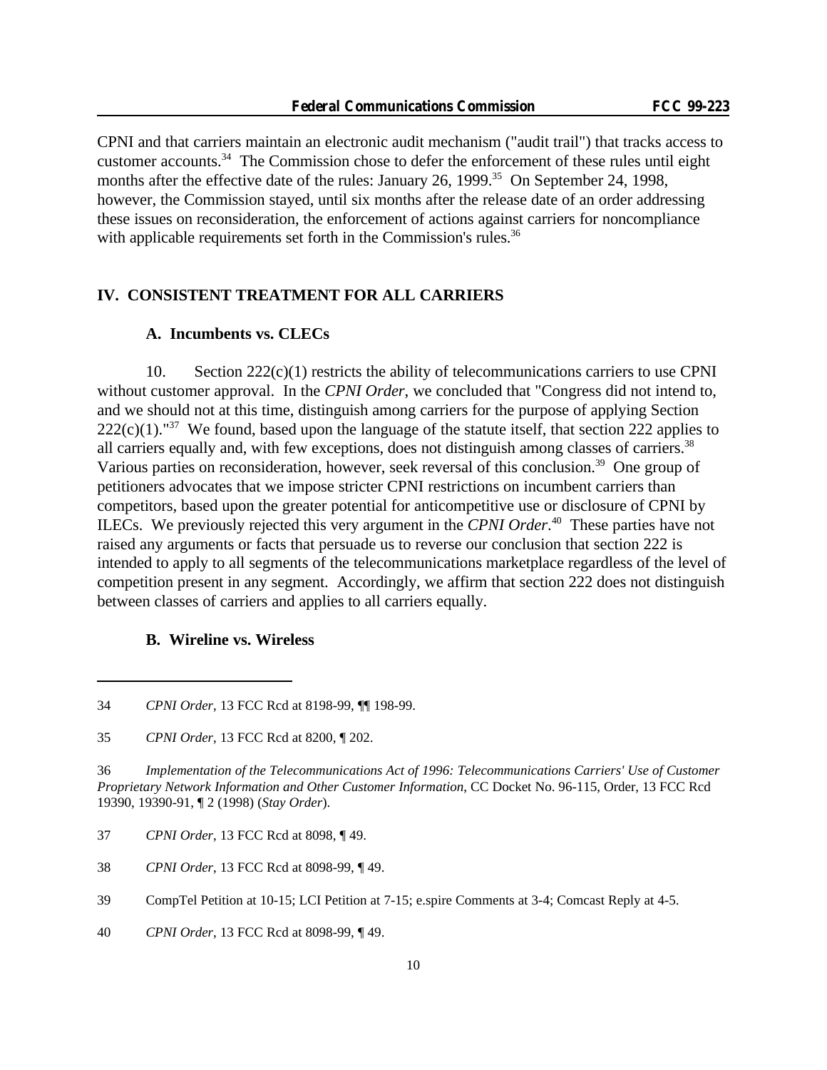CPNI and that carriers maintain an electronic audit mechanism ("audit trail") that tracks access to customer accounts.[34] The Commission chose to defer the enforcement of these rules until eight months after the effective date of the rules: January 26, 1999.[35] On September 24, 1998, however, the Commission stayed, until six months after the release date of an order addressing these issues on reconsideration, the enforcement of actions against carriers for noncompliance with applicable requirements set forth in the Commission's rules.[36]

## IV. CONSISTENT TREATMENT FOR ALL CARRIERS

### A. Incumbents vs. CLECs

10. Section 222(c)(1) restricts the ability of telecommunications carriers to use CPNI without customer approval. In the *CPNI Order*, we concluded that "Congress did not intend to, and we should not at this time, distinguish among carriers for the purpose of applying Section 222(c)(1)."[37] We found, based upon the language of the statute itself, that section 222 applies to all carriers equally and, with few exceptions, does not distinguish among classes of carriers.[38] Various parties on reconsideration, however, seek reversal of this conclusion.[39] One group of petitioners advocates that we impose stricter CPNI restrictions on incumbent carriers than competitors, based upon the greater potential for anticompetitive use or disclosure of CPNI by ILECs. We previously rejected this very argument in the *CPNI Order*.[40] These parties have not raised any arguments or facts that persuade us to reverse our conclusion that section 222 is intended to apply to all segments of the telecommunications marketplace regardless of the level of competition present in any segment. Accordingly, we affirm that section 222 does not distinguish between classes of carriers and applies to all carriers equally.

### B. Wireline vs. Wireless

---

34 *CPNI Order*, 13 FCC Rcd at 8198-99, ¶¶ 198-99.

35 *CPNI Order*, 13 FCC Rcd at 8200, ¶ 202.

36 *Implementation of the Telecommunications Act of 1996: Telecommunications Carriers' Use of Customer Proprietary Network Information and Other Customer Information*, CC Docket No. 96-115, Order, 13 FCC Rcd 19390, 19390-91, ¶ 2 (1998) (*Stay Order*).

37 *CPNI Order*, 13 FCC Rcd at 8098, ¶ 49.

38 *CPNI Order*, 13 FCC Rcd at 8098-99, ¶ 49.

39 CompTel Petition at 10-15; LCI Petition at 7-15; e.spire Comments at 3-4; Comcast Reply at 4-5.

40 *CPNI Order*, 13 FCC Rcd at 8098-99, ¶ 49.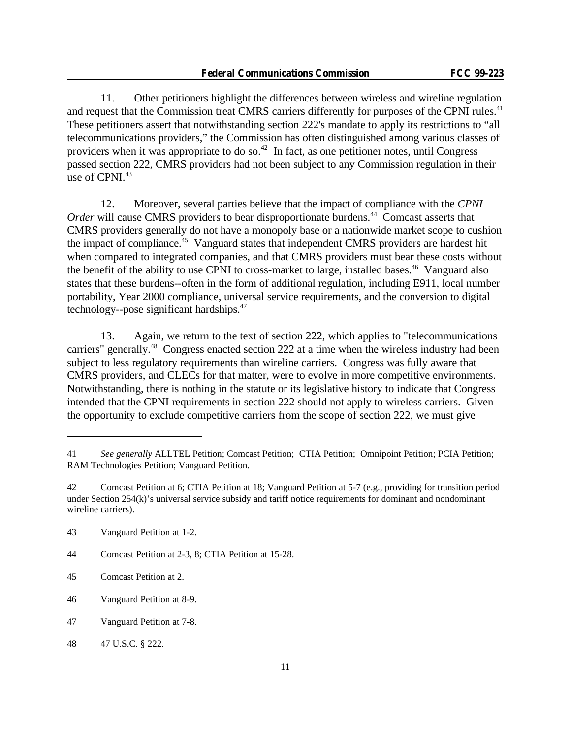11. Other petitioners highlight the differences between wireless and wireline regulation and request that the Commission treat CMRS carriers differently for purposes of the CPNI rules.[41] These petitioners assert that notwithstanding section 222's mandate to apply its restrictions to "all telecommunications providers," the Commission has often distinguished among various classes of providers when it was appropriate to do so.[42] In fact, as one petitioner notes, until Congress passed section 222, CMRS providers had not been subject to any Commission regulation in their use of CPNI.[43]

12. Moreover, several parties believe that the impact of compliance with the *CPNI Order* will cause CMRS providers to bear disproportionate burdens.[44] Comcast asserts that CMRS providers generally do not have a monopoly base or a nationwide market scope to cushion the impact of compliance.[45] Vanguard states that independent CMRS providers are hardest hit when compared to integrated companies, and that CMRS providers must bear these costs without the benefit of the ability to use CPNI to cross-market to large, installed bases.[46] Vanguard also states that these burdens--often in the form of additional regulation, including E911, local number portability, Year 2000 compliance, universal service requirements, and the conversion to digital technology--pose significant hardships.[47]

13. Again, we return to the text of section 222, which applies to "telecommunications carriers" generally.[48] Congress enacted section 222 at a time when the wireless industry had been subject to less regulatory requirements than wireline carriers. Congress was fully aware that CMRS providers, and CLECs for that matter, were to evolve in more competitive environments. Notwithstanding, there is nothing in the statute or its legislative history to indicate that Congress intended that the CPNI requirements in section 222 should not apply to wireless carriers. Given the opportunity to exclude competitive carriers from the scope of section 222, we must give

---

41 *See generally* ALLTEL Petition; Comcast Petition; CTIA Petition; Omnipoint Petition; PCIA Petition; RAM Technologies Petition; Vanguard Petition.

42 Comcast Petition at 6; CTIA Petition at 18; Vanguard Petition at 5-7 (e.g., providing for transition period under Section 254(k)'s universal service subsidy and tariff notice requirements for dominant and nondominant wireline carriers).

43 Vanguard Petition at 1-2.

44 Comcast Petition at 2-3, 8; CTIA Petition at 15-28.

45 Comcast Petition at 2.

46 Vanguard Petition at 8-9.

47 Vanguard Petition at 7-8.

48 47 U.S.C. § 222.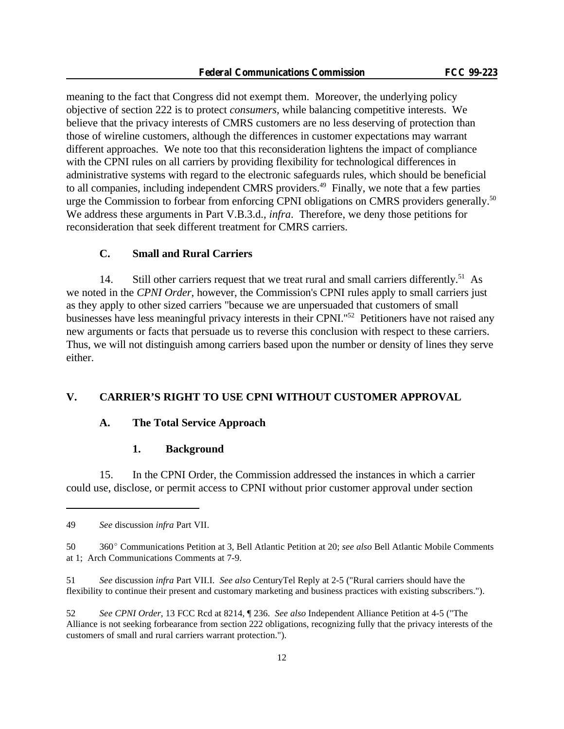meaning to the fact that Congress did not exempt them. Moreover, the underlying policy objective of section 222 is to protect *consumers*, while balancing competitive interests. We believe that the privacy interests of CMRS customers are no less deserving of protection than those of wireline customers, although the differences in customer expectations may warrant different approaches. We note too that this reconsideration lightens the impact of compliance with the CPNI rules on all carriers by providing flexibility for technological differences in administrative systems with regard to the electronic safeguards rules, which should be beneficial to all companies, including independent CMRS providers.[49] Finally, we note that a few parties urge the Commission to forbear from enforcing CPNI obligations on CMRS providers generally.[50] We address these arguments in Part V.B.3.d., *infra*. Therefore, we deny those petitions for reconsideration that seek different treatment for CMRS carriers.

### C. Small and Rural Carriers

14. Still other carriers request that we treat rural and small carriers differently.[51] As we noted in the *CPNI Order*, however, the Commission's CPNI rules apply to small carriers just as they apply to other sized carriers "because we are unpersuaded that customers of small businesses have less meaningful privacy interests in their CPNI."[52] Petitioners have not raised any new arguments or facts that persuade us to reverse this conclusion with respect to these carriers. Thus, we will not distinguish among carriers based upon the number or density of lines they serve either.

## V. CARRIER'S RIGHT TO USE CPNI WITHOUT CUSTOMER APPROVAL

### A. The Total Service Approach

#### 1. Background

15. In the CPNI Order, the Commission addressed the instances in which a carrier could use, disclose, or permit access to CPNI without prior customer approval under section

---

49 *See* discussion *infra* Part VII.

50 360° Communications Petition at 3, Bell Atlantic Petition at 20; *see also* Bell Atlantic Mobile Comments at 1; Arch Communications Comments at 7-9.

51 *See* discussion *infra* Part VII.I. *See also* CenturyTel Reply at 2-5 ("Rural carriers should have the flexibility to continue their present and customary marketing and business practices with existing subscribers.").

52 *See CPNI Order*, 13 FCC Rcd at 8214, ¶ 236. *See also* Independent Alliance Petition at 4-5 ("The Alliance is not seeking forbearance from section 222 obligations, recognizing fully that the privacy interests of the customers of small and rural carriers warrant protection.").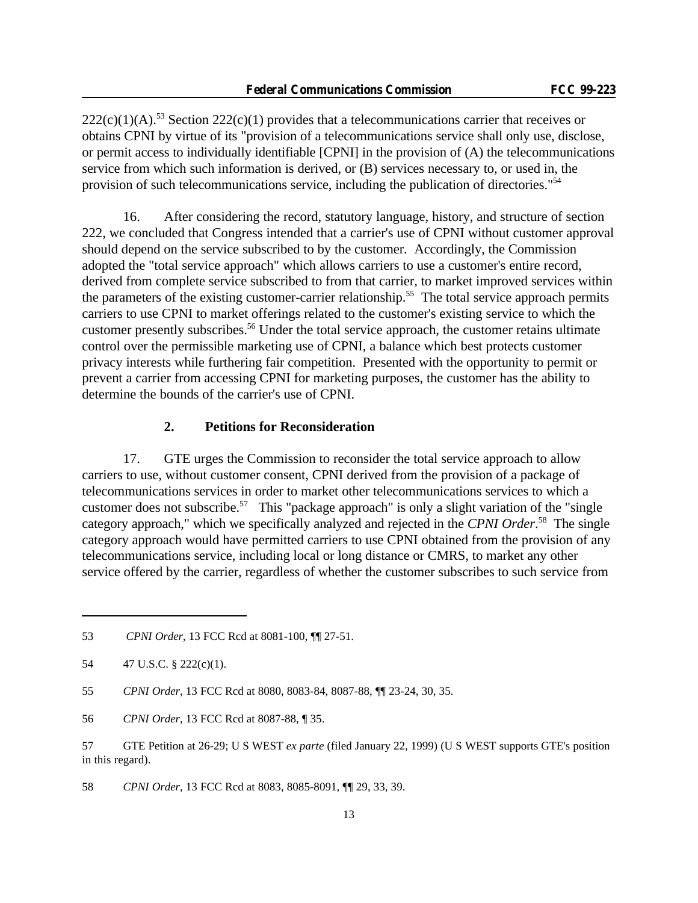222(c)(1)(A).[53] Section 222(c)(1) provides that a telecommunications carrier that receives or obtains CPNI by virtue of its "provision of a telecommunications service shall only use, disclose, or permit access to individually identifiable [CPNI] in the provision of (A) the telecommunications service from which such information is derived, or (B) services necessary to, or used in, the provision of such telecommunications service, including the publication of directories."[54]

16. After considering the record, statutory language, history, and structure of section 222, we concluded that Congress intended that a carrier's use of CPNI without customer approval should depend on the service subscribed to by the customer. Accordingly, the Commission adopted the "total service approach" which allows carriers to use a customer's entire record, derived from complete service subscribed to from that carrier, to market improved services within the parameters of the existing customer-carrier relationship.[55] The total service approach permits carriers to use CPNI to market offerings related to the customer's existing service to which the customer presently subscribes.[56] Under the total service approach, the customer retains ultimate control over the permissible marketing use of CPNI, a balance which best protects customer privacy interests while furthering fair competition. Presented with the opportunity to permit or prevent a carrier from accessing CPNI for marketing purposes, the customer has the ability to determine the bounds of the carrier's use of CPNI.

### 2. Petitions for Reconsideration

17. GTE urges the Commission to reconsider the total service approach to allow carriers to use, without customer consent, CPNI derived from the provision of a package of telecommunications services in order to market other telecommunications services to which a customer does not subscribe.[57] This "package approach" is only a slight variation of the "single category approach," which we specifically analyzed and rejected in the *CPNI Order*.[58] The single category approach would have permitted carriers to use CPNI obtained from the provision of any telecommunications service, including local or long distance or CMRS, to market any other service offered by the carrier, regardless of whether the customer subscribes to such service from

---

53 *CPNI Order*, 13 FCC Rcd at 8081-100, ¶¶ 27-51.

54 47 U.S.C. § 222(c)(1).

55 *CPNI Order*, 13 FCC Rcd at 8080, 8083-84, 8087-88, ¶¶ 23-24, 30, 35.

56 *CPNI Order*, 13 FCC Rcd at 8087-88, ¶ 35.

57 GTE Petition at 26-29; U S WEST *ex parte* (filed January 22, 1999) (U S WEST supports GTE's position in this regard).

58 *CPNI Order*, 13 FCC Rcd at 8083, 8085-8091, ¶¶ 29, 33, 39.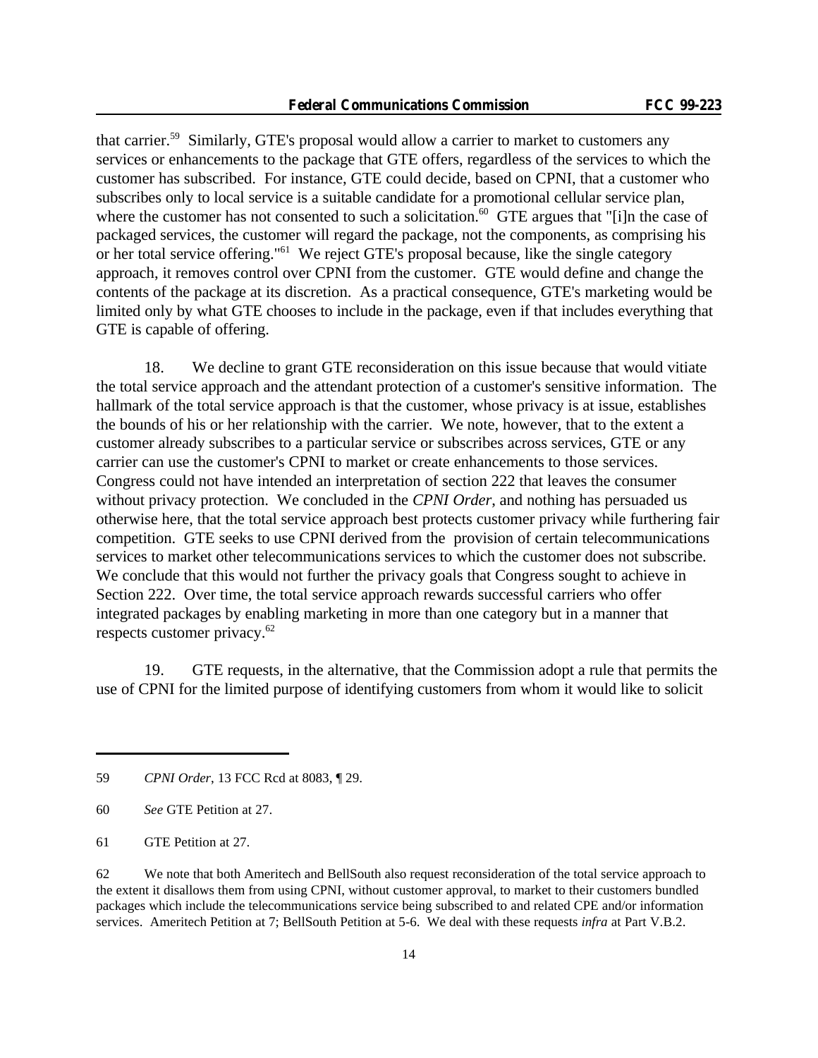that carrier.[59] Similarly, GTE's proposal would allow a carrier to market to customers any services or enhancements to the package that GTE offers, regardless of the services to which the customer has subscribed. For instance, GTE could decide, based on CPNI, that a customer who subscribes only to local service is a suitable candidate for a promotional cellular service plan, where the customer has not consented to such a solicitation.[60] GTE argues that "[i]n the case of packaged services, the customer will regard the package, not the components, as comprising his or her total service offering."[61] We reject GTE's proposal because, like the single category approach, it removes control over CPNI from the customer. GTE would define and change the contents of the package at its discretion. As a practical consequence, GTE's marketing would be limited only by what GTE chooses to include in the package, even if that includes everything that GTE is capable of offering.

18. We decline to grant GTE reconsideration on this issue because that would vitiate the total service approach and the attendant protection of a customer's sensitive information. The hallmark of the total service approach is that the customer, whose privacy is at issue, establishes the bounds of his or her relationship with the carrier. We note, however, that to the extent a customer already subscribes to a particular service or subscribes across services, GTE or any carrier can use the customer's CPNI to market or create enhancements to those services. Congress could not have intended an interpretation of section 222 that leaves the consumer without privacy protection. We concluded in the *CPNI Order*, and nothing has persuaded us otherwise here, that the total service approach best protects customer privacy while furthering fair competition. GTE seeks to use CPNI derived from the provision of certain telecommunications services to market other telecommunications services to which the customer does not subscribe. We conclude that this would not further the privacy goals that Congress sought to achieve in Section 222. Over time, the total service approach rewards successful carriers who offer integrated packages by enabling marketing in more than one category but in a manner that respects customer privacy.[62]

19. GTE requests, in the alternative, that the Commission adopt a rule that permits the use of CPNI for the limited purpose of identifying customers from whom it would like to solicit

---

59 *CPNI Order*, 13 FCC Rcd at 8083, ¶ 29.

60 *See* GTE Petition at 27.

61 GTE Petition at 27.

62 We note that both Ameritech and BellSouth also request reconsideration of the total service approach to the extent it disallows them from using CPNI, without customer approval, to market to their customers bundled packages which include the telecommunications service being subscribed to and related CPE and/or information services. Ameritech Petition at 7; BellSouth Petition at 5-6. We deal with these requests *infra* at Part V.B.2.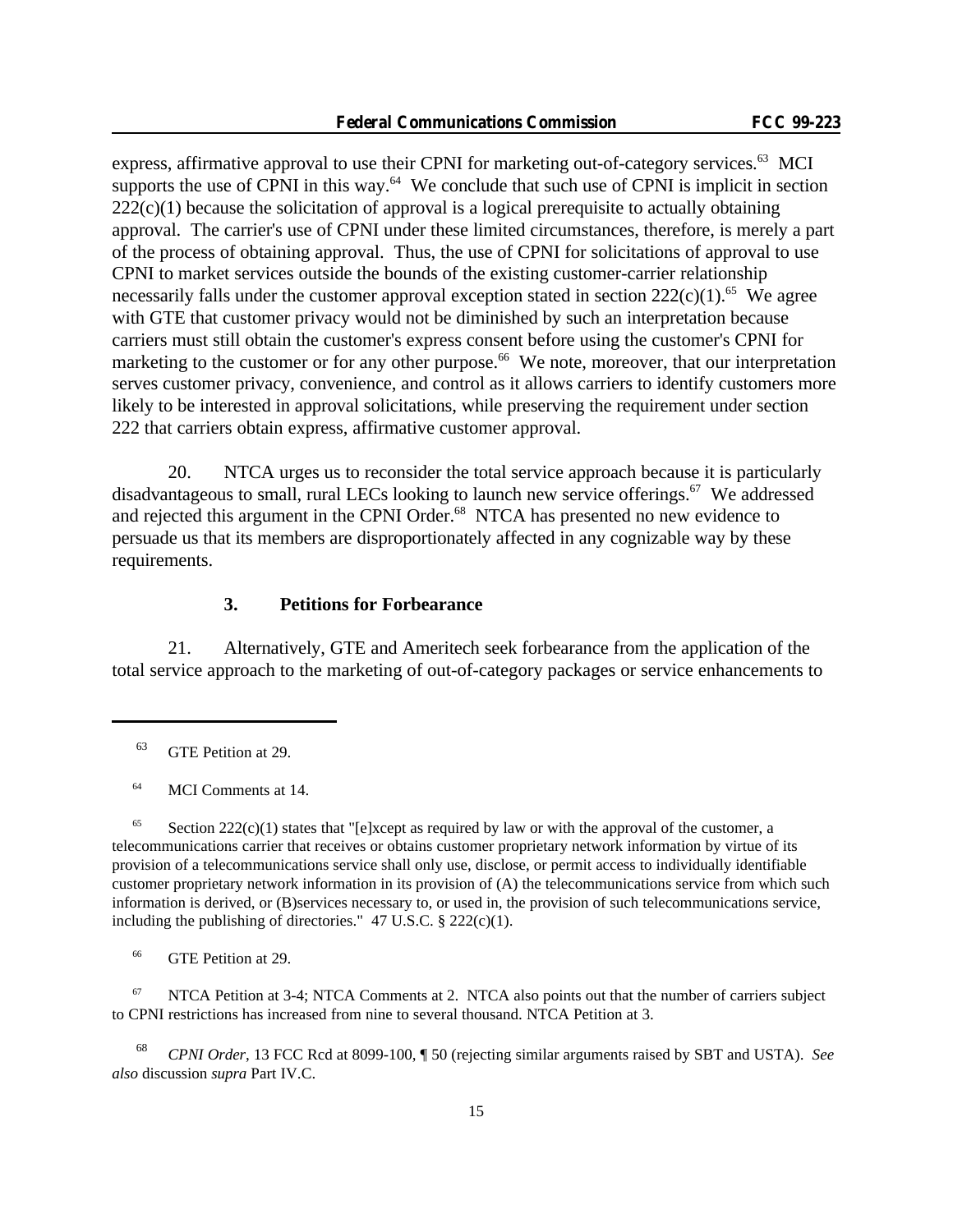express, affirmative approval to use their CPNI for marketing out-of-category services.[63] MCI supports the use of CPNI in this way.[64] We conclude that such use of CPNI is implicit in section 222(c)(1) because the solicitation of approval is a logical prerequisite to actually obtaining approval. The carrier's use of CPNI under these limited circumstances, therefore, is merely a part of the process of obtaining approval. Thus, the use of CPNI for solicitations of approval to use CPNI to market services outside the bounds of the existing customer-carrier relationship necessarily falls under the customer approval exception stated in section 222(c)(1).[65] We agree with GTE that customer privacy would not be diminished by such an interpretation because carriers must still obtain the customer's express consent before using the customer's CPNI for marketing to the customer or for any other purpose.[66] We note, moreover, that our interpretation serves customer privacy, convenience, and control as it allows carriers to identify customers more likely to be interested in approval solicitations, while preserving the requirement under section 222 that carriers obtain express, affirmative customer approval.

20. NTCA urges us to reconsider the total service approach because it is particularly disadvantageous to small, rural LECs looking to launch new service offerings.[67] We addressed and rejected this argument in the CPNI Order.[68] NTCA has presented no new evidence to persuade us that its members are disproportionately affected in any cognizable way by these requirements.

### 3. Petitions for Forbearance

21. Alternatively, GTE and Ameritech seek forbearance from the application of the total service approach to the marketing of out-of-category packages or service enhancements to

---

[63] GTE Petition at 29.

[64] MCI Comments at 14.

[65] Section 222(c)(1) states that "[e]xcept as required by law or with the approval of the customer, a telecommunications carrier that receives or obtains customer proprietary network information by virtue of its provision of a telecommunications service shall only use, disclose, or permit access to individually identifiable customer proprietary network information in its provision of (A) the telecommunications service from which such information is derived, or (B)services necessary to, or used in, the provision of such telecommunications service, including the publishing of directories." 47 U.S.C. § 222(c)(1).

[66] GTE Petition at 29.

[67] NTCA Petition at 3-4; NTCA Comments at 2. NTCA also points out that the number of carriers subject to CPNI restrictions has increased from nine to several thousand. NTCA Petition at 3.

[68] *CPNI Order*, 13 FCC Rcd at 8099-100, ¶ 50 (rejecting similar arguments raised by SBT and USTA). *See also* discussion *supra* Part IV.C.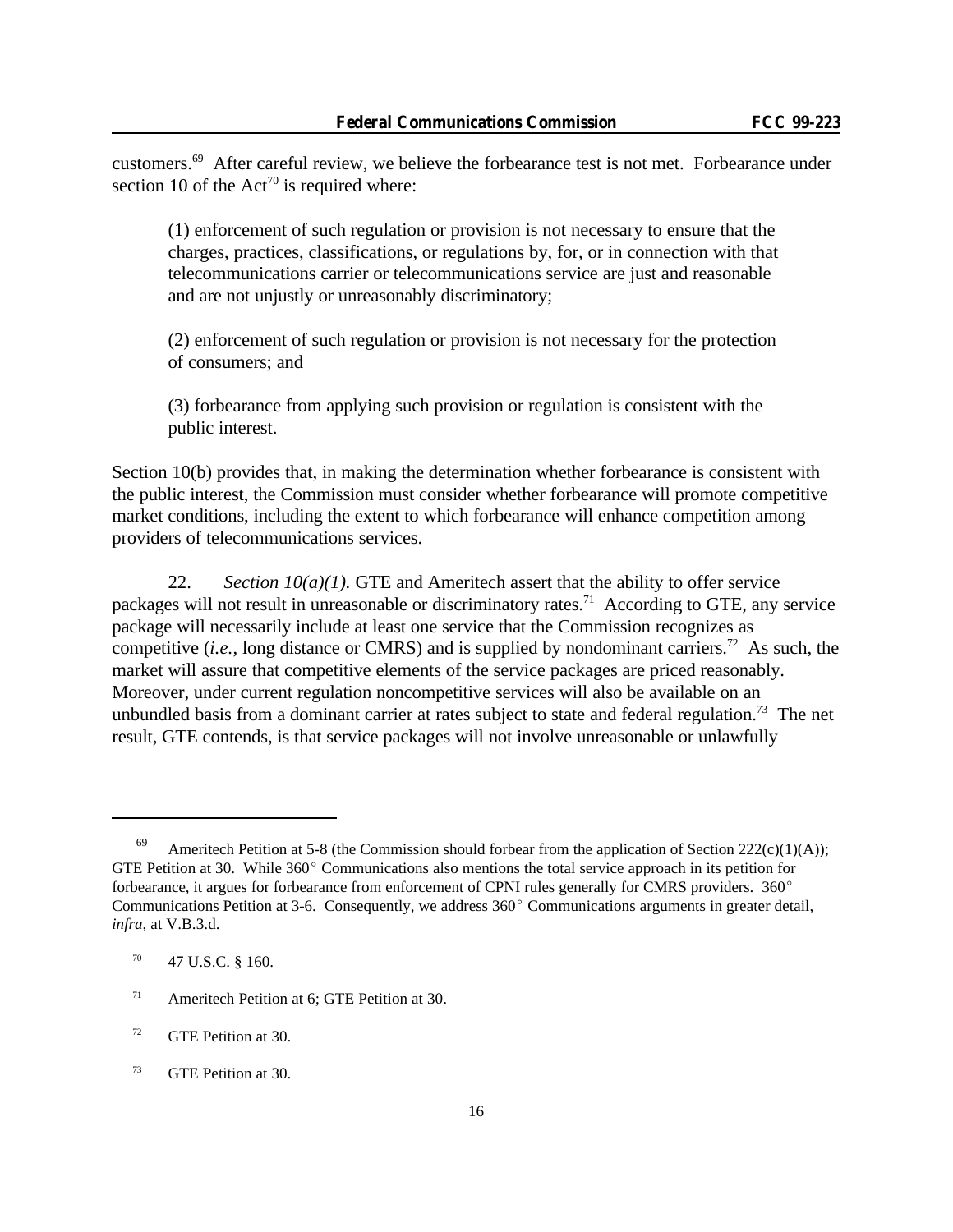customers.[69] After careful review, we believe the forbearance test is not met. Forbearance under section 10 of the Act[70] is required where:

> (1) enforcement of such regulation or provision is not necessary to ensure that the charges, practices, classifications, or regulations by, for, or in connection with that telecommunications carrier or telecommunications service are just and reasonable and are not unjustly or unreasonably discriminatory;
>
> (2) enforcement of such regulation or provision is not necessary for the protection of consumers; and
>
> (3) forbearance from applying such provision or regulation is consistent with the public interest.

Section 10(b) provides that, in making the determination whether forbearance is consistent with the public interest, the Commission must consider whether forbearance will promote competitive market conditions, including the extent to which forbearance will enhance competition among providers of telecommunications services.

22. *Section 10(a)(1).* GTE and Ameritech assert that the ability to offer service packages will not result in unreasonable or discriminatory rates.[71] According to GTE, any service package will necessarily include at least one service that the Commission recognizes as competitive (*i.e.*, long distance or CMRS) and is supplied by nondominant carriers.[72] As such, the market will assure that competitive elements of the service packages are priced reasonably. Moreover, under current regulation noncompetitive services will also be available on an unbundled basis from a dominant carrier at rates subject to state and federal regulation.[73] The net result, GTE contends, is that service packages will not involve unreasonable or unlawfully

---

[69] Ameritech Petition at 5-8 (the Commission should forbear from the application of Section 222(c)(1)(A)); GTE Petition at 30. While 360° Communications also mentions the total service approach in its petition for forbearance, it argues for forbearance from enforcement of CPNI rules generally for CMRS providers. 360° Communications Petition at 3-6. Consequently, we address 360° Communications arguments in greater detail, *infra*, at V.B.3.d.

[70] 47 U.S.C. § 160.

[71] Ameritech Petition at 6; GTE Petition at 30.

[72] GTE Petition at 30.

[73] GTE Petition at 30.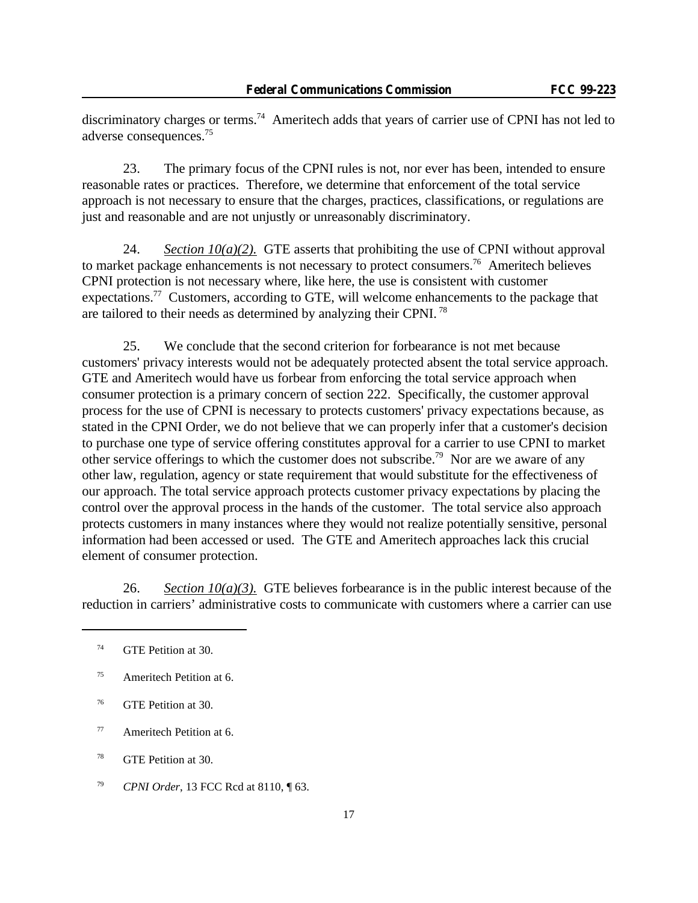discriminatory charges or terms.[74] Ameritech adds that years of carrier use of CPNI has not led to adverse consequences.[75]

23. The primary focus of the CPNI rules is not, nor ever has been, intended to ensure reasonable rates or practices. Therefore, we determine that enforcement of the total service approach is not necessary to ensure that the charges, practices, classifications, or regulations are just and reasonable and are not unjustly or unreasonably discriminatory.

24. *Section 10(a)(2).* GTE asserts that prohibiting the use of CPNI without approval to market package enhancements is not necessary to protect consumers.[76] Ameritech believes CPNI protection is not necessary where, like here, the use is consistent with customer expectations.[77] Customers, according to GTE, will welcome enhancements to the package that are tailored to their needs as determined by analyzing their CPNI.[78]

25. We conclude that the second criterion for forbearance is not met because customers' privacy interests would not be adequately protected absent the total service approach. GTE and Ameritech would have us forbear from enforcing the total service approach when consumer protection is a primary concern of section 222. Specifically, the customer approval process for the use of CPNI is necessary to protects customers' privacy expectations because, as stated in the CPNI Order, we do not believe that we can properly infer that a customer's decision to purchase one type of service offering constitutes approval for a carrier to use CPNI to market other service offerings to which the customer does not subscribe.[79] Nor are we aware of any other law, regulation, agency or state requirement that would substitute for the effectiveness of our approach. The total service approach protects customer privacy expectations by placing the control over the approval process in the hands of the customer. The total service also approach protects customers in many instances where they would not realize potentially sensitive, personal information had been accessed or used. The GTE and Ameritech approaches lack this crucial element of consumer protection.

26. *Section 10(a)(3).* GTE believes forbearance is in the public interest because of the reduction in carriers' administrative costs to communicate with customers where a carrier can use

[74] GTE Petition at 30.

[75] Ameritech Petition at 6.

[76] GTE Petition at 30.

[77] Ameritech Petition at 6.

[78] GTE Petition at 30.

[79] *CPNI Order*, 13 FCC Rcd at 8110, ¶ 63.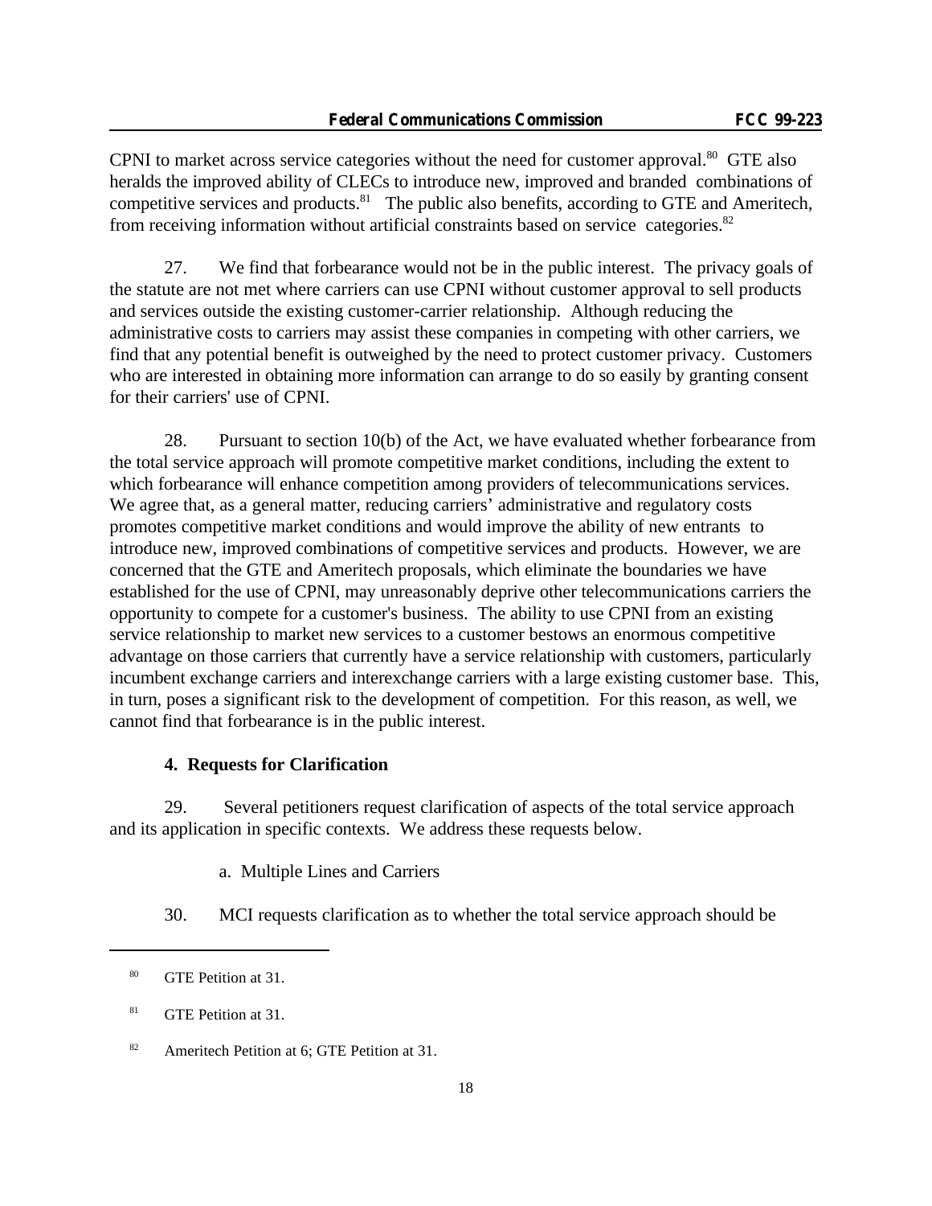CPNI to market across service categories without the need for customer approval.[80] GTE also heralds the improved ability of CLECs to introduce new, improved and branded combinations of competitive services and products.[81] The public also benefits, according to GTE and Ameritech, from receiving information without artificial constraints based on service categories.[82]

27. We find that forbearance would not be in the public interest. The privacy goals of the statute are not met where carriers can use CPNI without customer approval to sell products and services outside the existing customer-carrier relationship. Although reducing the administrative costs to carriers may assist these companies in competing with other carriers, we find that any potential benefit is outweighed by the need to protect customer privacy. Customers who are interested in obtaining more information can arrange to do so easily by granting consent for their carriers' use of CPNI.

28. Pursuant to section 10(b) of the Act, we have evaluated whether forbearance from the total service approach will promote competitive market conditions, including the extent to which forbearance will enhance competition among providers of telecommunications services. We agree that, as a general matter, reducing carriers' administrative and regulatory costs promotes competitive market conditions and would improve the ability of new entrants to introduce new, improved combinations of competitive services and products. However, we are concerned that the GTE and Ameritech proposals, which eliminate the boundaries we have established for the use of CPNI, may unreasonably deprive other telecommunications carriers the opportunity to compete for a customer's business. The ability to use CPNI from an existing service relationship to market new services to a customer bestows an enormous competitive advantage on those carriers that currently have a service relationship with customers, particularly incumbent exchange carriers and interexchange carriers with a large existing customer base. This, in turn, poses a significant risk to the development of competition. For this reason, as well, we cannot find that forbearance is in the public interest.

### 4. Requests for Clarification

29. Several petitioners request clarification of aspects of the total service approach and its application in specific contexts. We address these requests below.

a. Multiple Lines and Carriers

30. MCI requests clarification as to whether the total service approach should be

---

[80] GTE Petition at 31.

[81] GTE Petition at 31.

[82] Ameritech Petition at 6; GTE Petition at 31.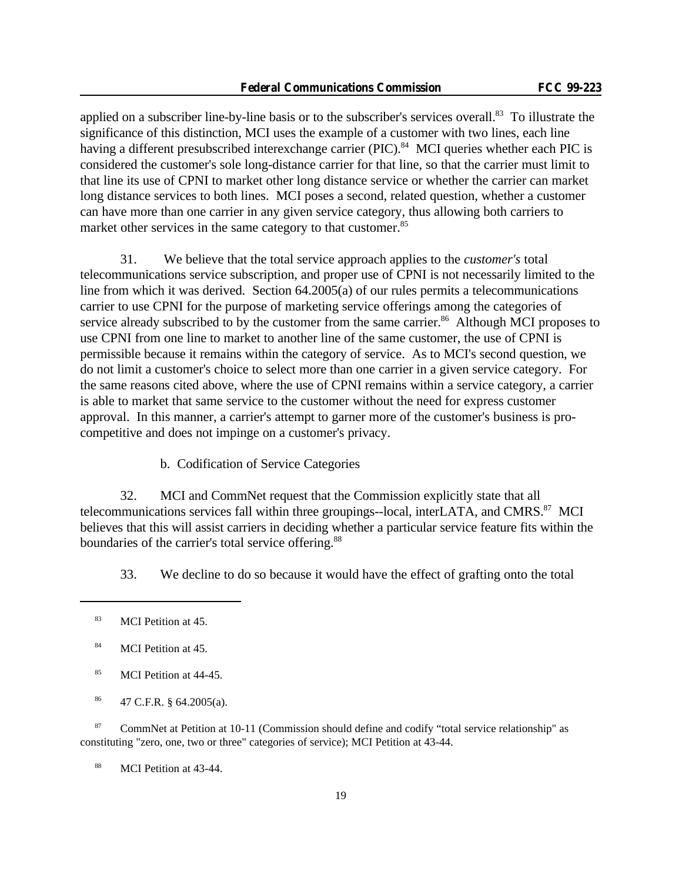applied on a subscriber line-by-line basis or to the subscriber's services overall.[83] To illustrate the significance of this distinction, MCI uses the example of a customer with two lines, each line having a different presubscribed interexchange carrier (PIC).[84] MCI queries whether each PIC is considered the customer's sole long-distance carrier for that line, so that the carrier must limit to that line its use of CPNI to market other long distance service or whether the carrier can market long distance services to both lines. MCI poses a second, related question, whether a customer can have more than one carrier in any given service category, thus allowing both carriers to market other services in the same category to that customer.[85]

31. We believe that the total service approach applies to the *customer's* total telecommunications service subscription, and proper use of CPNI is not necessarily limited to the line from which it was derived. Section 64.2005(a) of our rules permits a telecommunications carrier to use CPNI for the purpose of marketing service offerings among the categories of service already subscribed to by the customer from the same carrier.[86] Although MCI proposes to use CPNI from one line to market to another line of the same customer, the use of CPNI is permissible because it remains within the category of service. As to MCI's second question, we do not limit a customer's choice to select more than one carrier in a given service category. For the same reasons cited above, where the use of CPNI remains within a service category, a carrier is able to market that same service to the customer without the need for express customer approval. In this manner, a carrier's attempt to garner more of the customer's business is pro-competitive and does not impinge on a customer's privacy.

b. Codification of Service Categories

32. MCI and CommNet request that the Commission explicitly state that all telecommunications services fall within three groupings--local, interLATA, and CMRS.[87] MCI believes that this will assist carriers in deciding whether a particular service feature fits within the boundaries of the carrier's total service offering.[88]

33. We decline to do so because it would have the effect of grafting onto the total

---

[83] MCI Petition at 45.

[84] MCI Petition at 45.

[85] MCI Petition at 44-45.

[86] 47 C.F.R. § 64.2005(a).

[87] CommNet at Petition at 10-11 (Commission should define and codify "total service relationship" as constituting "zero, one, two or three" categories of service); MCI Petition at 43-44.

[88] MCI Petition at 43-44.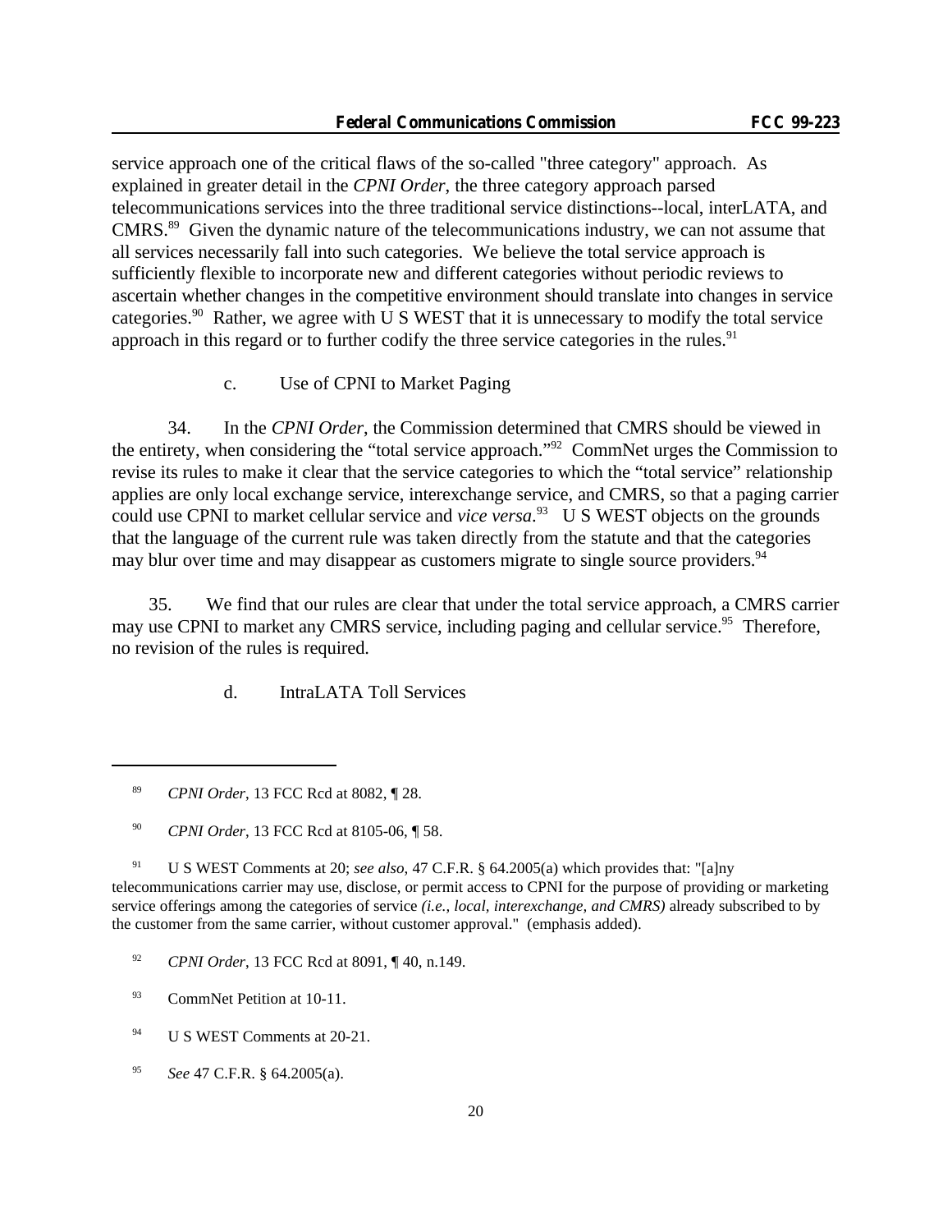service approach one of the critical flaws of the so-called "three category" approach. As explained in greater detail in the *CPNI Order*, the three category approach parsed telecommunications services into the three traditional service distinctions--local, interLATA, and CMRS.[89] Given the dynamic nature of the telecommunications industry, we can not assume that all services necessarily fall into such categories. We believe the total service approach is sufficiently flexible to incorporate new and different categories without periodic reviews to ascertain whether changes in the competitive environment should translate into changes in service categories.[90] Rather, we agree with U S WEST that it is unnecessary to modify the total service approach in this regard or to further codify the three service categories in the rules.[91]

c. Use of CPNI to Market Paging

34. In the *CPNI Order*, the Commission determined that CMRS should be viewed in the entirety, when considering the "total service approach."[92] CommNet urges the Commission to revise its rules to make it clear that the service categories to which the "total service" relationship applies are only local exchange service, interexchange service, and CMRS, so that a paging carrier could use CPNI to market cellular service and *vice versa*.[93] U S WEST objects on the grounds that the language of the current rule was taken directly from the statute and that the categories may blur over time and may disappear as customers migrate to single source providers.[94]

35. We find that our rules are clear that under the total service approach, a CMRS carrier may use CPNI to market any CMRS service, including paging and cellular service.[95] Therefore, no revision of the rules is required.

d. IntraLATA Toll Services

---

[89] *CPNI Order*, 13 FCC Rcd at 8082, ¶ 28.

[90] *CPNI Order*, 13 FCC Rcd at 8105-06, ¶ 58.

[91] U S WEST Comments at 20; *see also*, 47 C.F.R. § 64.2005(a) which provides that: "[a]ny telecommunications carrier may use, disclose, or permit access to CPNI for the purpose of providing or marketing service offerings among the categories of service *(i.e., local, interexchange, and CMRS)* already subscribed to by the customer from the same carrier, without customer approval." (emphasis added).

[92] *CPNI Order*, 13 FCC Rcd at 8091, ¶ 40, n.149.

[93] CommNet Petition at 10-11.

[94] U S WEST Comments at 20-21.

[95] *See* 47 C.F.R. § 64.2005(a).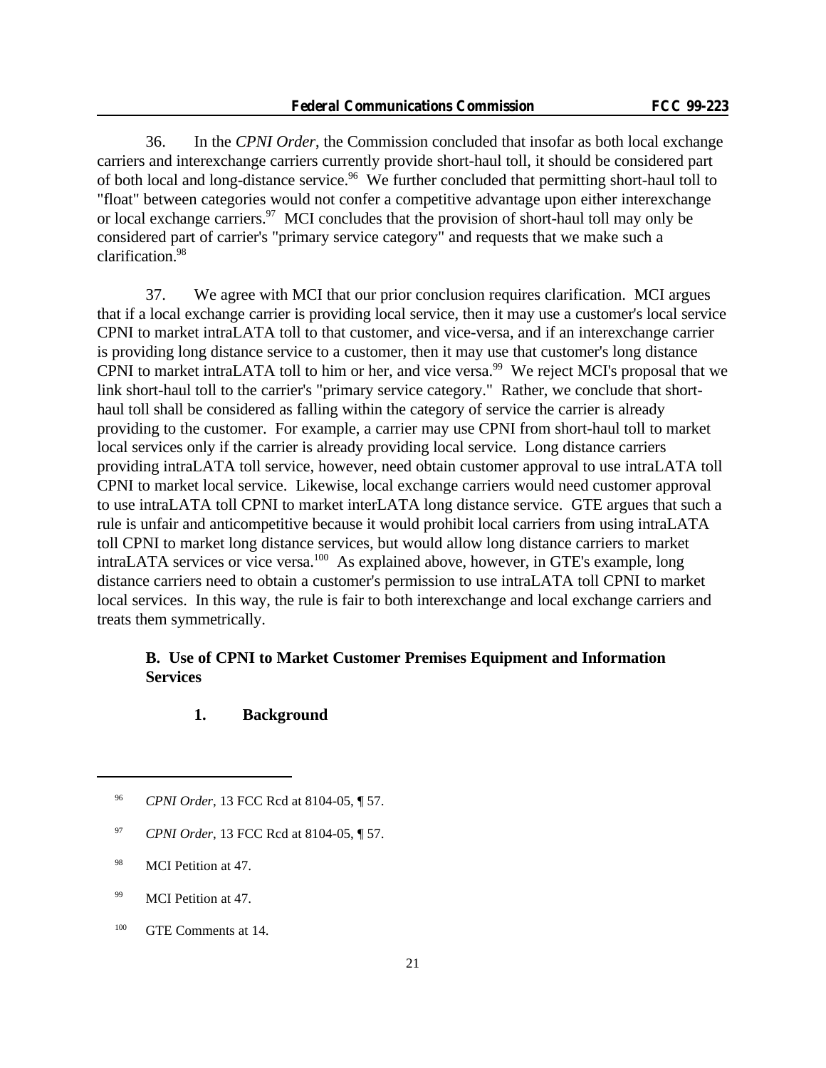36. In the *CPNI Order*, the Commission concluded that insofar as both local exchange carriers and interexchange carriers currently provide short-haul toll, it should be considered part of both local and long-distance service.[96] We further concluded that permitting short-haul toll to "float" between categories would not confer a competitive advantage upon either interexchange or local exchange carriers.[97] MCI concludes that the provision of short-haul toll may only be considered part of carrier's "primary service category" and requests that we make such a clarification.[98]

37. We agree with MCI that our prior conclusion requires clarification. MCI argues that if a local exchange carrier is providing local service, then it may use a customer's local service CPNI to market intraLATA toll to that customer, and vice-versa, and if an interexchange carrier is providing long distance service to a customer, then it may use that customer's long distance CPNI to market intraLATA toll to him or her, and vice versa.[99] We reject MCI's proposal that we link short-haul toll to the carrier's "primary service category." Rather, we conclude that short-haul toll shall be considered as falling within the category of service the carrier is already providing to the customer. For example, a carrier may use CPNI from short-haul toll to market local services only if the carrier is already providing local service. Long distance carriers providing intraLATA toll service, however, need obtain customer approval to use intraLATA toll CPNI to market local service. Likewise, local exchange carriers would need customer approval to use intraLATA toll CPNI to market interLATA long distance service. GTE argues that such a rule is unfair and anticompetitive because it would prohibit local carriers from using intraLATA toll CPNI to market long distance services, but would allow long distance carriers to market intraLATA services or vice versa.[100] As explained above, however, in GTE's example, long distance carriers need to obtain a customer's permission to use intraLATA toll CPNI to market local services. In this way, the rule is fair to both interexchange and local exchange carriers and treats them symmetrically.

### B. Use of CPNI to Market Customer Premises Equipment and Information Services

#### 1. Background

---

[96] *CPNI Order*, 13 FCC Rcd at 8104-05, ¶ 57.

[97] *CPNI Order*, 13 FCC Rcd at 8104-05, ¶ 57.

[98] MCI Petition at 47.

[99] MCI Petition at 47.

[100] GTE Comments at 14.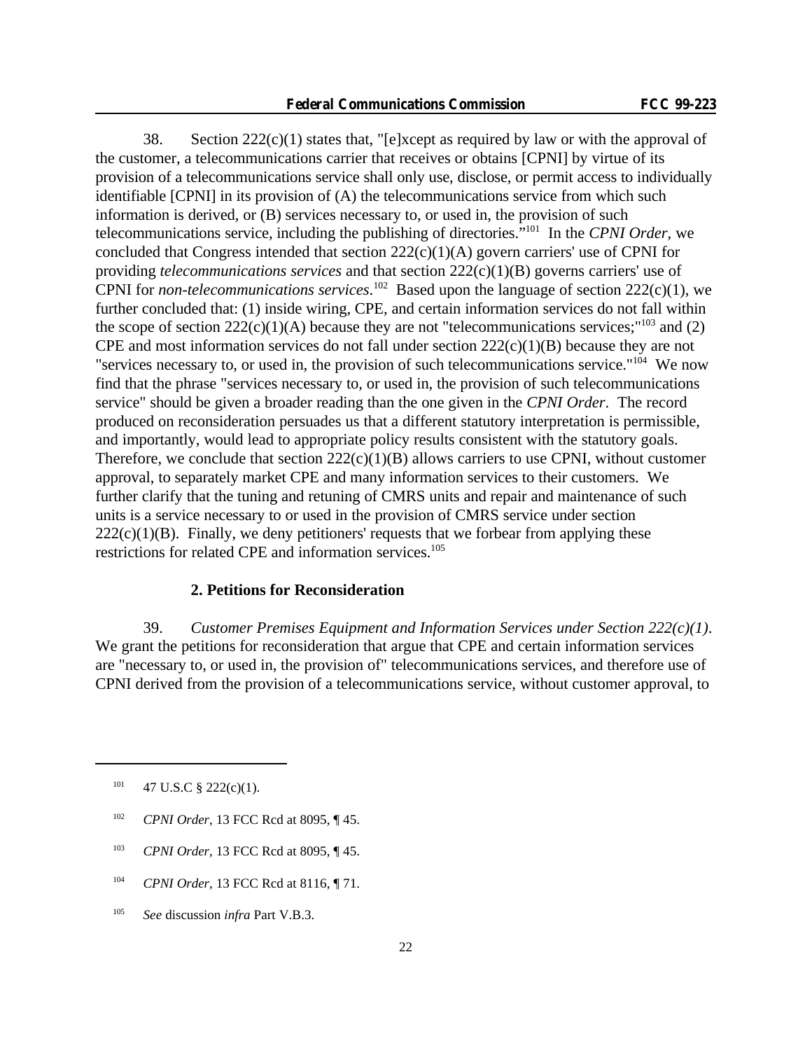38. Section 222(c)(1) states that, "[e]xcept as required by law or with the approval of the customer, a telecommunications carrier that receives or obtains [CPNI] by virtue of its provision of a telecommunications service shall only use, disclose, or permit access to individually identifiable [CPNI] in its provision of (A) the telecommunications service from which such information is derived, or (B) services necessary to, or used in, the provision of such telecommunications service, including the publishing of directories."[101] In the *CPNI Order*, we concluded that Congress intended that section 222(c)(1)(A) govern carriers' use of CPNI for providing *telecommunications services* and that section 222(c)(1)(B) governs carriers' use of CPNI for *non-telecommunications services*.[102] Based upon the language of section 222(c)(1), we further concluded that: (1) inside wiring, CPE, and certain information services do not fall within the scope of section 222(c)(1)(A) because they are not "telecommunications services;"[103] and (2) CPE and most information services do not fall under section 222(c)(1)(B) because they are not "services necessary to, or used in, the provision of such telecommunications service."[104] We now find that the phrase "services necessary to, or used in, the provision of such telecommunications service" should be given a broader reading than the one given in the *CPNI Order*. The record produced on reconsideration persuades us that a different statutory interpretation is permissible, and importantly, would lead to appropriate policy results consistent with the statutory goals. Therefore, we conclude that section 222(c)(1)(B) allows carriers to use CPNI, without customer approval, to separately market CPE and many information services to their customers. We further clarify that the tuning and retuning of CMRS units and repair and maintenance of such units is a service necessary to or used in the provision of CMRS service under section 222(c)(1)(B). Finally, we deny petitioners' requests that we forbear from applying these restrictions for related CPE and information services.[105]

### 2. Petitions for Reconsideration

39. *Customer Premises Equipment and Information Services under Section 222(c)(1)*. We grant the petitions for reconsideration that argue that CPE and certain information services are "necessary to, or used in, the provision of" telecommunications services, and therefore use of CPNI derived from the provision of a telecommunications service, without customer approval, to

---

[101] 47 U.S.C § 222(c)(1).

[102] *CPNI Order*, 13 FCC Rcd at 8095, ¶ 45.

[103] *CPNI Order*, 13 FCC Rcd at 8095, ¶ 45.

[104] *CPNI Order*, 13 FCC Rcd at 8116, ¶ 71.

[105] *See* discussion *infra* Part V.B.3.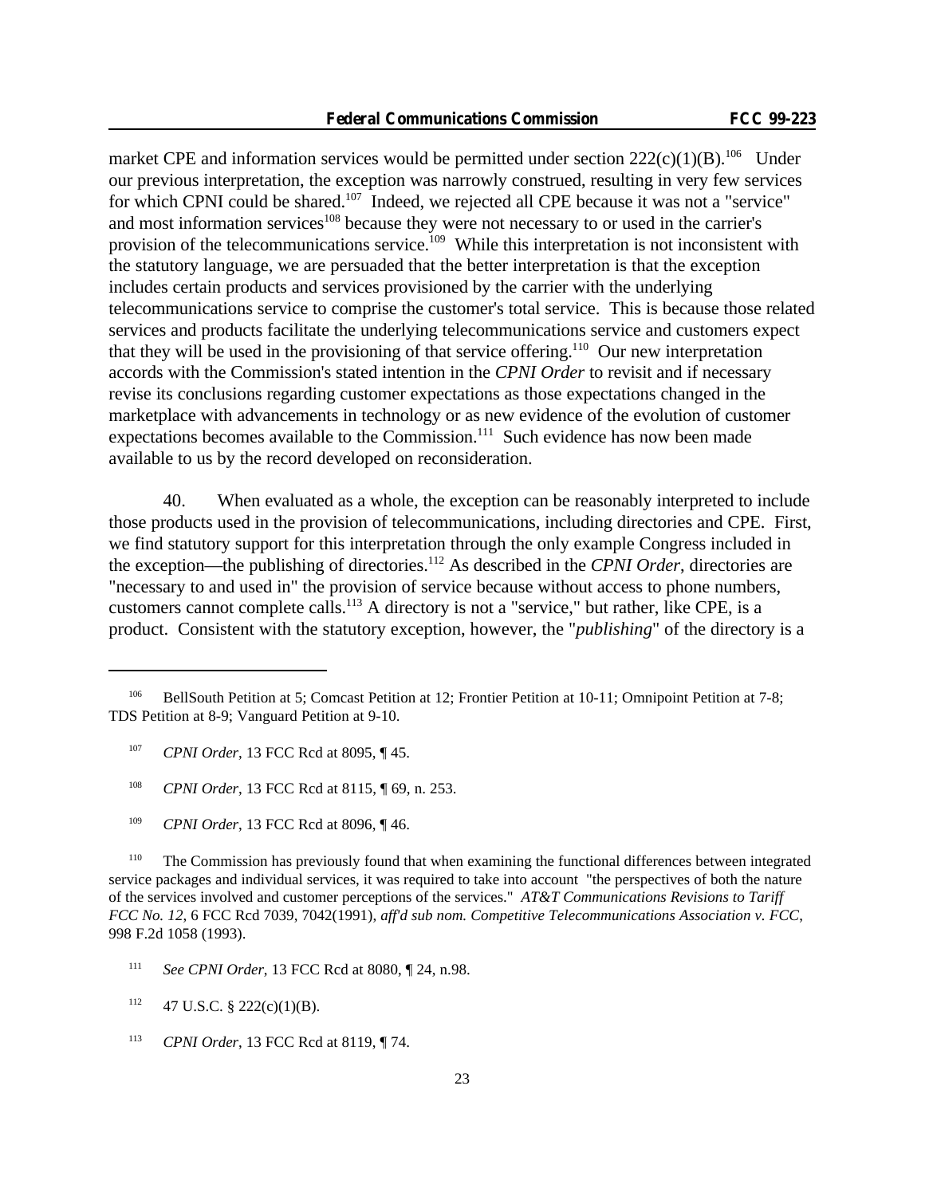market CPE and information services would be permitted under section 222(c)(1)(B).[106] Under our previous interpretation, the exception was narrowly construed, resulting in very few services for which CPNI could be shared.[107] Indeed, we rejected all CPE because it was not a "service" and most information services[108] because they were not necessary to or used in the carrier's provision of the telecommunications service.[109] While this interpretation is not inconsistent with the statutory language, we are persuaded that the better interpretation is that the exception includes certain products and services provisioned by the carrier with the underlying telecommunications service to comprise the customer's total service. This is because those related services and products facilitate the underlying telecommunications service and customers expect that they will be used in the provisioning of that service offering.[110] Our new interpretation accords with the Commission's stated intention in the *CPNI Order* to revisit and if necessary revise its conclusions regarding customer expectations as those expectations changed in the marketplace with advancements in technology or as new evidence of the evolution of customer expectations becomes available to the Commission.[111] Such evidence has now been made available to us by the record developed on reconsideration.

40. When evaluated as a whole, the exception can be reasonably interpreted to include those products used in the provision of telecommunications, including directories and CPE. First, we find statutory support for this interpretation through the only example Congress included in the exception—the publishing of directories.[112] As described in the *CPNI Order*, directories are "necessary to and used in" the provision of service because without access to phone numbers, customers cannot complete calls.[113] A directory is not a "service," but rather, like CPE, is a product. Consistent with the statutory exception, however, the "*publishing*" of the directory is a

---

[106] BellSouth Petition at 5; Comcast Petition at 12; Frontier Petition at 10-11; Omnipoint Petition at 7-8; TDS Petition at 8-9; Vanguard Petition at 9-10.

[107] *CPNI Order*, 13 FCC Rcd at 8095, ¶ 45.

[108] *CPNI Order*, 13 FCC Rcd at 8115, ¶ 69, n. 253.

[109] *CPNI Order*, 13 FCC Rcd at 8096, ¶ 46.

[110] The Commission has previously found that when examining the functional differences between integrated service packages and individual services, it was required to take into account "the perspectives of both the nature of the services involved and customer perceptions of the services." *AT&T Communications Revisions to Tariff FCC No. 12,* 6 FCC Rcd 7039, 7042(1991), *aff'd sub nom. Competitive Telecommunications Association v. FCC*, 998 F.2d 1058 (1993).

[111] *See CPNI Order*, 13 FCC Rcd at 8080, ¶ 24, n.98.

[112] 47 U.S.C. § 222(c)(1)(B).

[113] *CPNI Order*, 13 FCC Rcd at 8119, ¶ 74.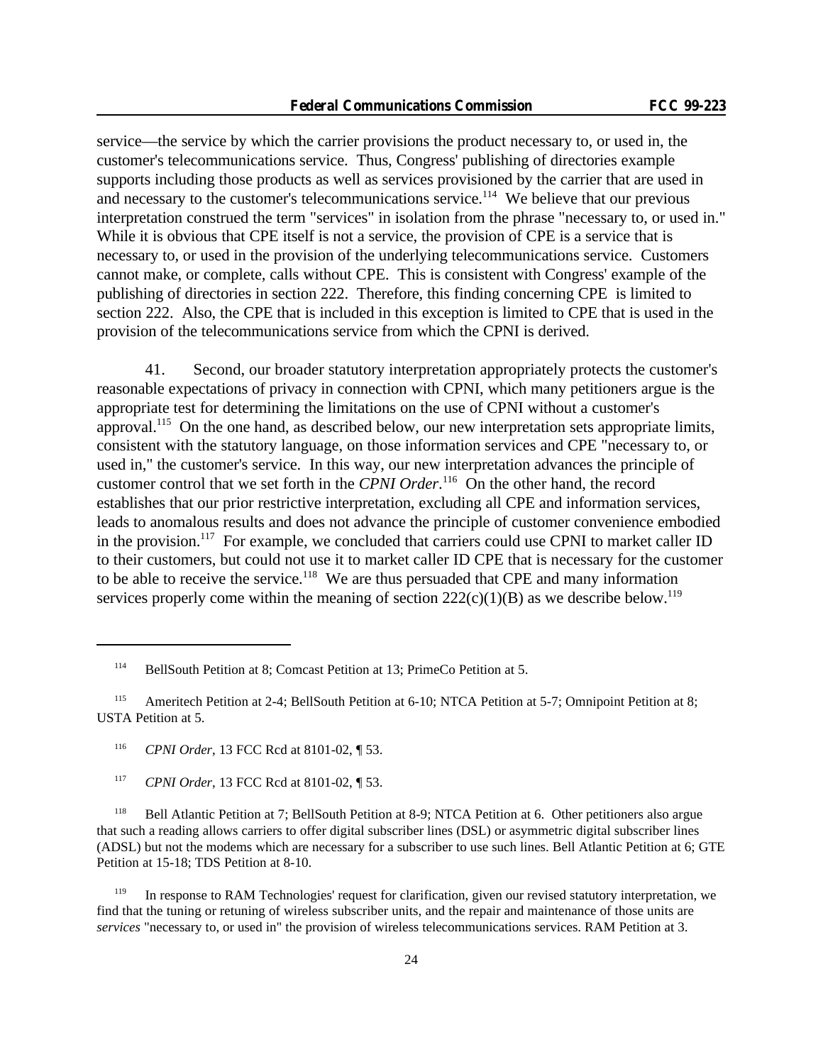service—the service by which the carrier provisions the product necessary to, or used in, the customer's telecommunications service. Thus, Congress' publishing of directories example supports including those products as well as services provisioned by the carrier that are used in and necessary to the customer's telecommunications service.[114] We believe that our previous interpretation construed the term "services" in isolation from the phrase "necessary to, or used in." While it is obvious that CPE itself is not a service, the provision of CPE is a service that is necessary to, or used in the provision of the underlying telecommunications service. Customers cannot make, or complete, calls without CPE. This is consistent with Congress' example of the publishing of directories in section 222. Therefore, this finding concerning CPE is limited to section 222. Also, the CPE that is included in this exception is limited to CPE that is used in the provision of the telecommunications service from which the CPNI is derived.

41. Second, our broader statutory interpretation appropriately protects the customer's reasonable expectations of privacy in connection with CPNI, which many petitioners argue is the appropriate test for determining the limitations on the use of CPNI without a customer's approval.[115] On the one hand, as described below, our new interpretation sets appropriate limits, consistent with the statutory language, on those information services and CPE "necessary to, or used in," the customer's service. In this way, our new interpretation advances the principle of customer control that we set forth in the *CPNI Order*.[116] On the other hand, the record establishes that our prior restrictive interpretation, excluding all CPE and information services, leads to anomalous results and does not advance the principle of customer convenience embodied in the provision.[117] For example, we concluded that carriers could use CPNI to market caller ID to their customers, but could not use it to market caller ID CPE that is necessary for the customer to be able to receive the service.[118] We are thus persuaded that CPE and many information services properly come within the meaning of section 222(c)(1)(B) as we describe below.[119]

---

[114] BellSouth Petition at 8; Comcast Petition at 13; PrimeCo Petition at 5.

[115] Ameritech Petition at 2-4; BellSouth Petition at 6-10; NTCA Petition at 5-7; Omnipoint Petition at 8; USTA Petition at 5.

[116] *CPNI Order*, 13 FCC Rcd at 8101-02, ¶ 53.

[117] *CPNI Order*, 13 FCC Rcd at 8101-02, ¶ 53.

[118] Bell Atlantic Petition at 7; BellSouth Petition at 8-9; NTCA Petition at 6. Other petitioners also argue that such a reading allows carriers to offer digital subscriber lines (DSL) or asymmetric digital subscriber lines (ADSL) but not the modems which are necessary for a subscriber to use such lines. Bell Atlantic Petition at 6; GTE Petition at 15-18; TDS Petition at 8-10.

[119] In response to RAM Technologies' request for clarification, given our revised statutory interpretation, we find that the tuning or retuning of wireless subscriber units, and the repair and maintenance of those units are *services* "necessary to, or used in" the provision of wireless telecommunications services. RAM Petition at 3.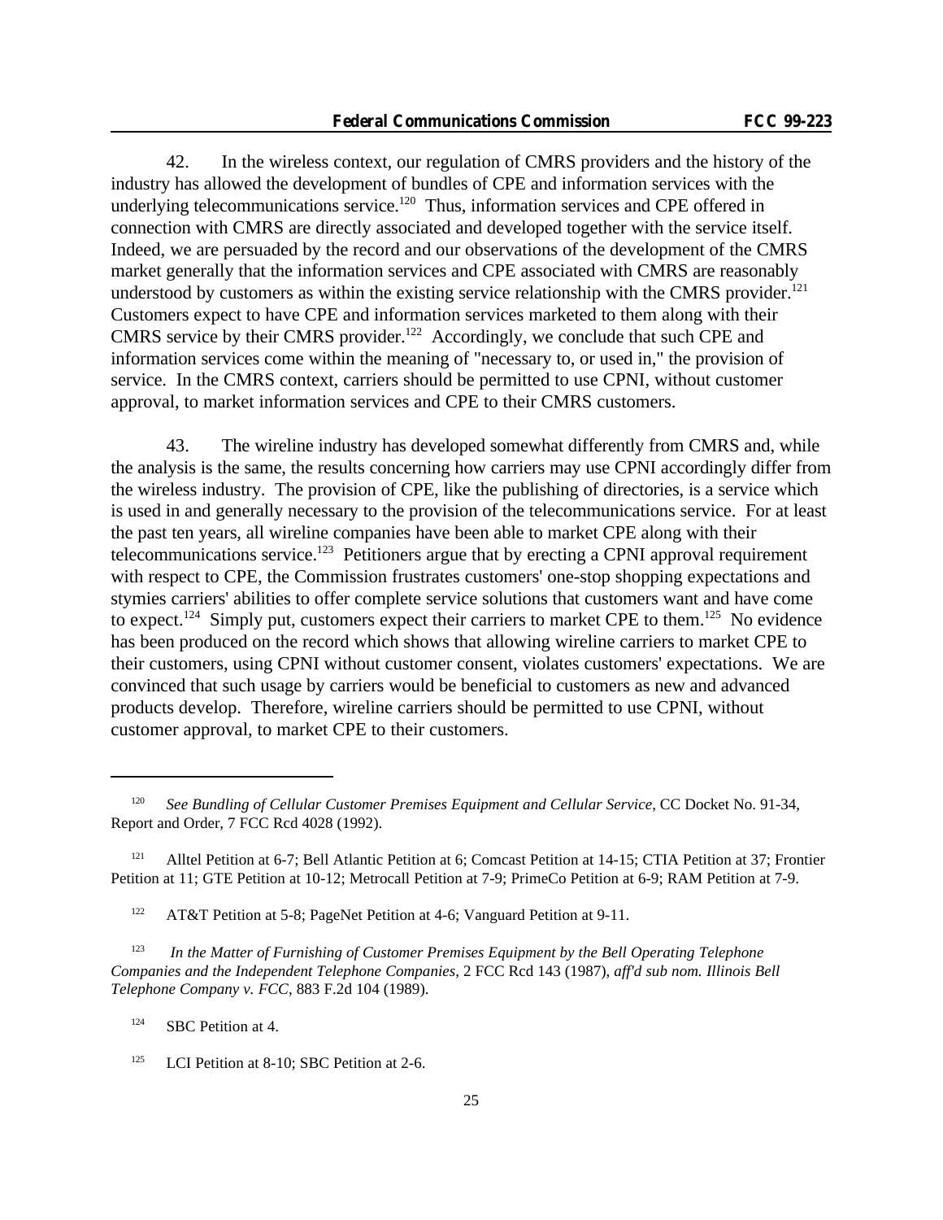42. In the wireless context, our regulation of CMRS providers and the history of the industry has allowed the development of bundles of CPE and information services with the underlying telecommunications service.[120] Thus, information services and CPE offered in connection with CMRS are directly associated and developed together with the service itself. Indeed, we are persuaded by the record and our observations of the development of the CMRS market generally that the information services and CPE associated with CMRS are reasonably understood by customers as within the existing service relationship with the CMRS provider.[121] Customers expect to have CPE and information services marketed to them along with their CMRS service by their CMRS provider.[122] Accordingly, we conclude that such CPE and information services come within the meaning of "necessary to, or used in," the provision of service. In the CMRS context, carriers should be permitted to use CPNI, without customer approval, to market information services and CPE to their CMRS customers.

43. The wireline industry has developed somewhat differently from CMRS and, while the analysis is the same, the results concerning how carriers may use CPNI accordingly differ from the wireless industry. The provision of CPE, like the publishing of directories, is a service which is used in and generally necessary to the provision of the telecommunications service. For at least the past ten years, all wireline companies have been able to market CPE along with their telecommunications service.[123] Petitioners argue that by erecting a CPNI approval requirement with respect to CPE, the Commission frustrates customers' one-stop shopping expectations and stymies carriers' abilities to offer complete service solutions that customers want and have come to expect.[124] Simply put, customers expect their carriers to market CPE to them.[125] No evidence has been produced on the record which shows that allowing wireline carriers to market CPE to their customers, using CPNI without customer consent, violates customers' expectations. We are convinced that such usage by carriers would be beneficial to customers as new and advanced products develop. Therefore, wireline carriers should be permitted to use CPNI, without customer approval, to market CPE to their customers.

---

[120] *See Bundling of Cellular Customer Premises Equipment and Cellular Service*, CC Docket No. 91-34, Report and Order, 7 FCC Rcd 4028 (1992).

[121] Alltel Petition at 6-7; Bell Atlantic Petition at 6; Comcast Petition at 14-15; CTIA Petition at 37; Frontier Petition at 11; GTE Petition at 10-12; Metrocall Petition at 7-9; PrimeCo Petition at 6-9; RAM Petition at 7-9.

[122] AT&T Petition at 5-8; PageNet Petition at 4-6; Vanguard Petition at 9-11.

[123] *In the Matter of Furnishing of Customer Premises Equipment by the Bell Operating Telephone Companies and the Independent Telephone Companies*, 2 FCC Rcd 143 (1987), *aff'd sub nom. Illinois Bell Telephone Company v. FCC*, 883 F.2d 104 (1989).

[124] SBC Petition at 4.

[125] LCI Petition at 8-10; SBC Petition at 2-6.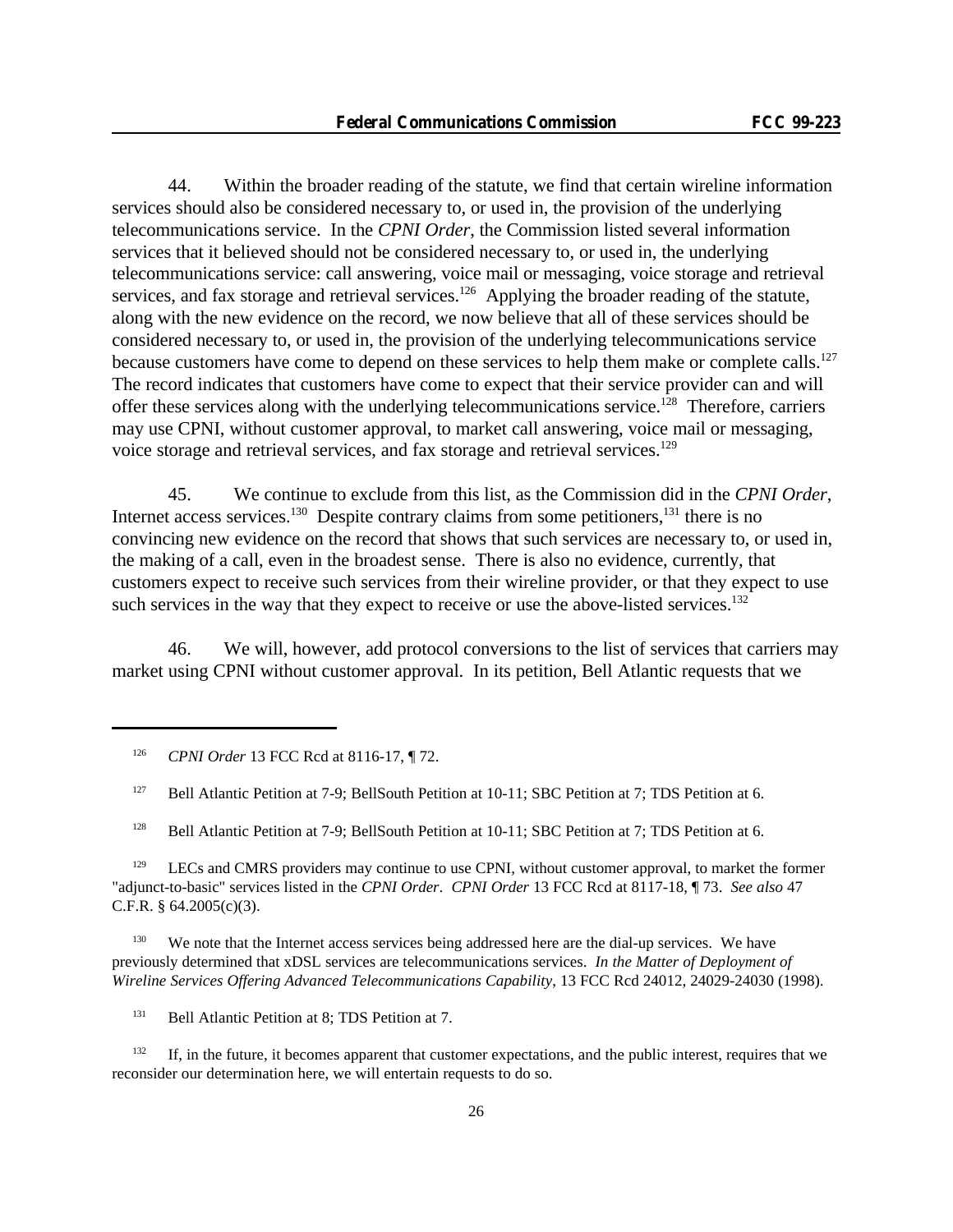44. Within the broader reading of the statute, we find that certain wireline information services should also be considered necessary to, or used in, the provision of the underlying telecommunications service. In the *CPNI Order*, the Commission listed several information services that it believed should not be considered necessary to, or used in, the underlying telecommunications service: call answering, voice mail or messaging, voice storage and retrieval services, and fax storage and retrieval services.[126] Applying the broader reading of the statute, along with the new evidence on the record, we now believe that all of these services should be considered necessary to, or used in, the provision of the underlying telecommunications service because customers have come to depend on these services to help them make or complete calls.[127] The record indicates that customers have come to expect that their service provider can and will offer these services along with the underlying telecommunications service.[128] Therefore, carriers may use CPNI, without customer approval, to market call answering, voice mail or messaging, voice storage and retrieval services, and fax storage and retrieval services.[129]

45. We continue to exclude from this list, as the Commission did in the *CPNI Order*, Internet access services.[130] Despite contrary claims from some petitioners,[131] there is no convincing new evidence on the record that shows that such services are necessary to, or used in, the making of a call, even in the broadest sense. There is also no evidence, currently, that customers expect to receive such services from their wireline provider, or that they expect to use such services in the way that they expect to receive or use the above-listed services.[132]

46. We will, however, add protocol conversions to the list of services that carriers may market using CPNI without customer approval. In its petition, Bell Atlantic requests that we

---

[126] *CPNI Order* 13 FCC Rcd at 8116-17, ¶ 72.

[127] Bell Atlantic Petition at 7-9; BellSouth Petition at 10-11; SBC Petition at 7; TDS Petition at 6.

[128] Bell Atlantic Petition at 7-9; BellSouth Petition at 10-11; SBC Petition at 7; TDS Petition at 6.

[129] LECs and CMRS providers may continue to use CPNI, without customer approval, to market the former "adjunct-to-basic" services listed in the *CPNI Order*. *CPNI Order* 13 FCC Rcd at 8117-18, ¶ 73. *See also* 47 C.F.R. § 64.2005(c)(3).

[130] We note that the Internet access services being addressed here are the dial-up services. We have previously determined that xDSL services are telecommunications services. *In the Matter of Deployment of Wireline Services Offering Advanced Telecommunications Capability*, 13 FCC Rcd 24012, 24029-24030 (1998).

[131] Bell Atlantic Petition at 8; TDS Petition at 7.

[132] If, in the future, it becomes apparent that customer expectations, and the public interest, requires that we reconsider our determination here, we will entertain requests to do so.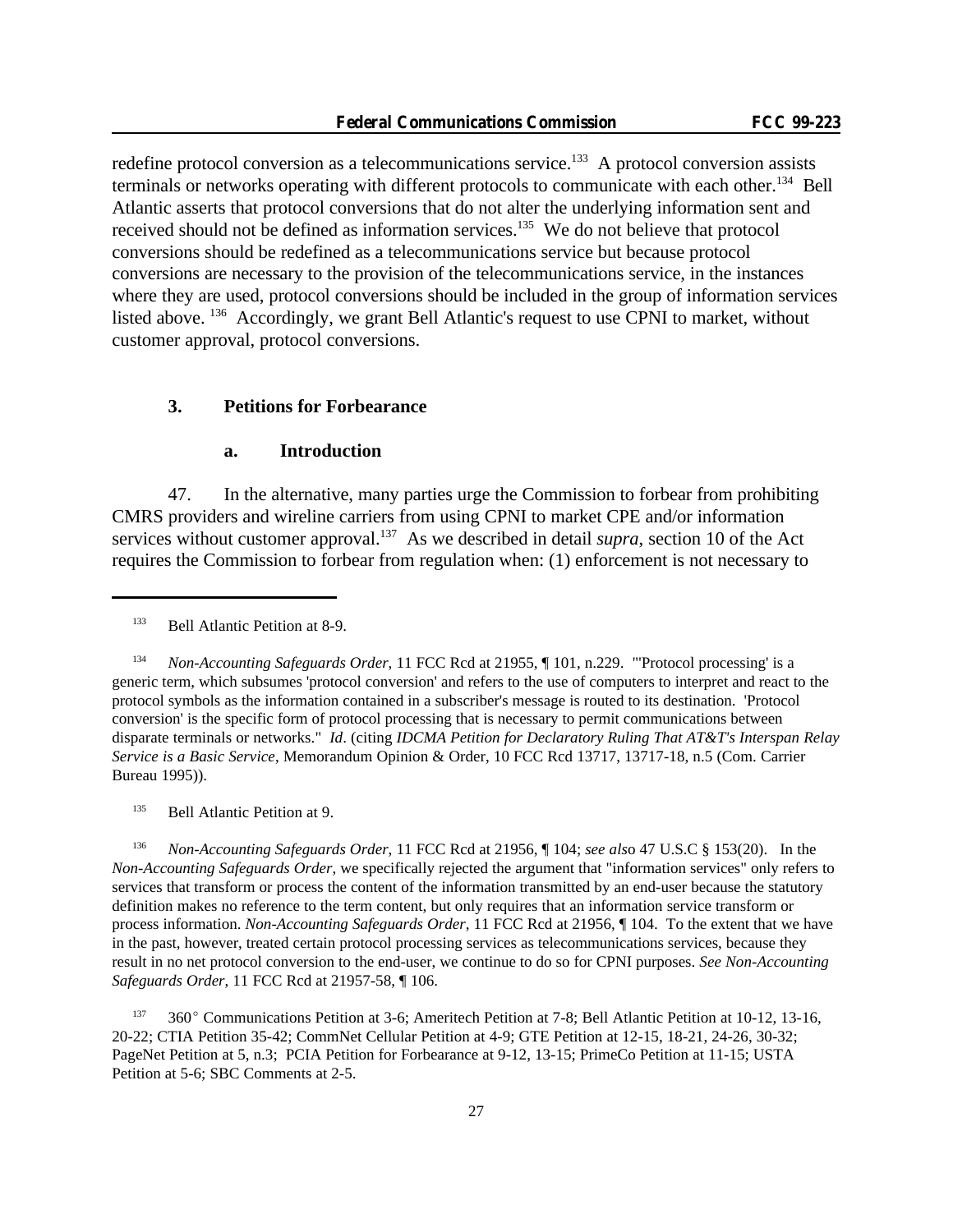redefine protocol conversion as a telecommunications service.[133] A protocol conversion assists terminals or networks operating with different protocols to communicate with each other.[134] Bell Atlantic asserts that protocol conversions that do not alter the underlying information sent and received should not be defined as information services.[135] We do not believe that protocol conversions should be redefined as a telecommunications service but because protocol conversions are necessary to the provision of the telecommunications service, in the instances where they are used, protocol conversions should be included in the group of information services listed above. [136] Accordingly, we grant Bell Atlantic's request to use CPNI to market, without customer approval, protocol conversions.

### 3. Petitions for Forbearance

#### a. Introduction

47. In the alternative, many parties urge the Commission to forbear from prohibiting CMRS providers and wireline carriers from using CPNI to market CPE and/or information services without customer approval.[137] As we described in detail *supra*, section 10 of the Act requires the Commission to forbear from regulation when: (1) enforcement is not necessary to

---

[133] Bell Atlantic Petition at 8-9.

[134] *Non-Accounting Safeguards Order*, 11 FCC Rcd at 21955, ¶ 101, n.229. "'Protocol processing' is a generic term, which subsumes 'protocol conversion' and refers to the use of computers to interpret and react to the protocol symbols as the information contained in a subscriber's message is routed to its destination. 'Protocol conversion' is the specific form of protocol processing that is necessary to permit communications between disparate terminals or networks." *Id*. (citing *IDCMA Petition for Declaratory Ruling That AT&T's Interspan Relay Service is a Basic Service*, Memorandum Opinion & Order, 10 FCC Rcd 13717, 13717-18, n.5 (Com. Carrier Bureau 1995)).

[135] Bell Atlantic Petition at 9.

[136] *Non-Accounting Safeguards Order*, 11 FCC Rcd at 21956, ¶ 104; *see also* 47 U.S.C § 153(20). In the *Non-Accounting Safeguards Order*, we specifically rejected the argument that "information services" only refers to services that transform or process the content of the information transmitted by an end-user because the statutory definition makes no reference to the term content, but only requires that an information service transform or process information. *Non-Accounting Safeguards Order*, 11 FCC Rcd at 21956, ¶ 104. To the extent that we have in the past, however, treated certain protocol processing services as telecommunications services, because they result in no net protocol conversion to the end-user, we continue to do so for CPNI purposes. *See Non-Accounting Safeguards Order*, 11 FCC Rcd at 21957-58, ¶ 106.

[137] 360° Communications Petition at 3-6; Ameritech Petition at 7-8; Bell Atlantic Petition at 10-12, 13-16, 20-22; CTIA Petition 35-42; CommNet Cellular Petition at 4-9; GTE Petition at 12-15, 18-21, 24-26, 30-32; PageNet Petition at 5, n.3; PCIA Petition for Forbearance at 9-12, 13-15; PrimeCo Petition at 11-15; USTA Petition at 5-6; SBC Comments at 2-5.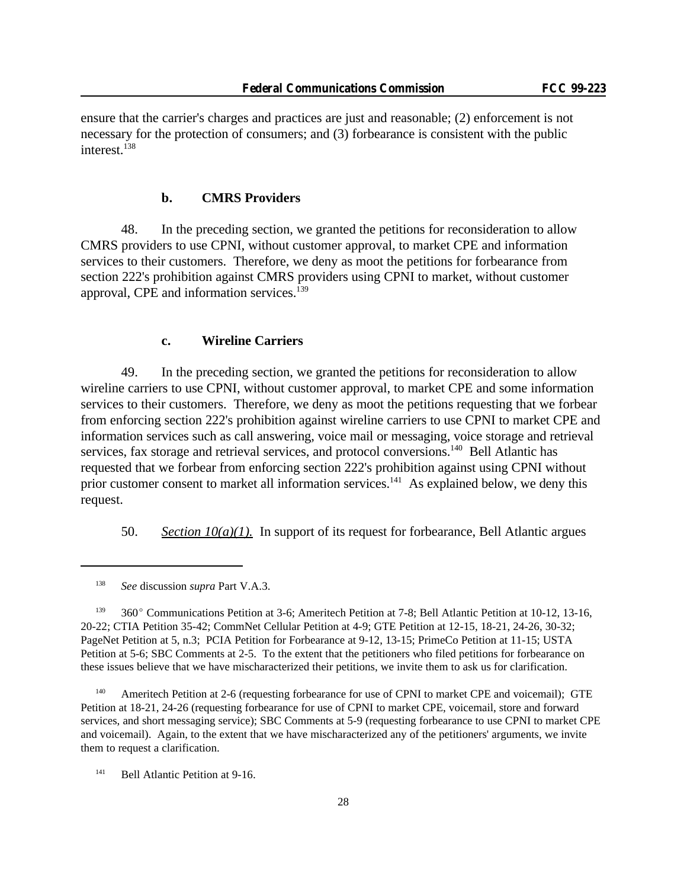ensure that the carrier's charges and practices are just and reasonable; (2) enforcement is not necessary for the protection of consumers; and (3) forbearance is consistent with the public interest.[138]

#### b. CMRS Providers

48. In the preceding section, we granted the petitions for reconsideration to allow CMRS providers to use CPNI, without customer approval, to market CPE and information services to their customers. Therefore, we deny as moot the petitions for forbearance from section 222's prohibition against CMRS providers using CPNI to market, without customer approval, CPE and information services.[139]

#### c. Wireline Carriers

49. In the preceding section, we granted the petitions for reconsideration to allow wireline carriers to use CPNI, without customer approval, to market CPE and some information services to their customers. Therefore, we deny as moot the petitions requesting that we forbear from enforcing section 222's prohibition against wireline carriers to use CPNI to market CPE and information services such as call answering, voice mail or messaging, voice storage and retrieval services, fax storage and retrieval services, and protocol conversions.[140] Bell Atlantic has requested that we forbear from enforcing section 222's prohibition against using CPNI without prior customer consent to market all information services.[141] As explained below, we deny this request.

50. *Section 10(a)(1).* In support of its request for forbearance, Bell Atlantic argues

---

[138] *See* discussion *supra* Part V.A.3.

[139] 360° Communications Petition at 3-6; Ameritech Petition at 7-8; Bell Atlantic Petition at 10-12, 13-16, 20-22; CTIA Petition 35-42; CommNet Cellular Petition at 4-9; GTE Petition at 12-15, 18-21, 24-26, 30-32; PageNet Petition at 5, n.3; PCIA Petition for Forbearance at 9-12, 13-15; PrimeCo Petition at 11-15; USTA Petition at 5-6; SBC Comments at 2-5. To the extent that the petitioners who filed petitions for forbearance on these issues believe that we have mischaracterized their petitions, we invite them to ask us for clarification.

[140] Ameritech Petition at 2-6 (requesting forbearance for use of CPNI to market CPE and voicemail); GTE Petition at 18-21, 24-26 (requesting forbearance for use of CPNI to market CPE, voicemail, store and forward services, and short messaging service); SBC Comments at 5-9 (requesting forbearance to use CPNI to market CPE and voicemail). Again, to the extent that we have mischaracterized any of the petitioners' arguments, we invite them to request a clarification.

[141] Bell Atlantic Petition at 9-16.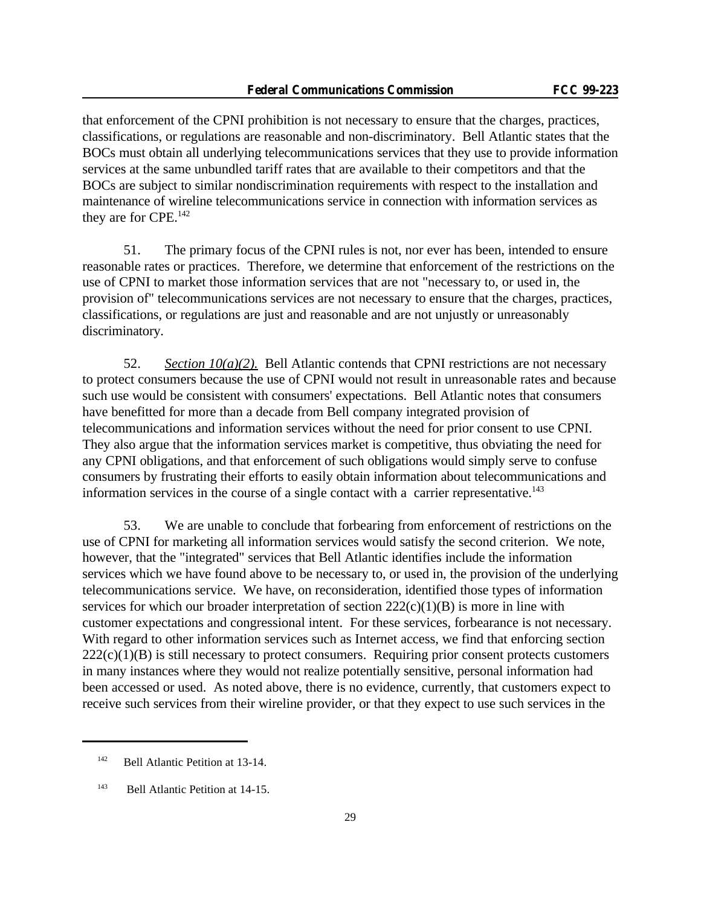that enforcement of the CPNI prohibition is not necessary to ensure that the charges, practices, classifications, or regulations are reasonable and non-discriminatory. Bell Atlantic states that the BOCs must obtain all underlying telecommunications services that they use to provide information services at the same unbundled tariff rates that are available to their competitors and that the BOCs are subject to similar nondiscrimination requirements with respect to the installation and maintenance of wireline telecommunications service in connection with information services as they are for CPE.[142]

51. The primary focus of the CPNI rules is not, nor ever has been, intended to ensure reasonable rates or practices. Therefore, we determine that enforcement of the restrictions on the use of CPNI to market those information services that are not "necessary to, or used in, the provision of" telecommunications services are not necessary to ensure that the charges, practices, classifications, or regulations are just and reasonable and are not unjustly or unreasonably discriminatory.

52. *Section 10(a)(2).* Bell Atlantic contends that CPNI restrictions are not necessary to protect consumers because the use of CPNI would not result in unreasonable rates and because such use would be consistent with consumers' expectations. Bell Atlantic notes that consumers have benefitted for more than a decade from Bell company integrated provision of telecommunications and information services without the need for prior consent to use CPNI. They also argue that the information services market is competitive, thus obviating the need for any CPNI obligations, and that enforcement of such obligations would simply serve to confuse consumers by frustrating their efforts to easily obtain information about telecommunications and information services in the course of a single contact with a carrier representative.[143]

53. We are unable to conclude that forbearing from enforcement of restrictions on the use of CPNI for marketing all information services would satisfy the second criterion. We note, however, that the "integrated" services that Bell Atlantic identifies include the information services which we have found above to be necessary to, or used in, the provision of the underlying telecommunications service. We have, on reconsideration, identified those types of information services for which our broader interpretation of section 222(c)(1)(B) is more in line with customer expectations and congressional intent. For these services, forbearance is not necessary. With regard to other information services such as Internet access, we find that enforcing section 222(c)(1)(B) is still necessary to protect consumers. Requiring prior consent protects customers in many instances where they would not realize potentially sensitive, personal information had been accessed or used. As noted above, there is no evidence, currently, that customers expect to receive such services from their wireline provider, or that they expect to use such services in the

---

[142] Bell Atlantic Petition at 13-14.

[143] Bell Atlantic Petition at 14-15.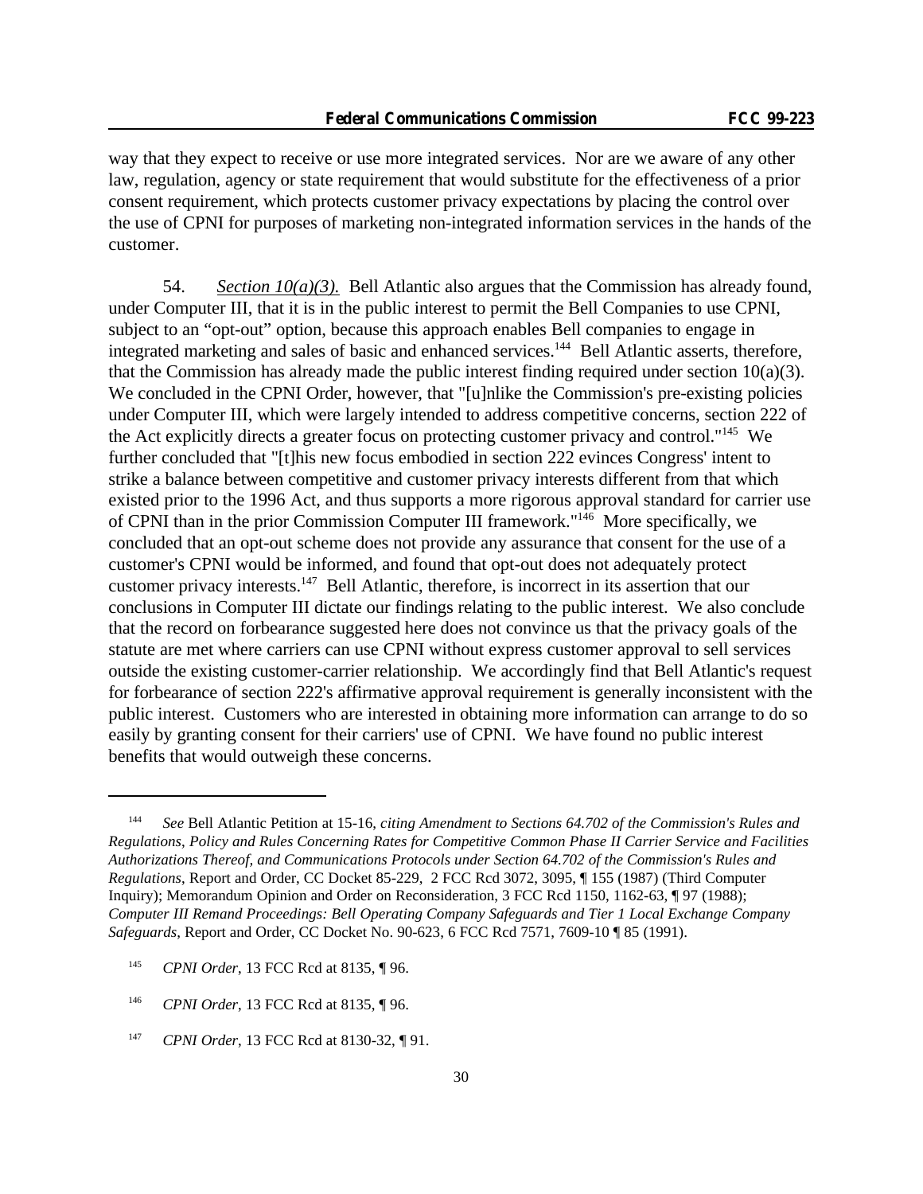way that they expect to receive or use more integrated services. Nor are we aware of any other law, regulation, agency or state requirement that would substitute for the effectiveness of a prior consent requirement, which protects customer privacy expectations by placing the control over the use of CPNI for purposes of marketing non-integrated information services in the hands of the customer.

54. *Section 10(a)(3).* Bell Atlantic also argues that the Commission has already found, under Computer III, that it is in the public interest to permit the Bell Companies to use CPNI, subject to an "opt-out" option, because this approach enables Bell companies to engage in integrated marketing and sales of basic and enhanced services.[144] Bell Atlantic asserts, therefore, that the Commission has already made the public interest finding required under section 10(a)(3). We concluded in the CPNI Order, however, that "[u]nlike the Commission's pre-existing policies under Computer III, which were largely intended to address competitive concerns, section 222 of the Act explicitly directs a greater focus on protecting customer privacy and control."[145] We further concluded that "[t]his new focus embodied in section 222 evinces Congress' intent to strike a balance between competitive and customer privacy interests different from that which existed prior to the 1996 Act, and thus supports a more rigorous approval standard for carrier use of CPNI than in the prior Commission Computer III framework."[146] More specifically, we concluded that an opt-out scheme does not provide any assurance that consent for the use of a customer's CPNI would be informed, and found that opt-out does not adequately protect customer privacy interests.[147] Bell Atlantic, therefore, is incorrect in its assertion that our conclusions in Computer III dictate our findings relating to the public interest. We also conclude that the record on forbearance suggested here does not convince us that the privacy goals of the statute are met where carriers can use CPNI without express customer approval to sell services outside the existing customer-carrier relationship. We accordingly find that Bell Atlantic's request for forbearance of section 222's affirmative approval requirement is generally inconsistent with the public interest. Customers who are interested in obtaining more information can arrange to do so easily by granting consent for their carriers' use of CPNI. We have found no public interest benefits that would outweigh these concerns.

---

[144] *See* Bell Atlantic Petition at 15-16, *citing Amendment to Sections 64.702 of the Commission's Rules and Regulations, Policy and Rules Concerning Rates for Competitive Common Phase II Carrier Service and Facilities Authorizations Thereof, and Communications Protocols under Section 64.702 of the Commission's Rules and Regulations*, Report and Order, CC Docket 85-229, 2 FCC Rcd 3072, 3095, ¶ 155 (1987) (Third Computer Inquiry); Memorandum Opinion and Order on Reconsideration, 3 FCC Rcd 1150, 1162-63, ¶ 97 (1988); *Computer III Remand Proceedings: Bell Operating Company Safeguards and Tier 1 Local Exchange Company Safeguards*, Report and Order, CC Docket No. 90-623, 6 FCC Rcd 7571, 7609-10 ¶ 85 (1991).

[145] *CPNI Order*, 13 FCC Rcd at 8135, ¶ 96.

[146] *CPNI Order*, 13 FCC Rcd at 8135, ¶ 96.

[147] *CPNI Order*, 13 FCC Rcd at 8130-32, ¶ 91.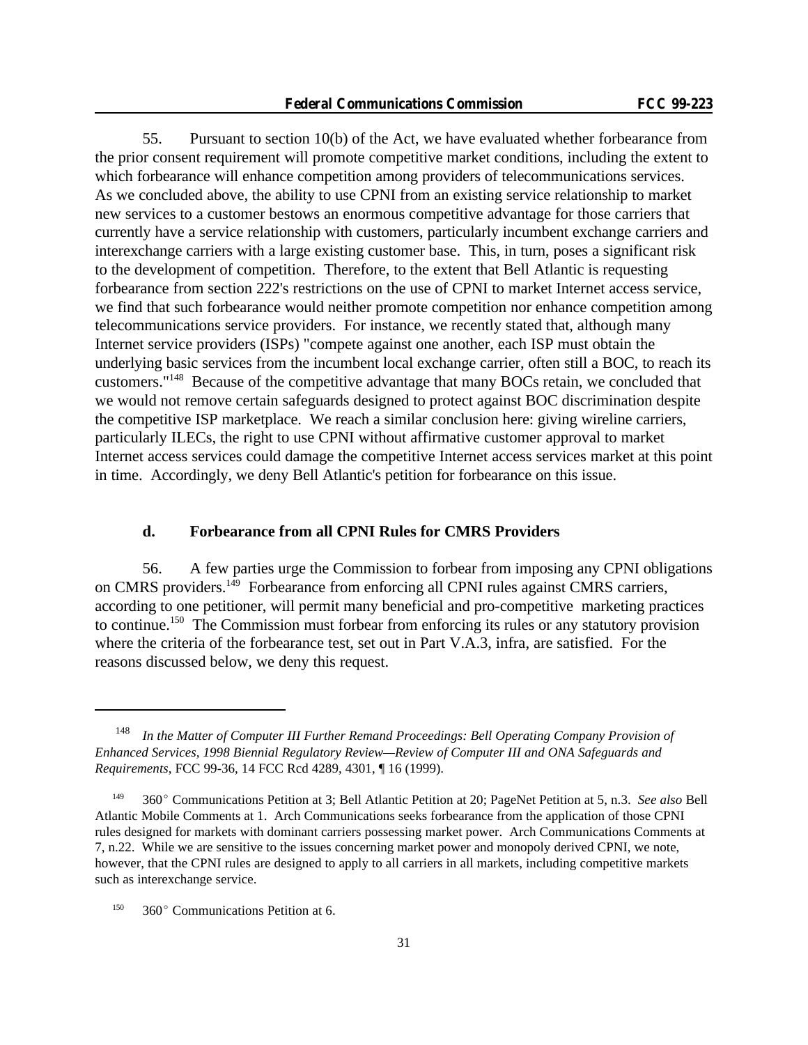55. Pursuant to section 10(b) of the Act, we have evaluated whether forbearance from the prior consent requirement will promote competitive market conditions, including the extent to which forbearance will enhance competition among providers of telecommunications services. As we concluded above, the ability to use CPNI from an existing service relationship to market new services to a customer bestows an enormous competitive advantage for those carriers that currently have a service relationship with customers, particularly incumbent exchange carriers and interexchange carriers with a large existing customer base. This, in turn, poses a significant risk to the development of competition. Therefore, to the extent that Bell Atlantic is requesting forbearance from section 222's restrictions on the use of CPNI to market Internet access service, we find that such forbearance would neither promote competition nor enhance competition among telecommunications service providers. For instance, we recently stated that, although many Internet service providers (ISPs) "compete against one another, each ISP must obtain the underlying basic services from the incumbent local exchange carrier, often still a BOC, to reach its customers."[148] Because of the competitive advantage that many BOCs retain, we concluded that we would not remove certain safeguards designed to protect against BOC discrimination despite the competitive ISP marketplace. We reach a similar conclusion here: giving wireline carriers, particularly ILECs, the right to use CPNI without affirmative customer approval to market Internet access services could damage the competitive Internet access services market at this point in time. Accordingly, we deny Bell Atlantic's petition for forbearance on this issue.

### d. Forbearance from all CPNI Rules for CMRS Providers

56. A few parties urge the Commission to forbear from imposing any CPNI obligations on CMRS providers.[149] Forbearance from enforcing all CPNI rules against CMRS carriers, according to one petitioner, will permit many beneficial and pro-competitive marketing practices to continue.[150] The Commission must forbear from enforcing its rules or any statutory provision where the criteria of the forbearance test, set out in Part V.A.3, infra, are satisfied. For the reasons discussed below, we deny this request.

---

[148] *In the Matter of Computer III Further Remand Proceedings: Bell Operating Company Provision of Enhanced Services, 1998 Biennial Regulatory Review—Review of Computer III and ONA Safeguards and Requirements*, FCC 99-36, 14 FCC Rcd 4289, 4301, ¶ 16 (1999).

[149] 360° Communications Petition at 3; Bell Atlantic Petition at 20; PageNet Petition at 5, n.3. *See also* Bell Atlantic Mobile Comments at 1. Arch Communications seeks forbearance from the application of those CPNI rules designed for markets with dominant carriers possessing market power. Arch Communications Comments at 7, n.22. While we are sensitive to the issues concerning market power and monopoly derived CPNI, we note, however, that the CPNI rules are designed to apply to all carriers in all markets, including competitive markets such as interexchange service.

[150] 360° Communications Petition at 6.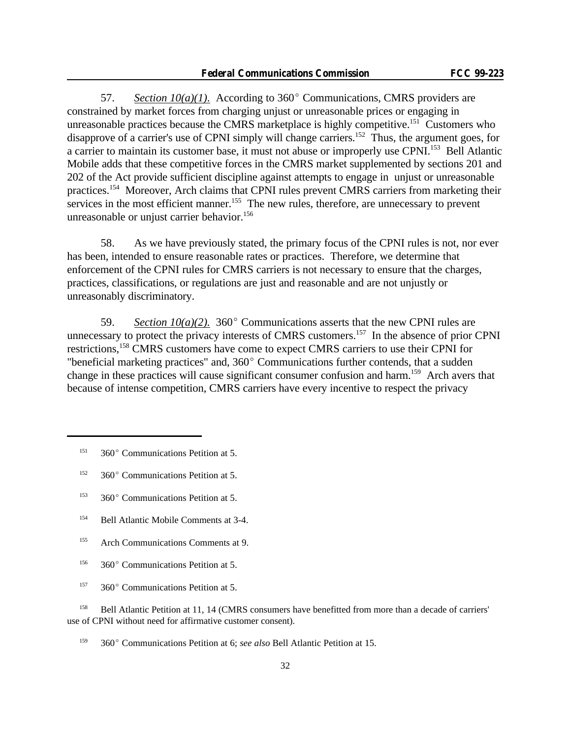57. _Section 10(a)(1)._ According to 360° Communications, CMRS providers are constrained by market forces from charging unjust or unreasonable prices or engaging in unreasonable practices because the CMRS marketplace is highly competitive.[151] Customers who disapprove of a carrier's use of CPNI simply will change carriers.[152] Thus, the argument goes, for a carrier to maintain its customer base, it must not abuse or improperly use CPNI.[153] Bell Atlantic Mobile adds that these competitive forces in the CMRS market supplemented by sections 201 and 202 of the Act provide sufficient discipline against attempts to engage in unjust or unreasonable practices.[154] Moreover, Arch claims that CPNI rules prevent CMRS carriers from marketing their services in the most efficient manner.[155] The new rules, therefore, are unnecessary to prevent unreasonable or unjust carrier behavior.[156]

58. As we have previously stated, the primary focus of the CPNI rules is not, nor ever has been, intended to ensure reasonable rates or practices. Therefore, we determine that enforcement of the CPNI rules for CMRS carriers is not necessary to ensure that the charges, practices, classifications, or regulations are just and reasonable and are not unjustly or unreasonably discriminatory.

59. _Section 10(a)(2)._ 360° Communications asserts that the new CPNI rules are unnecessary to protect the privacy interests of CMRS customers.[157] In the absence of prior CPNI restrictions,[158] CMRS customers have come to expect CMRS carriers to use their CPNI for "beneficial marketing practices" and, 360° Communications further contends, that a sudden change in these practices will cause significant consumer confusion and harm.[159] Arch avers that because of intense competition, CMRS carriers have every incentive to respect the privacy

---

[151] 360° Communications Petition at 5.

[152] 360° Communications Petition at 5.

[153] 360° Communications Petition at 5.

[154] Bell Atlantic Mobile Comments at 3-4.

[155] Arch Communications Comments at 9.

[156] 360° Communications Petition at 5.

[157] 360° Communications Petition at 5.

[158] Bell Atlantic Petition at 11, 14 (CMRS consumers have benefitted from more than a decade of carriers' use of CPNI without need for affirmative customer consent).

[159] 360° Communications Petition at 6; *see also* Bell Atlantic Petition at 15.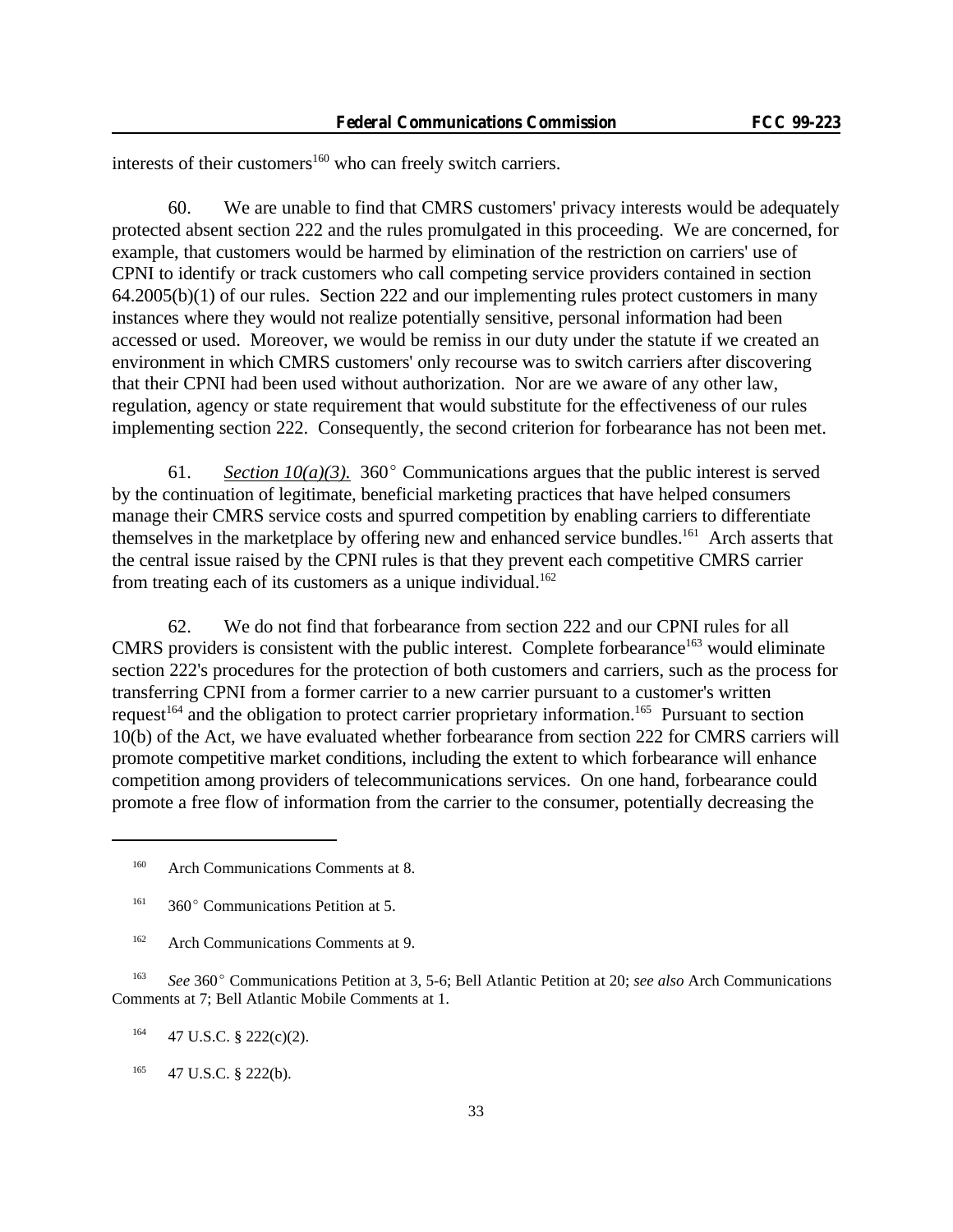interests of their customers[160] who can freely switch carriers.

60. We are unable to find that CMRS customers' privacy interests would be adequately protected absent section 222 and the rules promulgated in this proceeding. We are concerned, for example, that customers would be harmed by elimination of the restriction on carriers' use of CPNI to identify or track customers who call competing service providers contained in section 64.2005(b)(1) of our rules. Section 222 and our implementing rules protect customers in many instances where they would not realize potentially sensitive, personal information had been accessed or used. Moreover, we would be remiss in our duty under the statute if we created an environment in which CMRS customers' only recourse was to switch carriers after discovering that their CPNI had been used without authorization. Nor are we aware of any other law, regulation, agency or state requirement that would substitute for the effectiveness of our rules implementing section 222. Consequently, the second criterion for forbearance has not been met.

61. *Section 10(a)(3).* 360° Communications argues that the public interest is served by the continuation of legitimate, beneficial marketing practices that have helped consumers manage their CMRS service costs and spurred competition by enabling carriers to differentiate themselves in the marketplace by offering new and enhanced service bundles.[161] Arch asserts that the central issue raised by the CPNI rules is that they prevent each competitive CMRS carrier from treating each of its customers as a unique individual.[162]

62. We do not find that forbearance from section 222 and our CPNI rules for all CMRS providers is consistent with the public interest. Complete forbearance[163] would eliminate section 222's procedures for the protection of both customers and carriers, such as the process for transferring CPNI from a former carrier to a new carrier pursuant to a customer's written request[164] and the obligation to protect carrier proprietary information.[165] Pursuant to section 10(b) of the Act, we have evaluated whether forbearance from section 222 for CMRS carriers will promote competitive market conditions, including the extent to which forbearance will enhance competition among providers of telecommunications services. On one hand, forbearance could promote a free flow of information from the carrier to the consumer, potentially decreasing the

---

[160] Arch Communications Comments at 8.

[161] 360° Communications Petition at 5.

[162] Arch Communications Comments at 9.

[163] *See* 360° Communications Petition at 3, 5-6; Bell Atlantic Petition at 20; *see also* Arch Communications Comments at 7; Bell Atlantic Mobile Comments at 1.

[164] 47 U.S.C. § 222(c)(2).

[165] 47 U.S.C. § 222(b).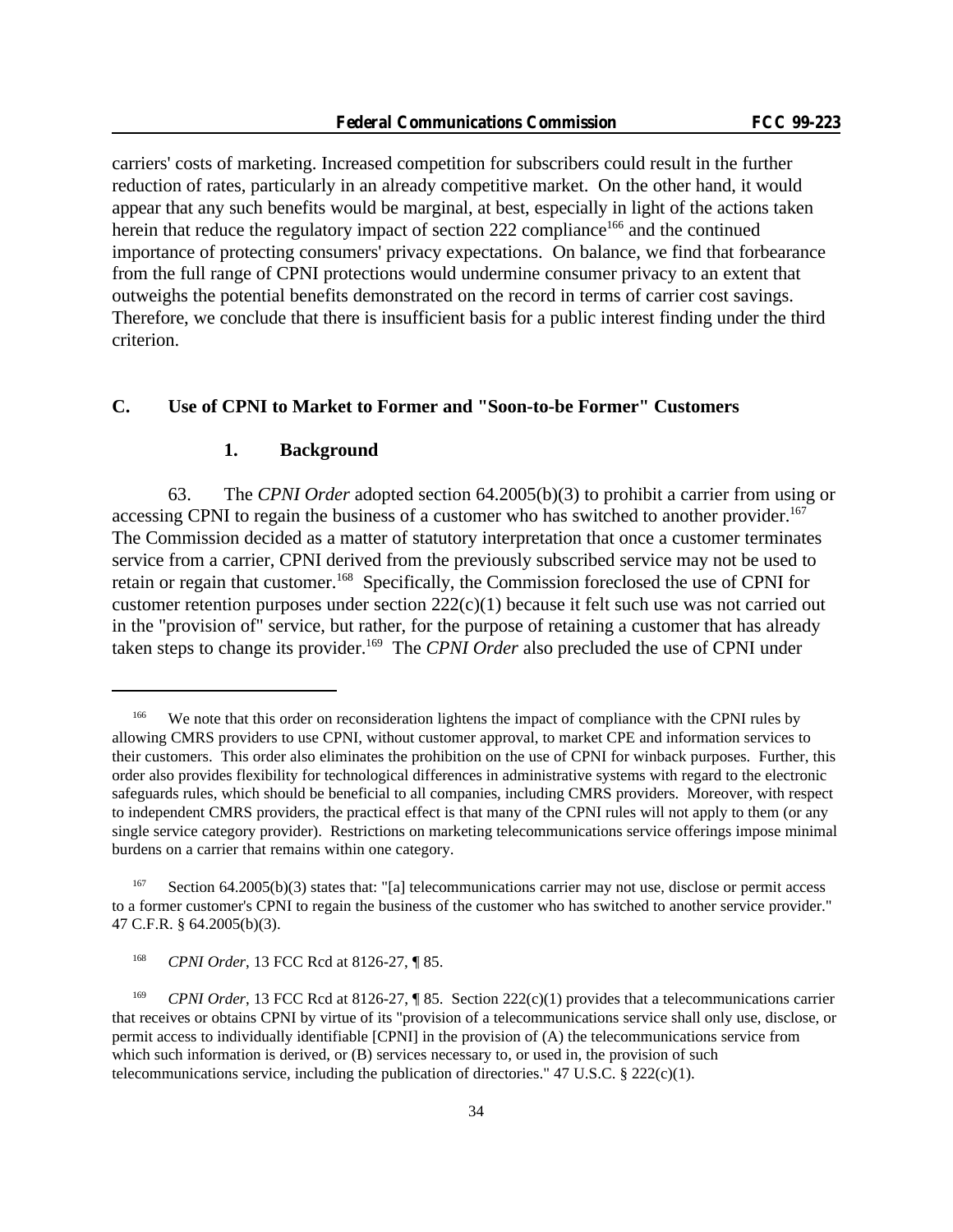carriers' costs of marketing. Increased competition for subscribers could result in the further reduction of rates, particularly in an already competitive market. On the other hand, it would appear that any such benefits would be marginal, at best, especially in light of the actions taken herein that reduce the regulatory impact of section 222 compliance[166] and the continued importance of protecting consumers' privacy expectations. On balance, we find that forbearance from the full range of CPNI protections would undermine consumer privacy to an extent that outweighs the potential benefits demonstrated on the record in terms of carrier cost savings. Therefore, we conclude that there is insufficient basis for a public interest finding under the third criterion.

## C. Use of CPNI to Market to Former and "Soon-to-be Former" Customers

### 1. Background

63. The *CPNI Order* adopted section 64.2005(b)(3) to prohibit a carrier from using or accessing CPNI to regain the business of a customer who has switched to another provider.[167] The Commission decided as a matter of statutory interpretation that once a customer terminates service from a carrier, CPNI derived from the previously subscribed service may not be used to retain or regain that customer.[168] Specifically, the Commission foreclosed the use of CPNI for customer retention purposes under section 222(c)(1) because it felt such use was not carried out in the "provision of" service, but rather, for the purpose of retaining a customer that has already taken steps to change its provider.[169] The *CPNI Order* also precluded the use of CPNI under

---

[166] We note that this order on reconsideration lightens the impact of compliance with the CPNI rules by allowing CMRS providers to use CPNI, without customer approval, to market CPE and information services to their customers. This order also eliminates the prohibition on the use of CPNI for winback purposes. Further, this order also provides flexibility for technological differences in administrative systems with regard to the electronic safeguards rules, which should be beneficial to all companies, including CMRS providers. Moreover, with respect to independent CMRS providers, the practical effect is that many of the CPNI rules will not apply to them (or any single service category provider). Restrictions on marketing telecommunications service offerings impose minimal burdens on a carrier that remains within one category.

[167] Section 64.2005(b)(3) states that: "[a] telecommunications carrier may not use, disclose or permit access to a former customer's CPNI to regain the business of the customer who has switched to another service provider." 47 C.F.R. § 64.2005(b)(3).

[168] *CPNI Order*, 13 FCC Rcd at 8126-27, ¶ 85.

[169] *CPNI Order*, 13 FCC Rcd at 8126-27, ¶ 85. Section 222(c)(1) provides that a telecommunications carrier that receives or obtains CPNI by virtue of its "provision of a telecommunications service shall only use, disclose, or permit access to individually identifiable [CPNI] in the provision of (A) the telecommunications service from which such information is derived, or (B) services necessary to, or used in, the provision of such telecommunications service, including the publication of directories." 47 U.S.C. § 222(c)(1).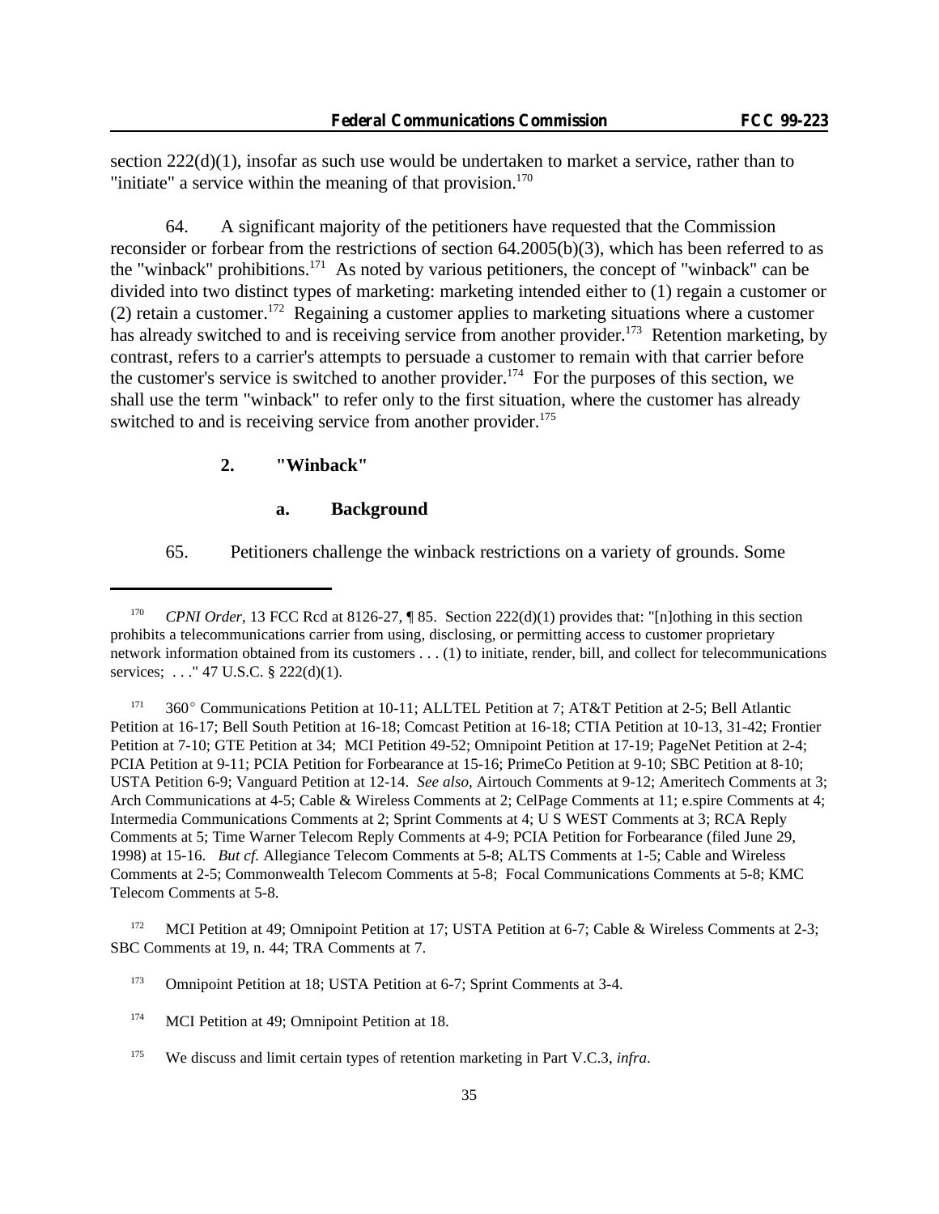section 222(d)(1), insofar as such use would be undertaken to market a service, rather than to "initiate" a service within the meaning of that provision.[170]

64. A significant majority of the petitioners have requested that the Commission reconsider or forbear from the restrictions of section 64.2005(b)(3), which has been referred to as the "winback" prohibitions.[171] As noted by various petitioners, the concept of "winback" can be divided into two distinct types of marketing: marketing intended either to (1) regain a customer or (2) retain a customer.[172] Regaining a customer applies to marketing situations where a customer has already switched to and is receiving service from another provider.[173] Retention marketing, by contrast, refers to a carrier's attempts to persuade a customer to remain with that carrier before the customer's service is switched to another provider.[174] For the purposes of this section, we shall use the term "winback" to refer only to the first situation, where the customer has already switched to and is receiving service from another provider.[175]

### 2. "Winback"

#### a. Background

65. Petitioners challenge the winback restrictions on a variety of grounds. Some

---

[170] *CPNI Order*, 13 FCC Rcd at 8126-27, ¶ 85. Section 222(d)(1) provides that: "[n]othing in this section prohibits a telecommunications carrier from using, disclosing, or permitting access to customer proprietary network information obtained from its customers . . . (1) to initiate, render, bill, and collect for telecommunications services; . . ." 47 U.S.C. § 222(d)(1).

[171] 360° Communications Petition at 10-11; ALLTEL Petition at 7; AT&T Petition at 2-5; Bell Atlantic Petition at 16-17; Bell South Petition at 16-18; Comcast Petition at 16-18; CTIA Petition at 10-13, 31-42; Frontier Petition at 7-10; GTE Petition at 34; MCI Petition 49-52; Omnipoint Petition at 17-19; PageNet Petition at 2-4; PCIA Petition at 9-11; PCIA Petition for Forbearance at 15-16; PrimeCo Petition at 9-10; SBC Petition at 8-10; USTA Petition 6-9; Vanguard Petition at 12-14. *See also*, Airtouch Comments at 9-12; Ameritech Comments at 3; Arch Communications at 4-5; Cable & Wireless Comments at 2; CelPage Comments at 11; e.spire Comments at 4; Intermedia Communications Comments at 2; Sprint Comments at 4; U S WEST Comments at 3; RCA Reply Comments at 5; Time Warner Telecom Reply Comments at 4-9; PCIA Petition for Forbearance (filed June 29, 1998) at 15-16. *But cf.* Allegiance Telecom Comments at 5-8; ALTS Comments at 1-5; Cable and Wireless Comments at 2-5; Commonwealth Telecom Comments at 5-8; Focal Communications Comments at 5-8; KMC Telecom Comments at 5-8.

[172] MCI Petition at 49; Omnipoint Petition at 17; USTA Petition at 6-7; Cable & Wireless Comments at 2-3; SBC Comments at 19, n. 44; TRA Comments at 7.

[173] Omnipoint Petition at 18; USTA Petition at 6-7; Sprint Comments at 3-4.

[174] MCI Petition at 49; Omnipoint Petition at 18.

[175] We discuss and limit certain types of retention marketing in Part V.C.3, *infra*.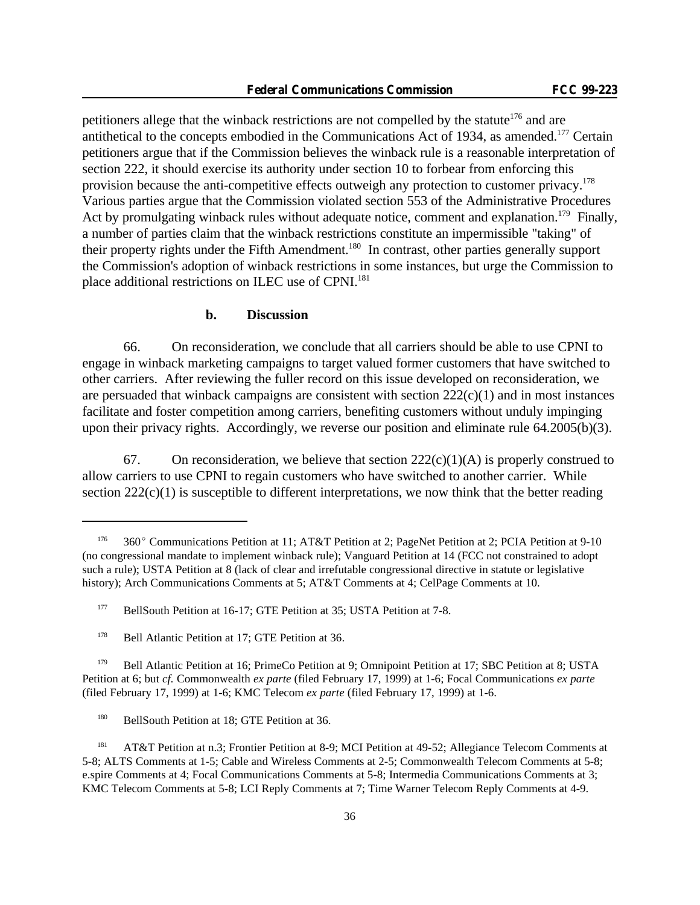petitioners allege that the winback restrictions are not compelled by the statute[176] and are antithetical to the concepts embodied in the Communications Act of 1934, as amended.[177] Certain petitioners argue that if the Commission believes the winback rule is a reasonable interpretation of section 222, it should exercise its authority under section 10 to forbear from enforcing this provision because the anti-competitive effects outweigh any protection to customer privacy.[178] Various parties argue that the Commission violated section 553 of the Administrative Procedures Act by promulgating winback rules without adequate notice, comment and explanation.[179] Finally, a number of parties claim that the winback restrictions constitute an impermissible "taking" of their property rights under the Fifth Amendment.[180] In contrast, other parties generally support the Commission's adoption of winback restrictions in some instances, but urge the Commission to place additional restrictions on ILEC use of CPNI.[181]

### b. Discussion

66. On reconsideration, we conclude that all carriers should be able to use CPNI to engage in winback marketing campaigns to target valued former customers that have switched to other carriers. After reviewing the fuller record on this issue developed on reconsideration, we are persuaded that winback campaigns are consistent with section 222(c)(1) and in most instances facilitate and foster competition among carriers, benefiting customers without unduly impinging upon their privacy rights. Accordingly, we reverse our position and eliminate rule 64.2005(b)(3).

67. On reconsideration, we believe that section 222(c)(1)(A) is properly construed to allow carriers to use CPNI to regain customers who have switched to another carrier. While section 222(c)(1) is susceptible to different interpretations, we now think that the better reading

---

[176] 360° Communications Petition at 11; AT&T Petition at 2; PageNet Petition at 2; PCIA Petition at 9-10 (no congressional mandate to implement winback rule); Vanguard Petition at 14 (FCC not constrained to adopt such a rule); USTA Petition at 8 (lack of clear and irrefutable congressional directive in statute or legislative history); Arch Communications Comments at 5; AT&T Comments at 4; CelPage Comments at 10.

[177] BellSouth Petition at 16-17; GTE Petition at 35; USTA Petition at 7-8.

[178] Bell Atlantic Petition at 17; GTE Petition at 36.

[179] Bell Atlantic Petition at 16; PrimeCo Petition at 9; Omnipoint Petition at 17; SBC Petition at 8; USTA Petition at 6; but *cf.* Commonwealth *ex parte* (filed February 17, 1999) at 1-6; Focal Communications *ex parte* (filed February 17, 1999) at 1-6; KMC Telecom *ex parte* (filed February 17, 1999) at 1-6.

[180] BellSouth Petition at 18; GTE Petition at 36.

[181] AT&T Petition at n.3; Frontier Petition at 8-9; MCI Petition at 49-52; Allegiance Telecom Comments at 5-8; ALTS Comments at 1-5; Cable and Wireless Comments at 2-5; Commonwealth Telecom Comments at 5-8; e.spire Comments at 4; Focal Communications Comments at 5-8; Intermedia Communications Comments at 3; KMC Telecom Comments at 5-8; LCI Reply Comments at 7; Time Warner Telecom Reply Comments at 4-9.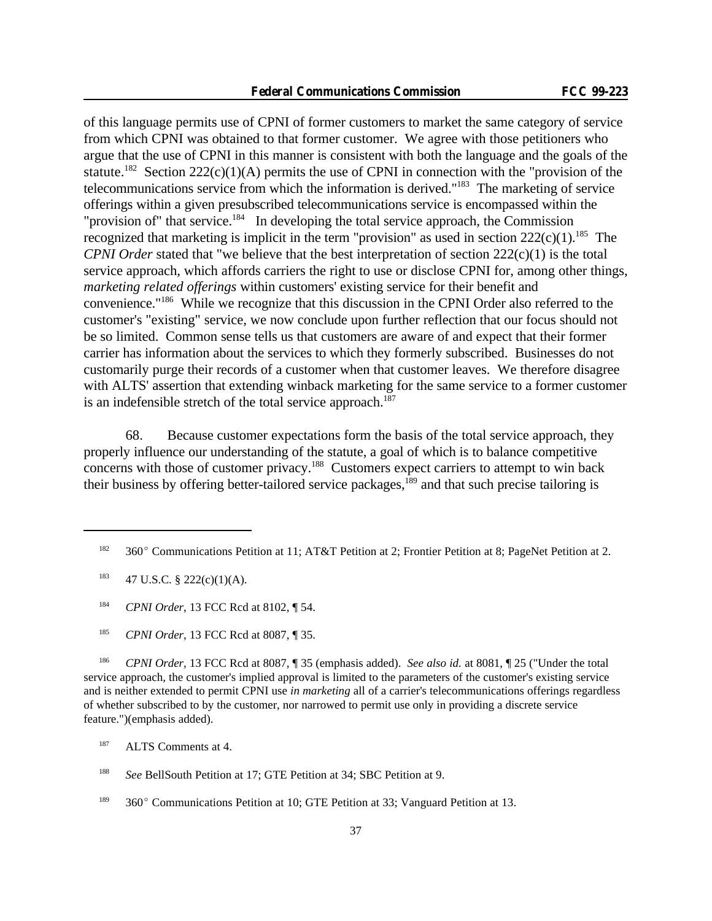of this language permits use of CPNI of former customers to market the same category of service from which CPNI was obtained to that former customer. We agree with those petitioners who argue that the use of CPNI in this manner is consistent with both the language and the goals of the statute.[182] Section 222(c)(1)(A) permits the use of CPNI in connection with the "provision of the telecommunications service from which the information is derived."[183] The marketing of service offerings within a given presubscribed telecommunications service is encompassed within the "provision of" that service.[184] In developing the total service approach, the Commission recognized that marketing is implicit in the term "provision" as used in section 222(c)(1).[185] The *CPNI Order* stated that "we believe that the best interpretation of section 222(c)(1) is the total service approach, which affords carriers the right to use or disclose CPNI for, among other things, *marketing related offerings* within customers' existing service for their benefit and convenience."[186] While we recognize that this discussion in the CPNI Order also referred to the customer's "existing" service, we now conclude upon further reflection that our focus should not be so limited. Common sense tells us that customers are aware of and expect that their former carrier has information about the services to which they formerly subscribed. Businesses do not customarily purge their records of a customer when that customer leaves. We therefore disagree with ALTS' assertion that extending winback marketing for the same service to a former customer is an indefensible stretch of the total service approach.[187]

68. Because customer expectations form the basis of the total service approach, they properly influence our understanding of the statute, a goal of which is to balance competitive concerns with those of customer privacy.[188] Customers expect carriers to attempt to win back their business by offering better-tailored service packages,[189] and that such precise tailoring is

---

[182] 360° Communications Petition at 11; AT&T Petition at 2; Frontier Petition at 8; PageNet Petition at 2.

[183] 47 U.S.C. § 222(c)(1)(A).

[184] *CPNI Order*, 13 FCC Rcd at 8102, ¶ 54.

[185] *CPNI Order*, 13 FCC Rcd at 8087, ¶ 35.

[186] *CPNI Order*, 13 FCC Rcd at 8087, ¶ 35 (emphasis added). *See also id.* at 8081, ¶ 25 ("Under the total service approach, the customer's implied approval is limited to the parameters of the customer's existing service and is neither extended to permit CPNI use *in marketing* all of a carrier's telecommunications offerings regardless of whether subscribed to by the customer, nor narrowed to permit use only in providing a discrete service feature.")(emphasis added).

[187] ALTS Comments at 4.

[188] *See* BellSouth Petition at 17; GTE Petition at 34; SBC Petition at 9.

[189] 360° Communications Petition at 10; GTE Petition at 33; Vanguard Petition at 13.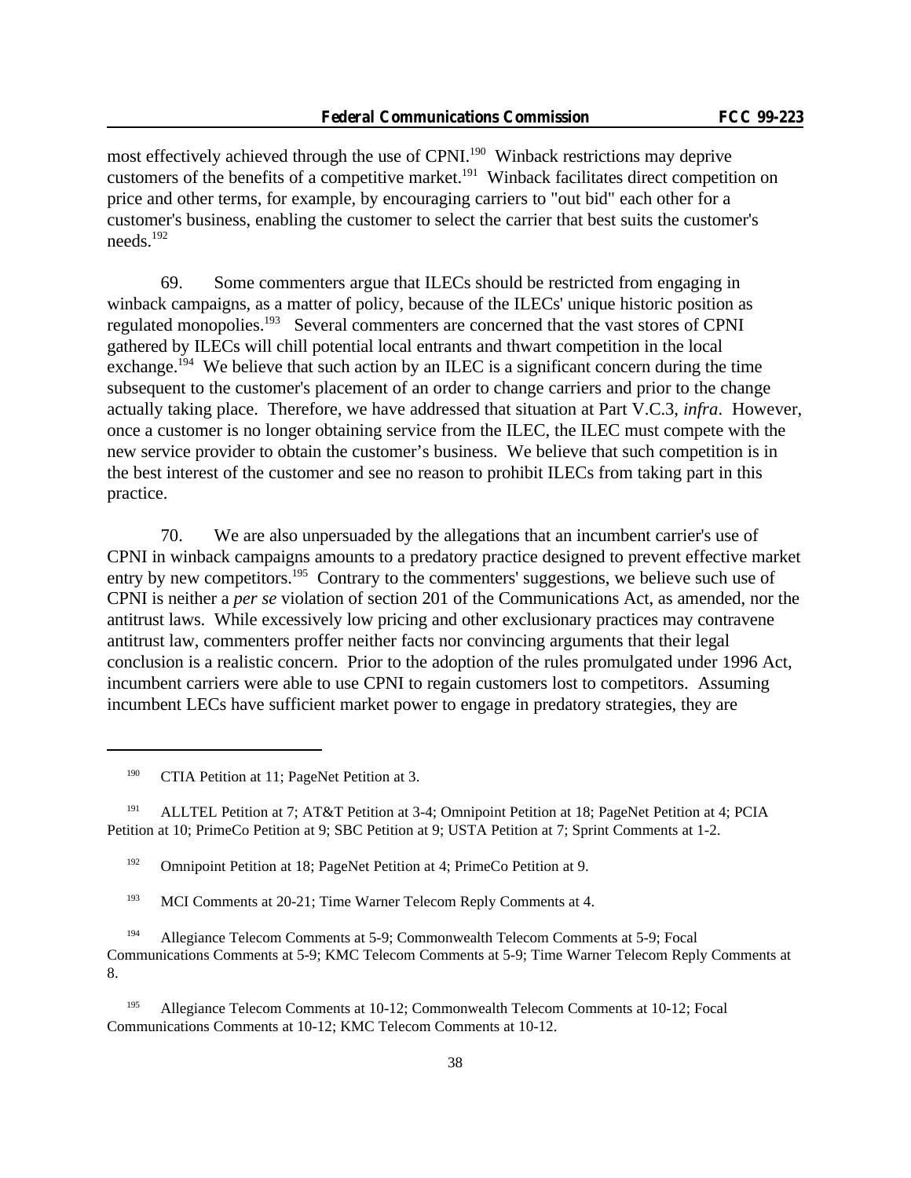most effectively achieved through the use of CPNI.[190] Winback restrictions may deprive customers of the benefits of a competitive market.[191] Winback facilitates direct competition on price and other terms, for example, by encouraging carriers to "out bid" each other for a customer's business, enabling the customer to select the carrier that best suits the customer's needs.[192]

69. Some commenters argue that ILECs should be restricted from engaging in winback campaigns, as a matter of policy, because of the ILECs' unique historic position as regulated monopolies.[193] Several commenters are concerned that the vast stores of CPNI gathered by ILECs will chill potential local entrants and thwart competition in the local exchange.[194] We believe that such action by an ILEC is a significant concern during the time subsequent to the customer's placement of an order to change carriers and prior to the change actually taking place. Therefore, we have addressed that situation at Part V.C.3, *infra*. However, once a customer is no longer obtaining service from the ILEC, the ILEC must compete with the new service provider to obtain the customer's business. We believe that such competition is in the best interest of the customer and see no reason to prohibit ILECs from taking part in this practice.

70. We are also unpersuaded by the allegations that an incumbent carrier's use of CPNI in winback campaigns amounts to a predatory practice designed to prevent effective market entry by new competitors.[195] Contrary to the commenters' suggestions, we believe such use of CPNI is neither a *per se* violation of section 201 of the Communications Act, as amended, nor the antitrust laws. While excessively low pricing and other exclusionary practices may contravene antitrust law, commenters proffer neither facts nor convincing arguments that their legal conclusion is a realistic concern. Prior to the adoption of the rules promulgated under 1996 Act, incumbent carriers were able to use CPNI to regain customers lost to competitors. Assuming incumbent LECs have sufficient market power to engage in predatory strategies, they are

---

[190] CTIA Petition at 11; PageNet Petition at 3.

[191] ALLTEL Petition at 7; AT&T Petition at 3-4; Omnipoint Petition at 18; PageNet Petition at 4; PCIA Petition at 10; PrimeCo Petition at 9; SBC Petition at 9; USTA Petition at 7; Sprint Comments at 1-2.

[192] Omnipoint Petition at 18; PageNet Petition at 4; PrimeCo Petition at 9.

[193] MCI Comments at 20-21; Time Warner Telecom Reply Comments at 4.

[194] Allegiance Telecom Comments at 5-9; Commonwealth Telecom Comments at 5-9; Focal Communications Comments at 5-9; KMC Telecom Comments at 5-9; Time Warner Telecom Reply Comments at 8.

[195] Allegiance Telecom Comments at 10-12; Commonwealth Telecom Comments at 10-12; Focal Communications Comments at 10-12; KMC Telecom Comments at 10-12.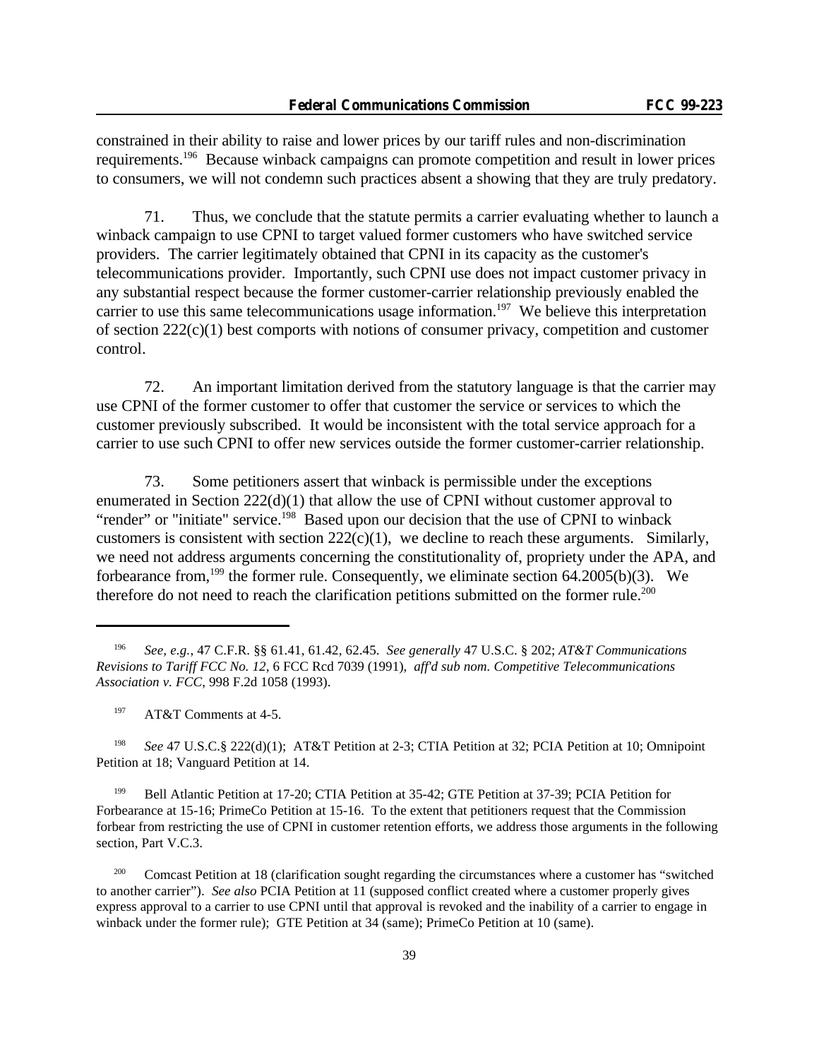constrained in their ability to raise and lower prices by our tariff rules and non-discrimination requirements.[196] Because winback campaigns can promote competition and result in lower prices to consumers, we will not condemn such practices absent a showing that they are truly predatory.

71. Thus, we conclude that the statute permits a carrier evaluating whether to launch a winback campaign to use CPNI to target valued former customers who have switched service providers. The carrier legitimately obtained that CPNI in its capacity as the customer's telecommunications provider. Importantly, such CPNI use does not impact customer privacy in any substantial respect because the former customer-carrier relationship previously enabled the carrier to use this same telecommunications usage information.[197] We believe this interpretation of section 222(c)(1) best comports with notions of consumer privacy, competition and customer control.

72. An important limitation derived from the statutory language is that the carrier may use CPNI of the former customer to offer that customer the service or services to which the customer previously subscribed. It would be inconsistent with the total service approach for a carrier to use such CPNI to offer new services outside the former customer-carrier relationship.

73. Some petitioners assert that winback is permissible under the exceptions enumerated in Section 222(d)(1) that allow the use of CPNI without customer approval to "render" or "initiate" service.[198] Based upon our decision that the use of CPNI to winback customers is consistent with section 222(c)(1), we decline to reach these arguments. Similarly, we need not address arguments concerning the constitutionality of, propriety under the APA, and forbearance from,[199] the former rule. Consequently, we eliminate section 64.2005(b)(3). We therefore do not need to reach the clarification petitions submitted on the former rule.[200]

---

[196] *See, e.g.,* 47 C.F.R. §§ 61.41, 61.42, 62.45. *See generally* 47 U.S.C. § 202; *AT&T Communications Revisions to Tariff FCC No. 12*, 6 FCC Rcd 7039 (1991), *aff'd sub nom. Competitive Telecommunications Association v. FCC*, 998 F.2d 1058 (1993).

[197] AT&T Comments at 4-5.

[198] *See* 47 U.S.C.§ 222(d)(1); AT&T Petition at 2-3; CTIA Petition at 32; PCIA Petition at 10; Omnipoint Petition at 18; Vanguard Petition at 14.

[199] Bell Atlantic Petition at 17-20; CTIA Petition at 35-42; GTE Petition at 37-39; PCIA Petition for Forbearance at 15-16; PrimeCo Petition at 15-16. To the extent that petitioners request that the Commission forbear from restricting the use of CPNI in customer retention efforts, we address those arguments in the following section, Part V.C.3.

[200] Comcast Petition at 18 (clarification sought regarding the circumstances where a customer has "switched to another carrier"). *See also* PCIA Petition at 11 (supposed conflict created where a customer properly gives express approval to a carrier to use CPNI until that approval is revoked and the inability of a carrier to engage in winback under the former rule); GTE Petition at 34 (same); PrimeCo Petition at 10 (same).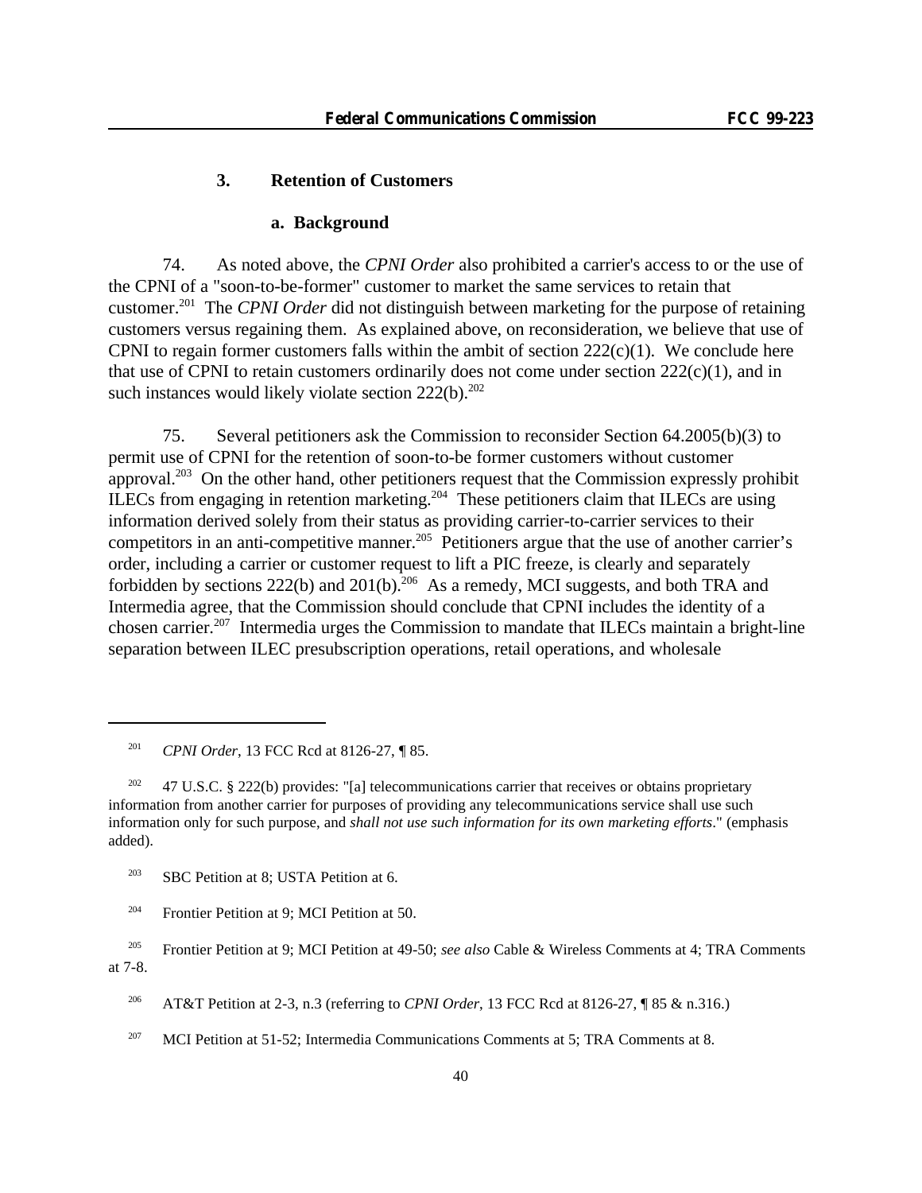### 3. Retention of Customers

#### a. Background

74. As noted above, the *CPNI Order* also prohibited a carrier's access to or the use of the CPNI of a "soon-to-be-former" customer to market the same services to retain that customer.[201] The *CPNI Order* did not distinguish between marketing for the purpose of retaining customers versus regaining them. As explained above, on reconsideration, we believe that use of CPNI to regain former customers falls within the ambit of section 222(c)(1). We conclude here that use of CPNI to retain customers ordinarily does not come under section 222(c)(1), and in such instances would likely violate section 222(b).[202]

75. Several petitioners ask the Commission to reconsider Section 64.2005(b)(3) to permit use of CPNI for the retention of soon-to-be former customers without customer approval.[203] On the other hand, other petitioners request that the Commission expressly prohibit ILECs from engaging in retention marketing.[204] These petitioners claim that ILECs are using information derived solely from their status as providing carrier-to-carrier services to their competitors in an anti-competitive manner.[205] Petitioners argue that the use of another carrier's order, including a carrier or customer request to lift a PIC freeze, is clearly and separately forbidden by sections 222(b) and 201(b).[206] As a remedy, MCI suggests, and both TRA and Intermedia agree, that the Commission should conclude that CPNI includes the identity of a chosen carrier.[207] Intermedia urges the Commission to mandate that ILECs maintain a bright-line separation between ILEC presubscription operations, retail operations, and wholesale

---

[201] *CPNI Order*, 13 FCC Rcd at 8126-27, ¶ 85.

[202] 47 U.S.C. § 222(b) provides: "[a] telecommunications carrier that receives or obtains proprietary information from another carrier for purposes of providing any telecommunications service shall use such information only for such purpose, and *shall not use such information for its own marketing efforts*." (emphasis added).

[203] SBC Petition at 8; USTA Petition at 6.

[204] Frontier Petition at 9; MCI Petition at 50.

[205] Frontier Petition at 9; MCI Petition at 49-50; *see also* Cable & Wireless Comments at 4; TRA Comments at 7-8.

[206] AT&T Petition at 2-3, n.3 (referring to *CPNI Order*, 13 FCC Rcd at 8126-27, ¶ 85 & n.316.)

[207] MCI Petition at 51-52; Intermedia Communications Comments at 5; TRA Comments at 8.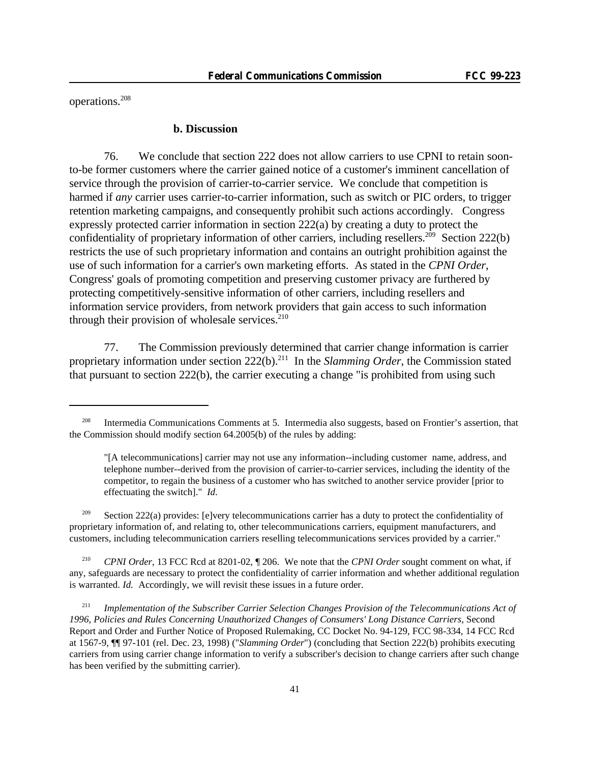operations.[208]

### b. Discussion

76. We conclude that section 222 does not allow carriers to use CPNI to retain soon-to-be former customers where the carrier gained notice of a customer's imminent cancellation of service through the provision of carrier-to-carrier service. We conclude that competition is harmed if *any* carrier uses carrier-to-carrier information, such as switch or PIC orders, to trigger retention marketing campaigns, and consequently prohibit such actions accordingly. Congress expressly protected carrier information in section 222(a) by creating a duty to protect the confidentiality of proprietary information of other carriers, including resellers.[209] Section 222(b) restricts the use of such proprietary information and contains an outright prohibition against the use of such information for a carrier's own marketing efforts. As stated in the *CPNI Order*, Congress' goals of promoting competition and preserving customer privacy are furthered by protecting competitively-sensitive information of other carriers, including resellers and information service providers, from network providers that gain access to such information through their provision of wholesale services.[210]

77. The Commission previously determined that carrier change information is carrier proprietary information under section 222(b).[211] In the *Slamming Order*, the Commission stated that pursuant to section 222(b), the carrier executing a change "is prohibited from using such

---

[208] Intermedia Communications Comments at 5. Intermedia also suggests, based on Frontier's assertion, that the Commission should modify section 64.2005(b) of the rules by adding:

> "[A telecommunications] carrier may not use any information--including customer name, address, and telephone number--derived from the provision of carrier-to-carrier services, including the identity of the competitor, to regain the business of a customer who has switched to another service provider [prior to effectuating the switch]." *Id.*

[209] Section 222(a) provides: [e]very telecommunications carrier has a duty to protect the confidentiality of proprietary information of, and relating to, other telecommunications carriers, equipment manufacturers, and customers, including telecommunication carriers reselling telecommunications services provided by a carrier."

[210] *CPNI Order*, 13 FCC Rcd at 8201-02, ¶ 206. We note that the *CPNI Order* sought comment on what, if any, safeguards are necessary to protect the confidentiality of carrier information and whether additional regulation is warranted. *Id.* Accordingly, we will revisit these issues in a future order.

[211] *Implementation of the Subscriber Carrier Selection Changes Provision of the Telecommunications Act of 1996, Policies and Rules Concerning Unauthorized Changes of Consumers' Long Distance Carriers*, Second Report and Order and Further Notice of Proposed Rulemaking, CC Docket No. 94-129, FCC 98-334, 14 FCC Rcd at 1567-9, ¶¶ 97-101 (rel. Dec. 23, 1998) ("*Slamming Order*") (concluding that Section 222(b) prohibits executing carriers from using carrier change information to verify a subscriber's decision to change carriers after such change has been verified by the submitting carrier).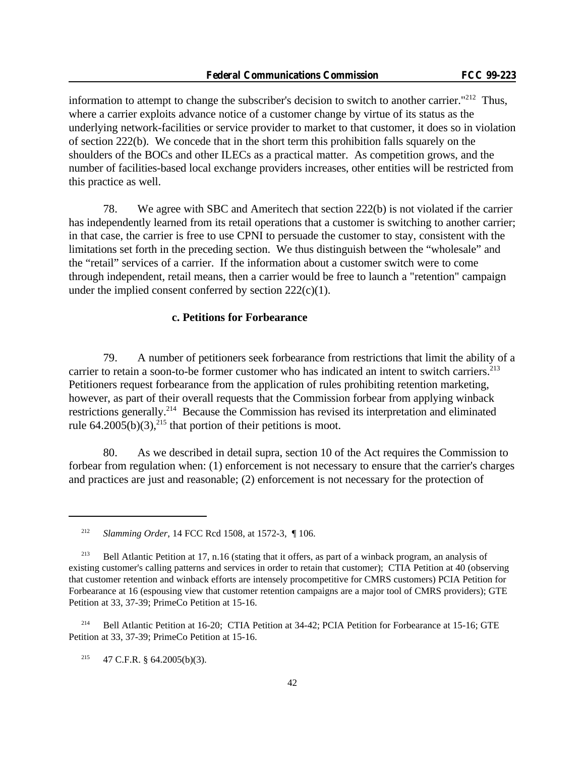information to attempt to change the subscriber's decision to switch to another carrier."[212] Thus, where a carrier exploits advance notice of a customer change by virtue of its status as the underlying network-facilities or service provider to market to that customer, it does so in violation of section 222(b). We concede that in the short term this prohibition falls squarely on the shoulders of the BOCs and other ILECs as a practical matter. As competition grows, and the number of facilities-based local exchange providers increases, other entities will be restricted from this practice as well.

78. We agree with SBC and Ameritech that section 222(b) is not violated if the carrier has independently learned from its retail operations that a customer is switching to another carrier; in that case, the carrier is free to use CPNI to persuade the customer to stay, consistent with the limitations set forth in the preceding section. We thus distinguish between the "wholesale" and the "retail" services of a carrier. If the information about a customer switch were to come through independent, retail means, then a carrier would be free to launch a "retention" campaign under the implied consent conferred by section 222(c)(1).

**c. Petitions for Forbearance**

79. A number of petitioners seek forbearance from restrictions that limit the ability of a carrier to retain a soon-to-be former customer who has indicated an intent to switch carriers.[213] Petitioners request forbearance from the application of rules prohibiting retention marketing, however, as part of their overall requests that the Commission forbear from applying winback restrictions generally.[214] Because the Commission has revised its interpretation and eliminated rule 64.2005(b)(3),[215] that portion of their petitions is moot.

80. As we described in detail supra, section 10 of the Act requires the Commission to forbear from regulation when: (1) enforcement is not necessary to ensure that the carrier's charges and practices are just and reasonable; (2) enforcement is not necessary for the protection of

---

[212] *Slamming Order*, 14 FCC Rcd 1508, at 1572-3, ¶ 106.

[213] Bell Atlantic Petition at 17, n.16 (stating that it offers, as part of a winback program, an analysis of existing customer's calling patterns and services in order to retain that customer); CTIA Petition at 40 (observing that customer retention and winback efforts are intensely procompetitive for CMRS customers) PCIA Petition for Forbearance at 16 (espousing view that customer retention campaigns are a major tool of CMRS providers); GTE Petition at 33, 37-39; PrimeCo Petition at 15-16.

[214] Bell Atlantic Petition at 16-20; CTIA Petition at 34-42; PCIA Petition for Forbearance at 15-16; GTE Petition at 33, 37-39; PrimeCo Petition at 15-16.

[215] 47 C.F.R. § 64.2005(b)(3).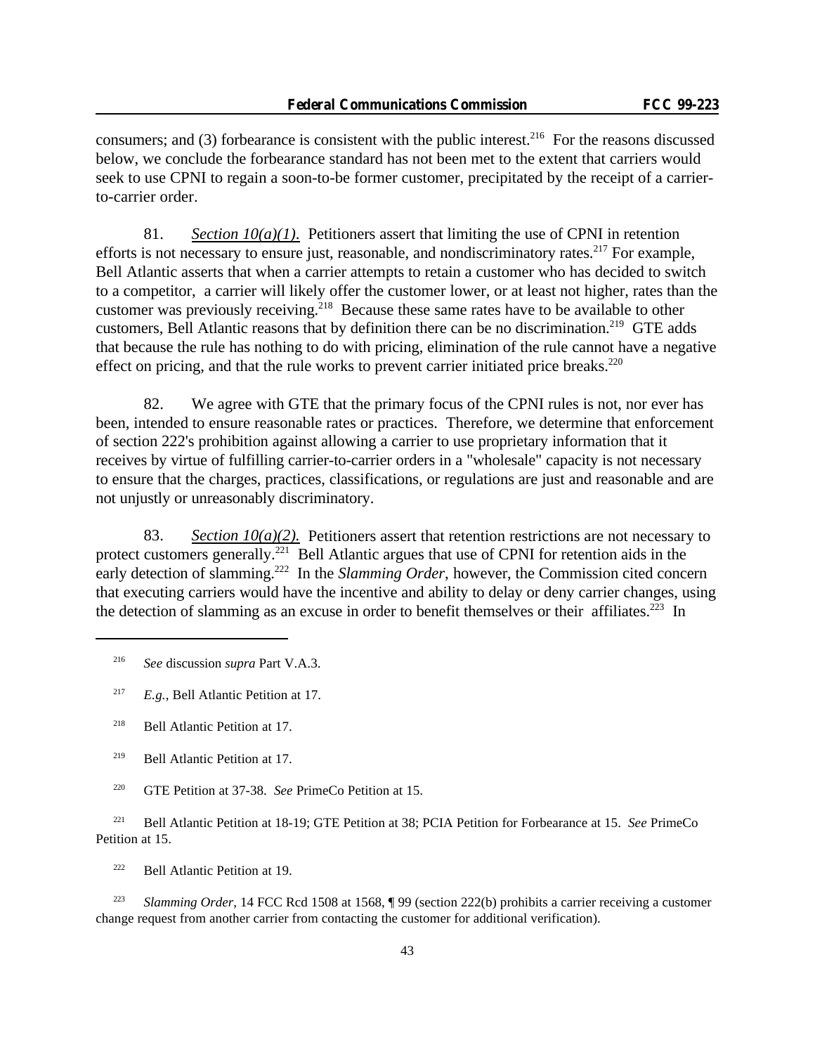consumers; and (3) forbearance is consistent with the public interest.[216] For the reasons discussed below, we conclude the forbearance standard has not been met to the extent that carriers would seek to use CPNI to regain a soon-to-be former customer, precipitated by the receipt of a carrier-to-carrier order.

81. *Section 10(a)(1).* Petitioners assert that limiting the use of CPNI in retention efforts is not necessary to ensure just, reasonable, and nondiscriminatory rates.[217] For example, Bell Atlantic asserts that when a carrier attempts to retain a customer who has decided to switch to a competitor, a carrier will likely offer the customer lower, or at least not higher, rates than the customer was previously receiving.[218] Because these same rates have to be available to other customers, Bell Atlantic reasons that by definition there can be no discrimination.[219] GTE adds that because the rule has nothing to do with pricing, elimination of the rule cannot have a negative effect on pricing, and that the rule works to prevent carrier initiated price breaks.[220]

82. We agree with GTE that the primary focus of the CPNI rules is not, nor ever has been, intended to ensure reasonable rates or practices. Therefore, we determine that enforcement of section 222's prohibition against allowing a carrier to use proprietary information that it receives by virtue of fulfilling carrier-to-carrier orders in a "wholesale" capacity is not necessary to ensure that the charges, practices, classifications, or regulations are just and reasonable and are not unjustly or unreasonably discriminatory.

83. *Section 10(a)(2).* Petitioners assert that retention restrictions are not necessary to protect customers generally.[221] Bell Atlantic argues that use of CPNI for retention aids in the early detection of slamming.[222] In the *Slamming Order*, however, the Commission cited concern that executing carriers would have the incentive and ability to delay or deny carrier changes, using the detection of slamming as an excuse in order to benefit themselves or their affiliates.[223] In

---

[216] *See* discussion *supra* Part V.A.3.

[217] *E.g.*, Bell Atlantic Petition at 17.

[218] Bell Atlantic Petition at 17.

[219] Bell Atlantic Petition at 17.

[220] GTE Petition at 37-38. *See* PrimeCo Petition at 15.

[221] Bell Atlantic Petition at 18-19; GTE Petition at 38; PCIA Petition for Forbearance at 15. *See* PrimeCo Petition at 15.

[222] Bell Atlantic Petition at 19.

[223] *Slamming Order*, 14 FCC Rcd 1508 at 1568, ¶ 99 (section 222(b) prohibits a carrier receiving a customer change request from another carrier from contacting the customer for additional verification).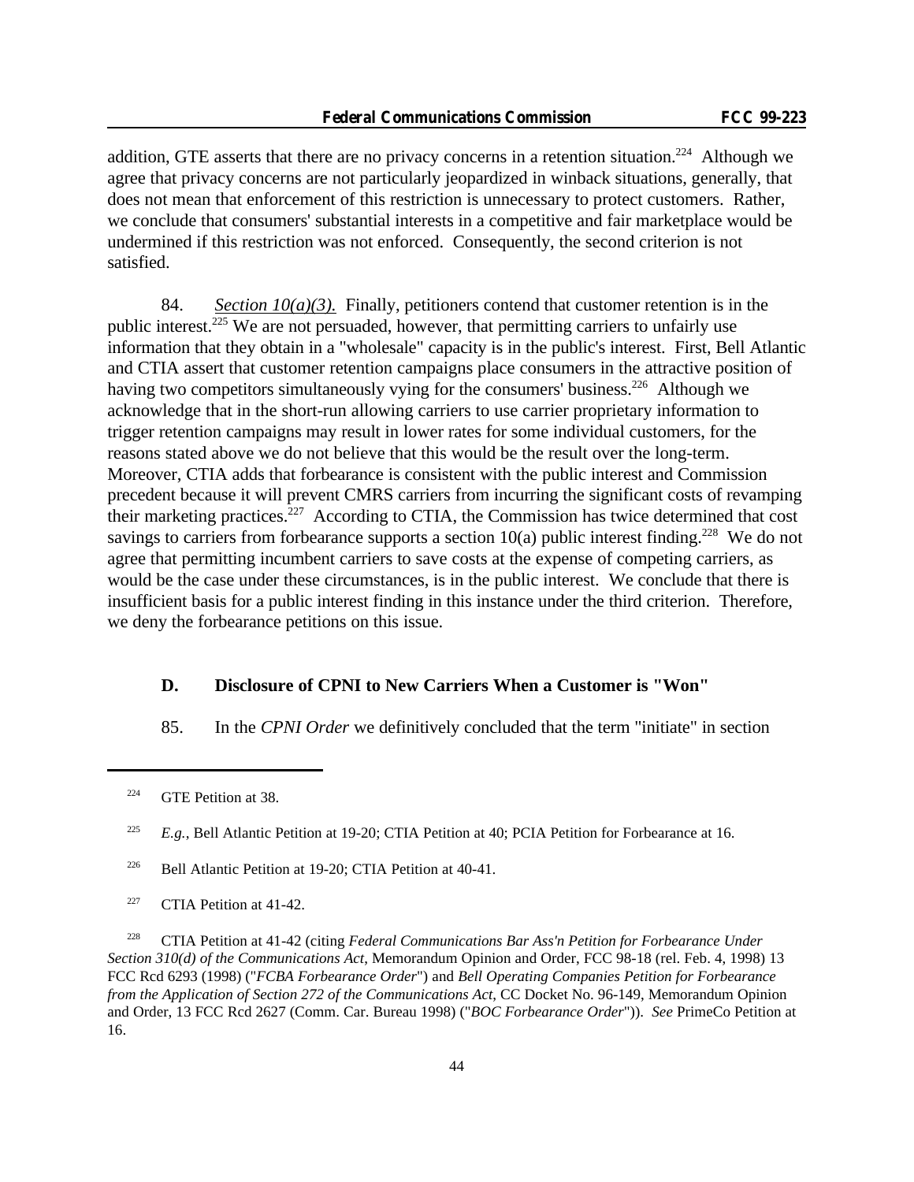addition, GTE asserts that there are no privacy concerns in a retention situation.[224] Although we agree that privacy concerns are not particularly jeopardized in winback situations, generally, that does not mean that enforcement of this restriction is unnecessary to protect customers. Rather, we conclude that consumers' substantial interests in a competitive and fair marketplace would be undermined if this restriction was not enforced. Consequently, the second criterion is not satisfied.

84. *Section 10(a)(3).* Finally, petitioners contend that customer retention is in the public interest.[225] We are not persuaded, however, that permitting carriers to unfairly use information that they obtain in a "wholesale" capacity is in the public's interest. First, Bell Atlantic and CTIA assert that customer retention campaigns place consumers in the attractive position of having two competitors simultaneously vying for the consumers' business.[226] Although we acknowledge that in the short-run allowing carriers to use carrier proprietary information to trigger retention campaigns may result in lower rates for some individual customers, for the reasons stated above we do not believe that this would be the result over the long-term. Moreover, CTIA adds that forbearance is consistent with the public interest and Commission precedent because it will prevent CMRS carriers from incurring the significant costs of revamping their marketing practices.[227] According to CTIA, the Commission has twice determined that cost savings to carriers from forbearance supports a section 10(a) public interest finding.[228] We do not agree that permitting incumbent carriers to save costs at the expense of competing carriers, as would be the case under these circumstances, is in the public interest. We conclude that there is insufficient basis for a public interest finding in this instance under the third criterion. Therefore, we deny the forbearance petitions on this issue.

### D. Disclosure of CPNI to New Carriers When a Customer is "Won"

85. In the *CPNI Order* we definitively concluded that the term "initiate" in section

---

[224] GTE Petition at 38.

[225] *E.g.*, Bell Atlantic Petition at 19-20; CTIA Petition at 40; PCIA Petition for Forbearance at 16.

[226] Bell Atlantic Petition at 19-20; CTIA Petition at 40-41.

[227] CTIA Petition at 41-42.

[228] CTIA Petition at 41-42 (citing *Federal Communications Bar Ass'n Petition for Forbearance Under Section 310(d) of the Communications Act*, Memorandum Opinion and Order, FCC 98-18 (rel. Feb. 4, 1998) 13 FCC Rcd 6293 (1998) ("*FCBA Forbearance Order*") and *Bell Operating Companies Petition for Forbearance from the Application of Section 272 of the Communications Act*, CC Docket No. 96-149, Memorandum Opinion and Order, 13 FCC Rcd 2627 (Comm. Car. Bureau 1998) ("*BOC Forbearance Order*")). *See* PrimeCo Petition at 16.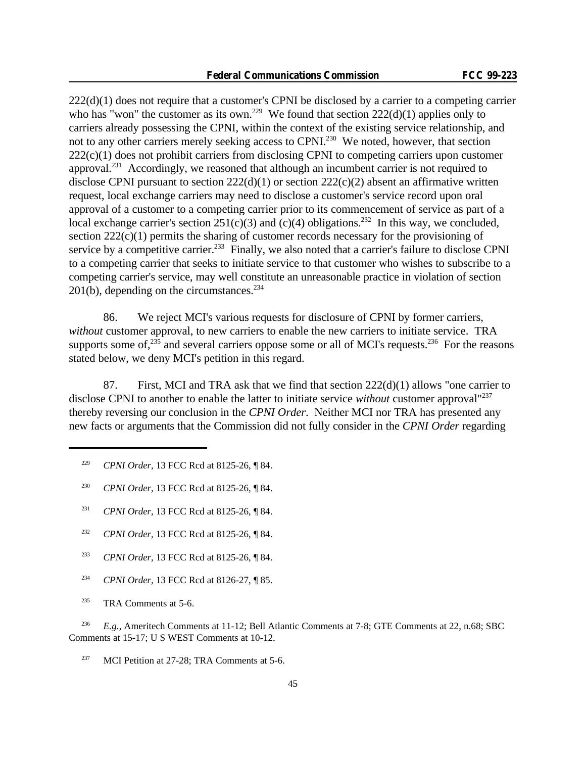222(d)(1) does not require that a customer's CPNI be disclosed by a carrier to a competing carrier who has "won" the customer as its own.[229] We found that section 222(d)(1) applies only to carriers already possessing the CPNI, within the context of the existing service relationship, and not to any other carriers merely seeking access to CPNI.[230] We noted, however, that section 222(c)(1) does not prohibit carriers from disclosing CPNI to competing carriers upon customer approval.[231] Accordingly, we reasoned that although an incumbent carrier is not required to disclose CPNI pursuant to section 222(d)(1) or section 222(c)(2) absent an affirmative written request, local exchange carriers may need to disclose a customer's service record upon oral approval of a customer to a competing carrier prior to its commencement of service as part of a local exchange carrier's section 251(c)(3) and (c)(4) obligations.[232] In this way, we concluded, section 222(c)(1) permits the sharing of customer records necessary for the provisioning of service by a competitive carrier.[233] Finally, we also noted that a carrier's failure to disclose CPNI to a competing carrier that seeks to initiate service to that customer who wishes to subscribe to a competing carrier's service, may well constitute an unreasonable practice in violation of section 201(b), depending on the circumstances.[234]

86. We reject MCI's various requests for disclosure of CPNI by former carriers, *without* customer approval, to new carriers to enable the new carriers to initiate service. TRA supports some of,[235] and several carriers oppose some or all of MCI's requests.[236] For the reasons stated below, we deny MCI's petition in this regard.

87. First, MCI and TRA ask that we find that section 222(d)(1) allows "one carrier to disclose CPNI to another to enable the latter to initiate service *without* customer approval"[237] thereby reversing our conclusion in the *CPNI Order*. Neither MCI nor TRA has presented any new facts or arguments that the Commission did not fully consider in the *CPNI Order* regarding

---

[229] *CPNI Order*, 13 FCC Rcd at 8125-26, ¶ 84.

[230] *CPNI Order*, 13 FCC Rcd at 8125-26, ¶ 84.

[231] *CPNI Order*, 13 FCC Rcd at 8125-26, ¶ 84.

[232] *CPNI Order*, 13 FCC Rcd at 8125-26, ¶ 84.

[233] *CPNI Order*, 13 FCC Rcd at 8125-26, ¶ 84.

[234] *CPNI Order*, 13 FCC Rcd at 8126-27, ¶ 85.

[235] TRA Comments at 5-6.

[236] *E.g.*, Ameritech Comments at 11-12; Bell Atlantic Comments at 7-8; GTE Comments at 22, n.68; SBC Comments at 15-17; U S WEST Comments at 10-12.

[237] MCI Petition at 27-28; TRA Comments at 5-6.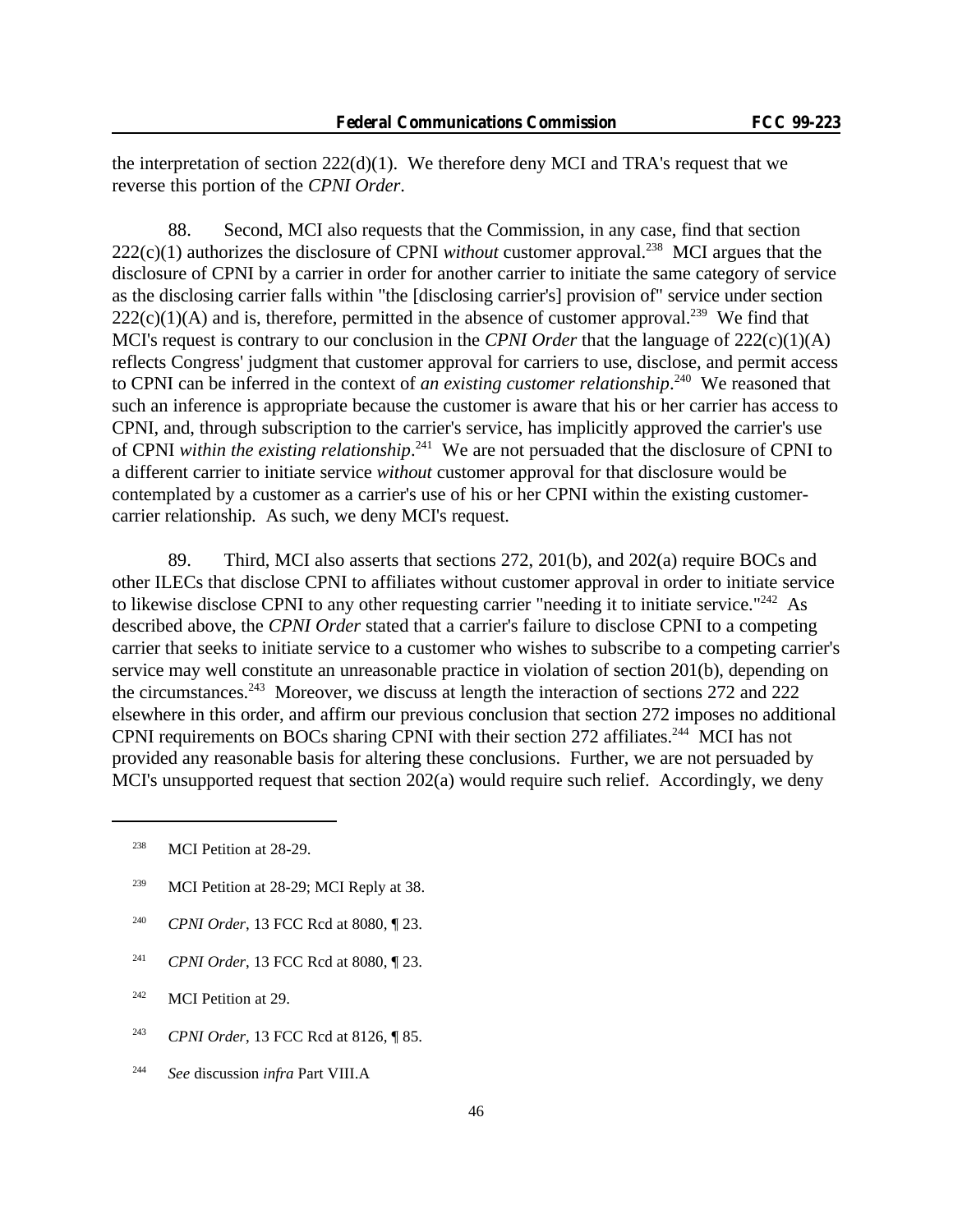the interpretation of section 222(d)(1). We therefore deny MCI and TRA's request that we reverse this portion of the *CPNI Order*.

88. Second, MCI also requests that the Commission, in any case, find that section 222(c)(1) authorizes the disclosure of CPNI *without* customer approval.[238] MCI argues that the disclosure of CPNI by a carrier in order for another carrier to initiate the same category of service as the disclosing carrier falls within "the [disclosing carrier's] provision of" service under section 222(c)(1)(A) and is, therefore, permitted in the absence of customer approval.[239] We find that MCI's request is contrary to our conclusion in the *CPNI Order* that the language of 222(c)(1)(A) reflects Congress' judgment that customer approval for carriers to use, disclose, and permit access to CPNI can be inferred in the context of *an existing customer relationship*.[240] We reasoned that such an inference is appropriate because the customer is aware that his or her carrier has access to CPNI, and, through subscription to the carrier's service, has implicitly approved the carrier's use of CPNI *within the existing relationship*.[241] We are not persuaded that the disclosure of CPNI to a different carrier to initiate service *without* customer approval for that disclosure would be contemplated by a customer as a carrier's use of his or her CPNI within the existing customer-carrier relationship. As such, we deny MCI's request.

89. Third, MCI also asserts that sections 272, 201(b), and 202(a) require BOCs and other ILECs that disclose CPNI to affiliates without customer approval in order to initiate service to likewise disclose CPNI to any other requesting carrier "needing it to initiate service."[242] As described above, the *CPNI Order* stated that a carrier's failure to disclose CPNI to a competing carrier that seeks to initiate service to a customer who wishes to subscribe to a competing carrier's service may well constitute an unreasonable practice in violation of section 201(b), depending on the circumstances.[243] Moreover, we discuss at length the interaction of sections 272 and 222 elsewhere in this order, and affirm our previous conclusion that section 272 imposes no additional CPNI requirements on BOCs sharing CPNI with their section 272 affiliates.[244] MCI has not provided any reasonable basis for altering these conclusions. Further, we are not persuaded by MCI's unsupported request that section 202(a) would require such relief. Accordingly, we deny

---

[238] MCI Petition at 28-29.

[239] MCI Petition at 28-29; MCI Reply at 38.

[240] *CPNI Order*, 13 FCC Rcd at 8080, ¶ 23.

[241] *CPNI Order*, 13 FCC Rcd at 8080, ¶ 23.

[242] MCI Petition at 29.

[243] *CPNI Order*, 13 FCC Rcd at 8126, ¶ 85.

[244] *See* discussion *infra* Part VIII.A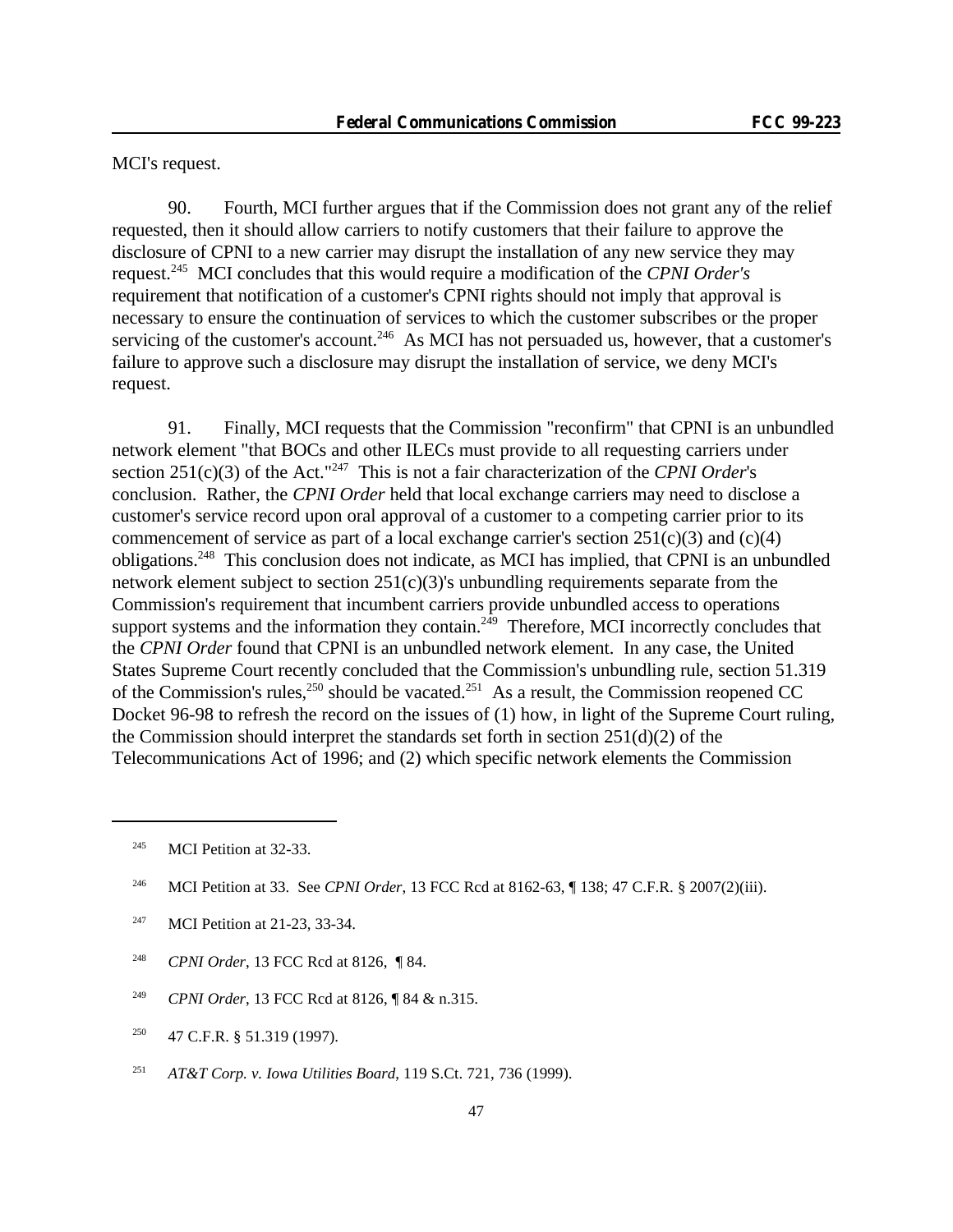MCI's request.

90. Fourth, MCI further argues that if the Commission does not grant any of the relief requested, then it should allow carriers to notify customers that their failure to approve the disclosure of CPNI to a new carrier may disrupt the installation of any new service they may request.[245] MCI concludes that this would require a modification of the *CPNI Order's* requirement that notification of a customer's CPNI rights should not imply that approval is necessary to ensure the continuation of services to which the customer subscribes or the proper servicing of the customer's account.[246] As MCI has not persuaded us, however, that a customer's failure to approve such a disclosure may disrupt the installation of service, we deny MCI's request.

91. Finally, MCI requests that the Commission "reconfirm" that CPNI is an unbundled network element "that BOCs and other ILECs must provide to all requesting carriers under section 251(c)(3) of the Act."[247] This is not a fair characterization of the *CPNI Order*'s conclusion. Rather, the *CPNI Order* held that local exchange carriers may need to disclose a customer's service record upon oral approval of a customer to a competing carrier prior to its commencement of service as part of a local exchange carrier's section 251(c)(3) and (c)(4) obligations.[248] This conclusion does not indicate, as MCI has implied, that CPNI is an unbundled network element subject to section 251(c)(3)'s unbundling requirements separate from the Commission's requirement that incumbent carriers provide unbundled access to operations support systems and the information they contain.[249] Therefore, MCI incorrectly concludes that the *CPNI Order* found that CPNI is an unbundled network element. In any case, the United States Supreme Court recently concluded that the Commission's unbundling rule, section 51.319 of the Commission's rules,[250] should be vacated.[251] As a result, the Commission reopened CC Docket 96-98 to refresh the record on the issues of (1) how, in light of the Supreme Court ruling, the Commission should interpret the standards set forth in section 251(d)(2) of the Telecommunications Act of 1996; and (2) which specific network elements the Commission

---

[245] MCI Petition at 32-33.

[246] MCI Petition at 33. See *CPNI Order*, 13 FCC Rcd at 8162-63, ¶ 138; 47 C.F.R. § 2007(2)(iii).

[247] MCI Petition at 21-23, 33-34.

[248] *CPNI Order*, 13 FCC Rcd at 8126, ¶ 84.

[249] *CPNI Order*, 13 FCC Rcd at 8126, ¶ 84 & n.315.

[250] 47 C.F.R. § 51.319 (1997).

[251] *AT&T Corp. v. Iowa Utilities Board*, 119 S.Ct. 721, 736 (1999).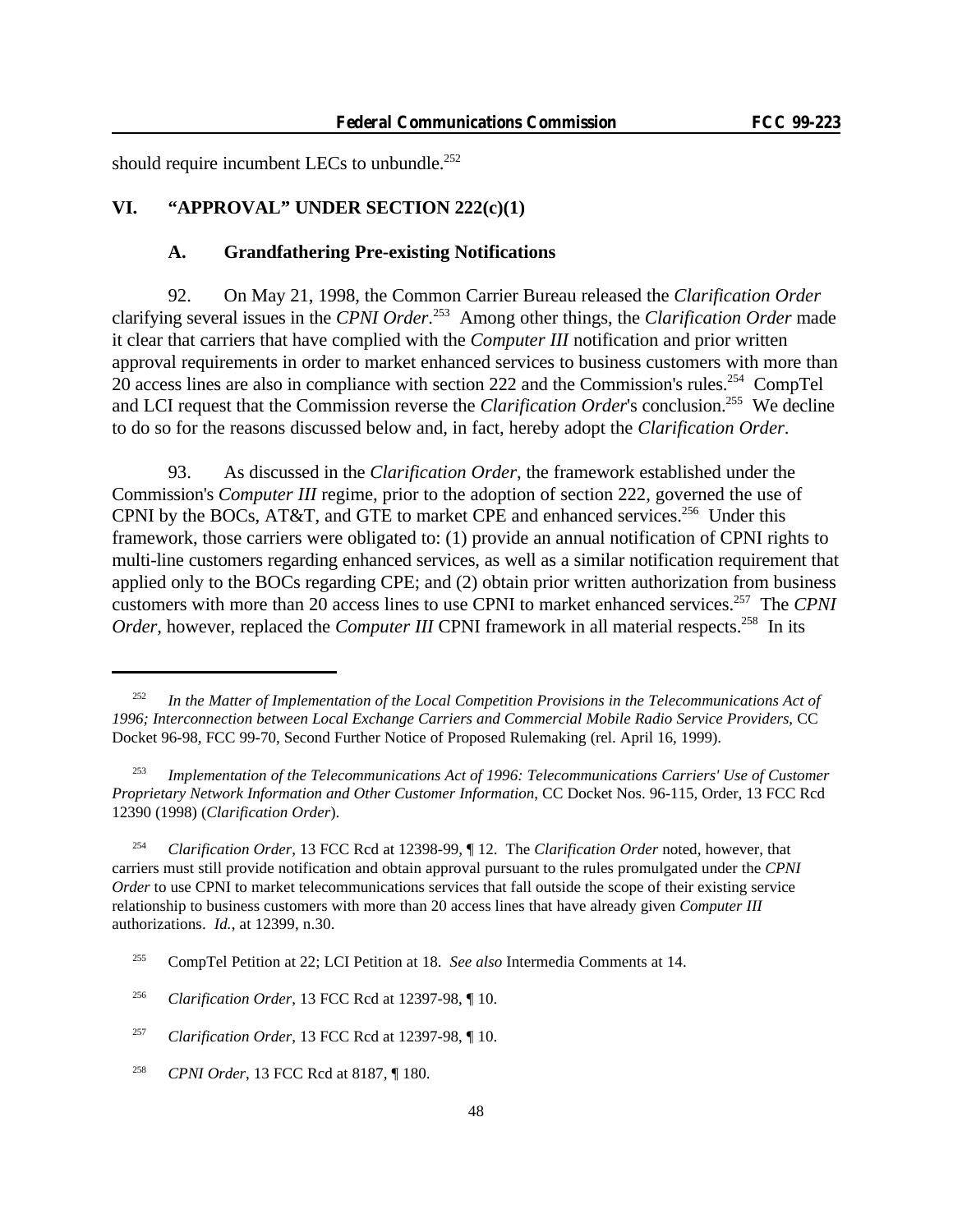should require incumbent LECs to unbundle.[252]

## VI. "APPROVAL" UNDER SECTION 222(c)(1)

### A. Grandfathering Pre-existing Notifications

92. On May 21, 1998, the Common Carrier Bureau released the *Clarification Order* clarifying several issues in the *CPNI Order*.[253] Among other things, the *Clarification Order* made it clear that carriers that have complied with the *Computer III* notification and prior written approval requirements in order to market enhanced services to business customers with more than 20 access lines are also in compliance with section 222 and the Commission's rules.[254] CompTel and LCI request that the Commission reverse the *Clarification Order*'s conclusion.[255] We decline to do so for the reasons discussed below and, in fact, hereby adopt the *Clarification Order*.

93. As discussed in the *Clarification Order*, the framework established under the Commission's *Computer III* regime, prior to the adoption of section 222, governed the use of CPNI by the BOCs, AT&T, and GTE to market CPE and enhanced services.[256] Under this framework, those carriers were obligated to: (1) provide an annual notification of CPNI rights to multi-line customers regarding enhanced services, as well as a similar notification requirement that applied only to the BOCs regarding CPE; and (2) obtain prior written authorization from business customers with more than 20 access lines to use CPNI to market enhanced services.[257] The *CPNI Order*, however, replaced the *Computer III* CPNI framework in all material respects.[258] In its

---

[252] *In the Matter of Implementation of the Local Competition Provisions in the Telecommunications Act of 1996; Interconnection between Local Exchange Carriers and Commercial Mobile Radio Service Providers*, CC Docket 96-98, FCC 99-70, Second Further Notice of Proposed Rulemaking (rel. April 16, 1999).

[253] *Implementation of the Telecommunications Act of 1996: Telecommunications Carriers' Use of Customer Proprietary Network Information and Other Customer Information*, CC Docket Nos. 96-115, Order, 13 FCC Rcd 12390 (1998) (*Clarification Order*).

[254] *Clarification Order*, 13 FCC Rcd at 12398-99, ¶ 12. The *Clarification Order* noted, however, that carriers must still provide notification and obtain approval pursuant to the rules promulgated under the *CPNI Order* to use CPNI to market telecommunications services that fall outside the scope of their existing service relationship to business customers with more than 20 access lines that have already given *Computer III* authorizations. *Id.*, at 12399, n.30.

[255] CompTel Petition at 22; LCI Petition at 18. *See also* Intermedia Comments at 14.

[256] *Clarification Order*, 13 FCC Rcd at 12397-98, ¶ 10.

[257] *Clarification Order*, 13 FCC Rcd at 12397-98, ¶ 10.

[258] *CPNI Order*, 13 FCC Rcd at 8187, ¶ 180.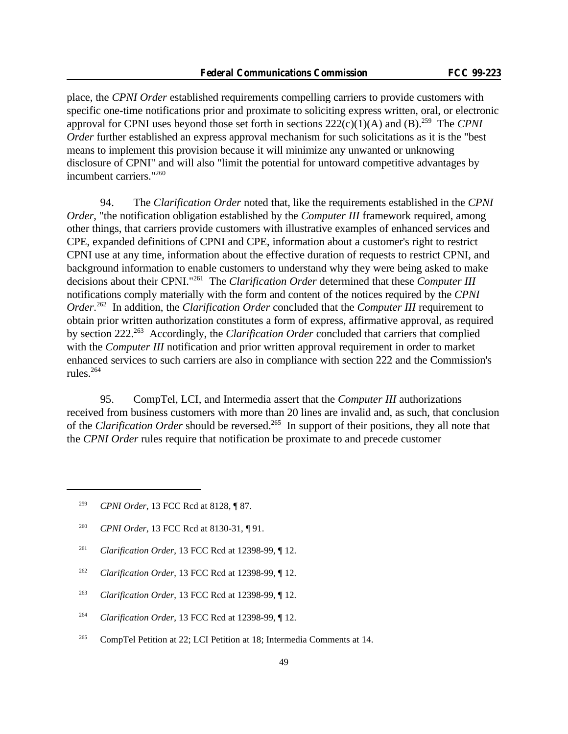place, the *CPNI Order* established requirements compelling carriers to provide customers with specific one-time notifications prior and proximate to soliciting express written, oral, or electronic approval for CPNI uses beyond those set forth in sections 222(c)(1)(A) and (B).[259] The *CPNI Order* further established an express approval mechanism for such solicitations as it is the "best means to implement this provision because it will minimize any unwanted or unknowing disclosure of CPNI" and will also "limit the potential for untoward competitive advantages by incumbent carriers."[260]

94. The *Clarification Order* noted that, like the requirements established in the *CPNI Order*, "the notification obligation established by the *Computer III* framework required, among other things, that carriers provide customers with illustrative examples of enhanced services and CPE, expanded definitions of CPNI and CPE, information about a customer's right to restrict CPNI use at any time, information about the effective duration of requests to restrict CPNI, and background information to enable customers to understand why they were being asked to make decisions about their CPNI."[261] The *Clarification Order* determined that these *Computer III* notifications comply materially with the form and content of the notices required by the *CPNI Order*.[262] In addition, the *Clarification Order* concluded that the *Computer III* requirement to obtain prior written authorization constitutes a form of express, affirmative approval, as required by section 222.[263] Accordingly, the *Clarification Order* concluded that carriers that complied with the *Computer III* notification and prior written approval requirement in order to market enhanced services to such carriers are also in compliance with section 222 and the Commission's rules.[264]

95. CompTel, LCI, and Intermedia assert that the *Computer III* authorizations received from business customers with more than 20 lines are invalid and, as such, that conclusion of the *Clarification Order* should be reversed.[265] In support of their positions, they all note that the *CPNI Order* rules require that notification be proximate to and precede customer

---

[259] *CPNI Order*, 13 FCC Rcd at 8128, ¶ 87.

[260] *CPNI Order*, 13 FCC Rcd at 8130-31, ¶ 91.

[261] *Clarification Order*, 13 FCC Rcd at 12398-99, ¶ 12.

[262] *Clarification Order*, 13 FCC Rcd at 12398-99, ¶ 12.

[263] *Clarification Order*, 13 FCC Rcd at 12398-99, ¶ 12.

[264] *Clarification Order*, 13 FCC Rcd at 12398-99, ¶ 12.

[265] CompTel Petition at 22; LCI Petition at 18; Intermedia Comments at 14.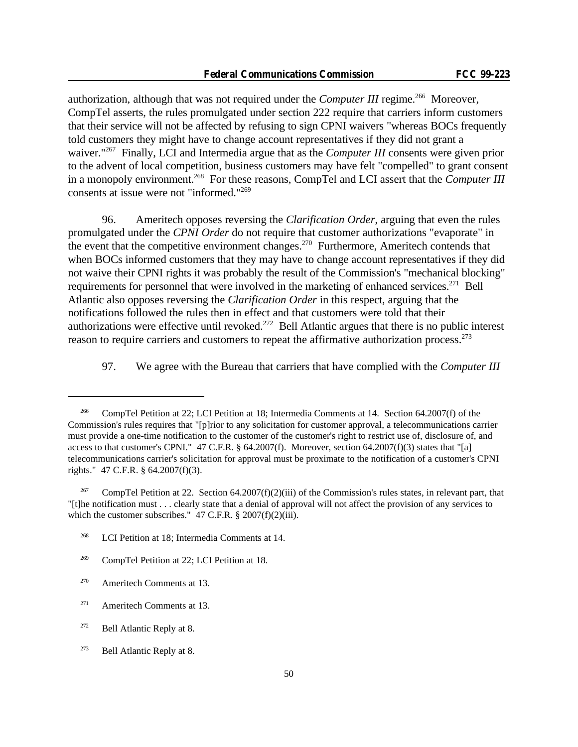authorization, although that was not required under the *Computer III* regime.[266] Moreover, CompTel asserts, the rules promulgated under section 222 require that carriers inform customers that their service will not be affected by refusing to sign CPNI waivers "whereas BOCs frequently told customers they might have to change account representatives if they did not grant a waiver."[267] Finally, LCI and Intermedia argue that as the *Computer III* consents were given prior to the advent of local competition, business customers may have felt "compelled" to grant consent in a monopoly environment.[268] For these reasons, CompTel and LCI assert that the *Computer III* consents at issue were not "informed."[269]

96. Ameritech opposes reversing the *Clarification Order*, arguing that even the rules promulgated under the *CPNI Order* do not require that customer authorizations "evaporate" in the event that the competitive environment changes.[270] Furthermore, Ameritech contends that when BOCs informed customers that they may have to change account representatives if they did not waive their CPNI rights it was probably the result of the Commission's "mechanical blocking" requirements for personnel that were involved in the marketing of enhanced services.[271] Bell Atlantic also opposes reversing the *Clarification Order* in this respect, arguing that the notifications followed the rules then in effect and that customers were told that their authorizations were effective until revoked.[272] Bell Atlantic argues that there is no public interest reason to require carriers and customers to repeat the affirmative authorization process.[273]

97. We agree with the Bureau that carriers that have complied with the *Computer III*

---

[266] CompTel Petition at 22; LCI Petition at 18; Intermedia Comments at 14. Section 64.2007(f) of the Commission's rules requires that "[p]rior to any solicitation for customer approval, a telecommunications carrier must provide a one-time notification to the customer of the customer's right to restrict use of, disclosure of, and access to that customer's CPNI." 47 C.F.R. § 64.2007(f). Moreover, section 64.2007(f)(3) states that "[a] telecommunications carrier's solicitation for approval must be proximate to the notification of a customer's CPNI rights." 47 C.F.R. § 64.2007(f)(3).

[267] CompTel Petition at 22. Section 64.2007(f)(2)(iii) of the Commission's rules states, in relevant part, that "[t]he notification must . . . clearly state that a denial of approval will not affect the provision of any services to which the customer subscribes." 47 C.F.R. § 2007(f)(2)(iii).

[268] LCI Petition at 18; Intermedia Comments at 14.

[269] CompTel Petition at 22; LCI Petition at 18.

[270] Ameritech Comments at 13.

[271] Ameritech Comments at 13.

[272] Bell Atlantic Reply at 8.

[273] Bell Atlantic Reply at 8.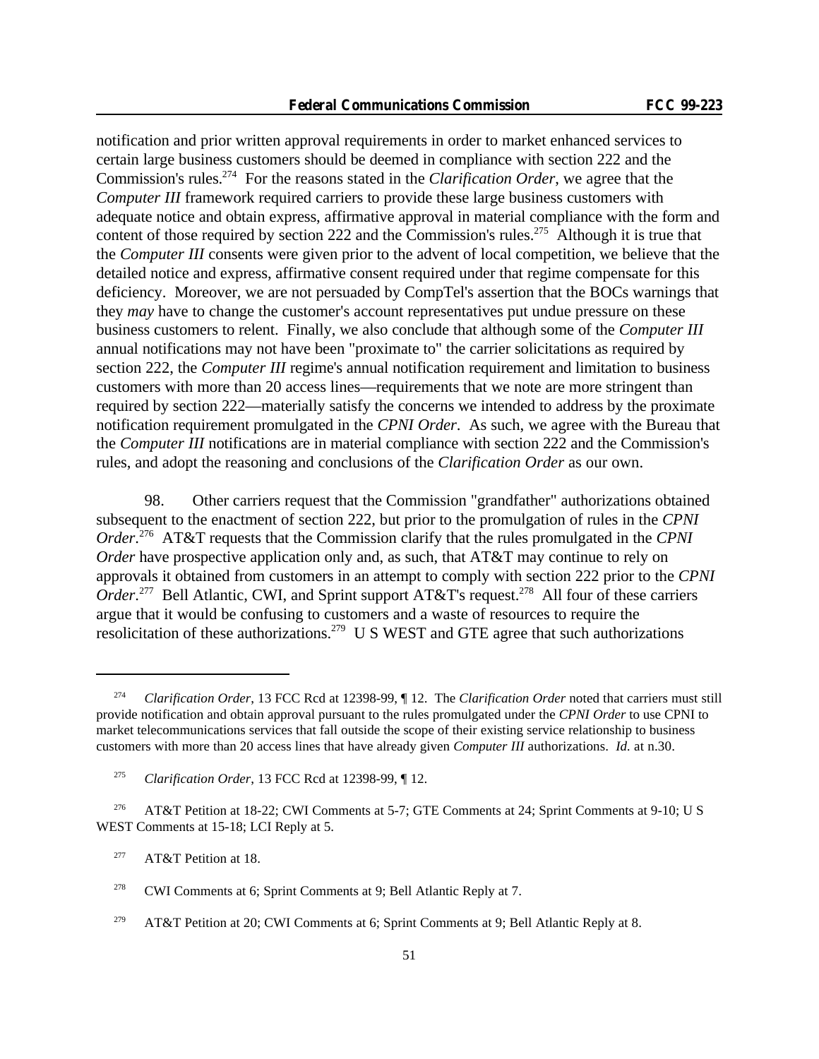notification and prior written approval requirements in order to market enhanced services to certain large business customers should be deemed in compliance with section 222 and the Commission's rules.[274] For the reasons stated in the *Clarification Order*, we agree that the *Computer III* framework required carriers to provide these large business customers with adequate notice and obtain express, affirmative approval in material compliance with the form and content of those required by section 222 and the Commission's rules.[275] Although it is true that the *Computer III* consents were given prior to the advent of local competition, we believe that the detailed notice and express, affirmative consent required under that regime compensate for this deficiency. Moreover, we are not persuaded by CompTel's assertion that the BOCs warnings that they *may* have to change the customer's account representatives put undue pressure on these business customers to relent. Finally, we also conclude that although some of the *Computer III* annual notifications may not have been "proximate to" the carrier solicitations as required by section 222, the *Computer III* regime's annual notification requirement and limitation to business customers with more than 20 access lines—requirements that we note are more stringent than required by section 222—materially satisfy the concerns we intended to address by the proximate notification requirement promulgated in the *CPNI Order*. As such, we agree with the Bureau that the *Computer III* notifications are in material compliance with section 222 and the Commission's rules, and adopt the reasoning and conclusions of the *Clarification Order* as our own.

98. Other carriers request that the Commission "grandfather" authorizations obtained subsequent to the enactment of section 222, but prior to the promulgation of rules in the *CPNI Order*.[276] AT&T requests that the Commission clarify that the rules promulgated in the *CPNI Order* have prospective application only and, as such, that AT&T may continue to rely on approvals it obtained from customers in an attempt to comply with section 222 prior to the *CPNI Order*.[277] Bell Atlantic, CWI, and Sprint support AT&T's request.[278] All four of these carriers argue that it would be confusing to customers and a waste of resources to require the resolicitation of these authorizations.[279] U S WEST and GTE agree that such authorizations

---

[274] *Clarification Order*, 13 FCC Rcd at 12398-99, ¶ 12. The *Clarification Order* noted that carriers must still provide notification and obtain approval pursuant to the rules promulgated under the *CPNI Order* to use CPNI to market telecommunications services that fall outside the scope of their existing service relationship to business customers with more than 20 access lines that have already given *Computer III* authorizations. *Id.* at n.30.

[275] *Clarification Order*, 13 FCC Rcd at 12398-99, ¶ 12.

[276] AT&T Petition at 18-22; CWI Comments at 5-7; GTE Comments at 24; Sprint Comments at 9-10; U S WEST Comments at 15-18; LCI Reply at 5.

[277] AT&T Petition at 18.

[278] CWI Comments at 6; Sprint Comments at 9; Bell Atlantic Reply at 7.

[279] AT&T Petition at 20; CWI Comments at 6; Sprint Comments at 9; Bell Atlantic Reply at 8.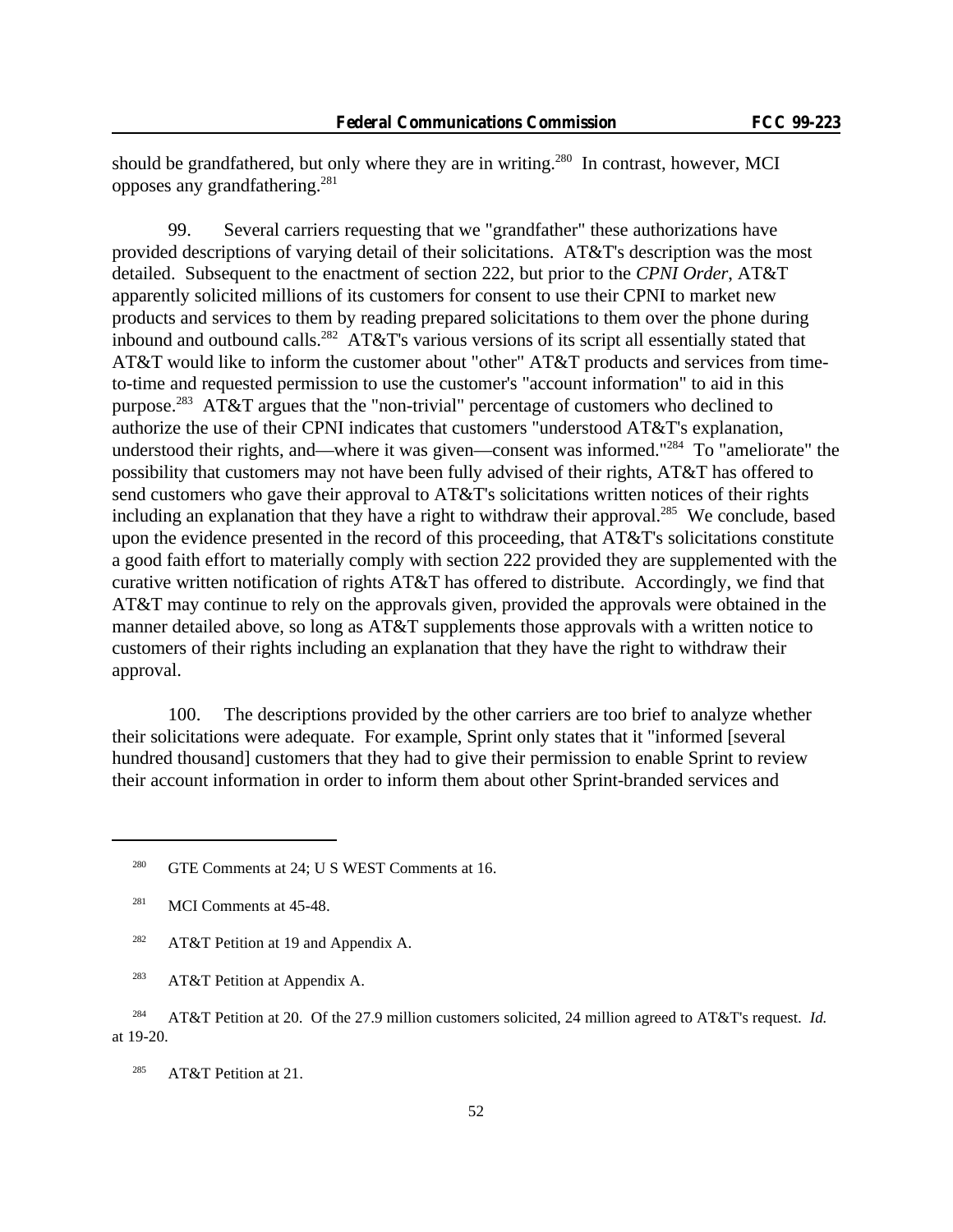should be grandfathered, but only where they are in writing.[280] In contrast, however, MCI opposes any grandfathering.[281]

99. Several carriers requesting that we "grandfather" these authorizations have provided descriptions of varying detail of their solicitations. AT&T's description was the most detailed. Subsequent to the enactment of section 222, but prior to the *CPNI Order*, AT&T apparently solicited millions of its customers for consent to use their CPNI to market new products and services to them by reading prepared solicitations to them over the phone during inbound and outbound calls.[282] AT&T's various versions of its script all essentially stated that AT&T would like to inform the customer about "other" AT&T products and services from time-to-time and requested permission to use the customer's "account information" to aid in this purpose.[283] AT&T argues that the "non-trivial" percentage of customers who declined to authorize the use of their CPNI indicates that customers "understood AT&T's explanation, understood their rights, and—where it was given—consent was informed."[284] To "ameliorate" the possibility that customers may not have been fully advised of their rights, AT&T has offered to send customers who gave their approval to AT&T's solicitations written notices of their rights including an explanation that they have a right to withdraw their approval.[285] We conclude, based upon the evidence presented in the record of this proceeding, that AT&T's solicitations constitute a good faith effort to materially comply with section 222 provided they are supplemented with the curative written notification of rights AT&T has offered to distribute. Accordingly, we find that AT&T may continue to rely on the approvals given, provided the approvals were obtained in the manner detailed above, so long as AT&T supplements those approvals with a written notice to customers of their rights including an explanation that they have the right to withdraw their approval.

100. The descriptions provided by the other carriers are too brief to analyze whether their solicitations were adequate. For example, Sprint only states that it "informed [several hundred thousand] customers that they had to give their permission to enable Sprint to review their account information in order to inform them about other Sprint-branded services and

---

[280] GTE Comments at 24; U S WEST Comments at 16.

[281] MCI Comments at 45-48.

[282] AT&T Petition at 19 and Appendix A.

[283] AT&T Petition at Appendix A.

[284] AT&T Petition at 20. Of the 27.9 million customers solicited, 24 million agreed to AT&T's request. *Id.* at 19-20.

[285] AT&T Petition at 21.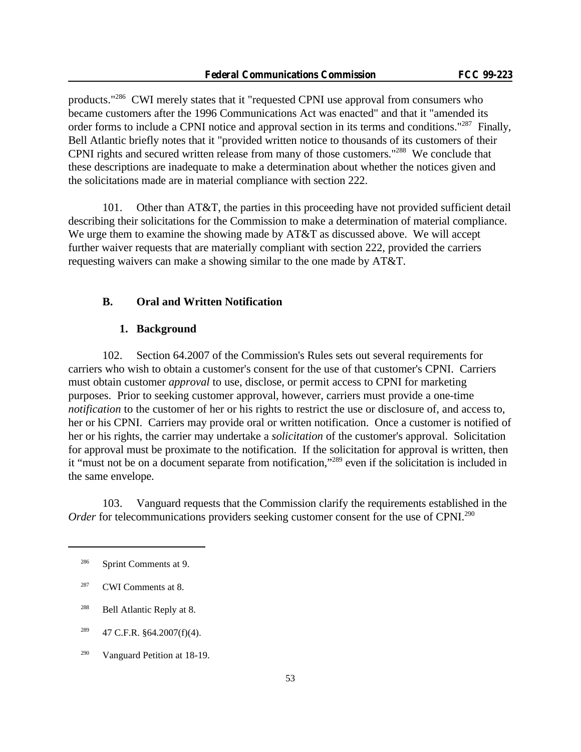products."[286] CWI merely states that it "requested CPNI use approval from consumers who became customers after the 1996 Communications Act was enacted" and that it "amended its order forms to include a CPNI notice and approval section in its terms and conditions."[287] Finally, Bell Atlantic briefly notes that it "provided written notice to thousands of its customers of their CPNI rights and secured written release from many of those customers."[288] We conclude that these descriptions are inadequate to make a determination about whether the notices given and the solicitations made are in material compliance with section 222.

101. Other than AT&T, the parties in this proceeding have not provided sufficient detail describing their solicitations for the Commission to make a determination of material compliance. We urge them to examine the showing made by AT&T as discussed above. We will accept further waiver requests that are materially compliant with section 222, provided the carriers requesting waivers can make a showing similar to the one made by AT&T.

## B. Oral and Written Notification

### 1. Background

102. Section 64.2007 of the Commission's Rules sets out several requirements for carriers who wish to obtain a customer's consent for the use of that customer's CPNI. Carriers must obtain customer *approval* to use, disclose, or permit access to CPNI for marketing purposes. Prior to seeking customer approval, however, carriers must provide a one-time *notification* to the customer of her or his rights to restrict the use or disclosure of, and access to, her or his CPNI. Carriers may provide oral or written notification. Once a customer is notified of her or his rights, the carrier may undertake a *solicitation* of the customer's approval. Solicitation for approval must be proximate to the notification. If the solicitation for approval is written, then it "must not be on a document separate from notification,"[289] even if the solicitation is included in the same envelope.

103. Vanguard requests that the Commission clarify the requirements established in the *Order* for telecommunications providers seeking customer consent for the use of CPNI.[290]

---

[286] Sprint Comments at 9.

[287] CWI Comments at 8.

[288] Bell Atlantic Reply at 8.

[289] 47 C.F.R. §64.2007(f)(4).

[290] Vanguard Petition at 18-19.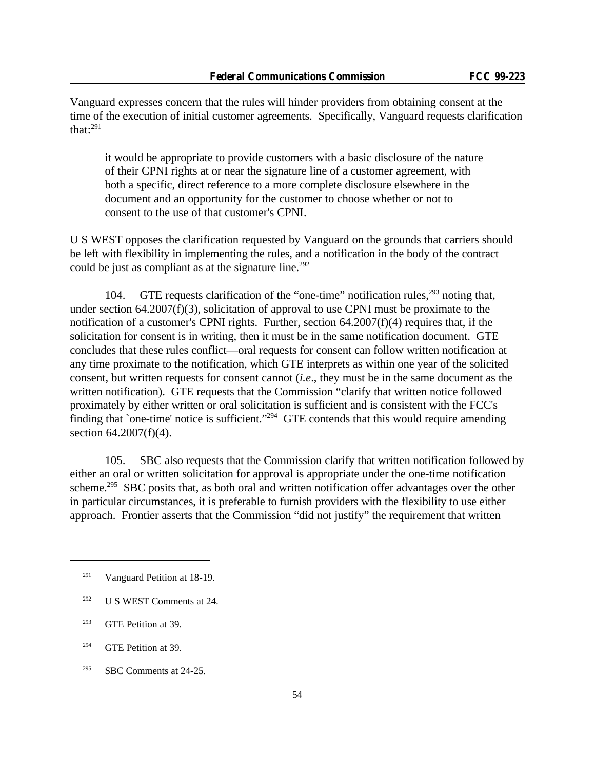Vanguard expresses concern that the rules will hinder providers from obtaining consent at the time of the execution of initial customer agreements. Specifically, Vanguard requests clarification that:[291]

> it would be appropriate to provide customers with a basic disclosure of the nature of their CPNI rights at or near the signature line of a customer agreement, with both a specific, direct reference to a more complete disclosure elsewhere in the document and an opportunity for the customer to choose whether or not to consent to the use of that customer's CPNI.

U S WEST opposes the clarification requested by Vanguard on the grounds that carriers should be left with flexibility in implementing the rules, and a notification in the body of the contract could be just as compliant as at the signature line.[292]

104. GTE requests clarification of the "one-time" notification rules,[293] noting that, under section 64.2007(f)(3), solicitation of approval to use CPNI must be proximate to the notification of a customer's CPNI rights. Further, section 64.2007(f)(4) requires that, if the solicitation for consent is in writing, then it must be in the same notification document. GTE concludes that these rules conflict—oral requests for consent can follow written notification at any time proximate to the notification, which GTE interprets as within one year of the solicited consent, but written requests for consent cannot (*i.e*., they must be in the same document as the written notification). GTE requests that the Commission "clarify that written notice followed proximately by either written or oral solicitation is sufficient and is consistent with the FCC's finding that `one-time' notice is sufficient."[294] GTE contends that this would require amending section 64.2007(f)(4).

105. SBC also requests that the Commission clarify that written notification followed by either an oral or written solicitation for approval is appropriate under the one-time notification scheme.[295] SBC posits that, as both oral and written notification offer advantages over the other in particular circumstances, it is preferable to furnish providers with the flexibility to use either approach. Frontier asserts that the Commission "did not justify" the requirement that written

---

[291] Vanguard Petition at 18-19.

[292] U S WEST Comments at 24.

[293] GTE Petition at 39.

[294] GTE Petition at 39.

[295] SBC Comments at 24-25.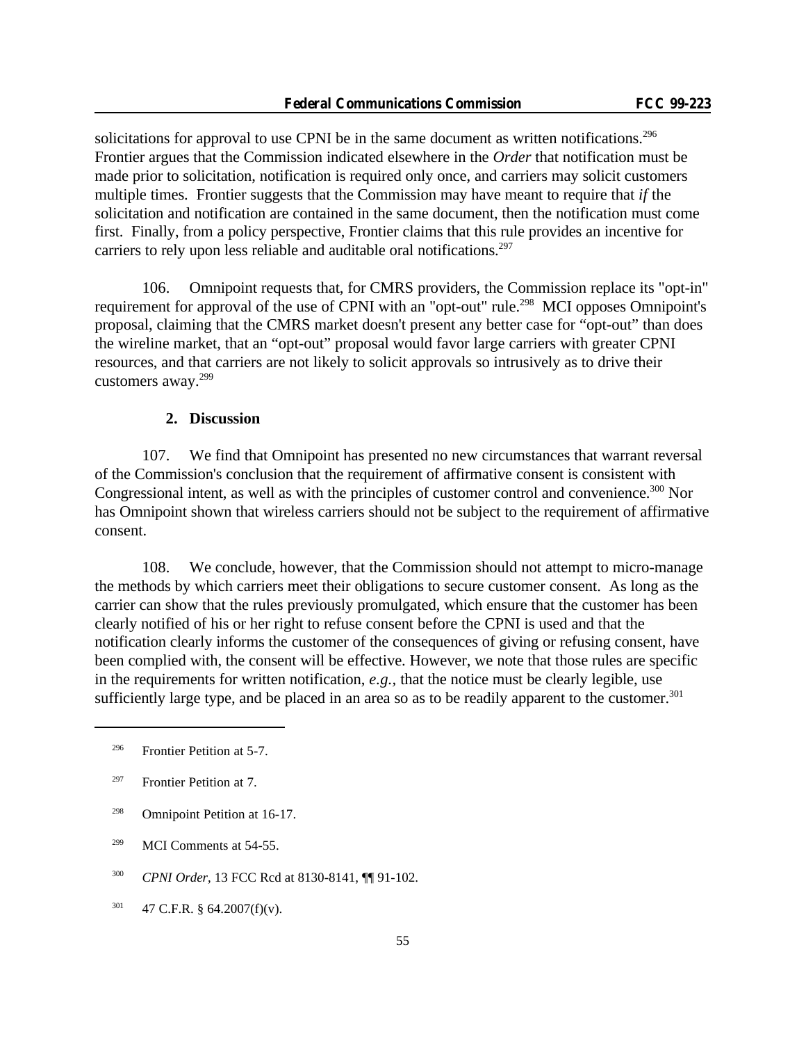solicitations for approval to use CPNI be in the same document as written notifications.[296] Frontier argues that the Commission indicated elsewhere in the *Order* that notification must be made prior to solicitation, notification is required only once, and carriers may solicit customers multiple times. Frontier suggests that the Commission may have meant to require that *if* the solicitation and notification are contained in the same document, then the notification must come first. Finally, from a policy perspective, Frontier claims that this rule provides an incentive for carriers to rely upon less reliable and auditable oral notifications.[297]

106. Omnipoint requests that, for CMRS providers, the Commission replace its "opt-in" requirement for approval of the use of CPNI with an "opt-out" rule.[298] MCI opposes Omnipoint's proposal, claiming that the CMRS market doesn't present any better case for "opt-out" than does the wireline market, that an "opt-out" proposal would favor large carriers with greater CPNI resources, and that carriers are not likely to solicit approvals so intrusively as to drive their customers away.[299]

### 2. Discussion

107. We find that Omnipoint has presented no new circumstances that warrant reversal of the Commission's conclusion that the requirement of affirmative consent is consistent with Congressional intent, as well as with the principles of customer control and convenience.[300] Nor has Omnipoint shown that wireless carriers should not be subject to the requirement of affirmative consent.

108. We conclude, however, that the Commission should not attempt to micro-manage the methods by which carriers meet their obligations to secure customer consent. As long as the carrier can show that the rules previously promulgated, which ensure that the customer has been clearly notified of his or her right to refuse consent before the CPNI is used and that the notification clearly informs the customer of the consequences of giving or refusing consent, have been complied with, the consent will be effective. However, we note that those rules are specific in the requirements for written notification, *e.g.,* that the notice must be clearly legible, use sufficiently large type, and be placed in an area so as to be readily apparent to the customer.[301]

---

[296] Frontier Petition at 5-7.

[297] Frontier Petition at 7.

[298] Omnipoint Petition at 16-17.

[299] MCI Comments at 54-55.

[300] *CPNI Order*, 13 FCC Rcd at 8130-8141, ¶¶ 91-102.

[301] 47 C.F.R. § 64.2007(f)(v).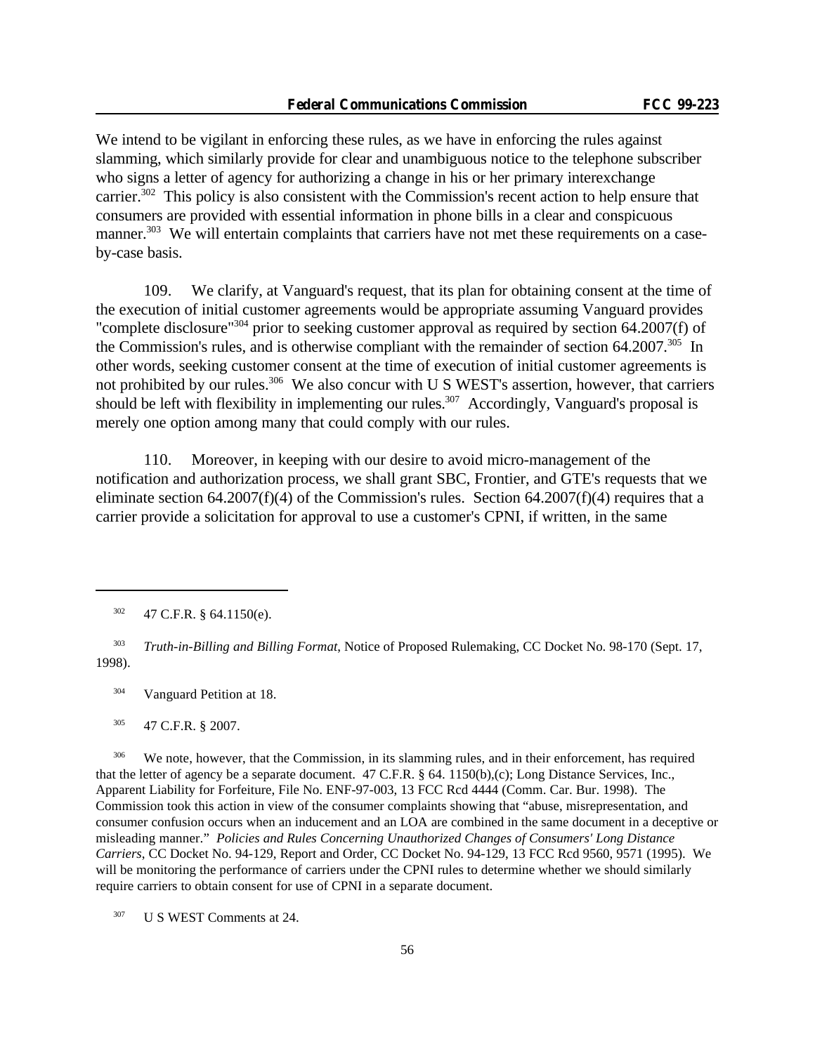We intend to be vigilant in enforcing these rules, as we have in enforcing the rules against slamming, which similarly provide for clear and unambiguous notice to the telephone subscriber who signs a letter of agency for authorizing a change in his or her primary interexchange carrier.[302] This policy is also consistent with the Commission's recent action to help ensure that consumers are provided with essential information in phone bills in a clear and conspicuous manner.[303] We will entertain complaints that carriers have not met these requirements on a case-by-case basis.

109. We clarify, at Vanguard's request, that its plan for obtaining consent at the time of the execution of initial customer agreements would be appropriate assuming Vanguard provides "complete disclosure"[304] prior to seeking customer approval as required by section 64.2007(f) of the Commission's rules, and is otherwise compliant with the remainder of section 64.2007.[305] In other words, seeking customer consent at the time of execution of initial customer agreements is not prohibited by our rules.[306] We also concur with U S WEST's assertion, however, that carriers should be left with flexibility in implementing our rules.[307] Accordingly, Vanguard's proposal is merely one option among many that could comply with our rules.

110. Moreover, in keeping with our desire to avoid micro-management of the notification and authorization process, we shall grant SBC, Frontier, and GTE's requests that we eliminate section 64.2007(f)(4) of the Commission's rules. Section 64.2007(f)(4) requires that a carrier provide a solicitation for approval to use a customer's CPNI, if written, in the same

---

[302] 47 C.F.R. § 64.1150(e).

[303] *Truth-in-Billing and Billing Format*, Notice of Proposed Rulemaking, CC Docket No. 98-170 (Sept. 17, 1998).

[304] Vanguard Petition at 18.

[305] 47 C.F.R. § 2007.

[306] We note, however, that the Commission, in its slamming rules, and in their enforcement, has required that the letter of agency be a separate document. 47 C.F.R. § 64. 1150(b),(c); Long Distance Services, Inc., Apparent Liability for Forfeiture, File No. ENF-97-003, 13 FCC Rcd 4444 (Comm. Car. Bur. 1998). The Commission took this action in view of the consumer complaints showing that "abuse, misrepresentation, and consumer confusion occurs when an inducement and an LOA are combined in the same document in a deceptive or misleading manner." *Policies and Rules Concerning Unauthorized Changes of Consumers' Long Distance Carriers*, CC Docket No. 94-129, Report and Order, CC Docket No. 94-129, 13 FCC Rcd 9560, 9571 (1995). We will be monitoring the performance of carriers under the CPNI rules to determine whether we should similarly require carriers to obtain consent for use of CPNI in a separate document.

[307] U S WEST Comments at 24.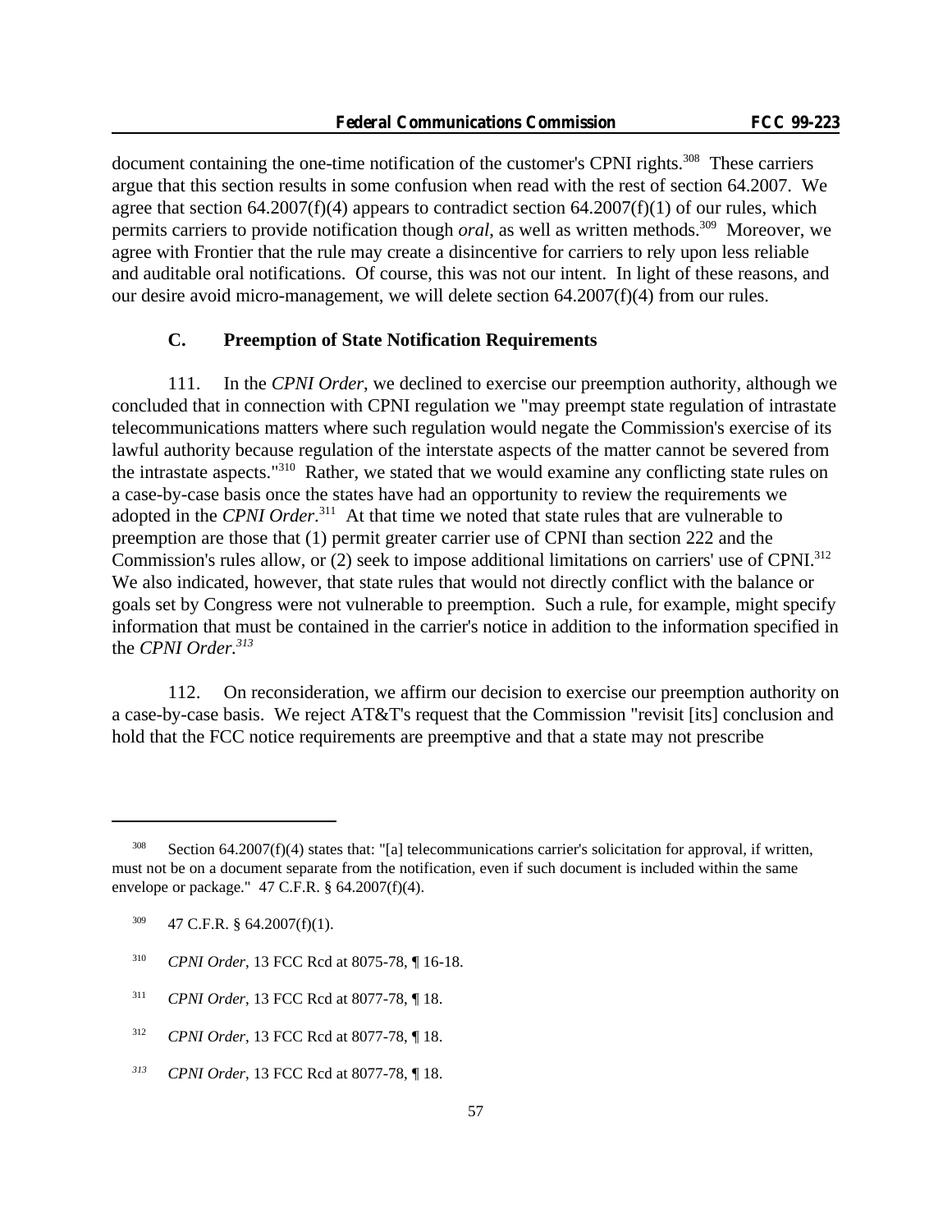document containing the one-time notification of the customer's CPNI rights.[308] These carriers argue that this section results in some confusion when read with the rest of section 64.2007. We agree that section 64.2007(f)(4) appears to contradict section 64.2007(f)(1) of our rules, which permits carriers to provide notification though *oral*, as well as written methods.[309] Moreover, we agree with Frontier that the rule may create a disincentive for carriers to rely upon less reliable and auditable oral notifications. Of course, this was not our intent. In light of these reasons, and our desire avoid micro-management, we will delete section 64.2007(f)(4) from our rules.

### C. Preemption of State Notification Requirements

111. In the *CPNI Order*, we declined to exercise our preemption authority, although we concluded that in connection with CPNI regulation we "may preempt state regulation of intrastate telecommunications matters where such regulation would negate the Commission's exercise of its lawful authority because regulation of the interstate aspects of the matter cannot be severed from the intrastate aspects."[310] Rather, we stated that we would examine any conflicting state rules on a case-by-case basis once the states have had an opportunity to review the requirements we adopted in the *CPNI Order*.[311] At that time we noted that state rules that are vulnerable to preemption are those that (1) permit greater carrier use of CPNI than section 222 and the Commission's rules allow, or (2) seek to impose additional limitations on carriers' use of CPNI.[312] We also indicated, however, that state rules that would not directly conflict with the balance or goals set by Congress were not vulnerable to preemption. Such a rule, for example, might specify information that must be contained in the carrier's notice in addition to the information specified in the *CPNI Order.*[313]

112. On reconsideration, we affirm our decision to exercise our preemption authority on a case-by-case basis. We reject AT&T's request that the Commission "revisit [its] conclusion and hold that the FCC notice requirements are preemptive and that a state may not prescribe

---

[308] Section 64.2007(f)(4) states that: "[a] telecommunications carrier's solicitation for approval, if written, must not be on a document separate from the notification, even if such document is included within the same envelope or package." 47 C.F.R. § 64.2007(f)(4).

[309] 47 C.F.R. § 64.2007(f)(1).

[310] *CPNI Order*, 13 FCC Rcd at 8075-78, ¶ 16-18.

[311] *CPNI Order*, 13 FCC Rcd at 8077-78, ¶ 18.

[312] *CPNI Order*, 13 FCC Rcd at 8077-78, ¶ 18.

[313] *CPNI Order*, 13 FCC Rcd at 8077-78, ¶ 18.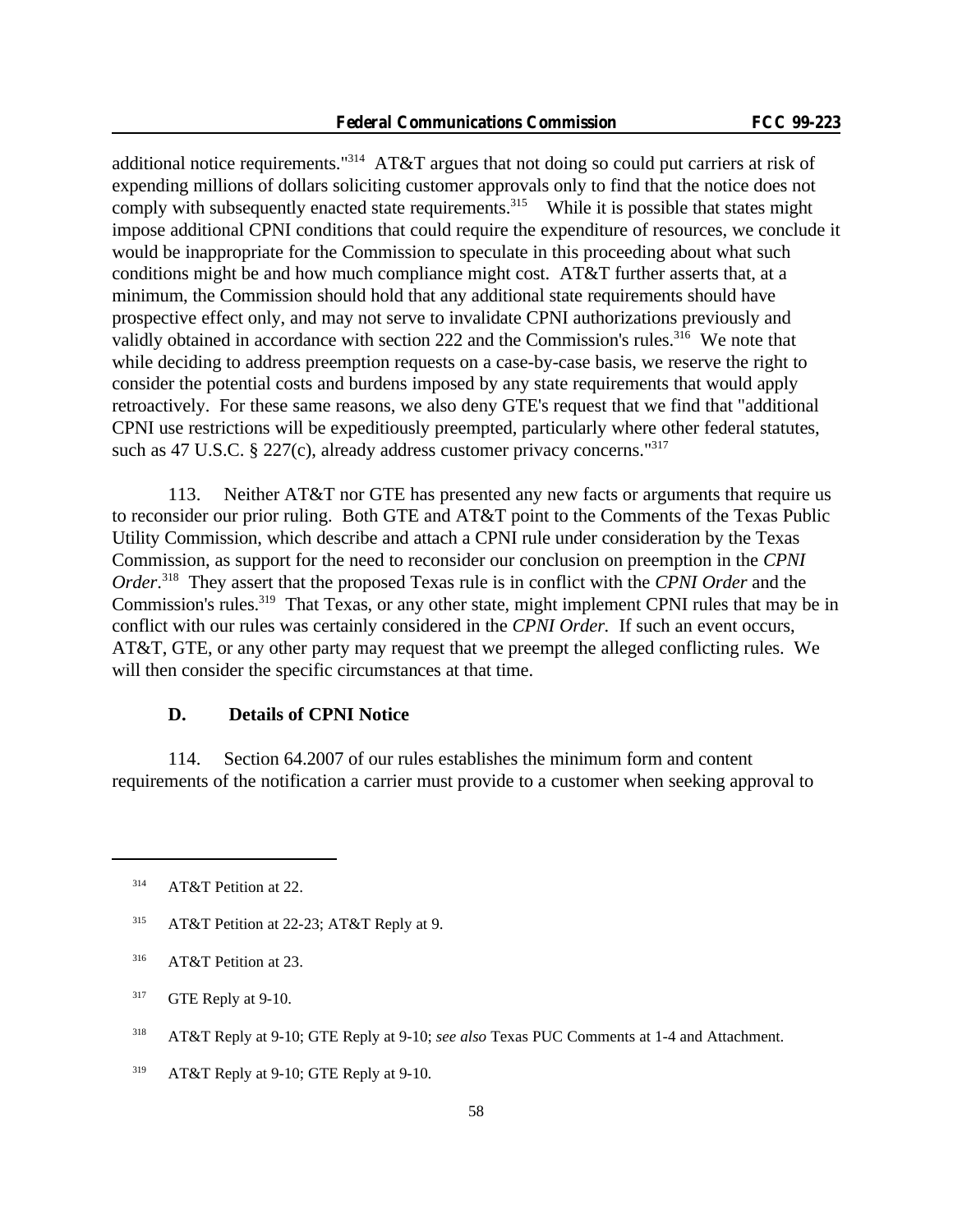additional notice requirements."[314] AT&T argues that not doing so could put carriers at risk of expending millions of dollars soliciting customer approvals only to find that the notice does not comply with subsequently enacted state requirements.[315] While it is possible that states might impose additional CPNI conditions that could require the expenditure of resources, we conclude it would be inappropriate for the Commission to speculate in this proceeding about what such conditions might be and how much compliance might cost. AT&T further asserts that, at a minimum, the Commission should hold that any additional state requirements should have prospective effect only, and may not serve to invalidate CPNI authorizations previously and validly obtained in accordance with section 222 and the Commission's rules.[316] We note that while deciding to address preemption requests on a case-by-case basis, we reserve the right to consider the potential costs and burdens imposed by any state requirements that would apply retroactively. For these same reasons, we also deny GTE's request that we find that "additional CPNI use restrictions will be expeditiously preempted, particularly where other federal statutes, such as 47 U.S.C. § 227(c), already address customer privacy concerns."[317]

113. Neither AT&T nor GTE has presented any new facts or arguments that require us to reconsider our prior ruling. Both GTE and AT&T point to the Comments of the Texas Public Utility Commission, which describe and attach a CPNI rule under consideration by the Texas Commission, as support for the need to reconsider our conclusion on preemption in the *CPNI Order*.[318] They assert that the proposed Texas rule is in conflict with the *CPNI Order* and the Commission's rules.[319] That Texas, or any other state, might implement CPNI rules that may be in conflict with our rules was certainly considered in the *CPNI Order.* If such an event occurs, AT&T, GTE, or any other party may request that we preempt the alleged conflicting rules. We will then consider the specific circumstances at that time.

### D. Details of CPNI Notice

114. Section 64.2007 of our rules establishes the minimum form and content requirements of the notification a carrier must provide to a customer when seeking approval to

---

[314] AT&T Petition at 22.

[315] AT&T Petition at 22-23; AT&T Reply at 9.

[316] AT&T Petition at 23.

[317] GTE Reply at 9-10.

[318] AT&T Reply at 9-10; GTE Reply at 9-10; *see also* Texas PUC Comments at 1-4 and Attachment.

[319] AT&T Reply at 9-10; GTE Reply at 9-10.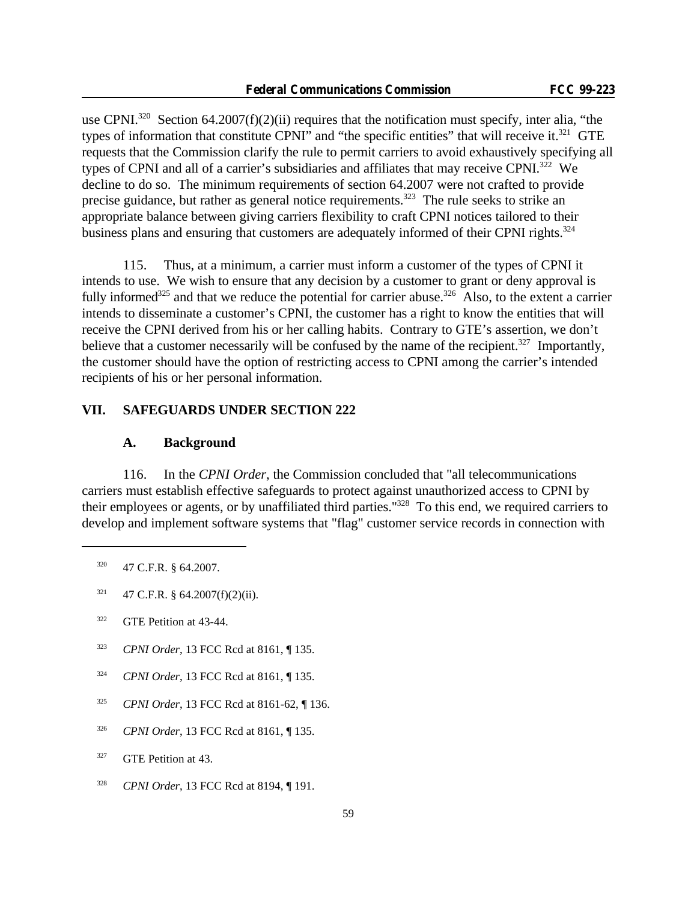use CPNI.[320] Section 64.2007(f)(2)(ii) requires that the notification must specify, inter alia, "the types of information that constitute CPNI" and "the specific entities" that will receive it.[321] GTE requests that the Commission clarify the rule to permit carriers to avoid exhaustively specifying all types of CPNI and all of a carrier's subsidiaries and affiliates that may receive CPNI.[322] We decline to do so. The minimum requirements of section 64.2007 were not crafted to provide precise guidance, but rather as general notice requirements.[323] The rule seeks to strike an appropriate balance between giving carriers flexibility to craft CPNI notices tailored to their business plans and ensuring that customers are adequately informed of their CPNI rights.[324]

115. Thus, at a minimum, a carrier must inform a customer of the types of CPNI it intends to use. We wish to ensure that any decision by a customer to grant or deny approval is fully informed[325] and that we reduce the potential for carrier abuse.[326] Also, to the extent a carrier intends to disseminate a customer's CPNI, the customer has a right to know the entities that will receive the CPNI derived from his or her calling habits. Contrary to GTE's assertion, we don't believe that a customer necessarily will be confused by the name of the recipient.[327] Importantly, the customer should have the option of restricting access to CPNI among the carrier's intended recipients of his or her personal information.

## VII. SAFEGUARDS UNDER SECTION 222

### A. Background

116. In the *CPNI Order*, the Commission concluded that "all telecommunications carriers must establish effective safeguards to protect against unauthorized access to CPNI by their employees or agents, or by unaffiliated third parties."[328] To this end, we required carriers to develop and implement software systems that "flag" customer service records in connection with

---

[320] 47 C.F.R. § 64.2007.

[321] 47 C.F.R. § 64.2007(f)(2)(ii).

[322] GTE Petition at 43-44.

[323] *CPNI Order*, 13 FCC Rcd at 8161, ¶ 135.

[324] *CPNI Order*, 13 FCC Rcd at 8161, ¶ 135.

[325] *CPNI Order*, 13 FCC Rcd at 8161-62, ¶ 136.

[326] *CPNI Order*, 13 FCC Rcd at 8161, ¶ 135.

[327] GTE Petition at 43.

[328] *CPNI Order*, 13 FCC Rcd at 8194, ¶ 191.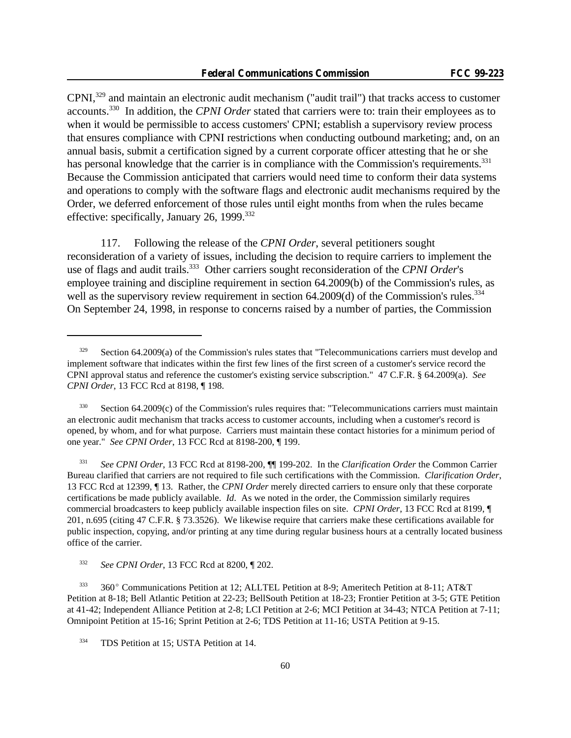CPNI,[329] and maintain an electronic audit mechanism ("audit trail") that tracks access to customer accounts.[330] In addition, the *CPNI Order* stated that carriers were to: train their employees as to when it would be permissible to access customers' CPNI; establish a supervisory review process that ensures compliance with CPNI restrictions when conducting outbound marketing; and, on an annual basis, submit a certification signed by a current corporate officer attesting that he or she has personal knowledge that the carrier is in compliance with the Commission's requirements.[331] Because the Commission anticipated that carriers would need time to conform their data systems and operations to comply with the software flags and electronic audit mechanisms required by the Order, we deferred enforcement of those rules until eight months from when the rules became effective: specifically, January 26, 1999.[332]

117. Following the release of the *CPNI Order*, several petitioners sought reconsideration of a variety of issues, including the decision to require carriers to implement the use of flags and audit trails.[333] Other carriers sought reconsideration of the *CPNI Order*'s employee training and discipline requirement in section 64.2009(b) of the Commission's rules, as well as the supervisory review requirement in section 64.2009(d) of the Commission's rules.[334] On September 24, 1998, in response to concerns raised by a number of parties, the Commission

---

[329] Section 64.2009(a) of the Commission's rules states that "Telecommunications carriers must develop and implement software that indicates within the first few lines of the first screen of a customer's service record the CPNI approval status and reference the customer's existing service subscription." 47 C.F.R. § 64.2009(a). *See CPNI Order*, 13 FCC Rcd at 8198, ¶ 198.

[330] Section 64.2009(c) of the Commission's rules requires that: "Telecommunications carriers must maintain an electronic audit mechanism that tracks access to customer accounts, including when a customer's record is opened, by whom, and for what purpose. Carriers must maintain these contact histories for a minimum period of one year." *See CPNI Order*, 13 FCC Rcd at 8198-200, ¶ 199.

[331] *See CPNI Order*, 13 FCC Rcd at 8198-200, ¶¶ 199-202. In the *Clarification Order* the Common Carrier Bureau clarified that carriers are not required to file such certifications with the Commission. *Clarification Order*, 13 FCC Rcd at 12399, ¶ 13. Rather, the *CPNI Order* merely directed carriers to ensure only that these corporate certifications be made publicly available. *Id*. As we noted in the order, the Commission similarly requires commercial broadcasters to keep publicly available inspection files on site. *CPNI Order*, 13 FCC Rcd at 8199, ¶ 201, n.695 (citing 47 C.F.R. § 73.3526). We likewise require that carriers make these certifications available for public inspection, copying, and/or printing at any time during regular business hours at a centrally located business office of the carrier.

[332] *See CPNI Order*, 13 FCC Rcd at 8200, ¶ 202.

[333] 360° Communications Petition at 12; ALLTEL Petition at 8-9; Ameritech Petition at 8-11; AT&T Petition at 8-18; Bell Atlantic Petition at 22-23; BellSouth Petition at 18-23; Frontier Petition at 3-5; GTE Petition at 41-42; Independent Alliance Petition at 2-8; LCI Petition at 2-6; MCI Petition at 34-43; NTCA Petition at 7-11; Omnipoint Petition at 15-16; Sprint Petition at 2-6; TDS Petition at 11-16; USTA Petition at 9-15.

[334] TDS Petition at 15; USTA Petition at 14.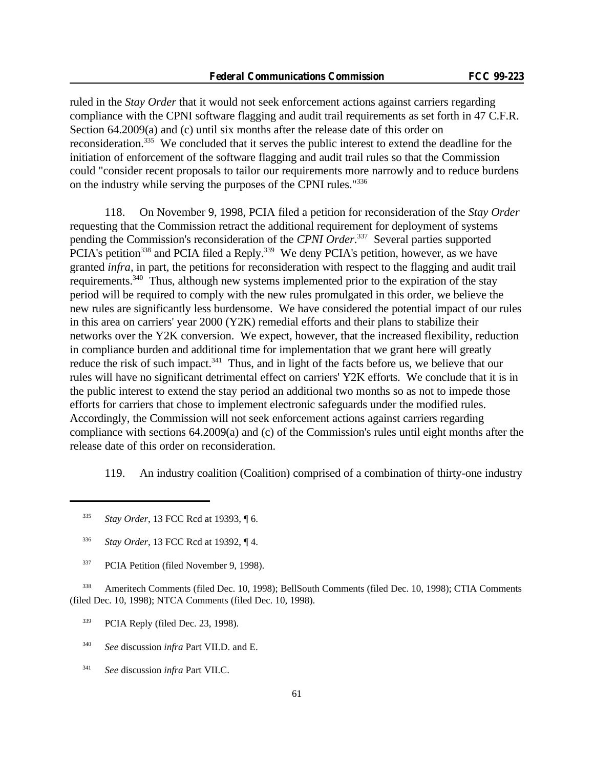ruled in the *Stay Order* that it would not seek enforcement actions against carriers regarding compliance with the CPNI software flagging and audit trail requirements as set forth in 47 C.F.R. Section 64.2009(a) and (c) until six months after the release date of this order on reconsideration.[335] We concluded that it serves the public interest to extend the deadline for the initiation of enforcement of the software flagging and audit trail rules so that the Commission could "consider recent proposals to tailor our requirements more narrowly and to reduce burdens on the industry while serving the purposes of the CPNI rules."[336]

118. On November 9, 1998, PCIA filed a petition for reconsideration of the *Stay Order* requesting that the Commission retract the additional requirement for deployment of systems pending the Commission's reconsideration of the *CPNI Order*.[337] Several parties supported PCIA's petition[338] and PCIA filed a Reply.[339] We deny PCIA's petition, however, as we have granted *infra*, in part, the petitions for reconsideration with respect to the flagging and audit trail requirements.[340] Thus, although new systems implemented prior to the expiration of the stay period will be required to comply with the new rules promulgated in this order, we believe the new rules are significantly less burdensome. We have considered the potential impact of our rules in this area on carriers' year 2000 (Y2K) remedial efforts and their plans to stabilize their networks over the Y2K conversion. We expect, however, that the increased flexibility, reduction in compliance burden and additional time for implementation that we grant here will greatly reduce the risk of such impact.[341] Thus, and in light of the facts before us, we believe that our rules will have no significant detrimental effect on carriers' Y2K efforts. We conclude that it is in the public interest to extend the stay period an additional two months so as not to impede those efforts for carriers that chose to implement electronic safeguards under the modified rules. Accordingly, the Commission will not seek enforcement actions against carriers regarding compliance with sections 64.2009(a) and (c) of the Commission's rules until eight months after the release date of this order on reconsideration.

119. An industry coalition (Coalition) comprised of a combination of thirty-one industry

---

[335] *Stay Order*, 13 FCC Rcd at 19393, ¶ 6.

[336] *Stay Order*, 13 FCC Rcd at 19392, ¶ 4.

[337] PCIA Petition (filed November 9, 1998).

[338] Ameritech Comments (filed Dec. 10, 1998); BellSouth Comments (filed Dec. 10, 1998); CTIA Comments (filed Dec. 10, 1998); NTCA Comments (filed Dec. 10, 1998).

[339] PCIA Reply (filed Dec. 23, 1998).

[340] *See* discussion *infra* Part VII.D. and E.

[341] *See* discussion *infra* Part VII.C.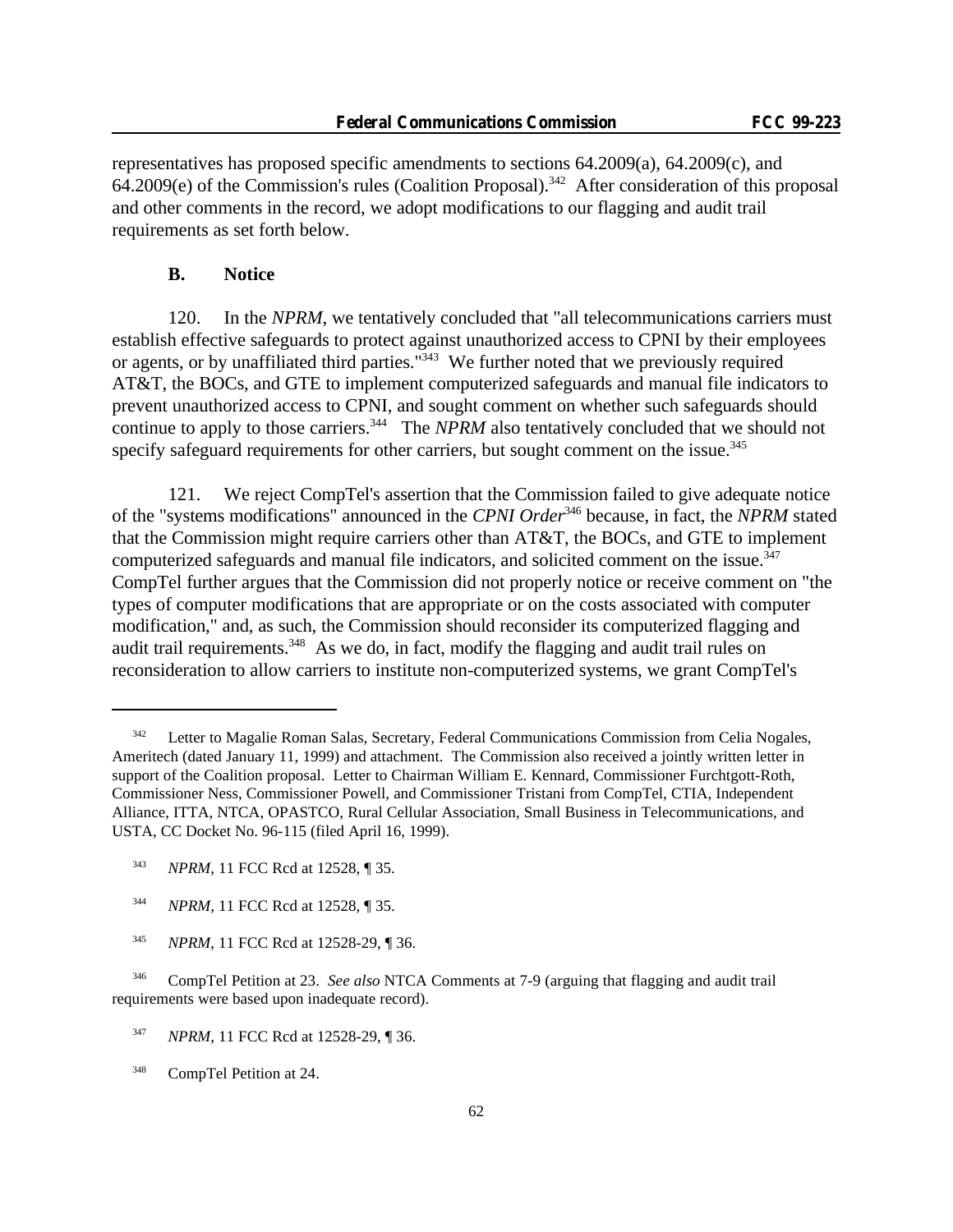representatives has proposed specific amendments to sections 64.2009(a), 64.2009(c), and 64.2009(e) of the Commission's rules (Coalition Proposal).[342] After consideration of this proposal and other comments in the record, we adopt modifications to our flagging and audit trail requirements as set forth below.

### B. Notice

120. In the *NPRM*, we tentatively concluded that "all telecommunications carriers must establish effective safeguards to protect against unauthorized access to CPNI by their employees or agents, or by unaffiliated third parties."[343] We further noted that we previously required AT&T, the BOCs, and GTE to implement computerized safeguards and manual file indicators to prevent unauthorized access to CPNI, and sought comment on whether such safeguards should continue to apply to those carriers.[344] The *NPRM* also tentatively concluded that we should not specify safeguard requirements for other carriers, but sought comment on the issue.[345]

121. We reject CompTel's assertion that the Commission failed to give adequate notice of the "systems modifications" announced in the *CPNI Order*[346] because, in fact, the *NPRM* stated that the Commission might require carriers other than AT&T, the BOCs, and GTE to implement computerized safeguards and manual file indicators, and solicited comment on the issue.[347] CompTel further argues that the Commission did not properly notice or receive comment on "the types of computer modifications that are appropriate or on the costs associated with computer modification," and, as such, the Commission should reconsider its computerized flagging and audit trail requirements.[348] As we do, in fact, modify the flagging and audit trail rules on reconsideration to allow carriers to institute non-computerized systems, we grant CompTel's

---

[342] Letter to Magalie Roman Salas, Secretary, Federal Communications Commission from Celia Nogales, Ameritech (dated January 11, 1999) and attachment. The Commission also received a jointly written letter in support of the Coalition proposal. Letter to Chairman William E. Kennard, Commissioner Furchtgott-Roth, Commissioner Ness, Commissioner Powell, and Commissioner Tristani from CompTel, CTIA, Independent Alliance, ITTA, NTCA, OPASTCO, Rural Cellular Association, Small Business in Telecommunications, and USTA, CC Docket No. 96-115 (filed April 16, 1999).

[343] *NPRM*, 11 FCC Rcd at 12528, ¶ 35.

[344] *NPRM*, 11 FCC Rcd at 12528, ¶ 35.

[345] *NPRM*, 11 FCC Rcd at 12528-29, ¶ 36.

[346] CompTel Petition at 23. *See also* NTCA Comments at 7-9 (arguing that flagging and audit trail requirements were based upon inadequate record).

[347] *NPRM*, 11 FCC Rcd at 12528-29, ¶ 36.

[348] CompTel Petition at 24.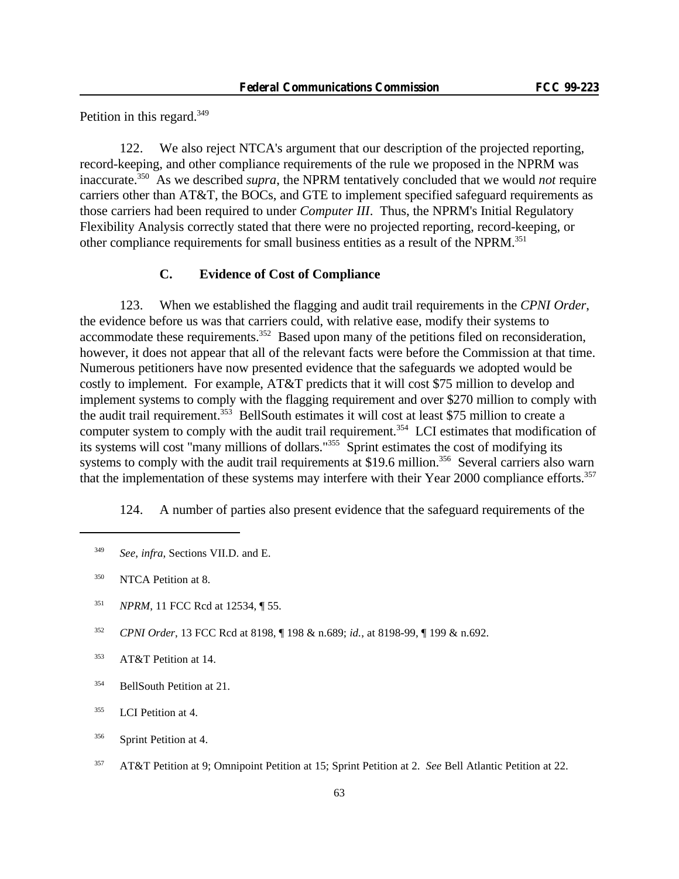Petition in this regard.[349]

122. We also reject NTCA's argument that our description of the projected reporting, record-keeping, and other compliance requirements of the rule we proposed in the NPRM was inaccurate.[350] As we described *supra*, the NPRM tentatively concluded that we would *not* require carriers other than AT&T, the BOCs, and GTE to implement specified safeguard requirements as those carriers had been required to under *Computer III*. Thus, the NPRM's Initial Regulatory Flexibility Analysis correctly stated that there were no projected reporting, record-keeping, or other compliance requirements for small business entities as a result of the NPRM.[351]

### C. Evidence of Cost of Compliance

123. When we established the flagging and audit trail requirements in the *CPNI Order*, the evidence before us was that carriers could, with relative ease, modify their systems to accommodate these requirements.[352] Based upon many of the petitions filed on reconsideration, however, it does not appear that all of the relevant facts were before the Commission at that time. Numerous petitioners have now presented evidence that the safeguards we adopted would be costly to implement. For example, AT&T predicts that it will cost $75 million to develop and implement systems to comply with the flagging requirement and over $270 million to comply with the audit trail requirement.[353] BellSouth estimates it will cost at least $75 million to create a computer system to comply with the audit trail requirement.[354] LCI estimates that modification of its systems will cost "many millions of dollars."[355] Sprint estimates the cost of modifying its systems to comply with the audit trail requirements at $19.6 million.[356] Several carriers also warn that the implementation of these systems may interfere with their Year 2000 compliance efforts.[357]

124. A number of parties also present evidence that the safeguard requirements of the

---

[349] *See*, *infra*, Sections VII.D. and E.

[350] NTCA Petition at 8.

[351] *NPRM*, 11 FCC Rcd at 12534, ¶ 55.

[352] *CPNI Order*, 13 FCC Rcd at 8198, ¶ 198 & n.689; *id.*, at 8198-99, ¶ 199 & n.692.

[353] AT&T Petition at 14.

[354] BellSouth Petition at 21.

[355] LCI Petition at 4.

[356] Sprint Petition at 4.

[357] AT&T Petition at 9; Omnipoint Petition at 15; Sprint Petition at 2. *See* Bell Atlantic Petition at 22.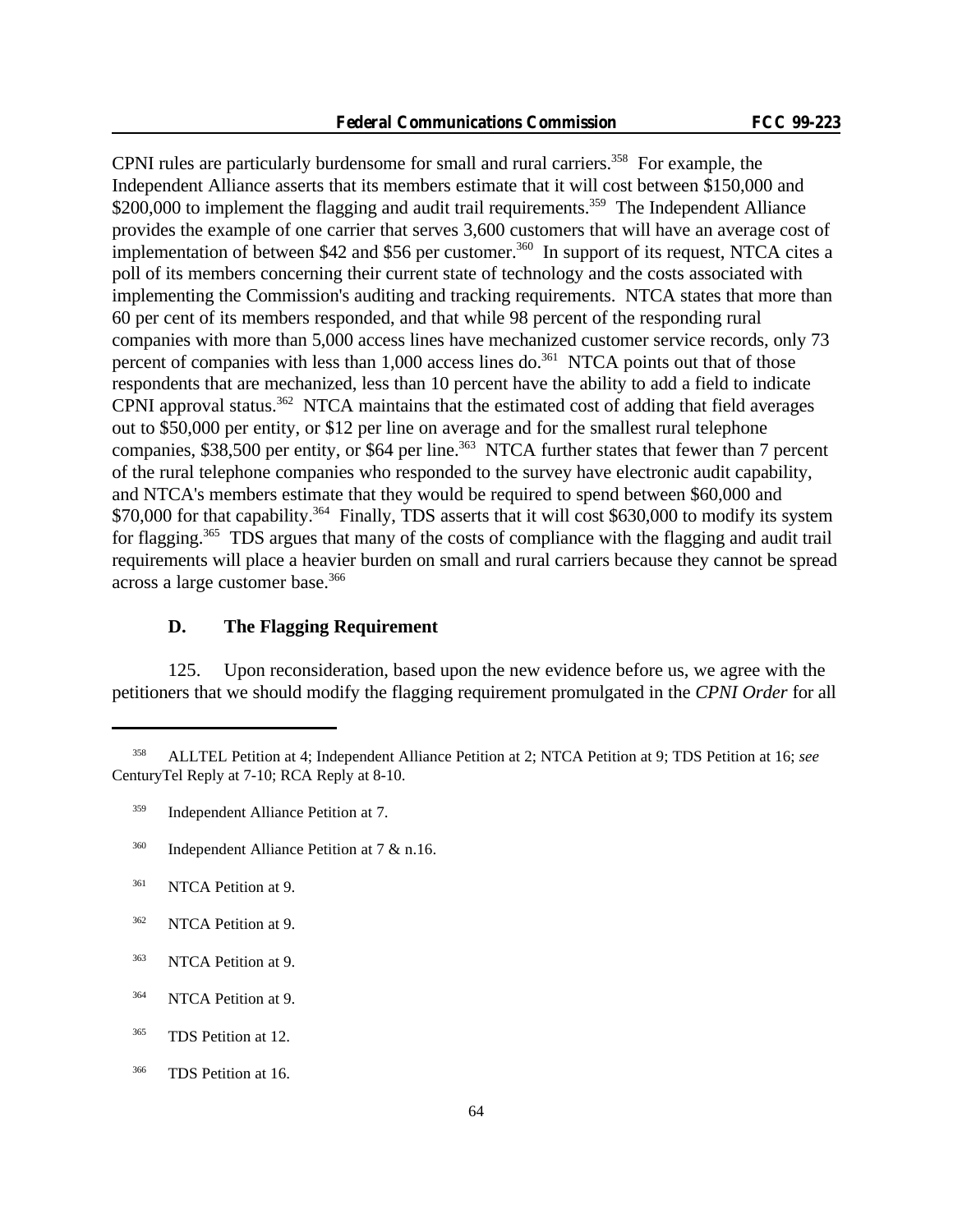CPNI rules are particularly burdensome for small and rural carriers.[358] For example, the Independent Alliance asserts that its members estimate that it will cost between $150,000 and $200,000 to implement the flagging and audit trail requirements.[359] The Independent Alliance provides the example of one carrier that serves 3,600 customers that will have an average cost of implementation of between $42 and $56 per customer.[360] In support of its request, NTCA cites a poll of its members concerning their current state of technology and the costs associated with implementing the Commission's auditing and tracking requirements. NTCA states that more than 60 per cent of its members responded, and that while 98 percent of the responding rural companies with more than 5,000 access lines have mechanized customer service records, only 73 percent of companies with less than 1,000 access lines do.[361] NTCA points out that of those respondents that are mechanized, less than 10 percent have the ability to add a field to indicate CPNI approval status.[362] NTCA maintains that the estimated cost of adding that field averages out to $50,000 per entity, or $12 per line on average and for the smallest rural telephone companies, $38,500 per entity, or $64 per line.[363] NTCA further states that fewer than 7 percent of the rural telephone companies who responded to the survey have electronic audit capability, and NTCA's members estimate that they would be required to spend between $60,000 and $70,000 for that capability.[364] Finally, TDS asserts that it will cost $630,000 to modify its system for flagging.[365] TDS argues that many of the costs of compliance with the flagging and audit trail requirements will place a heavier burden on small and rural carriers because they cannot be spread across a large customer base.[366]

### D. The Flagging Requirement

125. Upon reconsideration, based upon the new evidence before us, we agree with the petitioners that we should modify the flagging requirement promulgated in the *CPNI Order* for all

---

[358] ALLTEL Petition at 4; Independent Alliance Petition at 2; NTCA Petition at 9; TDS Petition at 16; *see* CenturyTel Reply at 7-10; RCA Reply at 8-10.

[359] Independent Alliance Petition at 7.

[360] Independent Alliance Petition at 7 & n.16.

[361] NTCA Petition at 9.

[362] NTCA Petition at 9.

[363] NTCA Petition at 9.

[364] NTCA Petition at 9.

[365] TDS Petition at 12.

[366] TDS Petition at 16.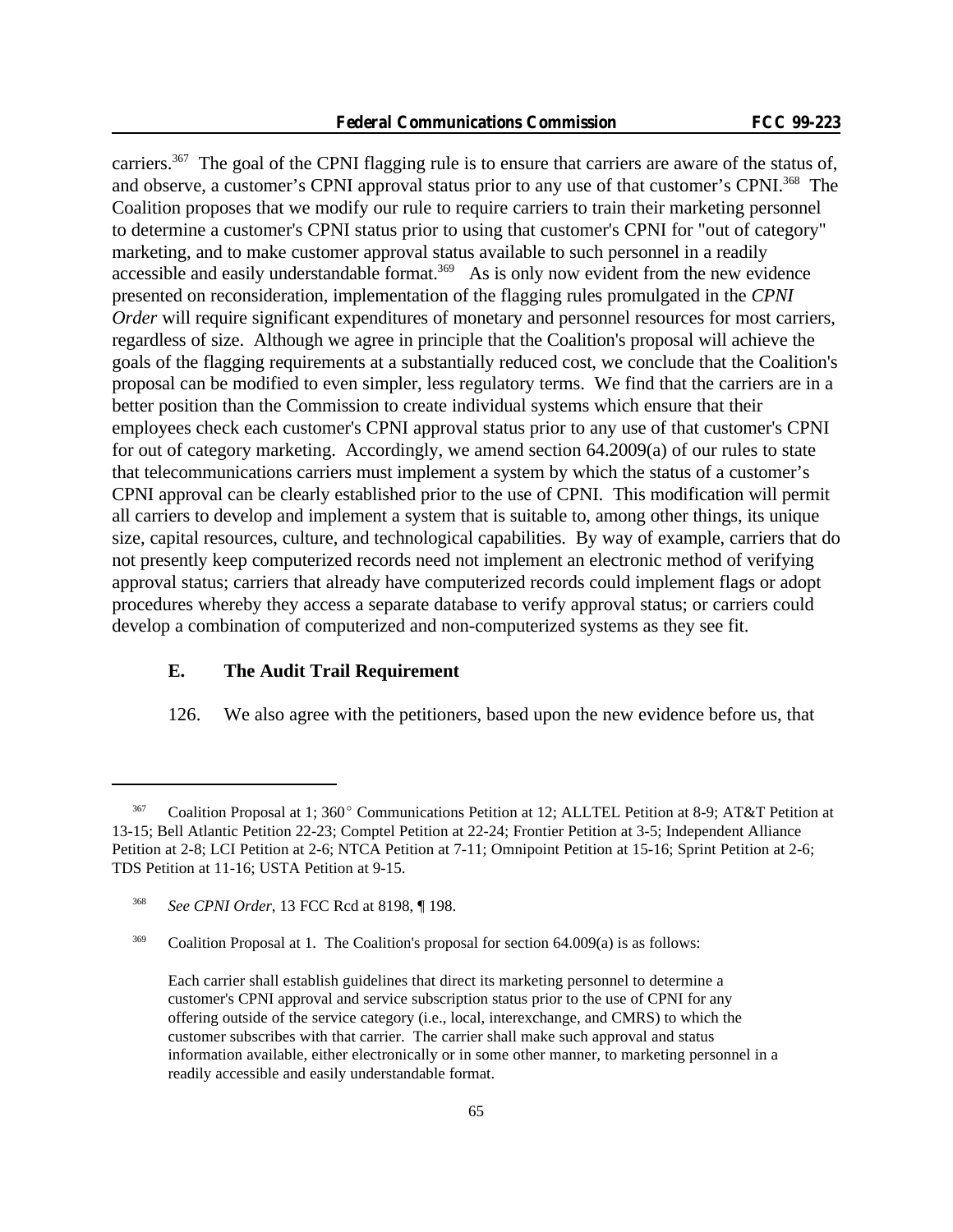carriers.[367] The goal of the CPNI flagging rule is to ensure that carriers are aware of the status of, and observe, a customer's CPNI approval status prior to any use of that customer's CPNI.[368] The Coalition proposes that we modify our rule to require carriers to train their marketing personnel to determine a customer's CPNI status prior to using that customer's CPNI for "out of category" marketing, and to make customer approval status available to such personnel in a readily accessible and easily understandable format.[369] As is only now evident from the new evidence presented on reconsideration, implementation of the flagging rules promulgated in the *CPNI Order* will require significant expenditures of monetary and personnel resources for most carriers, regardless of size. Although we agree in principle that the Coalition's proposal will achieve the goals of the flagging requirements at a substantially reduced cost, we conclude that the Coalition's proposal can be modified to even simpler, less regulatory terms. We find that the carriers are in a better position than the Commission to create individual systems which ensure that their employees check each customer's CPNI approval status prior to any use of that customer's CPNI for out of category marketing. Accordingly, we amend section 64.2009(a) of our rules to state that telecommunications carriers must implement a system by which the status of a customer's CPNI approval can be clearly established prior to the use of CPNI. This modification will permit all carriers to develop and implement a system that is suitable to, among other things, its unique size, capital resources, culture, and technological capabilities. By way of example, carriers that do not presently keep computerized records need not implement an electronic method of verifying approval status; carriers that already have computerized records could implement flags or adopt procedures whereby they access a separate database to verify approval status; or carriers could develop a combination of computerized and non-computerized systems as they see fit.

### E. The Audit Trail Requirement

126. We also agree with the petitioners, based upon the new evidence before us, that

---

[367] Coalition Proposal at 1; 360° Communications Petition at 12; ALLTEL Petition at 8-9; AT&T Petition at 13-15; Bell Atlantic Petition 22-23; Comptel Petition at 22-24; Frontier Petition at 3-5; Independent Alliance Petition at 2-8; LCI Petition at 2-6; NTCA Petition at 7-11; Omnipoint Petition at 15-16; Sprint Petition at 2-6; TDS Petition at 11-16; USTA Petition at 9-15.

[368] *See CPNI Order*, 13 FCC Rcd at 8198, ¶ 198.

[369] Coalition Proposal at 1. The Coalition's proposal for section 64.009(a) is as follows:

> Each carrier shall establish guidelines that direct its marketing personnel to determine a customer's CPNI approval and service subscription status prior to the use of CPNI for any offering outside of the service category (i.e., local, interexchange, and CMRS) to which the customer subscribes with that carrier. The carrier shall make such approval and status information available, either electronically or in some other manner, to marketing personnel in a readily accessible and easily understandable format.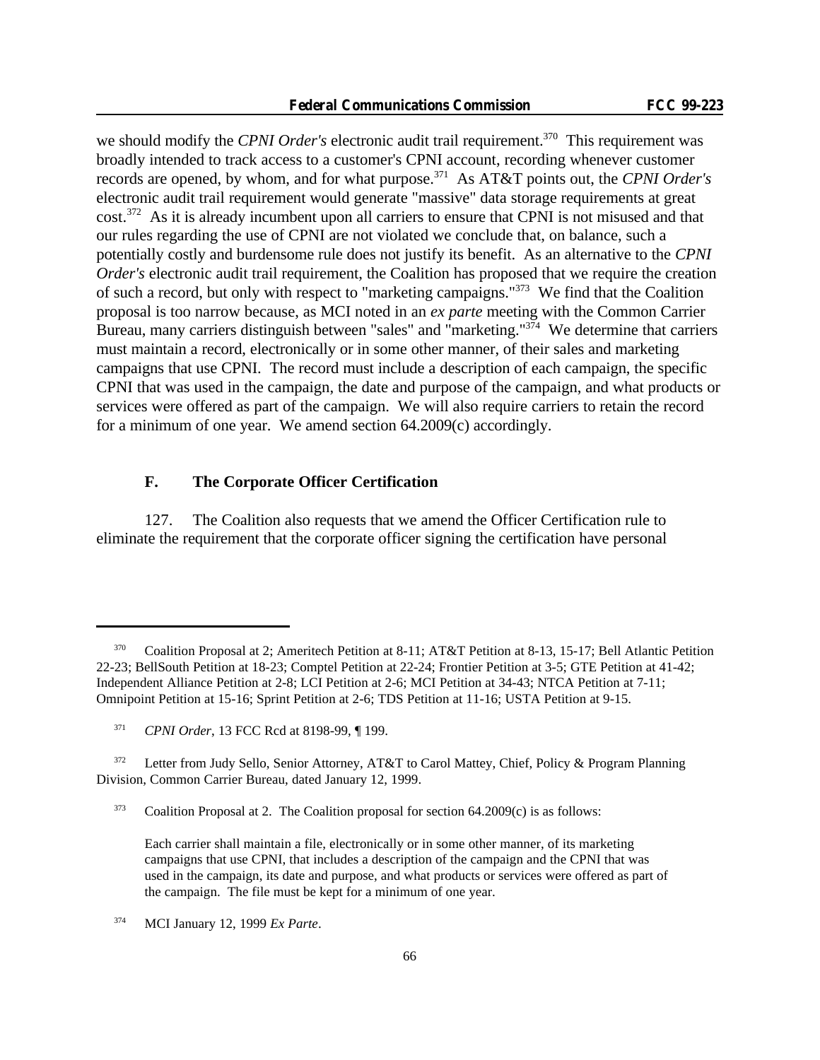we should modify the *CPNI Order's* electronic audit trail requirement.[370] This requirement was broadly intended to track access to a customer's CPNI account, recording whenever customer records are opened, by whom, and for what purpose.[371] As AT&T points out, the *CPNI Order's* electronic audit trail requirement would generate "massive" data storage requirements at great cost.[372] As it is already incumbent upon all carriers to ensure that CPNI is not misused and that our rules regarding the use of CPNI are not violated we conclude that, on balance, such a potentially costly and burdensome rule does not justify its benefit. As an alternative to the *CPNI Order's* electronic audit trail requirement, the Coalition has proposed that we require the creation of such a record, but only with respect to "marketing campaigns."[373] We find that the Coalition proposal is too narrow because, as MCI noted in an *ex parte* meeting with the Common Carrier Bureau, many carriers distinguish between "sales" and "marketing."[374] We determine that carriers must maintain a record, electronically or in some other manner, of their sales and marketing campaigns that use CPNI. The record must include a description of each campaign, the specific CPNI that was used in the campaign, the date and purpose of the campaign, and what products or services were offered as part of the campaign. We will also require carriers to retain the record for a minimum of one year. We amend section 64.2009(c) accordingly.

### F. The Corporate Officer Certification

127. The Coalition also requests that we amend the Officer Certification rule to eliminate the requirement that the corporate officer signing the certification have personal

---

[370] Coalition Proposal at 2; Ameritech Petition at 8-11; AT&T Petition at 8-13, 15-17; Bell Atlantic Petition 22-23; BellSouth Petition at 18-23; Comptel Petition at 22-24; Frontier Petition at 3-5; GTE Petition at 41-42; Independent Alliance Petition at 2-8; LCI Petition at 2-6; MCI Petition at 34-43; NTCA Petition at 7-11; Omnipoint Petition at 15-16; Sprint Petition at 2-6; TDS Petition at 11-16; USTA Petition at 9-15.

[371] *CPNI Order*, 13 FCC Rcd at 8198-99, ¶ 199.

[372] Letter from Judy Sello, Senior Attorney, AT&T to Carol Mattey, Chief, Policy & Program Planning Division, Common Carrier Bureau, dated January 12, 1999.

[373] Coalition Proposal at 2. The Coalition proposal for section 64.2009(c) is as follows:

> Each carrier shall maintain a file, electronically or in some other manner, of its marketing campaigns that use CPNI, that includes a description of the campaign and the CPNI that was used in the campaign, its date and purpose, and what products or services were offered as part of the campaign. The file must be kept for a minimum of one year.

[374] MCI January 12, 1999 *Ex Parte*.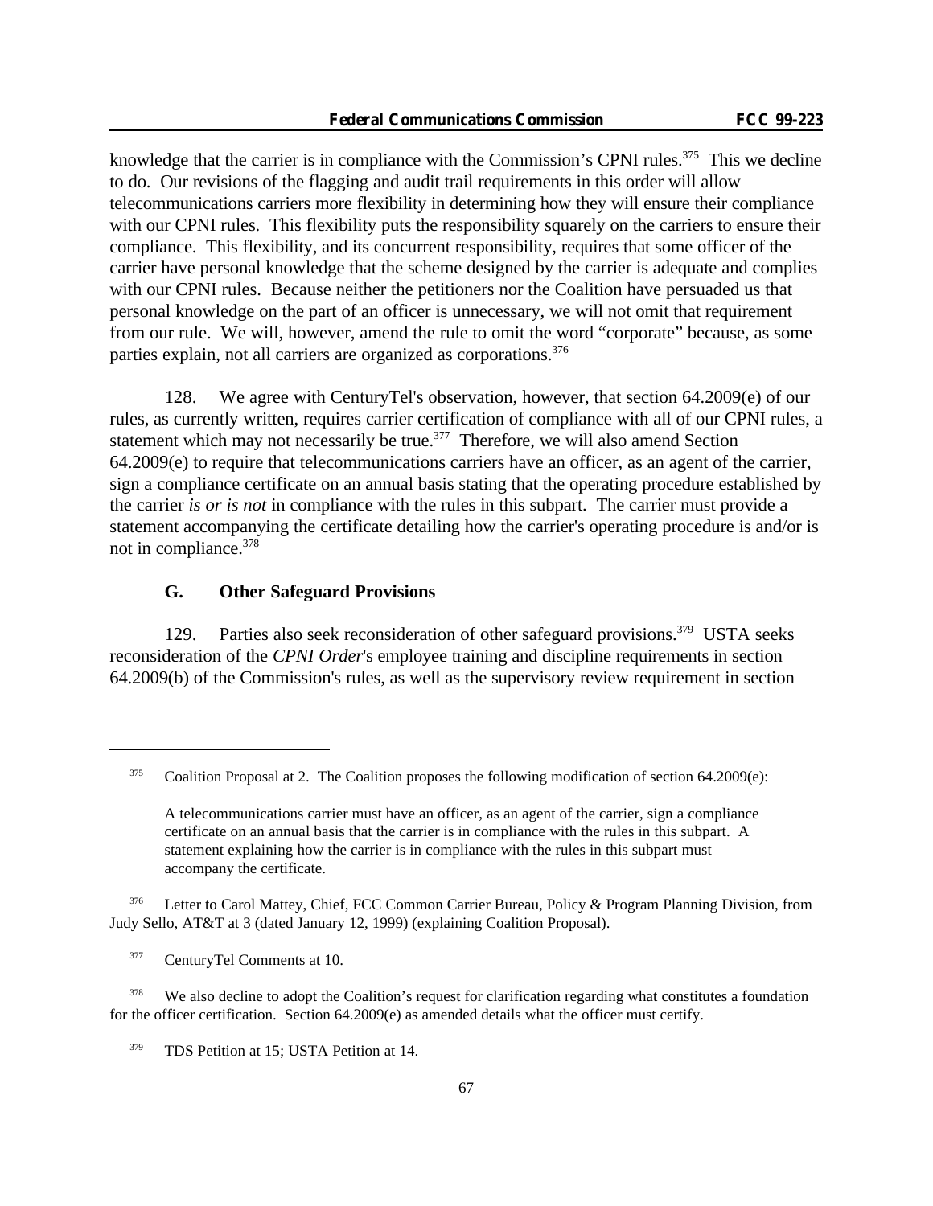knowledge that the carrier is in compliance with the Commission's CPNI rules.[375] This we decline to do. Our revisions of the flagging and audit trail requirements in this order will allow telecommunications carriers more flexibility in determining how they will ensure their compliance with our CPNI rules. This flexibility puts the responsibility squarely on the carriers to ensure their compliance. This flexibility, and its concurrent responsibility, requires that some officer of the carrier have personal knowledge that the scheme designed by the carrier is adequate and complies with our CPNI rules. Because neither the petitioners nor the Coalition have persuaded us that personal knowledge on the part of an officer is unnecessary, we will not omit that requirement from our rule. We will, however, amend the rule to omit the word "corporate" because, as some parties explain, not all carriers are organized as corporations.[376]

128. We agree with CenturyTel's observation, however, that section 64.2009(e) of our rules, as currently written, requires carrier certification of compliance with all of our CPNI rules, a statement which may not necessarily be true.[377] Therefore, we will also amend Section 64.2009(e) to require that telecommunications carriers have an officer, as an agent of the carrier, sign a compliance certificate on an annual basis stating that the operating procedure established by the carrier *is or is not* in compliance with the rules in this subpart. The carrier must provide a statement accompanying the certificate detailing how the carrier's operating procedure is and/or is not in compliance.[378]

### G. Other Safeguard Provisions

129. Parties also seek reconsideration of other safeguard provisions.[379] USTA seeks reconsideration of the *CPNI Order*'s employee training and discipline requirements in section 64.2009(b) of the Commission's rules, as well as the supervisory review requirement in section

---

[375] Coalition Proposal at 2. The Coalition proposes the following modification of section 64.2009(e):

> A telecommunications carrier must have an officer, as an agent of the carrier, sign a compliance certificate on an annual basis that the carrier is in compliance with the rules in this subpart. A statement explaining how the carrier is in compliance with the rules in this subpart must accompany the certificate.

[376] Letter to Carol Mattey, Chief, FCC Common Carrier Bureau, Policy & Program Planning Division, from Judy Sello, AT&T at 3 (dated January 12, 1999) (explaining Coalition Proposal).

[377] CenturyTel Comments at 10.

[378] We also decline to adopt the Coalition's request for clarification regarding what constitutes a foundation for the officer certification. Section 64.2009(e) as amended details what the officer must certify.

[379] TDS Petition at 15; USTA Petition at 14.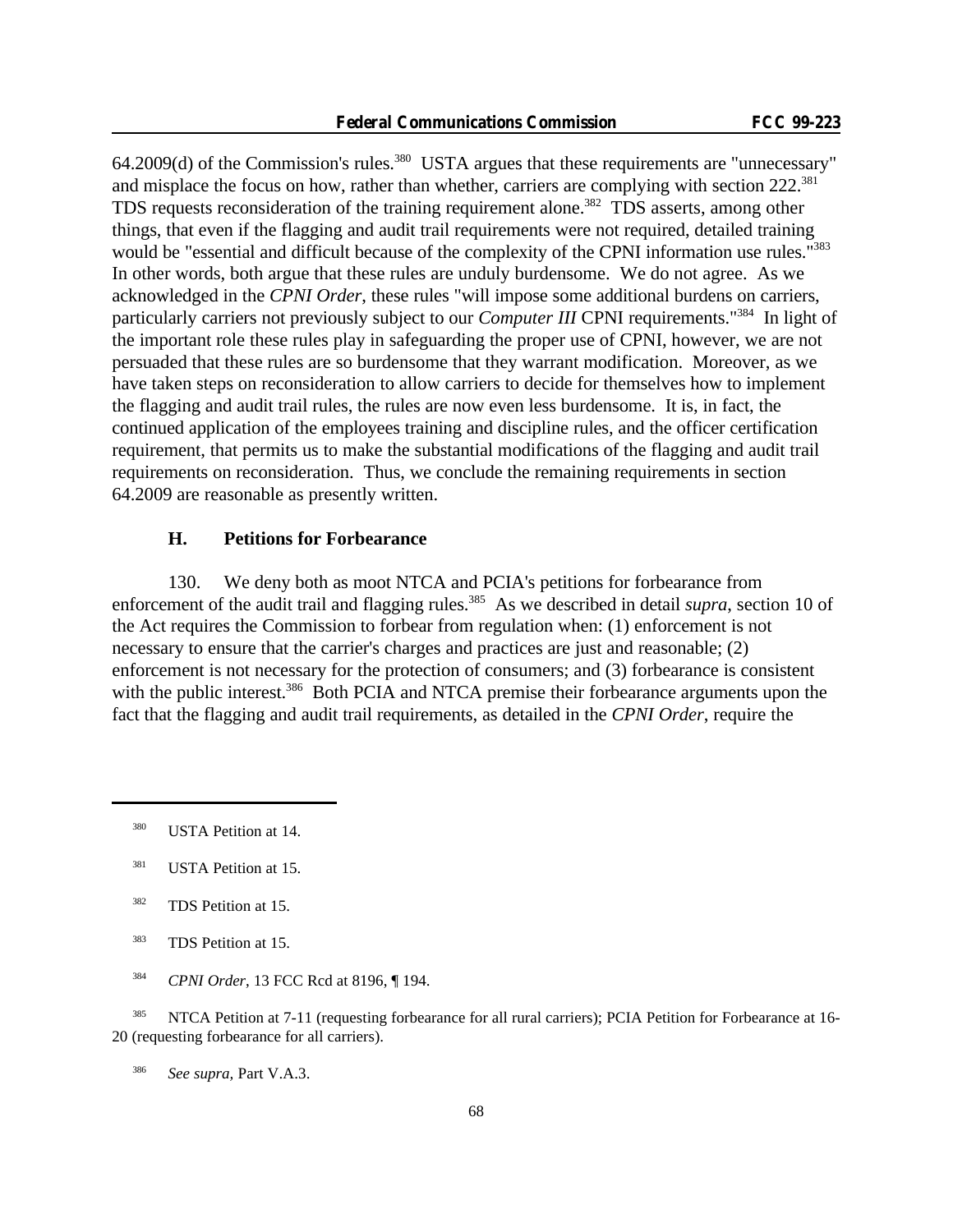64.2009(d) of the Commission's rules.[380] USTA argues that these requirements are "unnecessary" and misplace the focus on how, rather than whether, carriers are complying with section 222.[381] TDS requests reconsideration of the training requirement alone.[382] TDS asserts, among other things, that even if the flagging and audit trail requirements were not required, detailed training would be "essential and difficult because of the complexity of the CPNI information use rules."[383] In other words, both argue that these rules are unduly burdensome. We do not agree. As we acknowledged in the *CPNI Order*, these rules "will impose some additional burdens on carriers, particularly carriers not previously subject to our *Computer III* CPNI requirements."[384] In light of the important role these rules play in safeguarding the proper use of CPNI, however, we are not persuaded that these rules are so burdensome that they warrant modification. Moreover, as we have taken steps on reconsideration to allow carriers to decide for themselves how to implement the flagging and audit trail rules, the rules are now even less burdensome. It is, in fact, the continued application of the employees training and discipline rules, and the officer certification requirement, that permits us to make the substantial modifications of the flagging and audit trail requirements on reconsideration. Thus, we conclude the remaining requirements in section 64.2009 are reasonable as presently written.

### H. Petitions for Forbearance

130. We deny both as moot NTCA and PCIA's petitions for forbearance from enforcement of the audit trail and flagging rules.[385] As we described in detail *supra*, section 10 of the Act requires the Commission to forbear from regulation when: (1) enforcement is not necessary to ensure that the carrier's charges and practices are just and reasonable; (2) enforcement is not necessary for the protection of consumers; and (3) forbearance is consistent with the public interest.[386] Both PCIA and NTCA premise their forbearance arguments upon the fact that the flagging and audit trail requirements, as detailed in the *CPNI Order*, require the

---

[380] USTA Petition at 14.

[381] USTA Petition at 15.

[382] TDS Petition at 15.

[383] TDS Petition at 15.

[384] *CPNI Order*, 13 FCC Rcd at 8196, ¶ 194.

[385] NTCA Petition at 7-11 (requesting forbearance for all rural carriers); PCIA Petition for Forbearance at 16-20 (requesting forbearance for all carriers).

[386] *See supra*, Part V.A.3.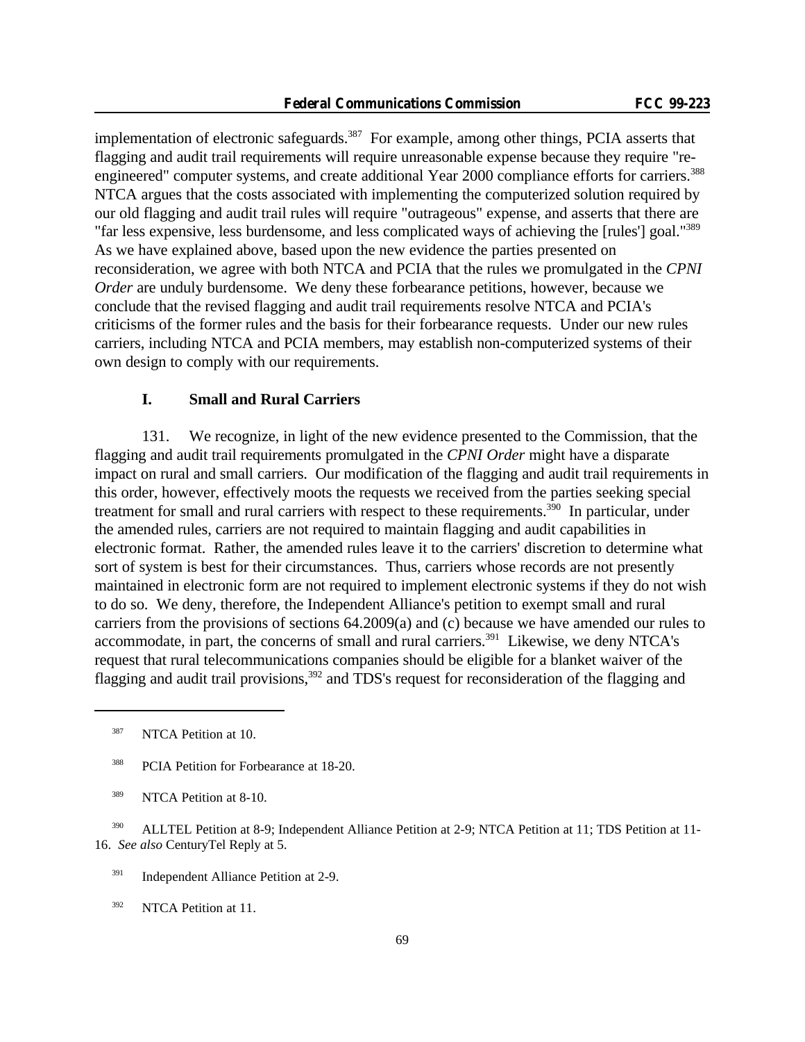implementation of electronic safeguards.[387] For example, among other things, PCIA asserts that flagging and audit trail requirements will require unreasonable expense because they require "re-engineered" computer systems, and create additional Year 2000 compliance efforts for carriers.[388] NTCA argues that the costs associated with implementing the computerized solution required by our old flagging and audit trail rules will require "outrageous" expense, and asserts that there are "far less expensive, less burdensome, and less complicated ways of achieving the [rules'] goal."[389] As we have explained above, based upon the new evidence the parties presented on reconsideration, we agree with both NTCA and PCIA that the rules we promulgated in the *CPNI Order* are unduly burdensome. We deny these forbearance petitions, however, because we conclude that the revised flagging and audit trail requirements resolve NTCA and PCIA's criticisms of the former rules and the basis for their forbearance requests. Under our new rules carriers, including NTCA and PCIA members, may establish non-computerized systems of their own design to comply with our requirements.

### I. Small and Rural Carriers

131. We recognize, in light of the new evidence presented to the Commission, that the flagging and audit trail requirements promulgated in the *CPNI Order* might have a disparate impact on rural and small carriers. Our modification of the flagging and audit trail requirements in this order, however, effectively moots the requests we received from the parties seeking special treatment for small and rural carriers with respect to these requirements.[390] In particular, under the amended rules, carriers are not required to maintain flagging and audit capabilities in electronic format. Rather, the amended rules leave it to the carriers' discretion to determine what sort of system is best for their circumstances. Thus, carriers whose records are not presently maintained in electronic form are not required to implement electronic systems if they do not wish to do so. We deny, therefore, the Independent Alliance's petition to exempt small and rural carriers from the provisions of sections 64.2009(a) and (c) because we have amended our rules to accommodate, in part, the concerns of small and rural carriers.[391] Likewise, we deny NTCA's request that rural telecommunications companies should be eligible for a blanket waiver of the flagging and audit trail provisions,[392] and TDS's request for reconsideration of the flagging and

---

[387] NTCA Petition at 10.

[388] PCIA Petition for Forbearance at 18-20.

[389] NTCA Petition at 8-10.

[390] ALLTEL Petition at 8-9; Independent Alliance Petition at 2-9; NTCA Petition at 11; TDS Petition at 11-16. *See also* CenturyTel Reply at 5.

[391] Independent Alliance Petition at 2-9.

[392] NTCA Petition at 11.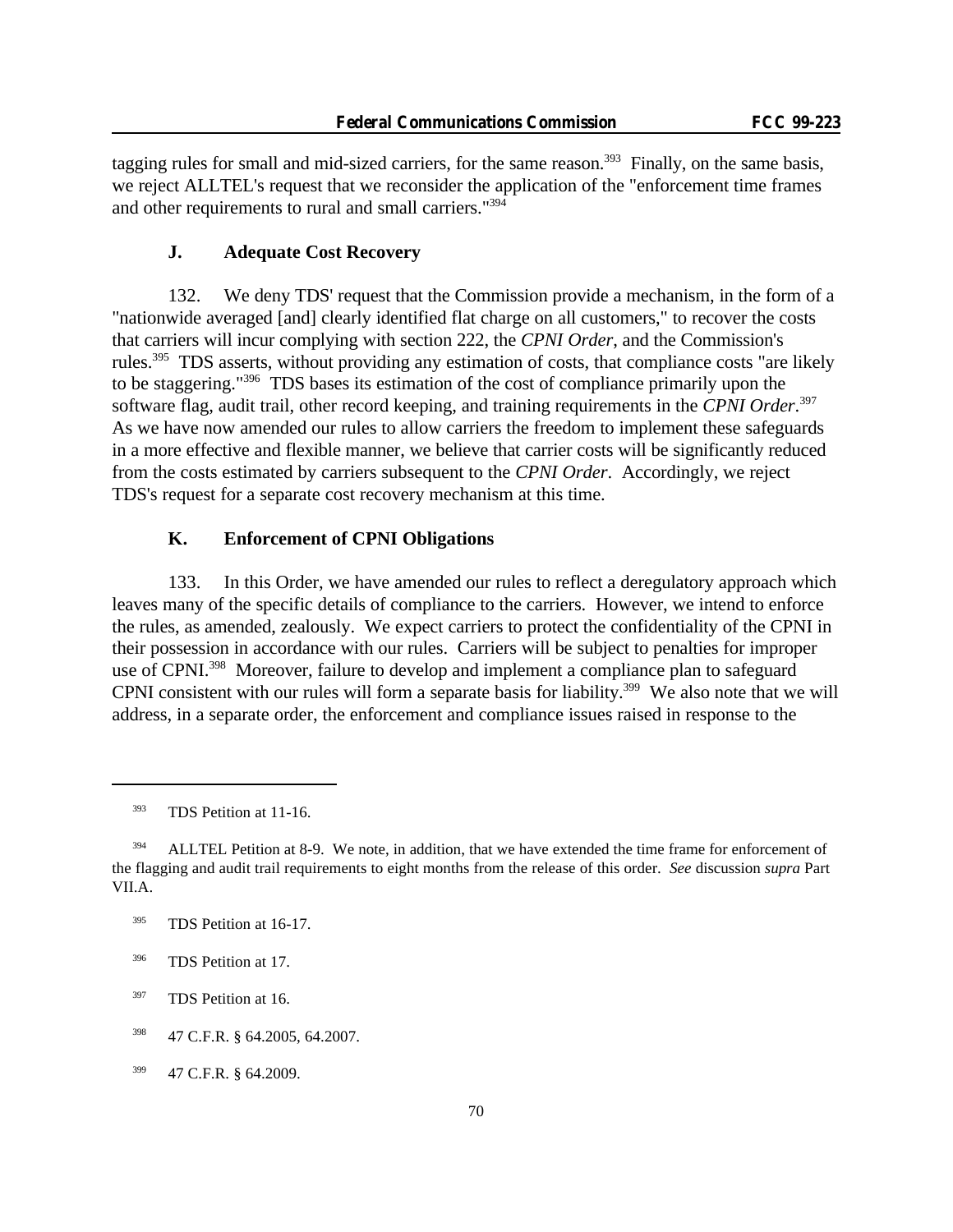tagging rules for small and mid-sized carriers, for the same reason.[393] Finally, on the same basis, we reject ALLTEL's request that we reconsider the application of the "enforcement time frames and other requirements to rural and small carriers."[394]

### J. Adequate Cost Recovery

132. We deny TDS' request that the Commission provide a mechanism, in the form of a "nationwide averaged [and] clearly identified flat charge on all customers," to recover the costs that carriers will incur complying with section 222, the *CPNI Order*, and the Commission's rules.[395] TDS asserts, without providing any estimation of costs, that compliance costs "are likely to be staggering."[396] TDS bases its estimation of the cost of compliance primarily upon the software flag, audit trail, other record keeping, and training requirements in the *CPNI Order*.[397] As we have now amended our rules to allow carriers the freedom to implement these safeguards in a more effective and flexible manner, we believe that carrier costs will be significantly reduced from the costs estimated by carriers subsequent to the *CPNI Order*. Accordingly, we reject TDS's request for a separate cost recovery mechanism at this time.

### K. Enforcement of CPNI Obligations

133. In this Order, we have amended our rules to reflect a deregulatory approach which leaves many of the specific details of compliance to the carriers. However, we intend to enforce the rules, as amended, zealously. We expect carriers to protect the confidentiality of the CPNI in their possession in accordance with our rules. Carriers will be subject to penalties for improper use of CPNI.[398] Moreover, failure to develop and implement a compliance plan to safeguard CPNI consistent with our rules will form a separate basis for liability.[399] We also note that we will address, in a separate order, the enforcement and compliance issues raised in response to the

---

[393] TDS Petition at 11-16.

[394] ALLTEL Petition at 8-9. We note, in addition, that we have extended the time frame for enforcement of the flagging and audit trail requirements to eight months from the release of this order. *See* discussion *supra* Part VII.A.

[395] TDS Petition at 16-17.

[396] TDS Petition at 17.

[397] TDS Petition at 16.

[398] 47 C.F.R. § 64.2005, 64.2007.

[399] 47 C.F.R. § 64.2009.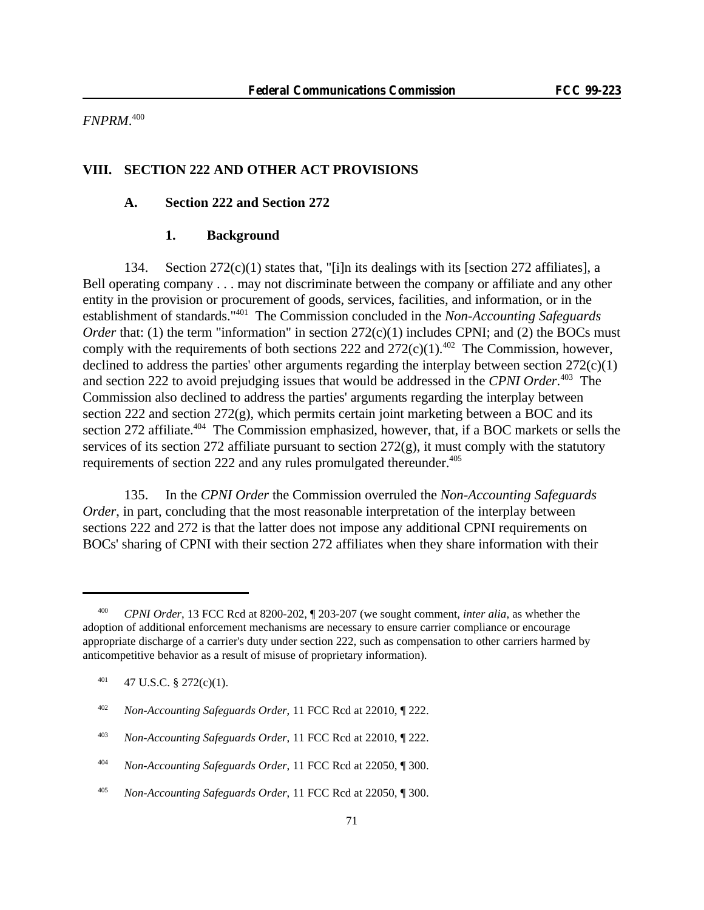*FNPRM*.[400]

## VIII. SECTION 222 AND OTHER ACT PROVISIONS

### A. Section 222 and Section 272

#### 1. Background

134. Section 272(c)(1) states that, "[i]n its dealings with its [section 272 affiliates], a Bell operating company . . . may not discriminate between the company or affiliate and any other entity in the provision or procurement of goods, services, facilities, and information, or in the establishment of standards."[401] The Commission concluded in the *Non-Accounting Safeguards Order* that: (1) the term "information" in section 272(c)(1) includes CPNI; and (2) the BOCs must comply with the requirements of both sections 222 and 272(c)(1).[402] The Commission, however, declined to address the parties' other arguments regarding the interplay between section 272(c)(1) and section 222 to avoid prejudging issues that would be addressed in the *CPNI Order*.[403] The Commission also declined to address the parties' arguments regarding the interplay between section 222 and section 272(g), which permits certain joint marketing between a BOC and its section 272 affiliate.[404] The Commission emphasized, however, that, if a BOC markets or sells the services of its section 272 affiliate pursuant to section 272(g), it must comply with the statutory requirements of section 222 and any rules promulgated thereunder.[405]

135. In the *CPNI Order* the Commission overruled the *Non-Accounting Safeguards Order*, in part, concluding that the most reasonable interpretation of the interplay between sections 222 and 272 is that the latter does not impose any additional CPNI requirements on BOCs' sharing of CPNI with their section 272 affiliates when they share information with their

---

[400] *CPNI Order*, 13 FCC Rcd at 8200-202, ¶ 203-207 (we sought comment, *inter alia*, as whether the adoption of additional enforcement mechanisms are necessary to ensure carrier compliance or encourage appropriate discharge of a carrier's duty under section 222, such as compensation to other carriers harmed by anticompetitive behavior as a result of misuse of proprietary information).

[401] 47 U.S.C. § 272(c)(1).

[402] *Non-Accounting Safeguards Order*, 11 FCC Rcd at 22010, ¶ 222.

[403] *Non-Accounting Safeguards Order*, 11 FCC Rcd at 22010, ¶ 222.

[404] *Non-Accounting Safeguards Order*, 11 FCC Rcd at 22050, ¶ 300.

[405] *Non-Accounting Safeguards Order*, 11 FCC Rcd at 22050, ¶ 300.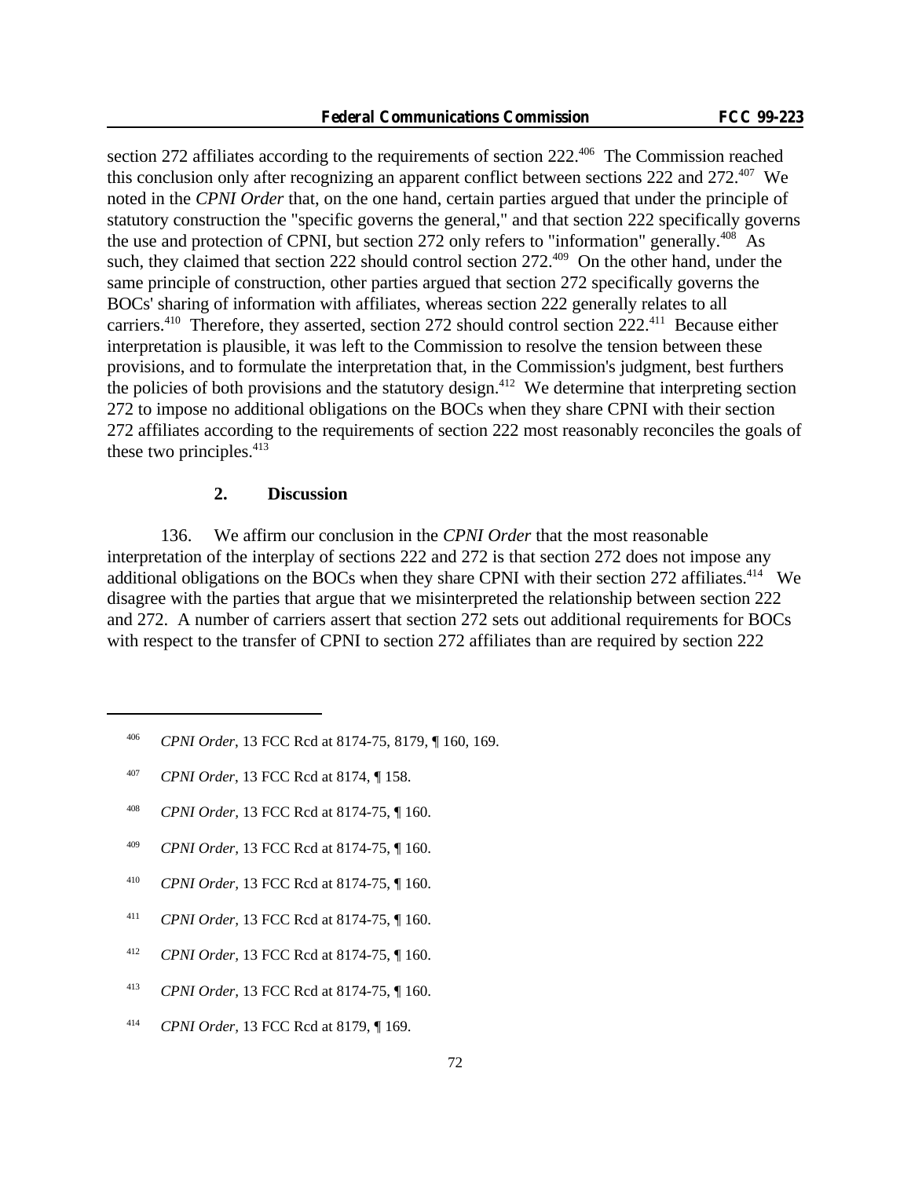section 272 affiliates according to the requirements of section 222.[406] The Commission reached this conclusion only after recognizing an apparent conflict between sections 222 and 272.[407] We noted in the *CPNI Order* that, on the one hand, certain parties argued that under the principle of statutory construction the "specific governs the general," and that section 222 specifically governs the use and protection of CPNI, but section 272 only refers to "information" generally.[408] As such, they claimed that section 222 should control section 272.[409] On the other hand, under the same principle of construction, other parties argued that section 272 specifically governs the BOCs' sharing of information with affiliates, whereas section 222 generally relates to all carriers.[410] Therefore, they asserted, section 272 should control section 222.[411] Because either interpretation is plausible, it was left to the Commission to resolve the tension between these provisions, and to formulate the interpretation that, in the Commission's judgment, best furthers the policies of both provisions and the statutory design.[412] We determine that interpreting section 272 to impose no additional obligations on the BOCs when they share CPNI with their section 272 affiliates according to the requirements of section 222 most reasonably reconciles the goals of these two principles.[413]

### 2. Discussion

136. We affirm our conclusion in the *CPNI Order* that the most reasonable interpretation of the interplay of sections 222 and 272 is that section 272 does not impose any additional obligations on the BOCs when they share CPNI with their section 272 affiliates.[414] We disagree with the parties that argue that we misinterpreted the relationship between section 222 and 272. A number of carriers assert that section 272 sets out additional requirements for BOCs with respect to the transfer of CPNI to section 272 affiliates than are required by section 222

---

[406] *CPNI Order*, 13 FCC Rcd at 8174-75, 8179, ¶ 160, 169.

[407] *CPNI Order*, 13 FCC Rcd at 8174, ¶ 158.

[408] *CPNI Order,* 13 FCC Rcd at 8174-75, ¶ 160.

[409] *CPNI Order,* 13 FCC Rcd at 8174-75, ¶ 160.

[410] *CPNI Order,* 13 FCC Rcd at 8174-75, ¶ 160.

[411] *CPNI Order,* 13 FCC Rcd at 8174-75, ¶ 160.

[412] *CPNI Order,* 13 FCC Rcd at 8174-75, ¶ 160.

[413] *CPNI Order,* 13 FCC Rcd at 8174-75, ¶ 160.

[414] *CPNI Order,* 13 FCC Rcd at 8179, ¶ 169.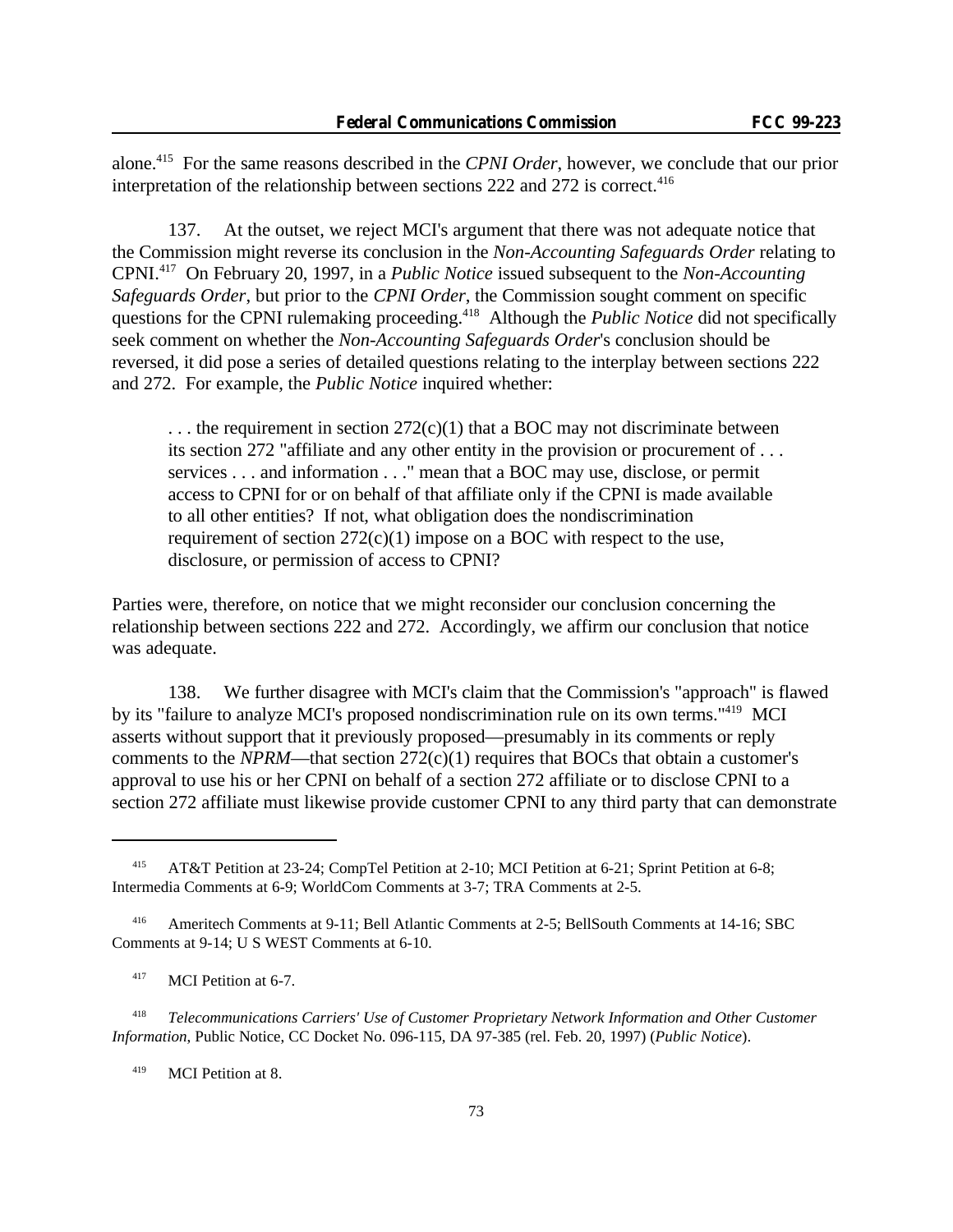alone.[415] For the same reasons described in the *CPNI Order*, however, we conclude that our prior interpretation of the relationship between sections 222 and 272 is correct.[416]

137. At the outset, we reject MCI's argument that there was not adequate notice that the Commission might reverse its conclusion in the *Non-Accounting Safeguards Order* relating to CPNI.[417] On February 20, 1997, in a *Public Notice* issued subsequent to the *Non-Accounting Safeguards Order*, but prior to the *CPNI Order*, the Commission sought comment on specific questions for the CPNI rulemaking proceeding.[418] Although the *Public Notice* did not specifically seek comment on whether the *Non-Accounting Safeguards Order*'s conclusion should be reversed, it did pose a series of detailed questions relating to the interplay between sections 222 and 272. For example, the *Public Notice* inquired whether:

> . . . the requirement in section 272(c)(1) that a BOC may not discriminate between its section 272 "affiliate and any other entity in the provision or procurement of . . . services . . . and information . . ." mean that a BOC may use, disclose, or permit access to CPNI for or on behalf of that affiliate only if the CPNI is made available to all other entities? If not, what obligation does the nondiscrimination requirement of section 272(c)(1) impose on a BOC with respect to the use, disclosure, or permission of access to CPNI?

Parties were, therefore, on notice that we might reconsider our conclusion concerning the relationship between sections 222 and 272. Accordingly, we affirm our conclusion that notice was adequate.

138. We further disagree with MCI's claim that the Commission's "approach" is flawed by its "failure to analyze MCI's proposed nondiscrimination rule on its own terms."[419] MCI asserts without support that it previously proposed—presumably in its comments or reply comments to the *NPRM*—that section 272(c)(1) requires that BOCs that obtain a customer's approval to use his or her CPNI on behalf of a section 272 affiliate or to disclose CPNI to a section 272 affiliate must likewise provide customer CPNI to any third party that can demonstrate

---

[415] AT&T Petition at 23-24; CompTel Petition at 2-10; MCI Petition at 6-21; Sprint Petition at 6-8; Intermedia Comments at 6-9; WorldCom Comments at 3-7; TRA Comments at 2-5.

[416] Ameritech Comments at 9-11; Bell Atlantic Comments at 2-5; BellSouth Comments at 14-16; SBC Comments at 9-14; U S WEST Comments at 6-10.

[417] MCI Petition at 6-7.

[418] *Telecommunications Carriers' Use of Customer Proprietary Network Information and Other Customer Information*, Public Notice, CC Docket No. 096-115, DA 97-385 (rel. Feb. 20, 1997) (*Public Notice*).

[419] MCI Petition at 8.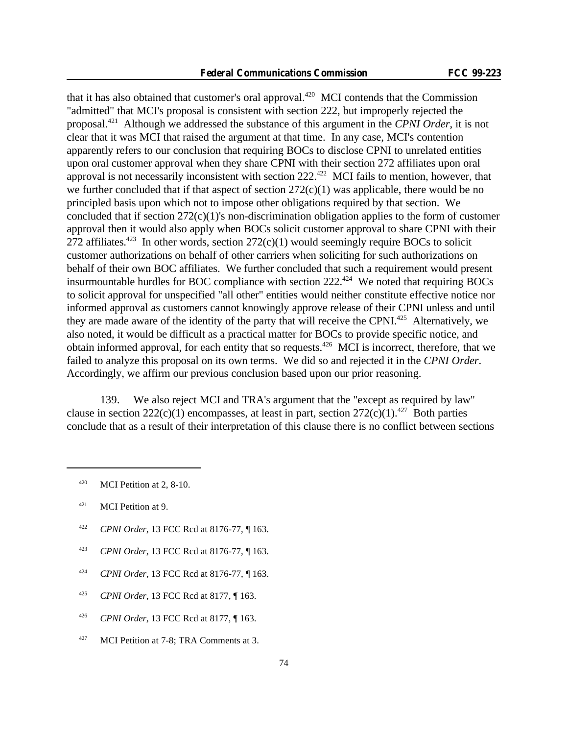that it has also obtained that customer's oral approval.[420] MCI contends that the Commission "admitted" that MCI's proposal is consistent with section 222, but improperly rejected the proposal.[421] Although we addressed the substance of this argument in the *CPNI Order*, it is not clear that it was MCI that raised the argument at that time. In any case, MCI's contention apparently refers to our conclusion that requiring BOCs to disclose CPNI to unrelated entities upon oral customer approval when they share CPNI with their section 272 affiliates upon oral approval is not necessarily inconsistent with section 222.[422] MCI fails to mention, however, that we further concluded that if that aspect of section 272(c)(1) was applicable, there would be no principled basis upon which not to impose other obligations required by that section. We concluded that if section 272(c)(1)'s non-discrimination obligation applies to the form of customer approval then it would also apply when BOCs solicit customer approval to share CPNI with their 272 affiliates.[423] In other words, section 272(c)(1) would seemingly require BOCs to solicit customer authorizations on behalf of other carriers when soliciting for such authorizations on behalf of their own BOC affiliates. We further concluded that such a requirement would present insurmountable hurdles for BOC compliance with section 222.[424] We noted that requiring BOCs to solicit approval for unspecified "all other" entities would neither constitute effective notice nor informed approval as customers cannot knowingly approve release of their CPNI unless and until they are made aware of the identity of the party that will receive the CPNI.[425] Alternatively, we also noted, it would be difficult as a practical matter for BOCs to provide specific notice, and obtain informed approval, for each entity that so requests.[426] MCI is incorrect, therefore, that we failed to analyze this proposal on its own terms. We did so and rejected it in the *CPNI Order*. Accordingly, we affirm our previous conclusion based upon our prior reasoning.

139. We also reject MCI and TRA's argument that the "except as required by law" clause in section 222(c)(1) encompasses, at least in part, section 272(c)(1).[427] Both parties conclude that as a result of their interpretation of this clause there is no conflict between sections

---

[420] MCI Petition at 2, 8-10.

[421] MCI Petition at 9.

[422] *CPNI Order*, 13 FCC Rcd at 8176-77, ¶ 163.

[423] *CPNI Order*, 13 FCC Rcd at 8176-77, ¶ 163.

[424] *CPNI Order*, 13 FCC Rcd at 8176-77, ¶ 163.

[425] *CPNI Order*, 13 FCC Rcd at 8177, ¶ 163.

[426] *CPNI Order*, 13 FCC Rcd at 8177, ¶ 163.

[427] MCI Petition at 7-8; TRA Comments at 3.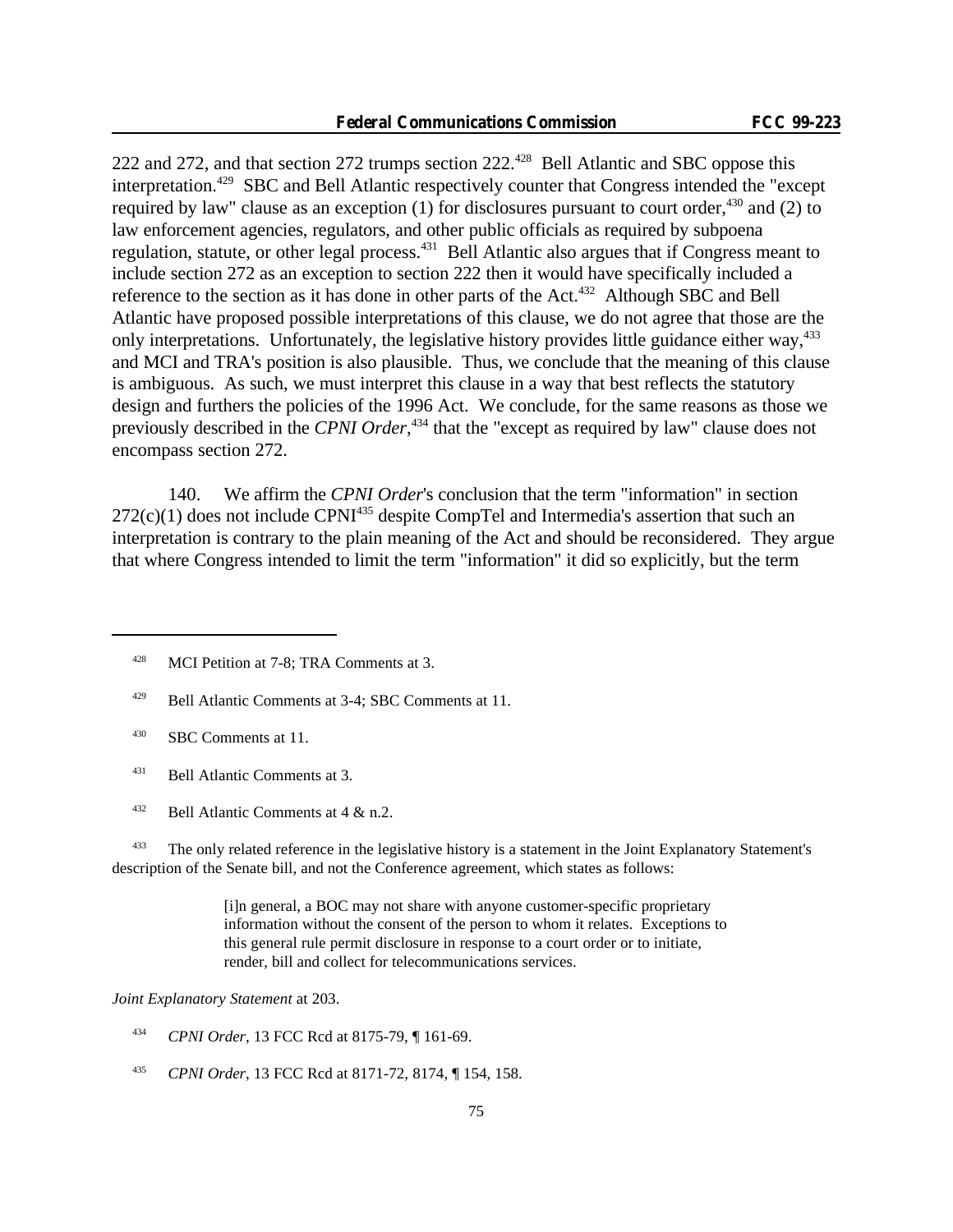222 and 272, and that section 272 trumps section 222.[428] Bell Atlantic and SBC oppose this interpretation.[429] SBC and Bell Atlantic respectively counter that Congress intended the "except required by law" clause as an exception (1) for disclosures pursuant to court order,[430] and (2) to law enforcement agencies, regulators, and other public officials as required by subpoena regulation, statute, or other legal process.[431] Bell Atlantic also argues that if Congress meant to include section 272 as an exception to section 222 then it would have specifically included a reference to the section as it has done in other parts of the Act.[432] Although SBC and Bell Atlantic have proposed possible interpretations of this clause, we do not agree that those are the only interpretations. Unfortunately, the legislative history provides little guidance either way,[433] and MCI and TRA's position is also plausible. Thus, we conclude that the meaning of this clause is ambiguous. As such, we must interpret this clause in a way that best reflects the statutory design and furthers the policies of the 1996 Act. We conclude, for the same reasons as those we previously described in the *CPNI Order*,[434] that the "except as required by law" clause does not encompass section 272.

140. We affirm the *CPNI Order*'s conclusion that the term "information" in section 272(c)(1) does not include CPNI[435] despite CompTel and Intermedia's assertion that such an interpretation is contrary to the plain meaning of the Act and should be reconsidered. They argue that where Congress intended to limit the term "information" it did so explicitly, but the term

---

[428] MCI Petition at 7-8; TRA Comments at 3.

[429] Bell Atlantic Comments at 3-4; SBC Comments at 11.

[430] SBC Comments at 11.

[431] Bell Atlantic Comments at 3.

[432] Bell Atlantic Comments at 4 & n.2.

[433] The only related reference in the legislative history is a statement in the Joint Explanatory Statement's description of the Senate bill, and not the Conference agreement, which states as follows:

> [i]n general, a BOC may not share with anyone customer-specific proprietary information without the consent of the person to whom it relates. Exceptions to this general rule permit disclosure in response to a court order or to initiate, render, bill and collect for telecommunications services.

*Joint Explanatory Statement* at 203.

[434] *CPNI Order*, 13 FCC Rcd at 8175-79, ¶ 161-69.

[435] *CPNI Order*, 13 FCC Rcd at 8171-72, 8174, ¶ 154, 158.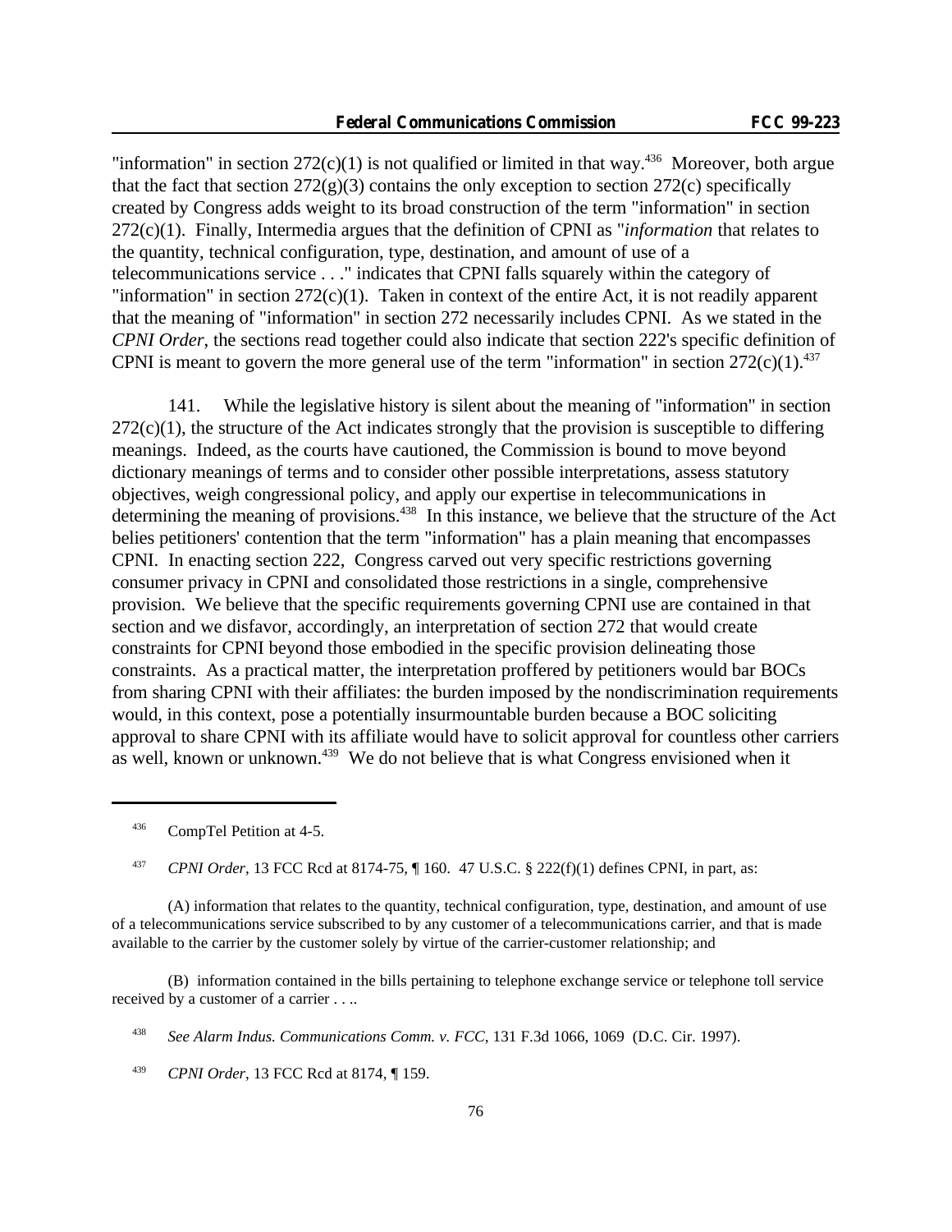"information" in section 272(c)(1) is not qualified or limited in that way.[436] Moreover, both argue that the fact that section 272(g)(3) contains the only exception to section 272(c) specifically created by Congress adds weight to its broad construction of the term "information" in section 272(c)(1). Finally, Intermedia argues that the definition of CPNI as "*information* that relates to the quantity, technical configuration, type, destination, and amount of use of a telecommunications service . . ." indicates that CPNI falls squarely within the category of "information" in section 272(c)(1). Taken in context of the entire Act, it is not readily apparent that the meaning of "information" in section 272 necessarily includes CPNI. As we stated in the *CPNI Order*, the sections read together could also indicate that section 222's specific definition of CPNI is meant to govern the more general use of the term "information" in section 272(c)(1).[437]

141. While the legislative history is silent about the meaning of "information" in section 272(c)(1), the structure of the Act indicates strongly that the provision is susceptible to differing meanings. Indeed, as the courts have cautioned, the Commission is bound to move beyond dictionary meanings of terms and to consider other possible interpretations, assess statutory objectives, weigh congressional policy, and apply our expertise in telecommunications in determining the meaning of provisions.[438] In this instance, we believe that the structure of the Act belies petitioners' contention that the term "information" has a plain meaning that encompasses CPNI. In enacting section 222, Congress carved out very specific restrictions governing consumer privacy in CPNI and consolidated those restrictions in a single, comprehensive provision. We believe that the specific requirements governing CPNI use are contained in that section and we disfavor, accordingly, an interpretation of section 272 that would create constraints for CPNI beyond those embodied in the specific provision delineating those constraints. As a practical matter, the interpretation proffered by petitioners would bar BOCs from sharing CPNI with their affiliates: the burden imposed by the nondiscrimination requirements would, in this context, pose a potentially insurmountable burden because a BOC soliciting approval to share CPNI with its affiliate would have to solicit approval for countless other carriers as well, known or unknown.[439] We do not believe that is what Congress envisioned when it

---

[436] CompTel Petition at 4-5.

[437] *CPNI Order*, 13 FCC Rcd at 8174-75, ¶ 160. 47 U.S.C. § 222(f)(1) defines CPNI, in part, as:

(A) information that relates to the quantity, technical configuration, type, destination, and amount of use of a telecommunications service subscribed to by any customer of a telecommunications carrier, and that is made available to the carrier by the customer solely by virtue of the carrier-customer relationship; and

(B) information contained in the bills pertaining to telephone exchange service or telephone toll service received by a customer of a carrier . . ..

[438] *See Alarm Indus. Communications Comm. v. FCC*, 131 F.3d 1066, 1069 (D.C. Cir. 1997).

[439] *CPNI Order*, 13 FCC Rcd at 8174, ¶ 159.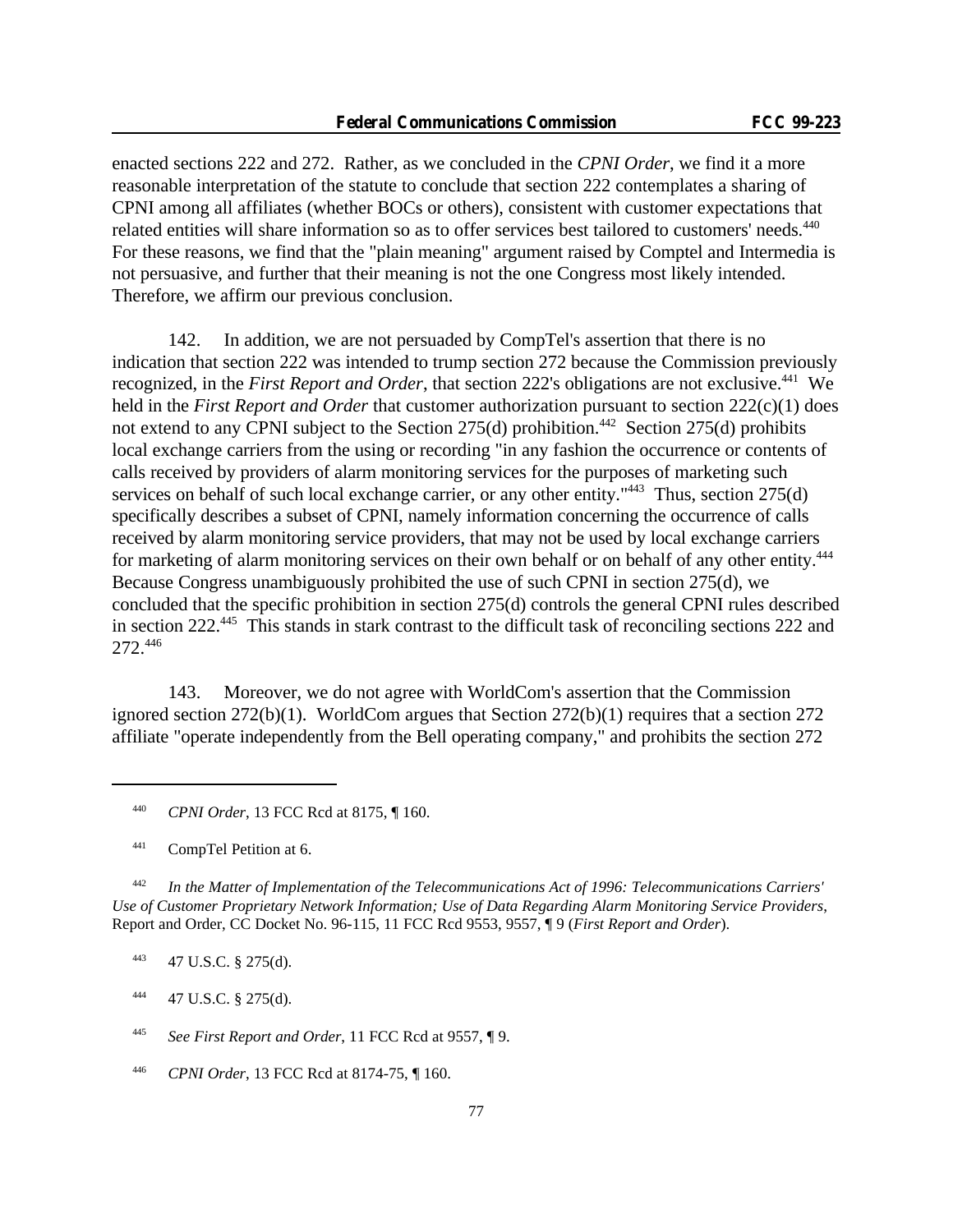enacted sections 222 and 272. Rather, as we concluded in the *CPNI Order*, we find it a more reasonable interpretation of the statute to conclude that section 222 contemplates a sharing of CPNI among all affiliates (whether BOCs or others), consistent with customer expectations that related entities will share information so as to offer services best tailored to customers' needs.[440] For these reasons, we find that the "plain meaning" argument raised by Comptel and Intermedia is not persuasive, and further that their meaning is not the one Congress most likely intended. Therefore, we affirm our previous conclusion.

142. In addition, we are not persuaded by CompTel's assertion that there is no indication that section 222 was intended to trump section 272 because the Commission previously recognized, in the *First Report and Order*, that section 222's obligations are not exclusive.[441] We held in the *First Report and Order* that customer authorization pursuant to section 222(c)(1) does not extend to any CPNI subject to the Section 275(d) prohibition.[442] Section 275(d) prohibits local exchange carriers from the using or recording "in any fashion the occurrence or contents of calls received by providers of alarm monitoring services for the purposes of marketing such services on behalf of such local exchange carrier, or any other entity."[443] Thus, section 275(d) specifically describes a subset of CPNI, namely information concerning the occurrence of calls received by alarm monitoring service providers, that may not be used by local exchange carriers for marketing of alarm monitoring services on their own behalf or on behalf of any other entity.[444] Because Congress unambiguously prohibited the use of such CPNI in section 275(d), we concluded that the specific prohibition in section 275(d) controls the general CPNI rules described in section 222.[445] This stands in stark contrast to the difficult task of reconciling sections 222 and 272.[446]

143. Moreover, we do not agree with WorldCom's assertion that the Commission ignored section 272(b)(1). WorldCom argues that Section 272(b)(1) requires that a section 272 affiliate "operate independently from the Bell operating company," and prohibits the section 272

---

[440] *CPNI Order*, 13 FCC Rcd at 8175, ¶ 160.

[441] CompTel Petition at 6.

[442] *In the Matter of Implementation of the Telecommunications Act of 1996: Telecommunications Carriers' Use of Customer Proprietary Network Information; Use of Data Regarding Alarm Monitoring Service Providers*, Report and Order, CC Docket No. 96-115, 11 FCC Rcd 9553, 9557, ¶ 9 (*First Report and Order*).

[443] 47 U.S.C. § 275(d).

[444] 47 U.S.C. § 275(d).

[445] *See First Report and Order*, 11 FCC Rcd at 9557, ¶ 9.

[446] *CPNI Order*, 13 FCC Rcd at 8174-75, ¶ 160.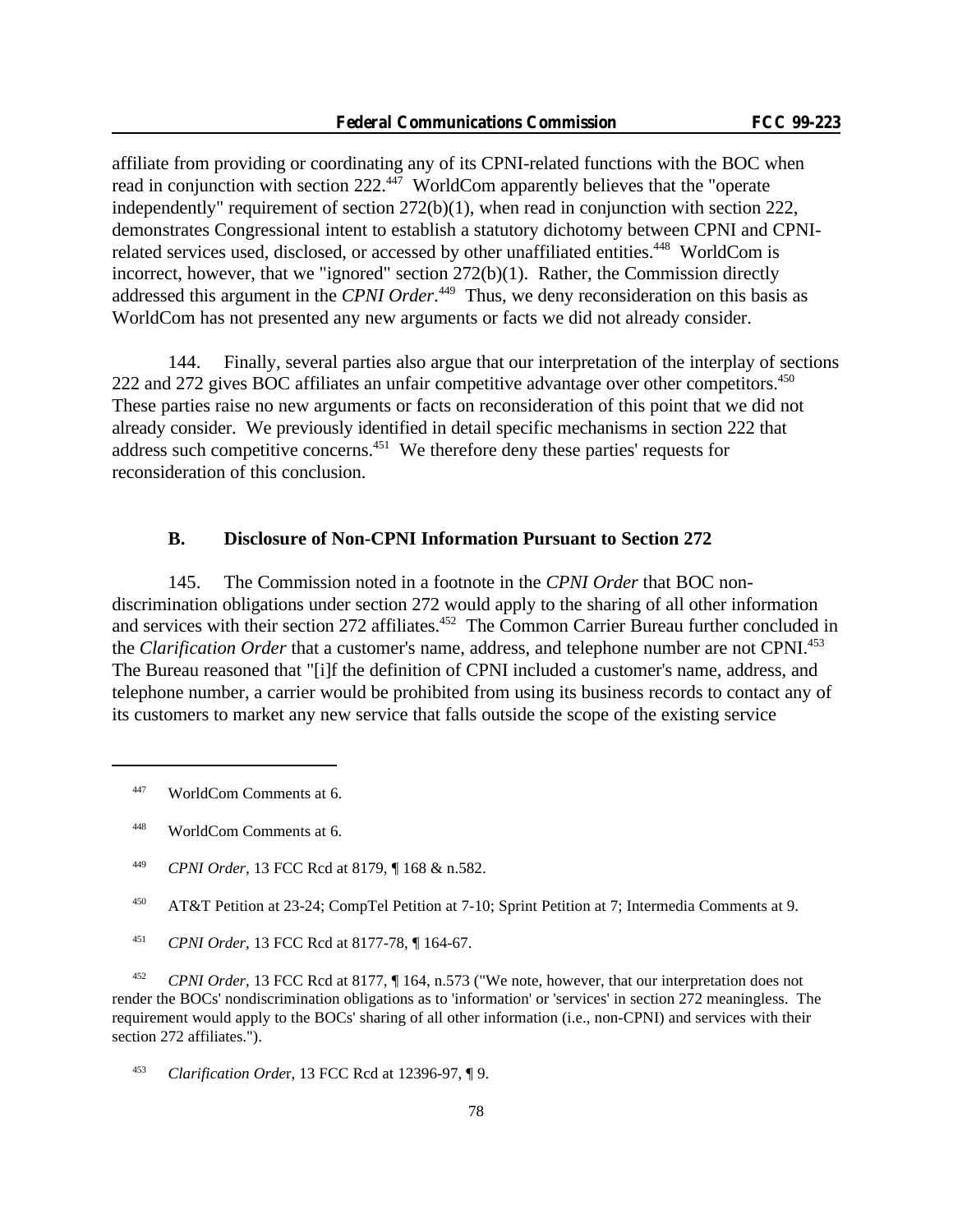affiliate from providing or coordinating any of its CPNI-related functions with the BOC when read in conjunction with section 222.[447] WorldCom apparently believes that the "operate independently" requirement of section 272(b)(1), when read in conjunction with section 222, demonstrates Congressional intent to establish a statutory dichotomy between CPNI and CPNI-related services used, disclosed, or accessed by other unaffiliated entities.[448] WorldCom is incorrect, however, that we "ignored" section 272(b)(1). Rather, the Commission directly addressed this argument in the *CPNI Order*.[449] Thus, we deny reconsideration on this basis as WorldCom has not presented any new arguments or facts we did not already consider.

144. Finally, several parties also argue that our interpretation of the interplay of sections 222 and 272 gives BOC affiliates an unfair competitive advantage over other competitors.[450] These parties raise no new arguments or facts on reconsideration of this point that we did not already consider. We previously identified in detail specific mechanisms in section 222 that address such competitive concerns.[451] We therefore deny these parties' requests for reconsideration of this conclusion.

### B. Disclosure of Non-CPNI Information Pursuant to Section 272

145. The Commission noted in a footnote in the *CPNI Order* that BOC non-discrimination obligations under section 272 would apply to the sharing of all other information and services with their section 272 affiliates.[452] The Common Carrier Bureau further concluded in the *Clarification Order* that a customer's name, address, and telephone number are not CPNI.[453] The Bureau reasoned that "[i]f the definition of CPNI included a customer's name, address, and telephone number, a carrier would be prohibited from using its business records to contact any of its customers to market any new service that falls outside the scope of the existing service

---

[447] WorldCom Comments at 6.

[448] WorldCom Comments at 6.

[449] *CPNI Order*, 13 FCC Rcd at 8179, ¶ 168 & n.582.

[450] AT&T Petition at 23-24; CompTel Petition at 7-10; Sprint Petition at 7; Intermedia Comments at 9.

[451] *CPNI Order*, 13 FCC Rcd at 8177-78, ¶ 164-67.

[452] *CPNI Order*, 13 FCC Rcd at 8177, ¶ 164, n.573 ("We note, however, that our interpretation does not render the BOCs' nondiscrimination obligations as to 'information' or 'services' in section 272 meaningless. The requirement would apply to the BOCs' sharing of all other information (i.e., non-CPNI) and services with their section 272 affiliates.").

[453] *Clarification Order*, 13 FCC Rcd at 12396-97, ¶ 9.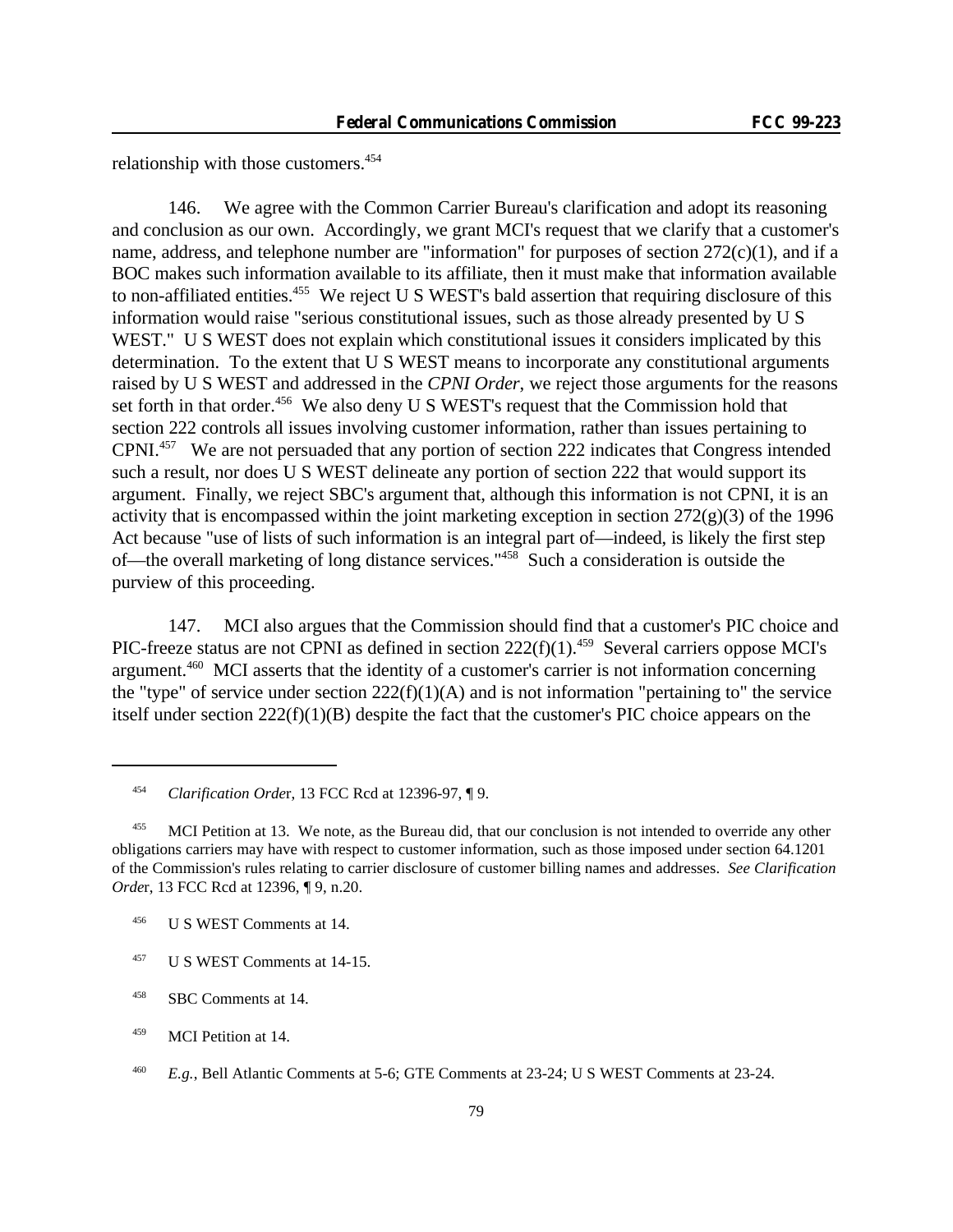relationship with those customers.[454]

146. We agree with the Common Carrier Bureau's clarification and adopt its reasoning and conclusion as our own. Accordingly, we grant MCI's request that we clarify that a customer's name, address, and telephone number are "information" for purposes of section 272(c)(1), and if a BOC makes such information available to its affiliate, then it must make that information available to non-affiliated entities.[455] We reject U S WEST's bald assertion that requiring disclosure of this information would raise "serious constitutional issues, such as those already presented by U S WEST." U S WEST does not explain which constitutional issues it considers implicated by this determination. To the extent that U S WEST means to incorporate any constitutional arguments raised by U S WEST and addressed in the *CPNI Order*, we reject those arguments for the reasons set forth in that order.[456] We also deny U S WEST's request that the Commission hold that section 222 controls all issues involving customer information, rather than issues pertaining to CPNI.[457] We are not persuaded that any portion of section 222 indicates that Congress intended such a result, nor does U S WEST delineate any portion of section 222 that would support its argument. Finally, we reject SBC's argument that, although this information is not CPNI, it is an activity that is encompassed within the joint marketing exception in section 272(g)(3) of the 1996 Act because "use of lists of such information is an integral part of—indeed, is likely the first step of—the overall marketing of long distance services."[458] Such a consideration is outside the purview of this proceeding.

147. MCI also argues that the Commission should find that a customer's PIC choice and PIC-freeze status are not CPNI as defined in section 222(f)(1).[459] Several carriers oppose MCI's argument.[460] MCI asserts that the identity of a customer's carrier is not information concerning the "type" of service under section 222(f)(1)(A) and is not information "pertaining to" the service itself under section 222(f)(1)(B) despite the fact that the customer's PIC choice appears on the

---

[454] *Clarification Order*, 13 FCC Rcd at 12396-97, ¶ 9.

[455] MCI Petition at 13. We note, as the Bureau did, that our conclusion is not intended to override any other obligations carriers may have with respect to customer information, such as those imposed under section 64.1201 of the Commission's rules relating to carrier disclosure of customer billing names and addresses. *See Clarification Order*, 13 FCC Rcd at 12396, ¶ 9, n.20.

[456] U S WEST Comments at 14.

[457] U S WEST Comments at 14-15.

[458] SBC Comments at 14.

[459] MCI Petition at 14.

[460] *E.g.*, Bell Atlantic Comments at 5-6; GTE Comments at 23-24; U S WEST Comments at 23-24.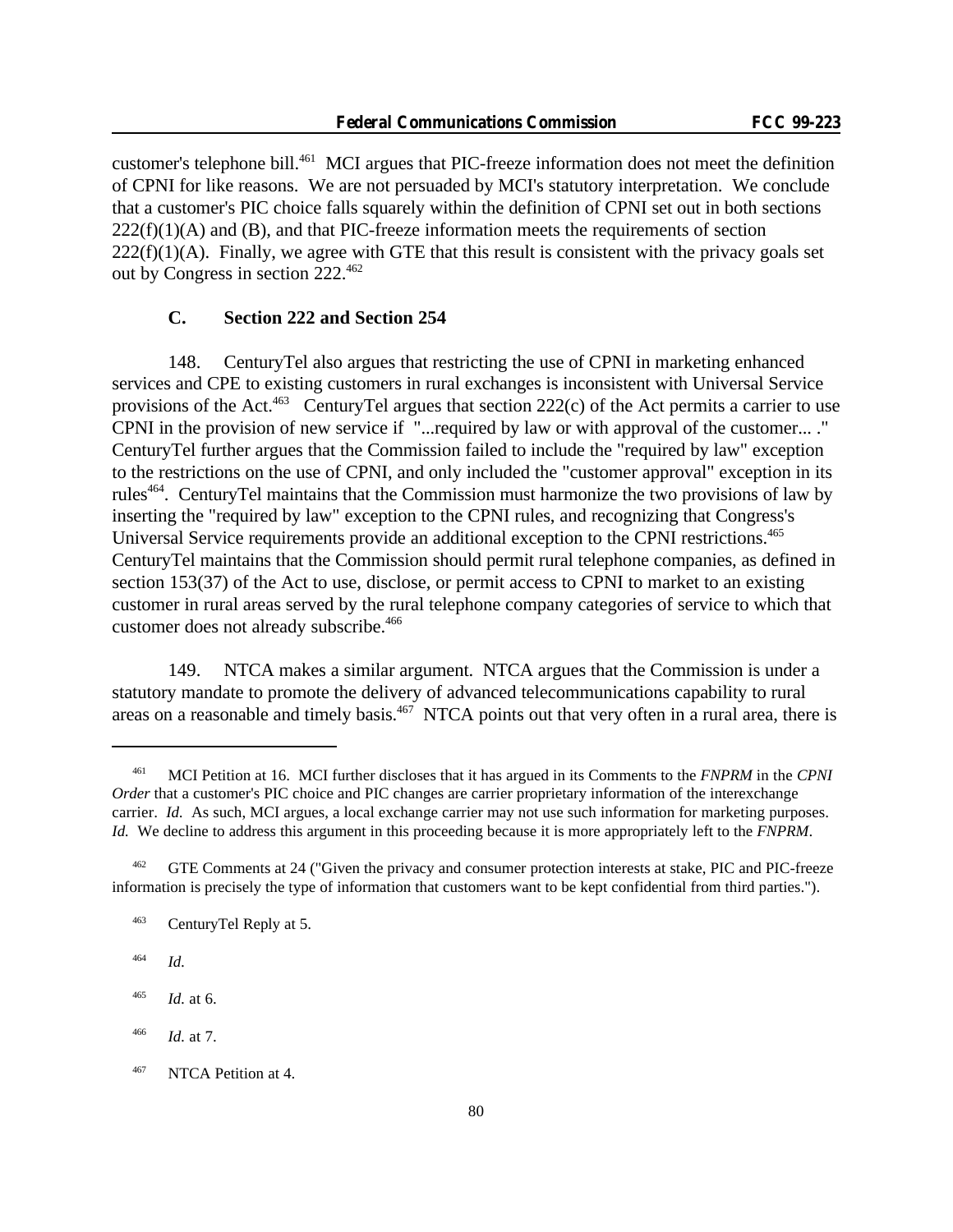customer's telephone bill.[461] MCI argues that PIC-freeze information does not meet the definition of CPNI for like reasons. We are not persuaded by MCI's statutory interpretation. We conclude that a customer's PIC choice falls squarely within the definition of CPNI set out in both sections 222(f)(1)(A) and (B), and that PIC-freeze information meets the requirements of section 222(f)(1)(A). Finally, we agree with GTE that this result is consistent with the privacy goals set out by Congress in section 222.[462]

### C. Section 222 and Section 254

148. CenturyTel also argues that restricting the use of CPNI in marketing enhanced services and CPE to existing customers in rural exchanges is inconsistent with Universal Service provisions of the Act.[463] CenturyTel argues that section 222(c) of the Act permits a carrier to use CPNI in the provision of new service if "...required by law or with approval of the customer... ." CenturyTel further argues that the Commission failed to include the "required by law" exception to the restrictions on the use of CPNI, and only included the "customer approval" exception in its rules[464]. CenturyTel maintains that the Commission must harmonize the two provisions of law by inserting the "required by law" exception to the CPNI rules, and recognizing that Congress's Universal Service requirements provide an additional exception to the CPNI restrictions.[465] CenturyTel maintains that the Commission should permit rural telephone companies, as defined in section 153(37) of the Act to use, disclose, or permit access to CPNI to market to an existing customer in rural areas served by the rural telephone company categories of service to which that customer does not already subscribe.[466]

149. NTCA makes a similar argument. NTCA argues that the Commission is under a statutory mandate to promote the delivery of advanced telecommunications capability to rural areas on a reasonable and timely basis.[467] NTCA points out that very often in a rural area, there is

---

[461] MCI Petition at 16. MCI further discloses that it has argued in its Comments to the *FNPRM* in the *CPNI Order* that a customer's PIC choice and PIC changes are carrier proprietary information of the interexchange carrier. *Id.* As such, MCI argues, a local exchange carrier may not use such information for marketing purposes. *Id.* We decline to address this argument in this proceeding because it is more appropriately left to the *FNPRM*.

[462] GTE Comments at 24 ("Given the privacy and consumer protection interests at stake, PIC and PIC-freeze information is precisely the type of information that customers want to be kept confidential from third parties.").

[463] CenturyTel Reply at 5.

[464] *Id.*

[465] *Id.* at 6.

[466] *Id.* at 7.

[467] NTCA Petition at 4.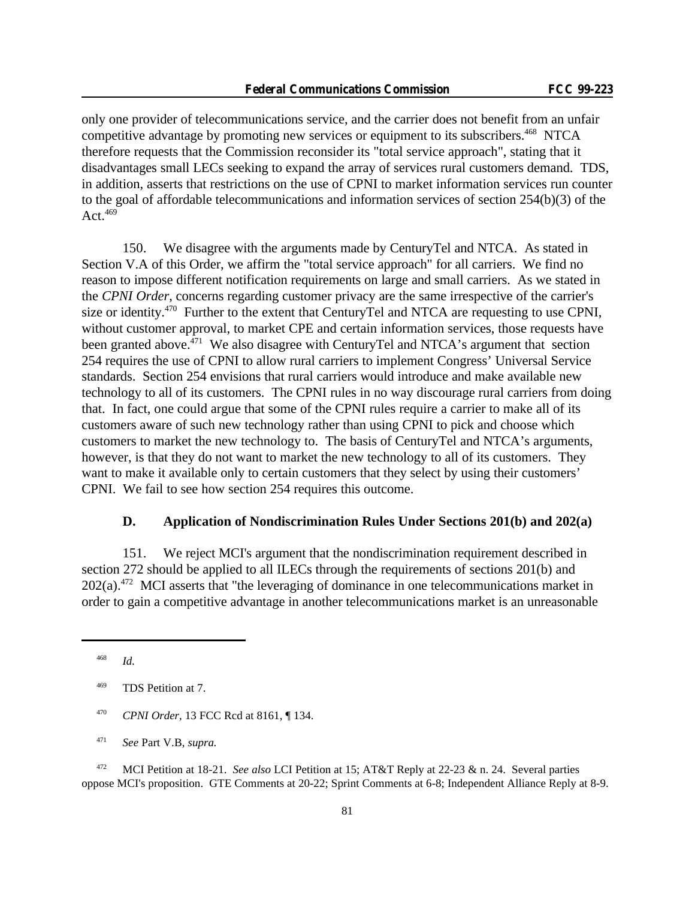only one provider of telecommunications service, and the carrier does not benefit from an unfair competitive advantage by promoting new services or equipment to its subscribers.[468] NTCA therefore requests that the Commission reconsider its "total service approach", stating that it disadvantages small LECs seeking to expand the array of services rural customers demand. TDS, in addition, asserts that restrictions on the use of CPNI to market information services run counter to the goal of affordable telecommunications and information services of section 254(b)(3) of the Act.[469]

150. We disagree with the arguments made by CenturyTel and NTCA. As stated in Section V.A of this Order, we affirm the "total service approach" for all carriers. We find no reason to impose different notification requirements on large and small carriers. As we stated in the *CPNI Order*, concerns regarding customer privacy are the same irrespective of the carrier's size or identity.[470] Further to the extent that CenturyTel and NTCA are requesting to use CPNI, without customer approval, to market CPE and certain information services, those requests have been granted above.[471] We also disagree with CenturyTel and NTCA's argument that section 254 requires the use of CPNI to allow rural carriers to implement Congress' Universal Service standards. Section 254 envisions that rural carriers would introduce and make available new technology to all of its customers. The CPNI rules in no way discourage rural carriers from doing that. In fact, one could argue that some of the CPNI rules require a carrier to make all of its customers aware of such new technology rather than using CPNI to pick and choose which customers to market the new technology to. The basis of CenturyTel and NTCA's arguments, however, is that they do not want to market the new technology to all of its customers. They want to make it available only to certain customers that they select by using their customers' CPNI. We fail to see how section 254 requires this outcome.

### D. Application of Nondiscrimination Rules Under Sections 201(b) and 202(a)

151. We reject MCI's argument that the nondiscrimination requirement described in section 272 should be applied to all ILECs through the requirements of sections 201(b) and 202(a).[472] MCI asserts that "the leveraging of dominance in one telecommunications market in order to gain a competitive advantage in another telecommunications market is an unreasonable

---

[468] *Id.*

[469] TDS Petition at 7.

[470] *CPNI Order*, 13 FCC Rcd at 8161, ¶ 134.

[471] *See* Part V.B, *supra.*

[472] MCI Petition at 18-21. *See also* LCI Petition at 15; AT&T Reply at 22-23 & n. 24. Several parties oppose MCI's proposition. GTE Comments at 20-22; Sprint Comments at 6-8; Independent Alliance Reply at 8-9.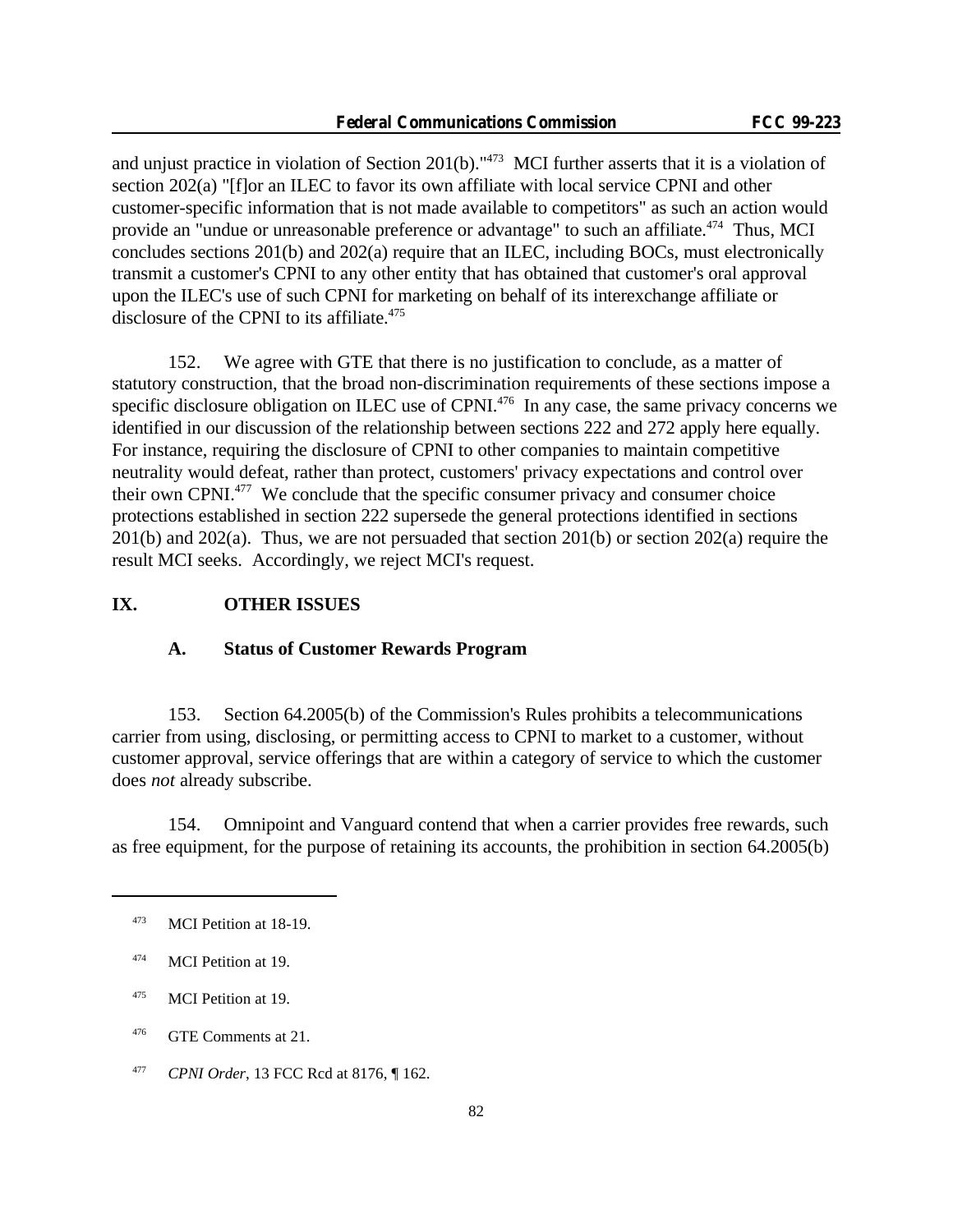and unjust practice in violation of Section 201(b)."[473] MCI further asserts that it is a violation of section 202(a) "[f]or an ILEC to favor its own affiliate with local service CPNI and other customer-specific information that is not made available to competitors" as such an action would provide an "undue or unreasonable preference or advantage" to such an affiliate.[474] Thus, MCI concludes sections 201(b) and 202(a) require that an ILEC, including BOCs, must electronically transmit a customer's CPNI to any other entity that has obtained that customer's oral approval upon the ILEC's use of such CPNI for marketing on behalf of its interexchange affiliate or disclosure of the CPNI to its affiliate.[475]

152. We agree with GTE that there is no justification to conclude, as a matter of statutory construction, that the broad non-discrimination requirements of these sections impose a specific disclosure obligation on ILEC use of CPNI.[476] In any case, the same privacy concerns we identified in our discussion of the relationship between sections 222 and 272 apply here equally. For instance, requiring the disclosure of CPNI to other companies to maintain competitive neutrality would defeat, rather than protect, customers' privacy expectations and control over their own CPNI.[477] We conclude that the specific consumer privacy and consumer choice protections established in section 222 supersede the general protections identified in sections 201(b) and 202(a). Thus, we are not persuaded that section 201(b) or section 202(a) require the result MCI seeks. Accordingly, we reject MCI's request.

## IX. OTHER ISSUES

### A. Status of Customer Rewards Program

153. Section 64.2005(b) of the Commission's Rules prohibits a telecommunications carrier from using, disclosing, or permitting access to CPNI to market to a customer, without customer approval, service offerings that are within a category of service to which the customer does *not* already subscribe.

154. Omnipoint and Vanguard contend that when a carrier provides free rewards, such as free equipment, for the purpose of retaining its accounts, the prohibition in section 64.2005(b)

---

[473] MCI Petition at 18-19.

[474] MCI Petition at 19.

[475] MCI Petition at 19.

[476] GTE Comments at 21.

[477] *CPNI Order*, 13 FCC Rcd at 8176, ¶ 162.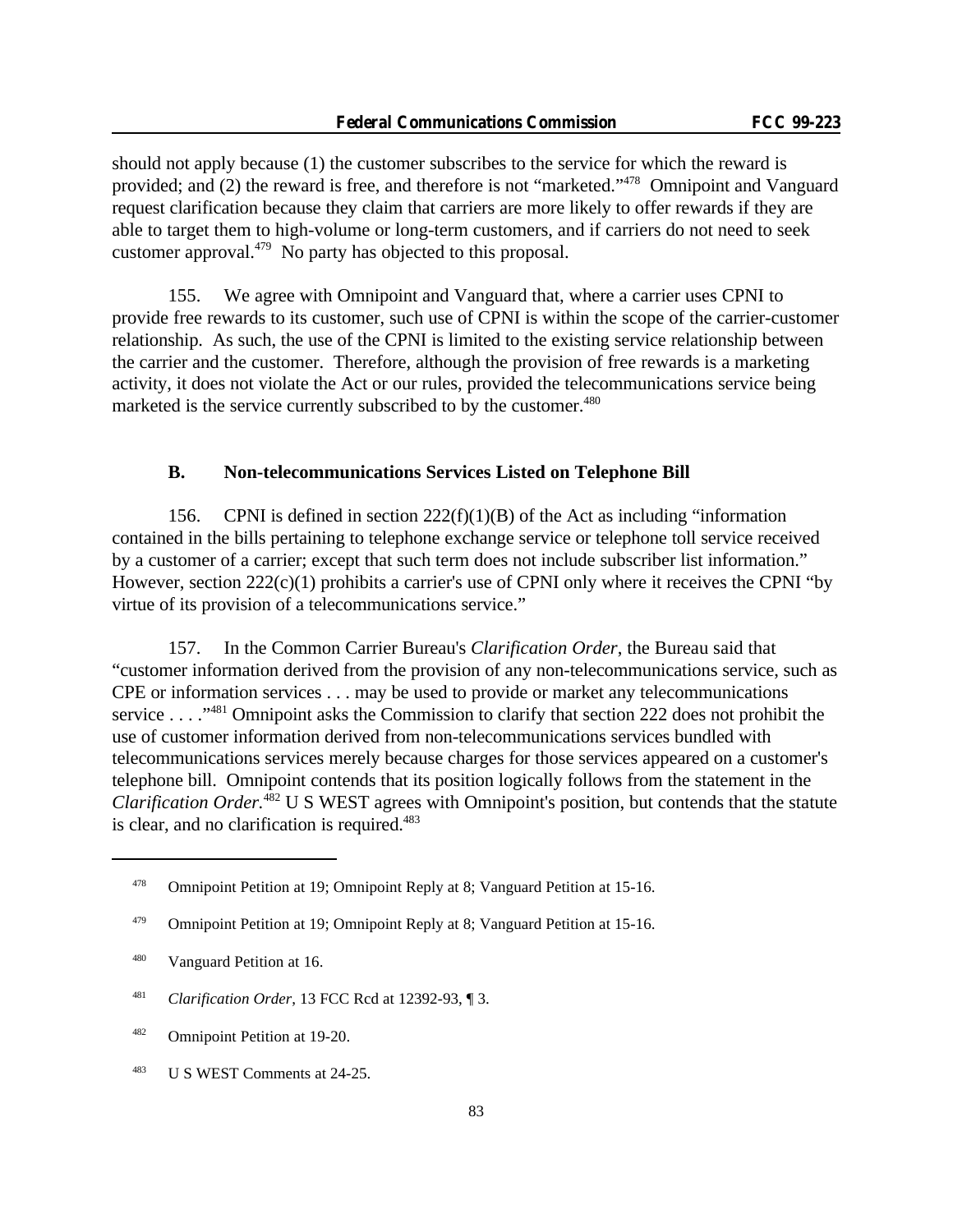should not apply because (1) the customer subscribes to the service for which the reward is provided; and (2) the reward is free, and therefore is not "marketed."[478] Omnipoint and Vanguard request clarification because they claim that carriers are more likely to offer rewards if they are able to target them to high-volume or long-term customers, and if carriers do not need to seek customer approval.[479] No party has objected to this proposal.

155. We agree with Omnipoint and Vanguard that, where a carrier uses CPNI to provide free rewards to its customer, such use of CPNI is within the scope of the carrier-customer relationship. As such, the use of the CPNI is limited to the existing service relationship between the carrier and the customer. Therefore, although the provision of free rewards is a marketing activity, it does not violate the Act or our rules, provided the telecommunications service being marketed is the service currently subscribed to by the customer.[480]

### B. Non-telecommunications Services Listed on Telephone Bill

156. CPNI is defined in section 222(f)(1)(B) of the Act as including "information contained in the bills pertaining to telephone exchange service or telephone toll service received by a customer of a carrier; except that such term does not include subscriber list information." However, section 222(c)(1) prohibits a carrier's use of CPNI only where it receives the CPNI "by virtue of its provision of a telecommunications service."

157. In the Common Carrier Bureau's *Clarification Order*, the Bureau said that "customer information derived from the provision of any non-telecommunications service, such as CPE or information services . . . may be used to provide or market any telecommunications service . . . ."[481] Omnipoint asks the Commission to clarify that section 222 does not prohibit the use of customer information derived from non-telecommunications services bundled with telecommunications services merely because charges for those services appeared on a customer's telephone bill. Omnipoint contends that its position logically follows from the statement in the *Clarification Order*.[482] U S WEST agrees with Omnipoint's position, but contends that the statute is clear, and no clarification is required.[483]

---

[478] Omnipoint Petition at 19; Omnipoint Reply at 8; Vanguard Petition at 15-16.

[479] Omnipoint Petition at 19; Omnipoint Reply at 8; Vanguard Petition at 15-16.

[480] Vanguard Petition at 16.

[481] *Clarification Order*, 13 FCC Rcd at 12392-93, ¶ 3.

[482] Omnipoint Petition at 19-20.

[483] U S WEST Comments at 24-25.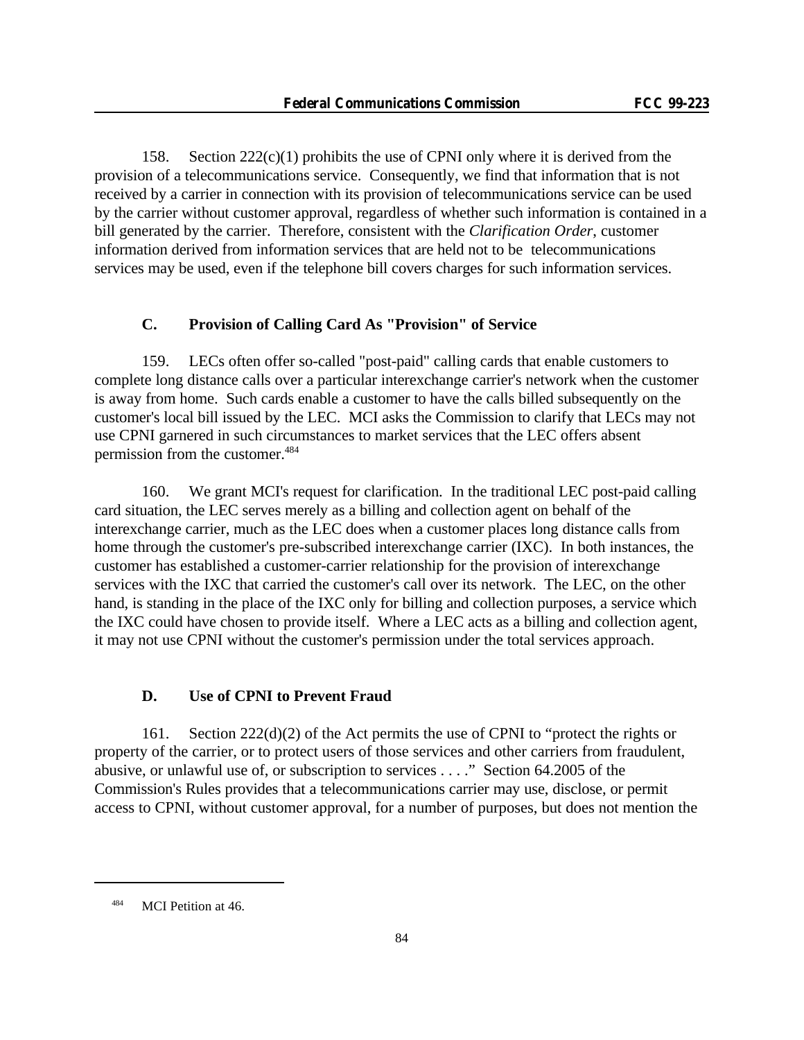158. Section 222(c)(1) prohibits the use of CPNI only where it is derived from the provision of a telecommunications service. Consequently, we find that information that is not received by a carrier in connection with its provision of telecommunications service can be used by the carrier without customer approval, regardless of whether such information is contained in a bill generated by the carrier. Therefore, consistent with the *Clarification Order*, customer information derived from information services that are held not to be telecommunications services may be used, even if the telephone bill covers charges for such information services.

### C. Provision of Calling Card As "Provision" of Service

159. LECs often offer so-called "post-paid" calling cards that enable customers to complete long distance calls over a particular interexchange carrier's network when the customer is away from home. Such cards enable a customer to have the calls billed subsequently on the customer's local bill issued by the LEC. MCI asks the Commission to clarify that LECs may not use CPNI garnered in such circumstances to market services that the LEC offers absent permission from the customer.[484]

160. We grant MCI's request for clarification. In the traditional LEC post-paid calling card situation, the LEC serves merely as a billing and collection agent on behalf of the interexchange carrier, much as the LEC does when a customer places long distance calls from home through the customer's pre-subscribed interexchange carrier (IXC). In both instances, the customer has established a customer-carrier relationship for the provision of interexchange services with the IXC that carried the customer's call over its network. The LEC, on the other hand, is standing in the place of the IXC only for billing and collection purposes, a service which the IXC could have chosen to provide itself. Where a LEC acts as a billing and collection agent, it may not use CPNI without the customer's permission under the total services approach.

### D. Use of CPNI to Prevent Fraud

161. Section 222(d)(2) of the Act permits the use of CPNI to "protect the rights or property of the carrier, or to protect users of those services and other carriers from fraudulent, abusive, or unlawful use of, or subscription to services . . . ." Section 64.2005 of the Commission's Rules provides that a telecommunications carrier may use, disclose, or permit access to CPNI, without customer approval, for a number of purposes, but does not mention the

---

[484] MCI Petition at 46.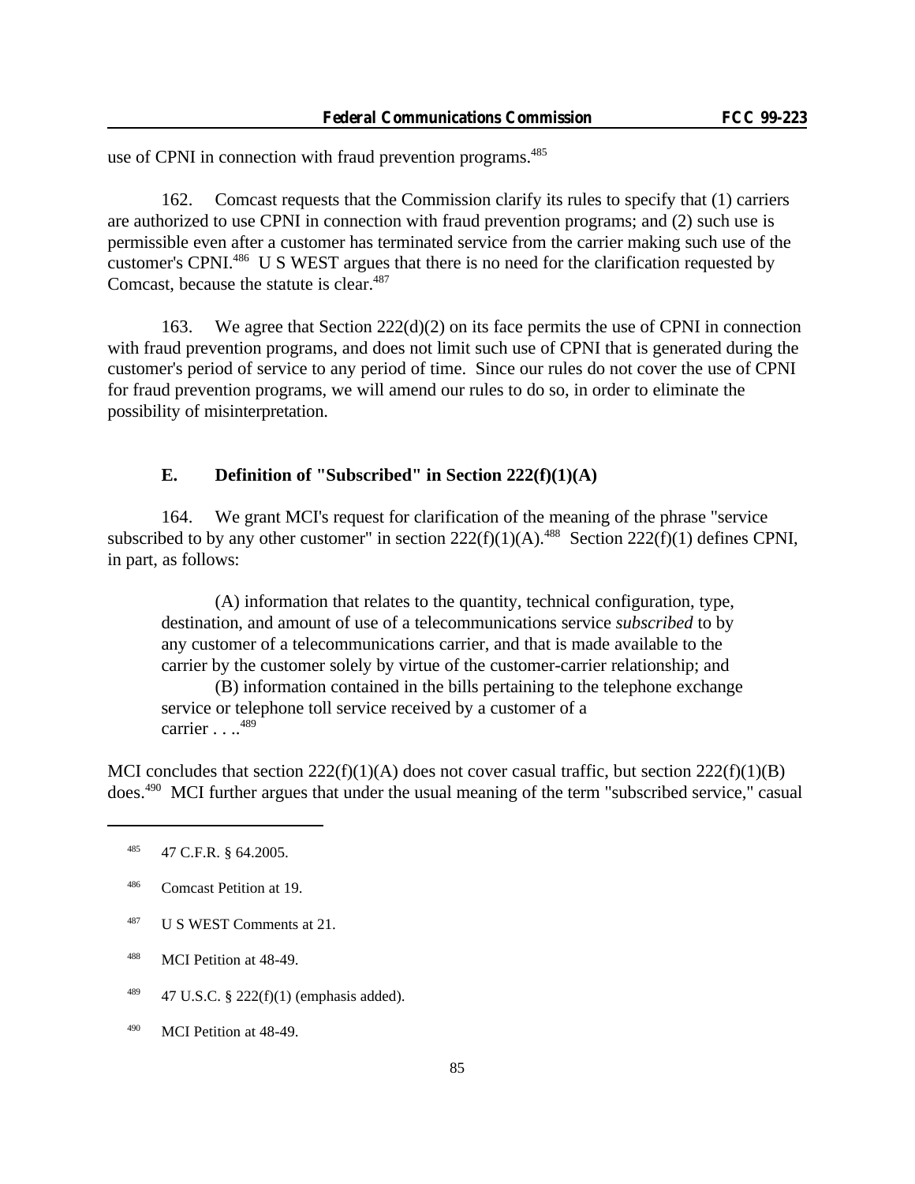use of CPNI in connection with fraud prevention programs.[485]

162. Comcast requests that the Commission clarify its rules to specify that (1) carriers are authorized to use CPNI in connection with fraud prevention programs; and (2) such use is permissible even after a customer has terminated service from the carrier making such use of the customer's CPNI.[486] U S WEST argues that there is no need for the clarification requested by Comcast, because the statute is clear.[487]

163. We agree that Section 222(d)(2) on its face permits the use of CPNI in connection with fraud prevention programs, and does not limit such use of CPNI that is generated during the customer's period of service to any period of time. Since our rules do not cover the use of CPNI for fraud prevention programs, we will amend our rules to do so, in order to eliminate the possibility of misinterpretation.

### E. Definition of "Subscribed" in Section 222(f)(1)(A)

164. We grant MCI's request for clarification of the meaning of the phrase "service subscribed to by any other customer" in section 222(f)(1)(A).[488] Section 222(f)(1) defines CPNI, in part, as follows:

> (A) information that relates to the quantity, technical configuration, type, destination, and amount of use of a telecommunications service *subscribed* to by any customer of a telecommunications carrier, and that is made available to the carrier by the customer solely by virtue of the customer-carrier relationship; and
>
> (B) information contained in the bills pertaining to the telephone exchange service or telephone toll service received by a customer of a carrier . . ..[489]

MCI concludes that section 222(f)(1)(A) does not cover casual traffic, but section 222(f)(1)(B) does.[490] MCI further argues that under the usual meaning of the term "subscribed service," casual

---

[485] 47 C.F.R. § 64.2005.

[486] Comcast Petition at 19.

[487] U S WEST Comments at 21.

[488] MCI Petition at 48-49.

[489] 47 U.S.C. § 222(f)(1) (emphasis added).

[490] MCI Petition at 48-49.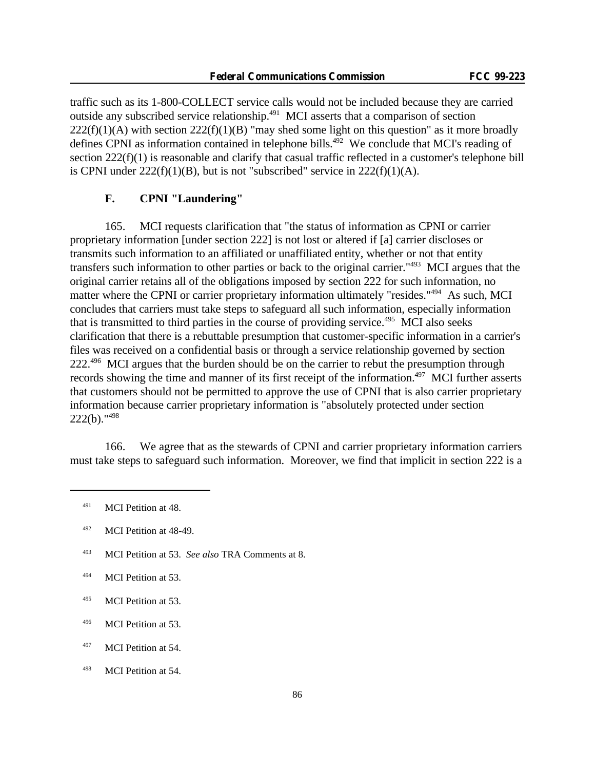traffic such as its 1-800-COLLECT service calls would not be included because they are carried outside any subscribed service relationship.[491] MCI asserts that a comparison of section 222(f)(1)(A) with section 222(f)(1)(B) "may shed some light on this question" as it more broadly defines CPNI as information contained in telephone bills.[492] We conclude that MCI's reading of section 222(f)(1) is reasonable and clarify that casual traffic reflected in a customer's telephone bill is CPNI under 222(f)(1)(B), but is not "subscribed" service in 222(f)(1)(A).

### F. CPNI "Laundering"

165. MCI requests clarification that "the status of information as CPNI or carrier proprietary information [under section 222] is not lost or altered if [a] carrier discloses or transmits such information to an affiliated or unaffiliated entity, whether or not that entity transfers such information to other parties or back to the original carrier."[493] MCI argues that the original carrier retains all of the obligations imposed by section 222 for such information, no matter where the CPNI or carrier proprietary information ultimately "resides."[494] As such, MCI concludes that carriers must take steps to safeguard all such information, especially information that is transmitted to third parties in the course of providing service.[495] MCI also seeks clarification that there is a rebuttable presumption that customer-specific information in a carrier's files was received on a confidential basis or through a service relationship governed by section 222.[496] MCI argues that the burden should be on the carrier to rebut the presumption through records showing the time and manner of its first receipt of the information.[497] MCI further asserts that customers should not be permitted to approve the use of CPNI that is also carrier proprietary information because carrier proprietary information is "absolutely protected under section 222(b)."[498]

166. We agree that as the stewards of CPNI and carrier proprietary information carriers must take steps to safeguard such information. Moreover, we find that implicit in section 222 is a

---

[491] MCI Petition at 48.

[492] MCI Petition at 48-49.

[493] MCI Petition at 53. *See also* TRA Comments at 8.

[494] MCI Petition at 53.

[495] MCI Petition at 53.

[496] MCI Petition at 53.

[497] MCI Petition at 54.

[498] MCI Petition at 54.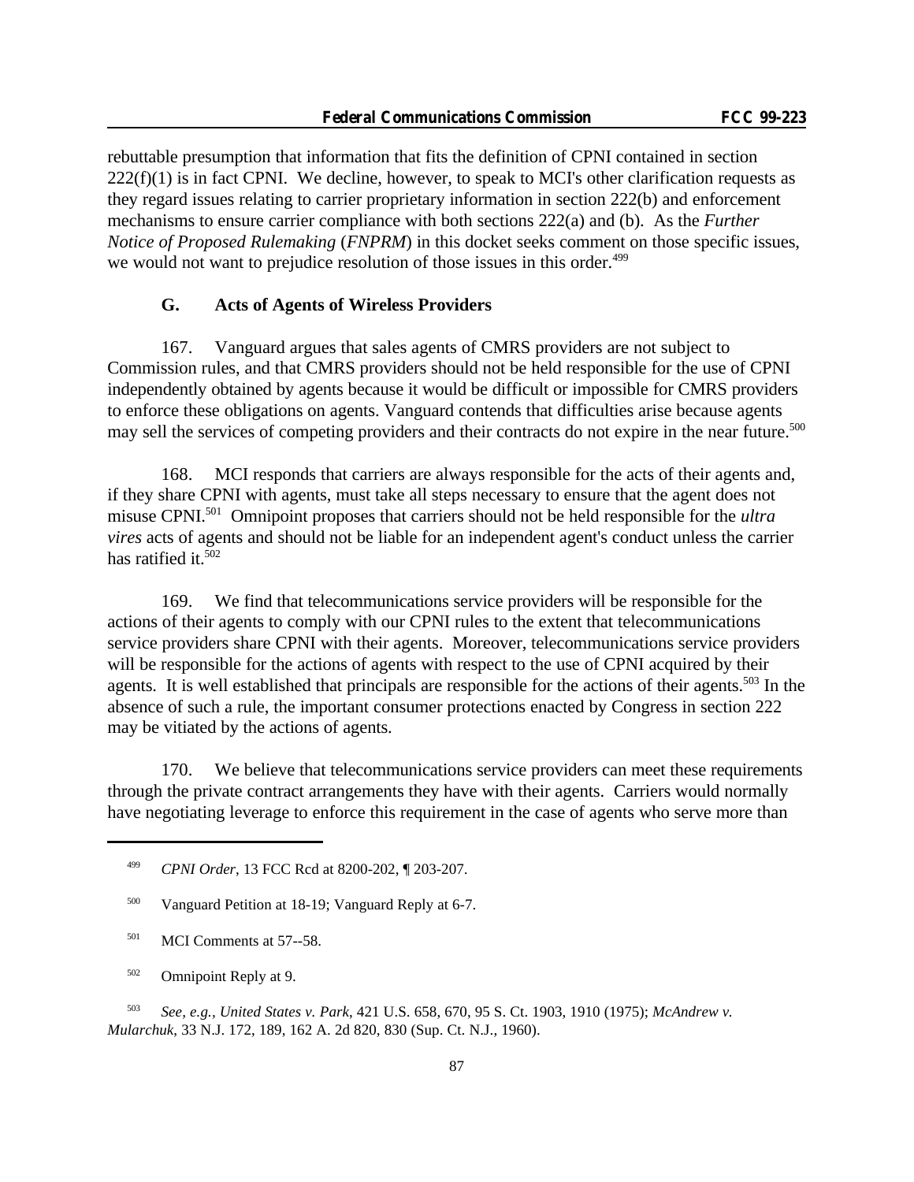rebuttable presumption that information that fits the definition of CPNI contained in section 222(f)(1) is in fact CPNI. We decline, however, to speak to MCI's other clarification requests as they regard issues relating to carrier proprietary information in section 222(b) and enforcement mechanisms to ensure carrier compliance with both sections 222(a) and (b). As the *Further Notice of Proposed Rulemaking* (*FNPRM*) in this docket seeks comment on those specific issues, we would not want to prejudice resolution of those issues in this order.[499]

### G. Acts of Agents of Wireless Providers

167. Vanguard argues that sales agents of CMRS providers are not subject to Commission rules, and that CMRS providers should not be held responsible for the use of CPNI independently obtained by agents because it would be difficult or impossible for CMRS providers to enforce these obligations on agents. Vanguard contends that difficulties arise because agents may sell the services of competing providers and their contracts do not expire in the near future.[500]

168. MCI responds that carriers are always responsible for the acts of their agents and, if they share CPNI with agents, must take all steps necessary to ensure that the agent does not misuse CPNI.[501] Omnipoint proposes that carriers should not be held responsible for the *ultra vires* acts of agents and should not be liable for an independent agent's conduct unless the carrier has ratified it.[502]

169. We find that telecommunications service providers will be responsible for the actions of their agents to comply with our CPNI rules to the extent that telecommunications service providers share CPNI with their agents. Moreover, telecommunications service providers will be responsible for the actions of agents with respect to the use of CPNI acquired by their agents. It is well established that principals are responsible for the actions of their agents.[503] In the absence of such a rule, the important consumer protections enacted by Congress in section 222 may be vitiated by the actions of agents.

170. We believe that telecommunications service providers can meet these requirements through the private contract arrangements they have with their agents. Carriers would normally have negotiating leverage to enforce this requirement in the case of agents who serve more than

---

[499] *CPNI Order*, 13 FCC Rcd at 8200-202, ¶ 203-207.

[500] Vanguard Petition at 18-19; Vanguard Reply at 6-7.

[501] MCI Comments at 57--58.

[502] Omnipoint Reply at 9.

[503] *See, e.g., United States v. Park*, 421 U.S. 658, 670, 95 S. Ct. 1903, 1910 (1975); *McAndrew v. Mularchuk*, 33 N.J. 172, 189, 162 A. 2d 820, 830 (Sup. Ct. N.J., 1960).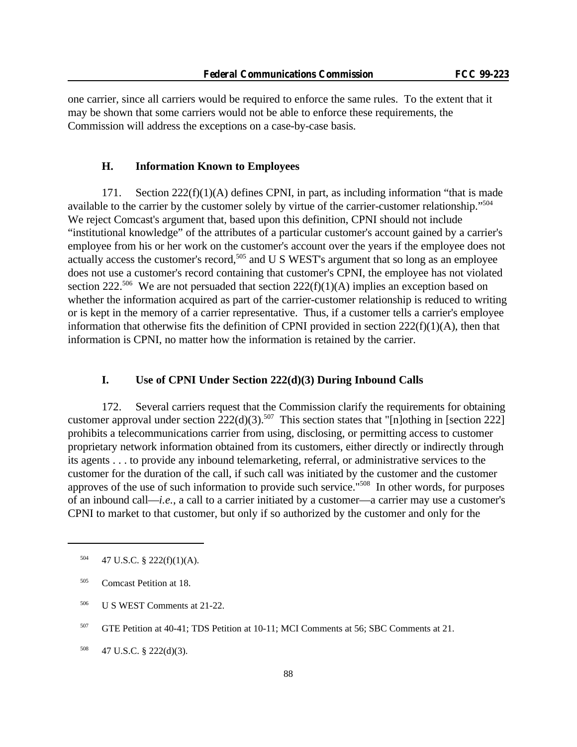one carrier, since all carriers would be required to enforce the same rules. To the extent that it may be shown that some carriers would not be able to enforce these requirements, the Commission will address the exceptions on a case-by-case basis.

### H. Information Known to Employees

171. Section 222(f)(1)(A) defines CPNI, in part, as including information "that is made available to the carrier by the customer solely by virtue of the carrier-customer relationship."[504] We reject Comcast's argument that, based upon this definition, CPNI should not include "institutional knowledge" of the attributes of a particular customer's account gained by a carrier's employee from his or her work on the customer's account over the years if the employee does not actually access the customer's record,[505] and U S WEST's argument that so long as an employee does not use a customer's record containing that customer's CPNI, the employee has not violated section 222.[506] We are not persuaded that section 222(f)(1)(A) implies an exception based on whether the information acquired as part of the carrier-customer relationship is reduced to writing or is kept in the memory of a carrier representative. Thus, if a customer tells a carrier's employee information that otherwise fits the definition of CPNI provided in section 222(f)(1)(A), then that information is CPNI, no matter how the information is retained by the carrier.

### I. Use of CPNI Under Section 222(d)(3) During Inbound Calls

172. Several carriers request that the Commission clarify the requirements for obtaining customer approval under section 222(d)(3).[507] This section states that "[n]othing in [section 222] prohibits a telecommunications carrier from using, disclosing, or permitting access to customer proprietary network information obtained from its customers, either directly or indirectly through its agents . . . to provide any inbound telemarketing, referral, or administrative services to the customer for the duration of the call, if such call was initiated by the customer and the customer approves of the use of such information to provide such service."[508] In other words, for purposes of an inbound call—*i.e.*, a call to a carrier initiated by a customer—a carrier may use a customer's CPNI to market to that customer, but only if so authorized by the customer and only for the

---

[504] 47 U.S.C. § 222(f)(1)(A).

[505] Comcast Petition at 18.

[506] U S WEST Comments at 21-22.

[507] GTE Petition at 40-41; TDS Petition at 10-11; MCI Comments at 56; SBC Comments at 21.

[508] 47 U.S.C. § 222(d)(3).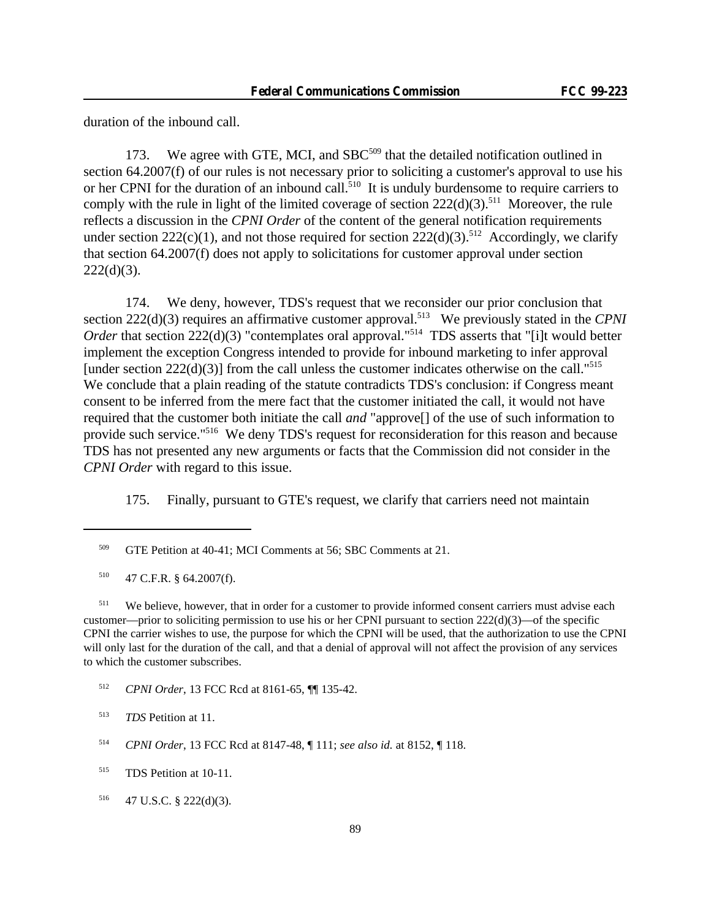duration of the inbound call.

173. We agree with GTE, MCI, and SBC[509] that the detailed notification outlined in section 64.2007(f) of our rules is not necessary prior to soliciting a customer's approval to use his or her CPNI for the duration of an inbound call.[510] It is unduly burdensome to require carriers to comply with the rule in light of the limited coverage of section 222(d)(3).[511] Moreover, the rule reflects a discussion in the *CPNI Order* of the content of the general notification requirements under section 222(c)(1), and not those required for section 222(d)(3).[512] Accordingly, we clarify that section 64.2007(f) does not apply to solicitations for customer approval under section 222(d)(3).

174. We deny, however, TDS's request that we reconsider our prior conclusion that section 222(d)(3) requires an affirmative customer approval.[513] We previously stated in the *CPNI Order* that section 222(d)(3) "contemplates oral approval."[514] TDS asserts that "[i]t would better implement the exception Congress intended to provide for inbound marketing to infer approval [under section 222(d)(3)] from the call unless the customer indicates otherwise on the call."[515] We conclude that a plain reading of the statute contradicts TDS's conclusion: if Congress meant consent to be inferred from the mere fact that the customer initiated the call, it would not have required that the customer both initiate the call *and* "approve[] of the use of such information to provide such service."[516] We deny TDS's request for reconsideration for this reason and because TDS has not presented any new arguments or facts that the Commission did not consider in the *CPNI Order* with regard to this issue.

175. Finally, pursuant to GTE's request, we clarify that carriers need not maintain

---

[509] GTE Petition at 40-41; MCI Comments at 56; SBC Comments at 21.

[510] 47 C.F.R. § 64.2007(f).

[511] We believe, however, that in order for a customer to provide informed consent carriers must advise each customer—prior to soliciting permission to use his or her CPNI pursuant to section 222(d)(3)—of the specific CPNI the carrier wishes to use, the purpose for which the CPNI will be used, that the authorization to use the CPNI will only last for the duration of the call, and that a denial of approval will not affect the provision of any services to which the customer subscribes.

[512] *CPNI Order*, 13 FCC Rcd at 8161-65, ¶¶ 135-42.

[513] *TDS* Petition at 11.

[514] *CPNI Order*, 13 FCC Rcd at 8147-48, ¶ 111; *see also id.* at 8152, ¶ 118.

[515] TDS Petition at 10-11.

[516] 47 U.S.C. § 222(d)(3).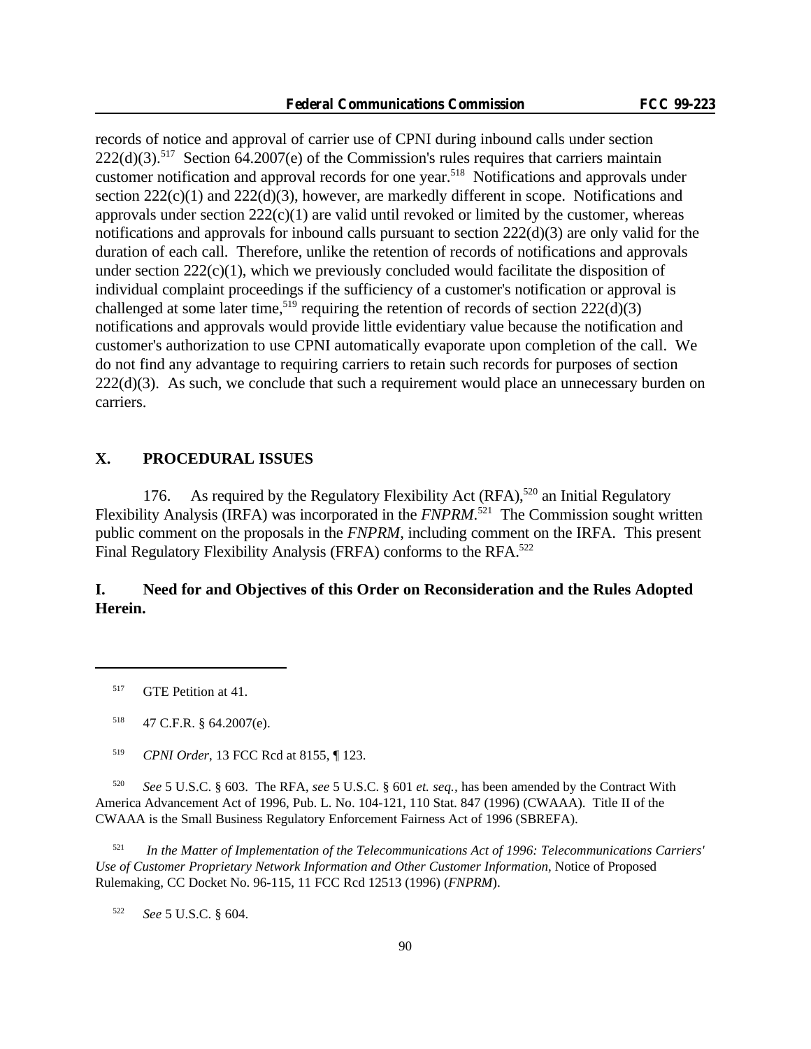records of notice and approval of carrier use of CPNI during inbound calls under section 222(d)(3).[517] Section 64.2007(e) of the Commission's rules requires that carriers maintain customer notification and approval records for one year.[518] Notifications and approvals under section 222(c)(1) and 222(d)(3), however, are markedly different in scope. Notifications and approvals under section 222(c)(1) are valid until revoked or limited by the customer, whereas notifications and approvals for inbound calls pursuant to section 222(d)(3) are only valid for the duration of each call. Therefore, unlike the retention of records of notifications and approvals under section 222(c)(1), which we previously concluded would facilitate the disposition of individual complaint proceedings if the sufficiency of a customer's notification or approval is challenged at some later time,[519] requiring the retention of records of section 222(d)(3) notifications and approvals would provide little evidentiary value because the notification and customer's authorization to use CPNI automatically evaporate upon completion of the call. We do not find any advantage to requiring carriers to retain such records for purposes of section 222(d)(3). As such, we conclude that such a requirement would place an unnecessary burden on carriers.

## X. PROCEDURAL ISSUES

176. As required by the Regulatory Flexibility Act (RFA),[520] an Initial Regulatory Flexibility Analysis (IRFA) was incorporated in the *FNPRM*.[521] The Commission sought written public comment on the proposals in the *FNPRM*, including comment on the IRFA. This present Final Regulatory Flexibility Analysis (FRFA) conforms to the RFA.[522]

### I. Need for and Objectives of this Order on Reconsideration and the Rules Adopted Herein.

---

[517] GTE Petition at 41.

[518] 47 C.F.R. § 64.2007(e).

[519] *CPNI Order*, 13 FCC Rcd at 8155, ¶ 123.

[520] *See* 5 U.S.C. § 603. The RFA, *see* 5 U.S.C. § 601 *et. seq.*, has been amended by the Contract With America Advancement Act of 1996, Pub. L. No. 104-121, 110 Stat. 847 (1996) (CWAAA). Title II of the CWAAA is the Small Business Regulatory Enforcement Fairness Act of 1996 (SBREFA).

[521] *In the Matter of Implementation of the Telecommunications Act of 1996: Telecommunications Carriers' Use of Customer Proprietary Network Information and Other Customer Information*, Notice of Proposed Rulemaking, CC Docket No. 96-115, 11 FCC Rcd 12513 (1996) (*FNPRM*).

[522] *See* 5 U.S.C. § 604.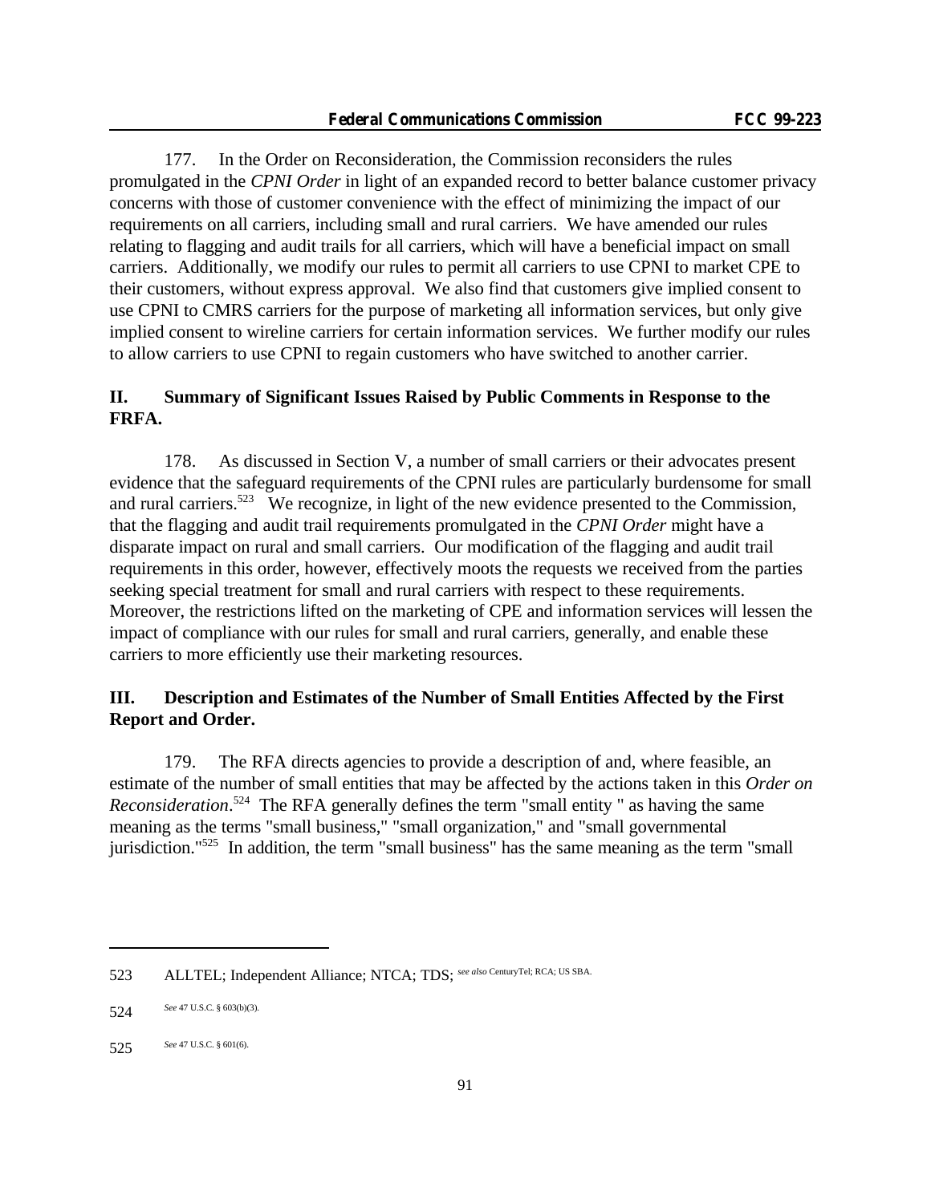177. In the Order on Reconsideration, the Commission reconsiders the rules promulgated in the *CPNI Order* in light of an expanded record to better balance customer privacy concerns with those of customer convenience with the effect of minimizing the impact of our requirements on all carriers, including small and rural carriers. We have amended our rules relating to flagging and audit trails for all carriers, which will have a beneficial impact on small carriers. Additionally, we modify our rules to permit all carriers to use CPNI to market CPE to their customers, without express approval. We also find that customers give implied consent to use CPNI to CMRS carriers for the purpose of marketing all information services, but only give implied consent to wireline carriers for certain information services. We further modify our rules to allow carriers to use CPNI to regain customers who have switched to another carrier.

## II. Summary of Significant Issues Raised by Public Comments in Response to the FRFA.

178. As discussed in Section V, a number of small carriers or their advocates present evidence that the safeguard requirements of the CPNI rules are particularly burdensome for small and rural carriers.[523] We recognize, in light of the new evidence presented to the Commission, that the flagging and audit trail requirements promulgated in the *CPNI Order* might have a disparate impact on rural and small carriers. Our modification of the flagging and audit trail requirements in this order, however, effectively moots the requests we received from the parties seeking special treatment for small and rural carriers with respect to these requirements. Moreover, the restrictions lifted on the marketing of CPE and information services will lessen the impact of compliance with our rules for small and rural carriers, generally, and enable these carriers to more efficiently use their marketing resources.

## III. Description and Estimates of the Number of Small Entities Affected by the First Report and Order.

179. The RFA directs agencies to provide a description of and, where feasible, an estimate of the number of small entities that may be affected by the actions taken in this *Order on Reconsideration*.[524] The RFA generally defines the term "small entity " as having the same meaning as the terms "small business," "small organization," and "small governmental jurisdiction."[525] In addition, the term "small business" has the same meaning as the term "small

---

523 ALLTEL; Independent Alliance; NTCA; TDS; *see also* CenturyTel; RCA; US SBA.

524 *See* 47 U.S.C. § 603(b)(3).

525 *See* 47 U.S.C. § 601(6).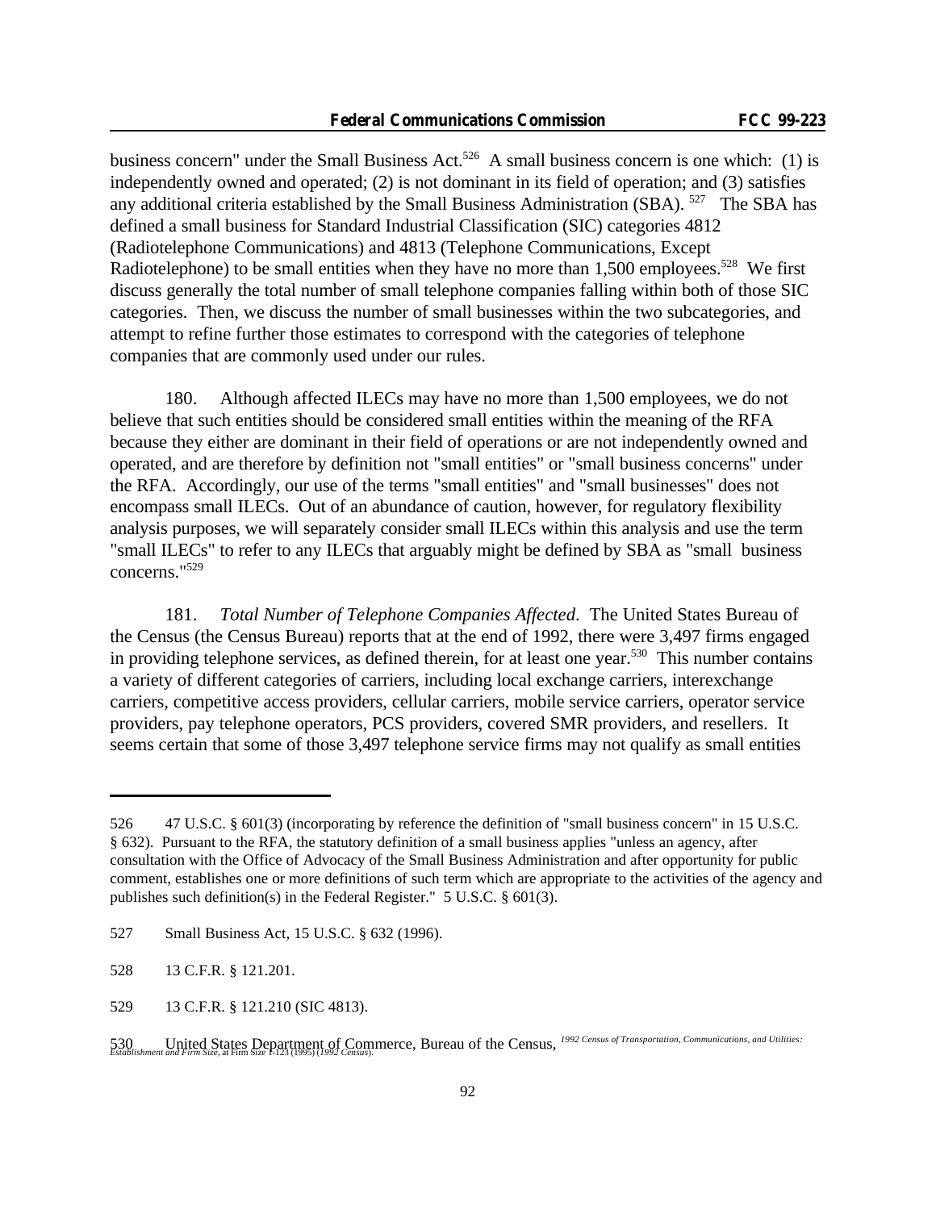business concern" under the Small Business Act.[526] A small business concern is one which: (1) is independently owned and operated; (2) is not dominant in its field of operation; and (3) satisfies any additional criteria established by the Small Business Administration (SBA). [527] The SBA has defined a small business for Standard Industrial Classification (SIC) categories 4812 (Radiotelephone Communications) and 4813 (Telephone Communications, Except Radiotelephone) to be small entities when they have no more than 1,500 employees.[528] We first discuss generally the total number of small telephone companies falling within both of those SIC categories. Then, we discuss the number of small businesses within the two subcategories, and attempt to refine further those estimates to correspond with the categories of telephone companies that are commonly used under our rules.

180. Although affected ILECs may have no more than 1,500 employees, we do not believe that such entities should be considered small entities within the meaning of the RFA because they either are dominant in their field of operations or are not independently owned and operated, and are therefore by definition not "small entities" or "small business concerns" under the RFA. Accordingly, our use of the terms "small entities" and "small businesses" does not encompass small ILECs. Out of an abundance of caution, however, for regulatory flexibility analysis purposes, we will separately consider small ILECs within this analysis and use the term "small ILECs" to refer to any ILECs that arguably might be defined by SBA as "small business concerns."[529]

181. *Total Number of Telephone Companies Affected*. The United States Bureau of the Census (the Census Bureau) reports that at the end of 1992, there were 3,497 firms engaged in providing telephone services, as defined therein, for at least one year.[530] This number contains a variety of different categories of carriers, including local exchange carriers, interexchange carriers, competitive access providers, cellular carriers, mobile service carriers, operator service providers, pay telephone operators, PCS providers, covered SMR providers, and resellers. It seems certain that some of those 3,497 telephone service firms may not qualify as small entities

---

526 47 U.S.C. § 601(3) (incorporating by reference the definition of "small business concern" in 15 U.S.C. § 632). Pursuant to the RFA, the statutory definition of a small business applies "unless an agency, after consultation with the Office of Advocacy of the Small Business Administration and after opportunity for public comment, establishes one or more definitions of such term which are appropriate to the activities of the agency and publishes such definition(s) in the Federal Register." 5 U.S.C. § 601(3).

527 Small Business Act, 15 U.S.C. § 632 (1996).

528 13 C.F.R. § 121.201.

529 13 C.F.R. § 121.210 (SIC 4813).

530 United States Department of Commerce, Bureau of the Census, *1992 Census of Transportation, Communications, and Utilities: Establishment and Firm Size*, at Firm Size 1-123 (1995) (*1992 Census*).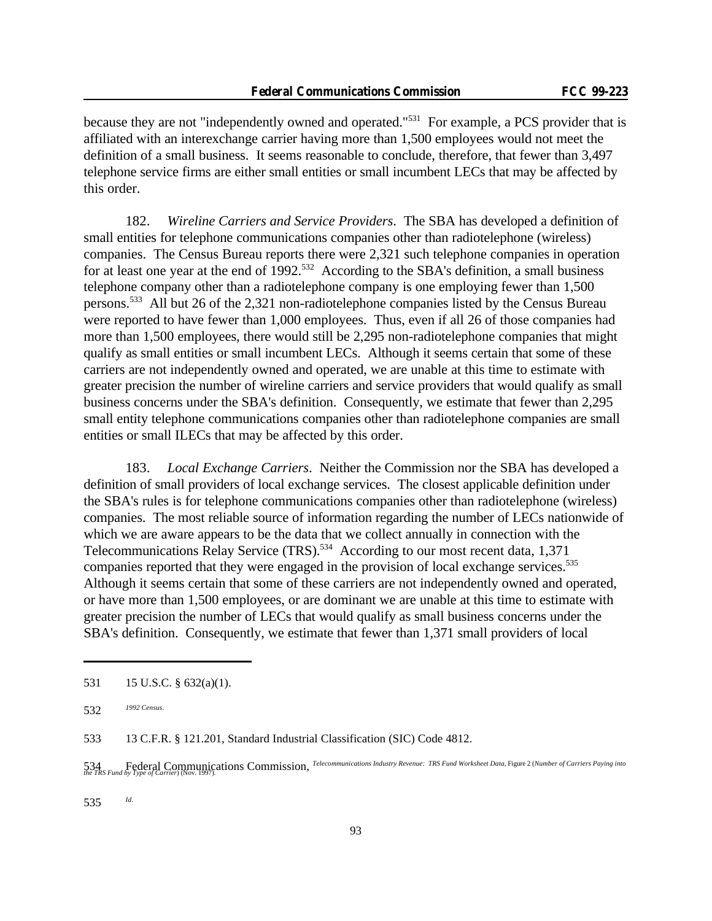because they are not "independently owned and operated."[531] For example, a PCS provider that is affiliated with an interexchange carrier having more than 1,500 employees would not meet the definition of a small business. It seems reasonable to conclude, therefore, that fewer than 3,497 telephone service firms are either small entities or small incumbent LECs that may be affected by this order.

182. *Wireline Carriers and Service Providers*. The SBA has developed a definition of small entities for telephone communications companies other than radiotelephone (wireless) companies. The Census Bureau reports there were 2,321 such telephone companies in operation for at least one year at the end of 1992.[532] According to the SBA's definition, a small business telephone company other than a radiotelephone company is one employing fewer than 1,500 persons.[533] All but 26 of the 2,321 non-radiotelephone companies listed by the Census Bureau were reported to have fewer than 1,000 employees. Thus, even if all 26 of those companies had more than 1,500 employees, there would still be 2,295 non-radiotelephone companies that might qualify as small entities or small incumbent LECs. Although it seems certain that some of these carriers are not independently owned and operated, we are unable at this time to estimate with greater precision the number of wireline carriers and service providers that would qualify as small business concerns under the SBA's definition. Consequently, we estimate that fewer than 2,295 small entity telephone communications companies other than radiotelephone companies are small entities or small ILECs that may be affected by this order.

183. *Local Exchange Carriers*. Neither the Commission nor the SBA has developed a definition of small providers of local exchange services. The closest applicable definition under the SBA's rules is for telephone communications companies other than radiotelephone (wireless) companies. The most reliable source of information regarding the number of LECs nationwide of which we are aware appears to be the data that we collect annually in connection with the Telecommunications Relay Service (TRS).[534] According to our most recent data, 1,371 companies reported that they were engaged in the provision of local exchange services.[535] Although it seems certain that some of these carriers are not independently owned and operated, or have more than 1,500 employees, or are dominant we are unable at this time to estimate with greater precision the number of LECs that would qualify as small business concerns under the SBA's definition. Consequently, we estimate that fewer than 1,371 small providers of local

---

531 15 U.S.C. § 632(a)(1).

532 *1992 Census*.

533 13 C.F.R. § 121.201, Standard Industrial Classification (SIC) Code 4812.

534 Federal Communications Commission, *Telecommunications Industry Revenue: TRS Fund Worksheet Data*, Figure 2 (*Number of Carriers Paying into the TRS Fund by Type of Carrier*) (Nov. 1997).

535 *Id.*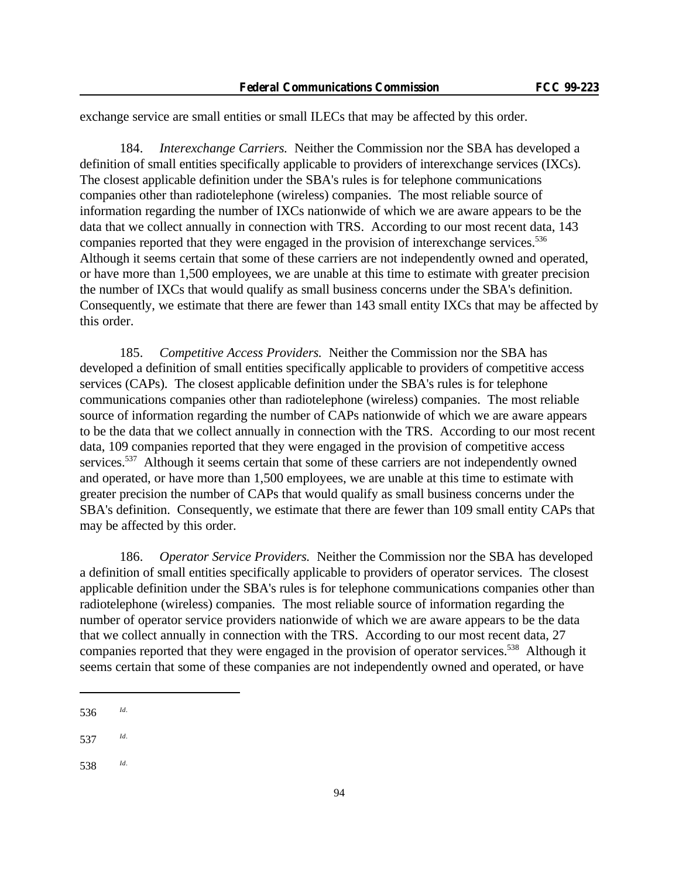exchange service are small entities or small ILECs that may be affected by this order.

184. *Interexchange Carriers.* Neither the Commission nor the SBA has developed a definition of small entities specifically applicable to providers of interexchange services (IXCs). The closest applicable definition under the SBA's rules is for telephone communications companies other than radiotelephone (wireless) companies. The most reliable source of information regarding the number of IXCs nationwide of which we are aware appears to be the data that we collect annually in connection with TRS. According to our most recent data, 143 companies reported that they were engaged in the provision of interexchange services.[536] Although it seems certain that some of these carriers are not independently owned and operated, or have more than 1,500 employees, we are unable at this time to estimate with greater precision the number of IXCs that would qualify as small business concerns under the SBA's definition. Consequently, we estimate that there are fewer than 143 small entity IXCs that may be affected by this order.

185. *Competitive Access Providers.* Neither the Commission nor the SBA has developed a definition of small entities specifically applicable to providers of competitive access services (CAPs). The closest applicable definition under the SBA's rules is for telephone communications companies other than radiotelephone (wireless) companies. The most reliable source of information regarding the number of CAPs nationwide of which we are aware appears to be the data that we collect annually in connection with the TRS. According to our most recent data, 109 companies reported that they were engaged in the provision of competitive access services.[537] Although it seems certain that some of these carriers are not independently owned and operated, or have more than 1,500 employees, we are unable at this time to estimate with greater precision the number of CAPs that would qualify as small business concerns under the SBA's definition. Consequently, we estimate that there are fewer than 109 small entity CAPs that may be affected by this order.

186. *Operator Service Providers.* Neither the Commission nor the SBA has developed a definition of small entities specifically applicable to providers of operator services. The closest applicable definition under the SBA's rules is for telephone communications companies other than radiotelephone (wireless) companies. The most reliable source of information regarding the number of operator service providers nationwide of which we are aware appears to be the data that we collect annually in connection with the TRS. According to our most recent data, 27 companies reported that they were engaged in the provision of operator services.[538] Although it seems certain that some of these companies are not independently owned and operated, or have

---

536 *Id.*

537 *Id.*

538 *Id.*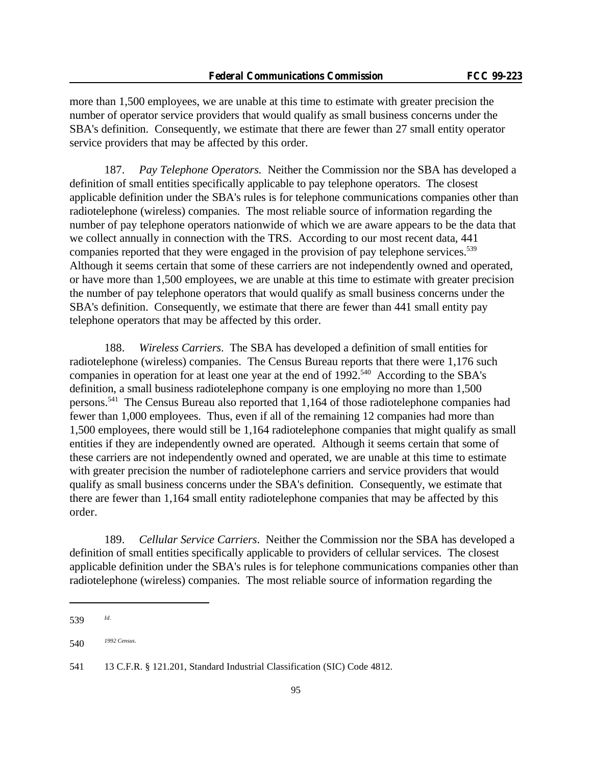more than 1,500 employees, we are unable at this time to estimate with greater precision the number of operator service providers that would qualify as small business concerns under the SBA's definition. Consequently, we estimate that there are fewer than 27 small entity operator service providers that may be affected by this order.

187. *Pay Telephone Operators.* Neither the Commission nor the SBA has developed a definition of small entities specifically applicable to pay telephone operators. The closest applicable definition under the SBA's rules is for telephone communications companies other than radiotelephone (wireless) companies. The most reliable source of information regarding the number of pay telephone operators nationwide of which we are aware appears to be the data that we collect annually in connection with the TRS. According to our most recent data, 441 companies reported that they were engaged in the provision of pay telephone services.[539] Although it seems certain that some of these carriers are not independently owned and operated, or have more than 1,500 employees, we are unable at this time to estimate with greater precision the number of pay telephone operators that would qualify as small business concerns under the SBA's definition. Consequently, we estimate that there are fewer than 441 small entity pay telephone operators that may be affected by this order.

188. *Wireless Carriers*. The SBA has developed a definition of small entities for radiotelephone (wireless) companies. The Census Bureau reports that there were 1,176 such companies in operation for at least one year at the end of 1992.[540] According to the SBA's definition, a small business radiotelephone company is one employing no more than 1,500 persons.[541] The Census Bureau also reported that 1,164 of those radiotelephone companies had fewer than 1,000 employees. Thus, even if all of the remaining 12 companies had more than 1,500 employees, there would still be 1,164 radiotelephone companies that might qualify as small entities if they are independently owned are operated. Although it seems certain that some of these carriers are not independently owned and operated, we are unable at this time to estimate with greater precision the number of radiotelephone carriers and service providers that would qualify as small business concerns under the SBA's definition. Consequently, we estimate that there are fewer than 1,164 small entity radiotelephone companies that may be affected by this order.

189. *Cellular Service Carriers*. Neither the Commission nor the SBA has developed a definition of small entities specifically applicable to providers of cellular services. The closest applicable definition under the SBA's rules is for telephone communications companies other than radiotelephone (wireless) companies. The most reliable source of information regarding the

---

539 *Id*.

540 *1992 Census*.

541 13 C.F.R. § 121.201, Standard Industrial Classification (SIC) Code 4812.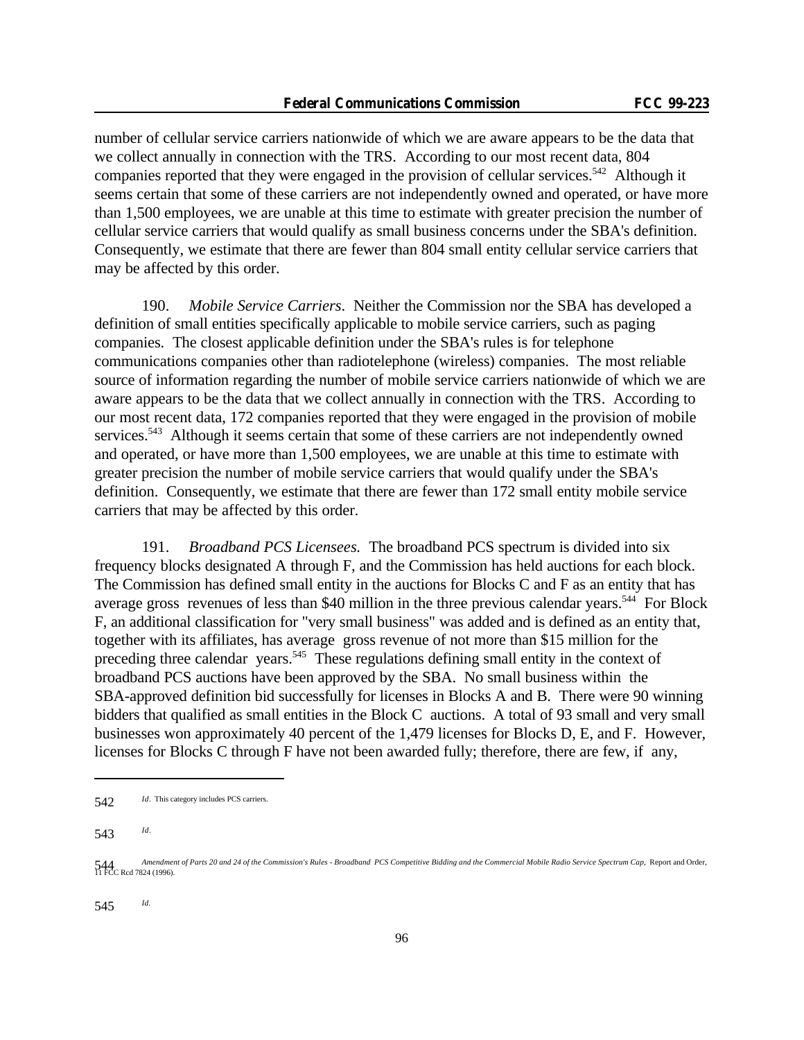number of cellular service carriers nationwide of which we are aware appears to be the data that we collect annually in connection with the TRS. According to our most recent data, 804 companies reported that they were engaged in the provision of cellular services.[542] Although it seems certain that some of these carriers are not independently owned and operated, or have more than 1,500 employees, we are unable at this time to estimate with greater precision the number of cellular service carriers that would qualify as small business concerns under the SBA's definition. Consequently, we estimate that there are fewer than 804 small entity cellular service carriers that may be affected by this order.

190. *Mobile Service Carriers*. Neither the Commission nor the SBA has developed a definition of small entities specifically applicable to mobile service carriers, such as paging companies. The closest applicable definition under the SBA's rules is for telephone communications companies other than radiotelephone (wireless) companies. The most reliable source of information regarding the number of mobile service carriers nationwide of which we are aware appears to be the data that we collect annually in connection with the TRS. According to our most recent data, 172 companies reported that they were engaged in the provision of mobile services.[543] Although it seems certain that some of these carriers are not independently owned and operated, or have more than 1,500 employees, we are unable at this time to estimate with greater precision the number of mobile service carriers that would qualify under the SBA's definition. Consequently, we estimate that there are fewer than 172 small entity mobile service carriers that may be affected by this order.

191. *Broadband PCS Licensees.* The broadband PCS spectrum is divided into six frequency blocks designated A through F, and the Commission has held auctions for each block. The Commission has defined small entity in the auctions for Blocks C and F as an entity that has average gross revenues of less than $40 million in the three previous calendar years.[544] For Block F, an additional classification for "very small business" was added and is defined as an entity that, together with its affiliates, has average gross revenue of not more than $15 million for the preceding three calendar years.[545] These regulations defining small entity in the context of broadband PCS auctions have been approved by the SBA. No small business within the SBA-approved definition bid successfully for licenses in Blocks A and B. There were 90 winning bidders that qualified as small entities in the Block C auctions. A total of 93 small and very small businesses won approximately 40 percent of the 1,479 licenses for Blocks D, E, and F. However, licenses for Blocks C through F have not been awarded fully; therefore, there are few, if any,

---

542 *Id*. This category includes PCS carriers.

543 *Id*.

544 *Amendment of Parts 20 and 24 of the Commission's Rules - Broadband PCS Competitive Bidding and the Commercial Mobile Radio Service Spectrum Cap*, Report and Order, 11 FCC Rcd 7824 (1996).

545 *Id.*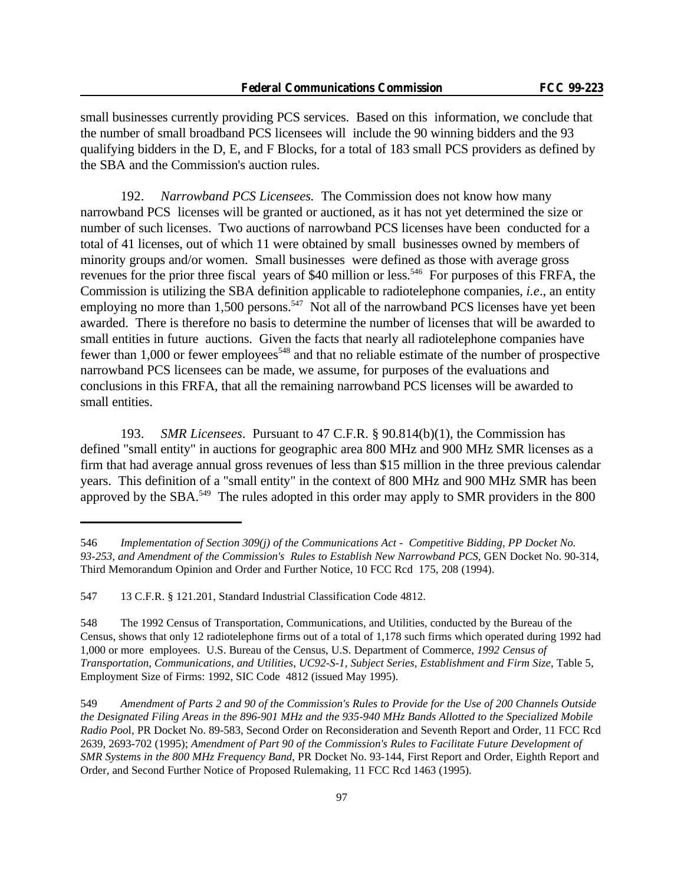small businesses currently providing PCS services. Based on this information, we conclude that the number of small broadband PCS licensees will include the 90 winning bidders and the 93 qualifying bidders in the D, E, and F Blocks, for a total of 183 small PCS providers as defined by the SBA and the Commission's auction rules.

192. *Narrowband PCS Licensees.* The Commission does not know how many narrowband PCS licenses will be granted or auctioned, as it has not yet determined the size or number of such licenses. Two auctions of narrowband PCS licenses have been conducted for a total of 41 licenses, out of which 11 were obtained by small businesses owned by members of minority groups and/or women. Small businesses were defined as those with average gross revenues for the prior three fiscal years of $40 million or less.[546] For purposes of this FRFA, the Commission is utilizing the SBA definition applicable to radiotelephone companies, *i.e*., an entity employing no more than 1,500 persons.[547] Not all of the narrowband PCS licenses have yet been awarded. There is therefore no basis to determine the number of licenses that will be awarded to small entities in future auctions. Given the facts that nearly all radiotelephone companies have fewer than 1,000 or fewer employees[548] and that no reliable estimate of the number of prospective narrowband PCS licensees can be made, we assume, for purposes of the evaluations and conclusions in this FRFA, that all the remaining narrowband PCS licenses will be awarded to small entities.

193. *SMR Licensees*. Pursuant to 47 C.F.R. § 90.814(b)(1), the Commission has defined "small entity" in auctions for geographic area 800 MHz and 900 MHz SMR licenses as a firm that had average annual gross revenues of less than $15 million in the three previous calendar years. This definition of a "small entity" in the context of 800 MHz and 900 MHz SMR has been approved by the SBA.[549] The rules adopted in this order may apply to SMR providers in the 800

---

546 *Implementation of Section 309(j) of the Communications Act - Competitive Bidding, PP Docket No. 93-253, and Amendment of the Commission's Rules to Establish New Narrowband PCS*, GEN Docket No. 90-314, Third Memorandum Opinion and Order and Further Notice, 10 FCC Rcd 175, 208 (1994).

547 13 C.F.R. § 121.201, Standard Industrial Classification Code 4812.

548 The 1992 Census of Transportation, Communications, and Utilities, conducted by the Bureau of the Census, shows that only 12 radiotelephone firms out of a total of 1,178 such firms which operated during 1992 had 1,000 or more employees. U.S. Bureau of the Census, U.S. Department of Commerce, *1992 Census of Transportation, Communications, and Utilities, UC92-S-1, Subject Series, Establishment and Firm Size*, Table 5, Employment Size of Firms: 1992, SIC Code 4812 (issued May 1995).

549 *Amendment of Parts 2 and 90 of the Commission's Rules to Provide for the Use of 200 Channels Outside the Designated Filing Areas in the 896-901 MHz and the 935-940 MHz Bands Allotted to the Specialized Mobile Radio Pool*, PR Docket No. 89-583, Second Order on Reconsideration and Seventh Report and Order, 11 FCC Rcd 2639, 2693-702 (1995); *Amendment of Part 90 of the Commission's Rules to Facilitate Future Development of SMR Systems in the 800 MHz Frequency Band*, PR Docket No. 93-144, First Report and Order, Eighth Report and Order, and Second Further Notice of Proposed Rulemaking, 11 FCC Rcd 1463 (1995).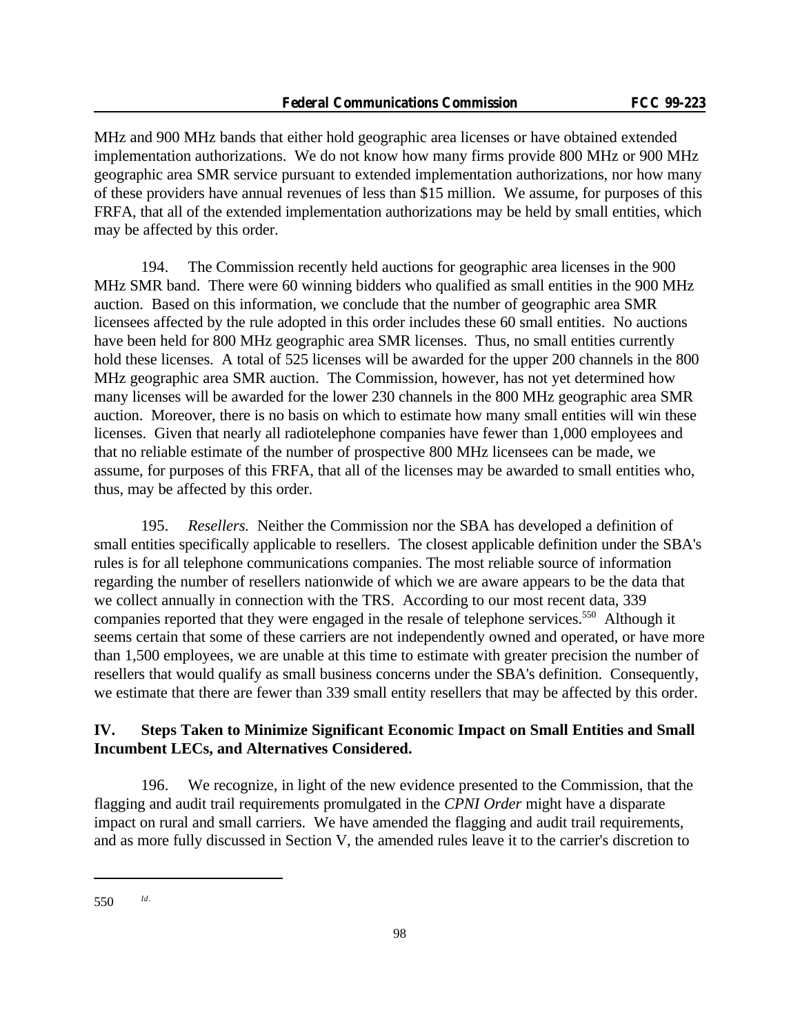MHz and 900 MHz bands that either hold geographic area licenses or have obtained extended implementation authorizations. We do not know how many firms provide 800 MHz or 900 MHz geographic area SMR service pursuant to extended implementation authorizations, nor how many of these providers have annual revenues of less than $15 million. We assume, for purposes of this FRFA, that all of the extended implementation authorizations may be held by small entities, which may be affected by this order.

194. The Commission recently held auctions for geographic area licenses in the 900 MHz SMR band. There were 60 winning bidders who qualified as small entities in the 900 MHz auction. Based on this information, we conclude that the number of geographic area SMR licensees affected by the rule adopted in this order includes these 60 small entities. No auctions have been held for 800 MHz geographic area SMR licenses. Thus, no small entities currently hold these licenses. A total of 525 licenses will be awarded for the upper 200 channels in the 800 MHz geographic area SMR auction. The Commission, however, has not yet determined how many licenses will be awarded for the lower 230 channels in the 800 MHz geographic area SMR auction. Moreover, there is no basis on which to estimate how many small entities will win these licenses. Given that nearly all radiotelephone companies have fewer than 1,000 employees and that no reliable estimate of the number of prospective 800 MHz licensees can be made, we assume, for purposes of this FRFA, that all of the licenses may be awarded to small entities who, thus, may be affected by this order.

195. *Resellers.* Neither the Commission nor the SBA has developed a definition of small entities specifically applicable to resellers. The closest applicable definition under the SBA's rules is for all telephone communications companies. The most reliable source of information regarding the number of resellers nationwide of which we are aware appears to be the data that we collect annually in connection with the TRS. According to our most recent data, 339 companies reported that they were engaged in the resale of telephone services.[550] Although it seems certain that some of these carriers are not independently owned and operated, or have more than 1,500 employees, we are unable at this time to estimate with greater precision the number of resellers that would qualify as small business concerns under the SBA's definition. Consequently, we estimate that there are fewer than 339 small entity resellers that may be affected by this order.

## IV. Steps Taken to Minimize Significant Economic Impact on Small Entities and Small Incumbent LECs, and Alternatives Considered.

196. We recognize, in light of the new evidence presented to the Commission, that the flagging and audit trail requirements promulgated in the *CPNI Order* might have a disparate impact on rural and small carriers. We have amended the flagging and audit trail requirements, and as more fully discussed in Section V, the amended rules leave it to the carrier's discretion to

---

550 *Id.*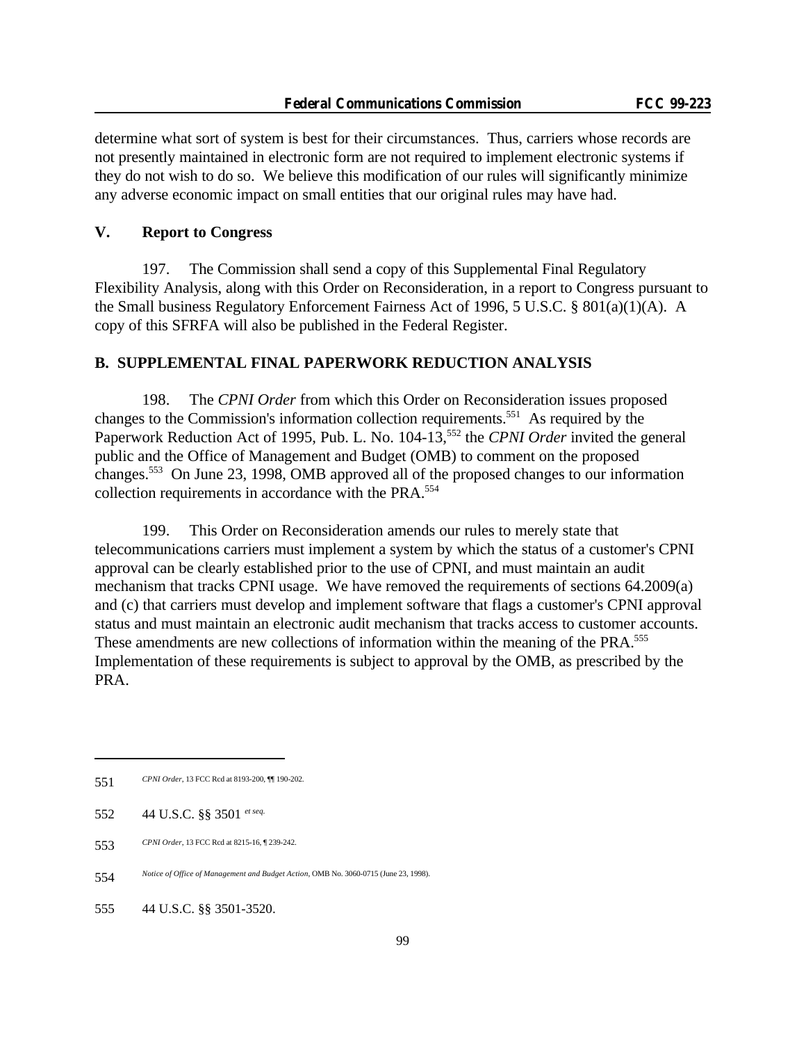determine what sort of system is best for their circumstances. Thus, carriers whose records are not presently maintained in electronic form are not required to implement electronic systems if they do not wish to do so. We believe this modification of our rules will significantly minimize any adverse economic impact on small entities that our original rules may have had.

## V. Report to Congress

197. The Commission shall send a copy of this Supplemental Final Regulatory Flexibility Analysis, along with this Order on Reconsideration, in a report to Congress pursuant to the Small business Regulatory Enforcement Fairness Act of 1996, 5 U.S.C. § 801(a)(1)(A). A copy of this SFRFA will also be published in the Federal Register.

## B. SUPPLEMENTAL FINAL PAPERWORK REDUCTION ANALYSIS

198. The *CPNI Order* from which this Order on Reconsideration issues proposed changes to the Commission's information collection requirements.[551] As required by the Paperwork Reduction Act of 1995, Pub. L. No. 104-13,[552] the *CPNI Order* invited the general public and the Office of Management and Budget (OMB) to comment on the proposed changes.[553] On June 23, 1998, OMB approved all of the proposed changes to our information collection requirements in accordance with the PRA.[554]

199. This Order on Reconsideration amends our rules to merely state that telecommunications carriers must implement a system by which the status of a customer's CPNI approval can be clearly established prior to the use of CPNI, and must maintain an audit mechanism that tracks CPNI usage. We have removed the requirements of sections 64.2009(a) and (c) that carriers must develop and implement software that flags a customer's CPNI approval status and must maintain an electronic audit mechanism that tracks access to customer accounts. These amendments are new collections of information within the meaning of the PRA.[555] Implementation of these requirements is subject to approval by the OMB, as prescribed by the PRA.

---

551 *CPNI Order*, 13 FCC Rcd at 8193-200, ¶¶ 190-202.

552 44 U.S.C. §§ 3501 *et seq.*

553 *CPNI Order*, 13 FCC Rcd at 8215-16, ¶ 239-242.

554 *Notice of Office of Management and Budget Action*, OMB No. 3060-0715 (June 23, 1998).

555 44 U.S.C. §§ 3501-3520.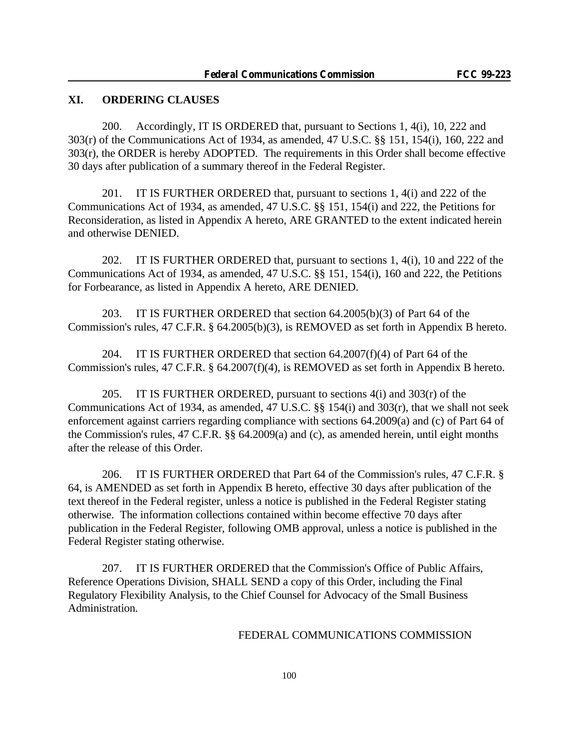## XI. ORDERING CLAUSES

200. Accordingly, IT IS ORDERED that, pursuant to Sections 1, 4(i), 10, 222 and 303(r) of the Communications Act of 1934, as amended, 47 U.S.C. §§ 151, 154(i), 160, 222 and 303(r), the ORDER is hereby ADOPTED. The requirements in this Order shall become effective 30 days after publication of a summary thereof in the Federal Register.

201. IT IS FURTHER ORDERED that, pursuant to sections 1, 4(i) and 222 of the Communications Act of 1934, as amended, 47 U.S.C. §§ 151, 154(i) and 222, the Petitions for Reconsideration, as listed in Appendix A hereto, ARE GRANTED to the extent indicated herein and otherwise DENIED.

202. IT IS FURTHER ORDERED that, pursuant to sections 1, 4(i), 10 and 222 of the Communications Act of 1934, as amended, 47 U.S.C. §§ 151, 154(i), 160 and 222, the Petitions for Forbearance, as listed in Appendix A hereto, ARE DENIED.

203. IT IS FURTHER ORDERED that section 64.2005(b)(3) of Part 64 of the Commission's rules, 47 C.F.R. § 64.2005(b)(3), is REMOVED as set forth in Appendix B hereto.

204. IT IS FURTHER ORDERED that section 64.2007(f)(4) of Part 64 of the Commission's rules, 47 C.F.R. § 64.2007(f)(4), is REMOVED as set forth in Appendix B hereto.

205. IT IS FURTHER ORDERED, pursuant to sections 4(i) and 303(r) of the Communications Act of 1934, as amended, 47 U.S.C. §§ 154(i) and 303(r), that we shall not seek enforcement against carriers regarding compliance with sections 64.2009(a) and (c) of Part 64 of the Commission's rules, 47 C.F.R. §§ 64.2009(a) and (c), as amended herein, until eight months after the release of this Order.

206. IT IS FURTHER ORDERED that Part 64 of the Commission's rules, 47 C.F.R. § 64, is AMENDED as set forth in Appendix B hereto, effective 30 days after publication of the text thereof in the Federal register, unless a notice is published in the Federal Register stating otherwise. The information collections contained within become effective 70 days after publication in the Federal Register, following OMB approval, unless a notice is published in the Federal Register stating otherwise.

207. IT IS FURTHER ORDERED that the Commission's Office of Public Affairs, Reference Operations Division, SHALL SEND a copy of this Order, including the Final Regulatory Flexibility Analysis, to the Chief Counsel for Advocacy of the Small Business Administration.

FEDERAL COMMUNICATIONS COMMISSION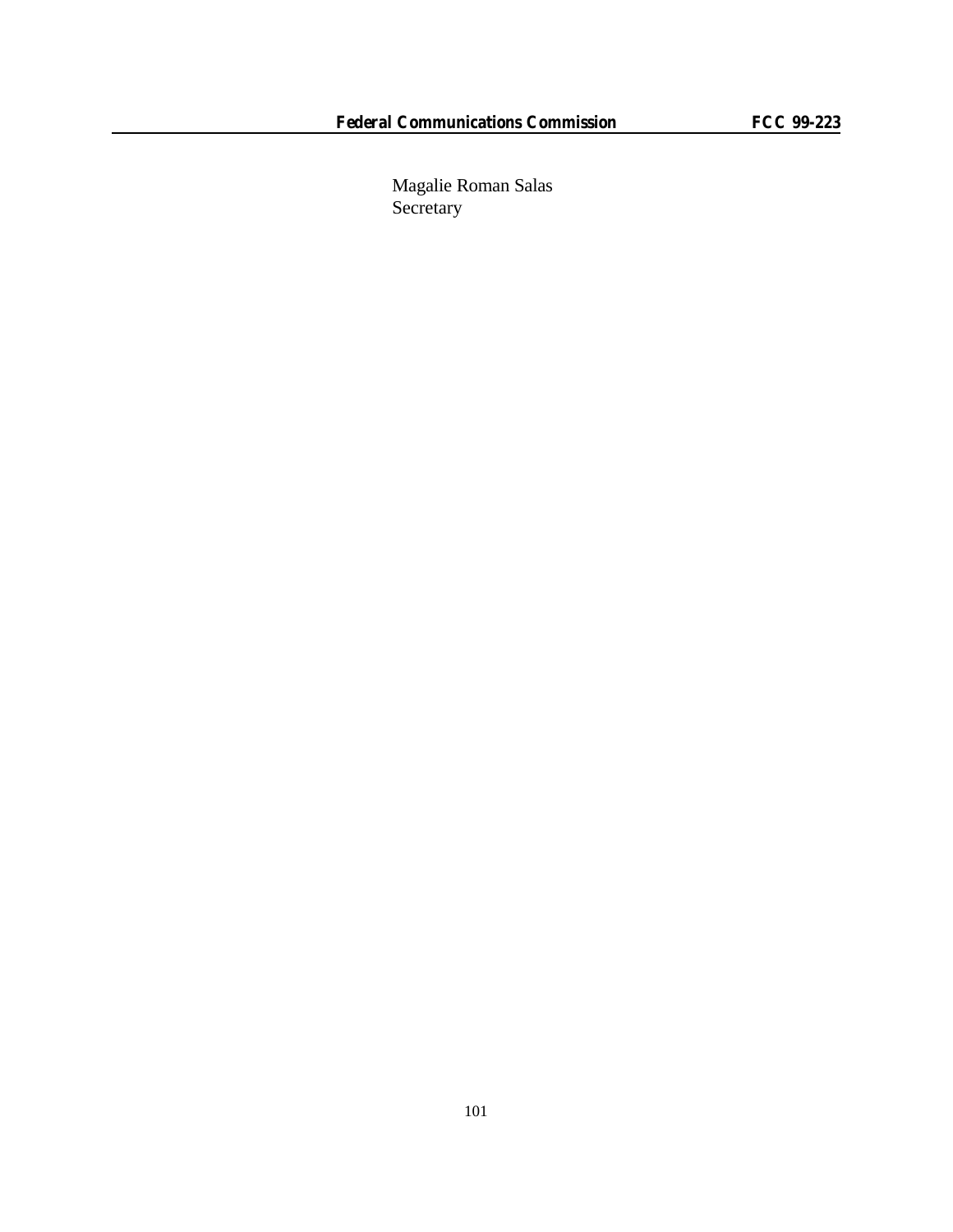Magalie Roman Salas
Secretary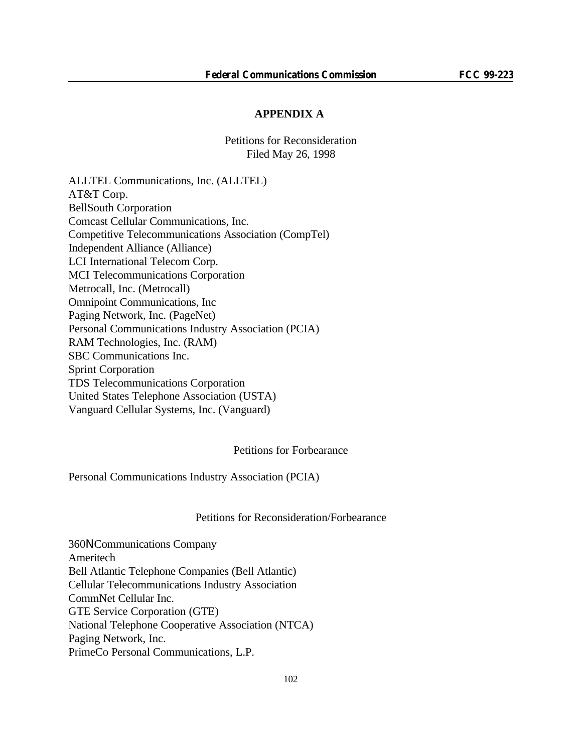# APPENDIX A

## Petitions for Reconsideration
Filed May 26, 1998

ALLTEL Communications, Inc. (ALLTEL)
AT&T Corp.
BellSouth Corporation
Comcast Cellular Communications, Inc.
Competitive Telecommunications Association (CompTel)
Independent Alliance (Alliance)
LCI International Telecom Corp.
MCI Telecommunications Corporation
Metrocall, Inc. (Metrocall)
Omnipoint Communications, Inc
Paging Network, Inc. (PageNet)
Personal Communications Industry Association (PCIA)
RAM Technologies, Inc. (RAM)
SBC Communications Inc.
Sprint Corporation
TDS Telecommunications Corporation
United States Telephone Association (USTA)
Vanguard Cellular Systems, Inc. (Vanguard)

## Petitions for Forbearance

Personal Communications Industry Association (PCIA)

## Petitions for Reconsideration/Forbearance

360ºCommunications Company
Ameritech
Bell Atlantic Telephone Companies (Bell Atlantic)
Cellular Telecommunications Industry Association
CommNet Cellular Inc.
GTE Service Corporation (GTE)
National Telephone Cooperative Association (NTCA)
Paging Network, Inc.
PrimeCo Personal Communications, L.P.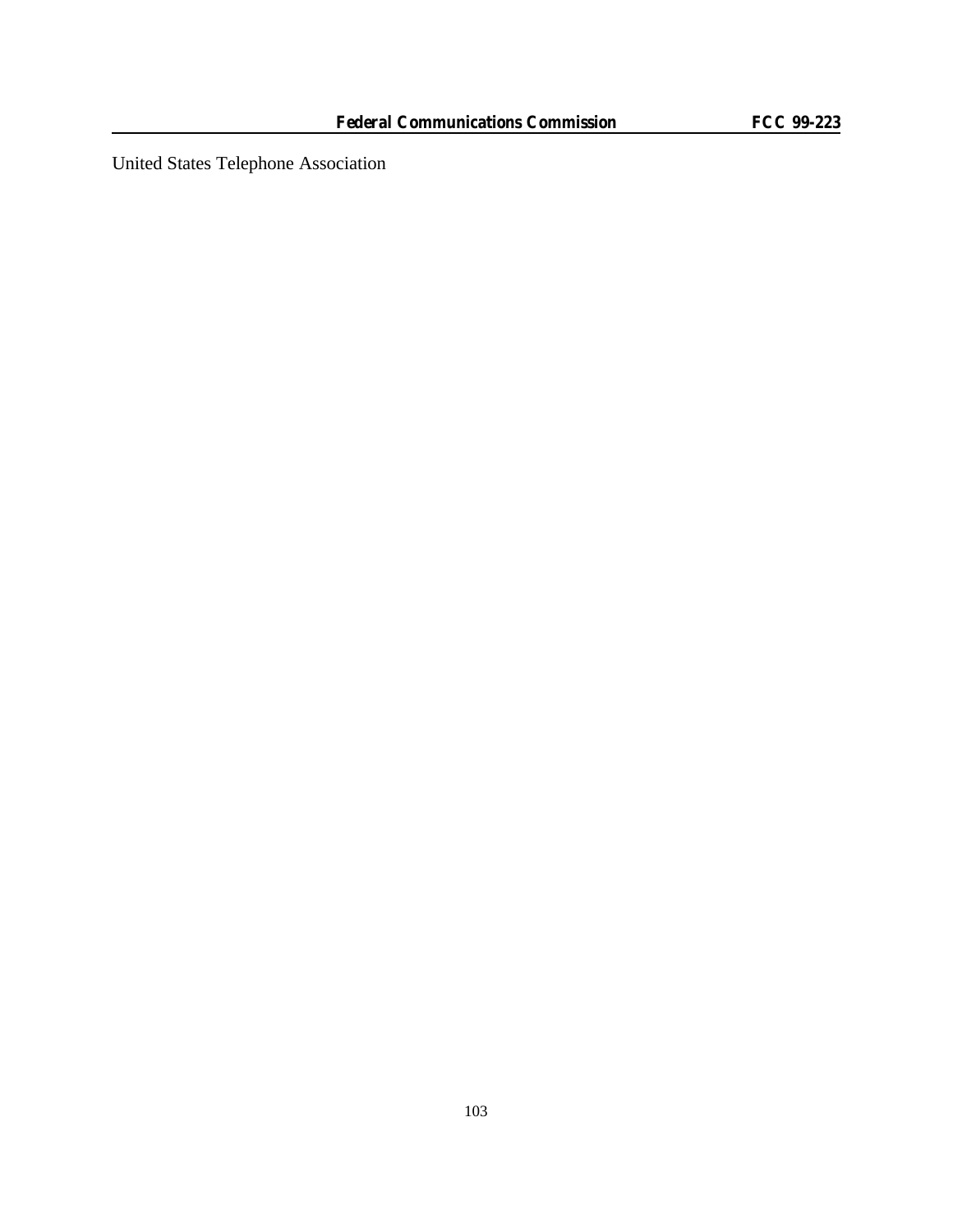United States Telephone Association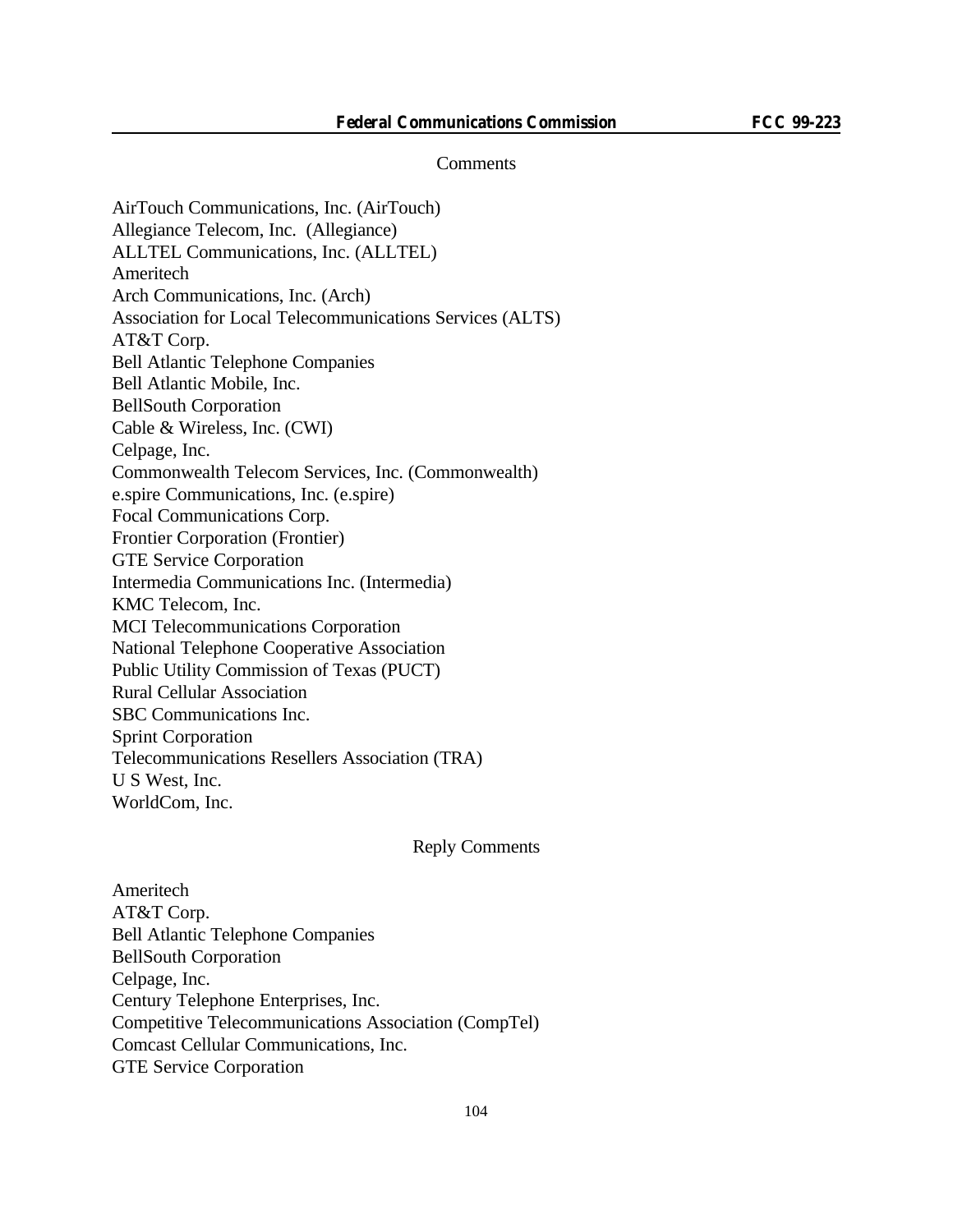Comments

AirTouch Communications, Inc. (AirTouch)
Allegiance Telecom, Inc. (Allegiance)
ALLTEL Communications, Inc. (ALLTEL)
Ameritech
Arch Communications, Inc. (Arch)
Association for Local Telecommunications Services (ALTS)
AT&T Corp.
Bell Atlantic Telephone Companies
Bell Atlantic Mobile, Inc.
BellSouth Corporation
Cable & Wireless, Inc. (CWI)
Celpage, Inc.
Commonwealth Telecom Services, Inc. (Commonwealth)
e.spire Communications, Inc. (e.spire)
Focal Communications Corp.
Frontier Corporation (Frontier)
GTE Service Corporation
Intermedia Communications Inc. (Intermedia)
KMC Telecom, Inc.
MCI Telecommunications Corporation
National Telephone Cooperative Association
Public Utility Commission of Texas (PUCT)
Rural Cellular Association
SBC Communications Inc.
Sprint Corporation
Telecommunications Resellers Association (TRA)
U S West, Inc.
WorldCom, Inc.

Reply Comments

Ameritech
AT&T Corp.
Bell Atlantic Telephone Companies
BellSouth Corporation
Celpage, Inc.
Century Telephone Enterprises, Inc.
Competitive Telecommunications Association (CompTel)
Comcast Cellular Communications, Inc.
GTE Service Corporation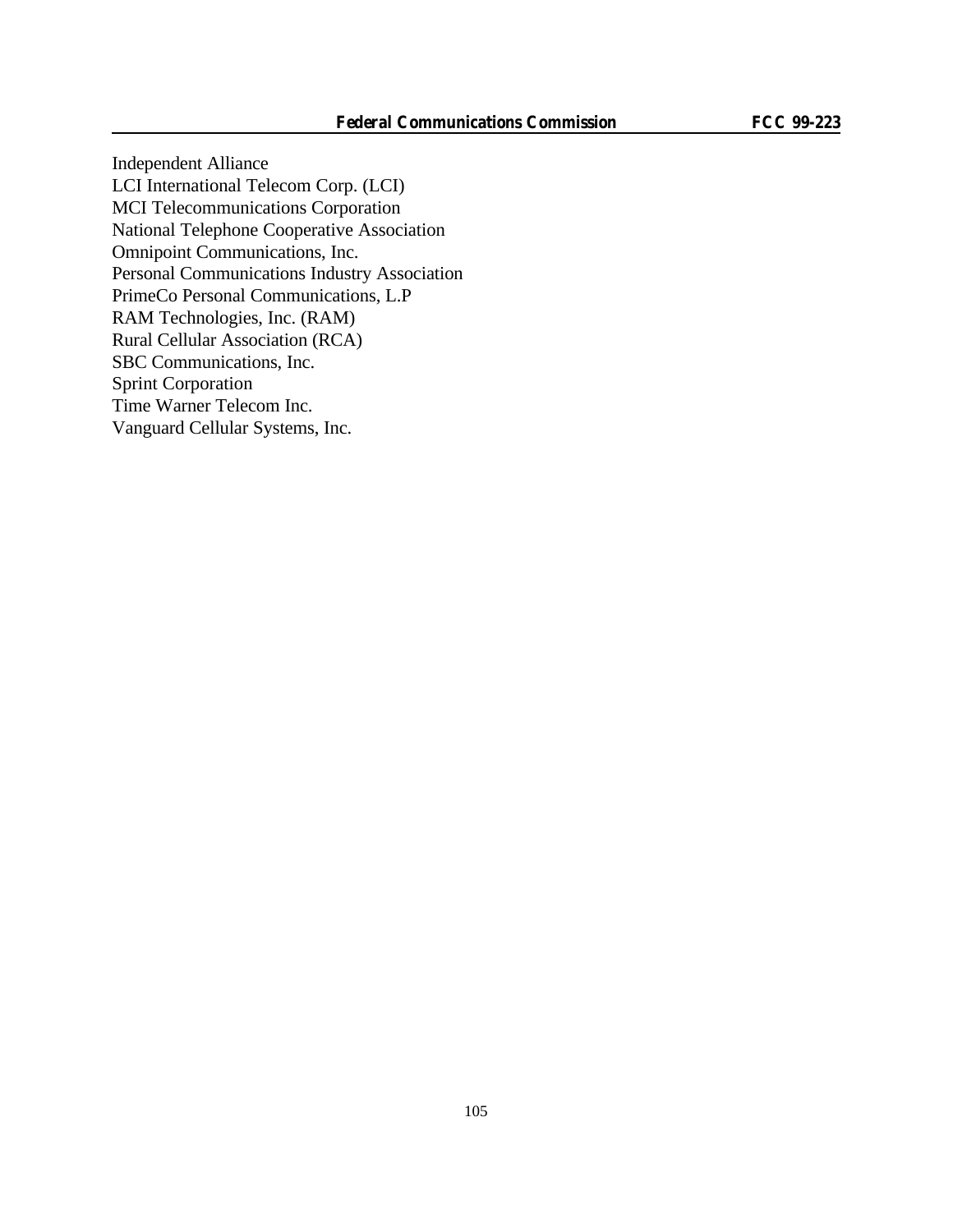Independent Alliance
LCI International Telecom Corp. (LCI)
MCI Telecommunications Corporation
National Telephone Cooperative Association
Omnipoint Communications, Inc.
Personal Communications Industry Association
PrimeCo Personal Communications, L.P
RAM Technologies, Inc. (RAM)
Rural Cellular Association (RCA)
SBC Communications, Inc.
Sprint Corporation
Time Warner Telecom Inc.
Vanguard Cellular Systems, Inc.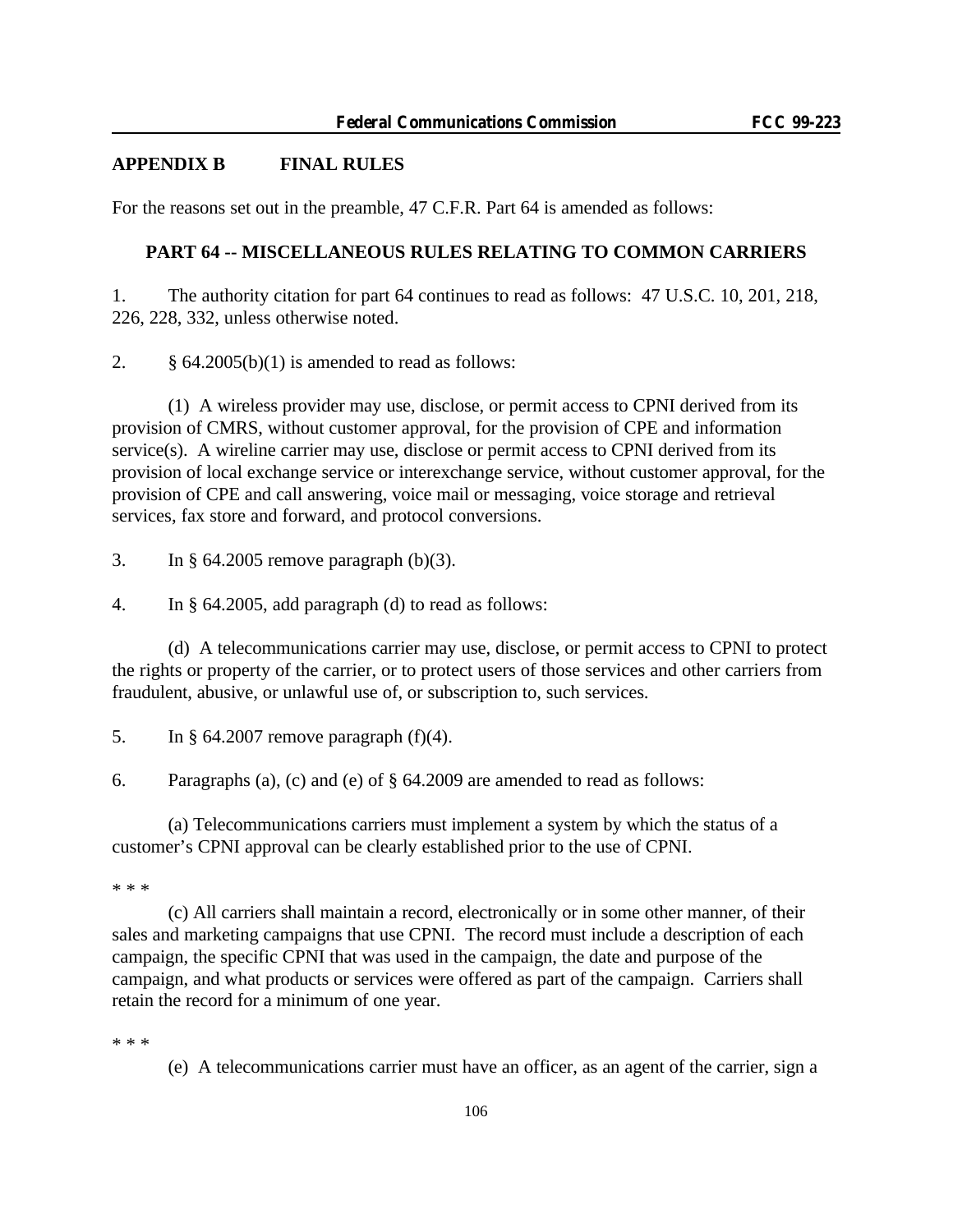## APPENDIX B FINAL RULES

For the reasons set out in the preamble, 47 C.F.R. Part 64 is amended as follows:

### PART 64 -- MISCELLANEOUS RULES RELATING TO COMMON CARRIERS

1. The authority citation for part 64 continues to read as follows: 47 U.S.C. 10, 201, 218, 226, 228, 332, unless otherwise noted.

2. § 64.2005(b)(1) is amended to read as follows:

(1) A wireless provider may use, disclose, or permit access to CPNI derived from its provision of CMRS, without customer approval, for the provision of CPE and information service(s). A wireline carrier may use, disclose or permit access to CPNI derived from its provision of local exchange service or interexchange service, without customer approval, for the provision of CPE and call answering, voice mail or messaging, voice storage and retrieval services, fax store and forward, and protocol conversions.

3. In § 64.2005 remove paragraph (b)(3).

4. In § 64.2005, add paragraph (d) to read as follows:

(d) A telecommunications carrier may use, disclose, or permit access to CPNI to protect the rights or property of the carrier, or to protect users of those services and other carriers from fraudulent, abusive, or unlawful use of, or subscription to, such services.

5. In § 64.2007 remove paragraph (f)(4).

6. Paragraphs (a), (c) and (e) of § 64.2009 are amended to read as follows:

(a) Telecommunications carriers must implement a system by which the status of a customer's CPNI approval can be clearly established prior to the use of CPNI.

* * *

(c) All carriers shall maintain a record, electronically or in some other manner, of their sales and marketing campaigns that use CPNI. The record must include a description of each campaign, the specific CPNI that was used in the campaign, the date and purpose of the campaign, and what products or services were offered as part of the campaign. Carriers shall retain the record for a minimum of one year.

* * *

(e) A telecommunications carrier must have an officer, as an agent of the carrier, sign a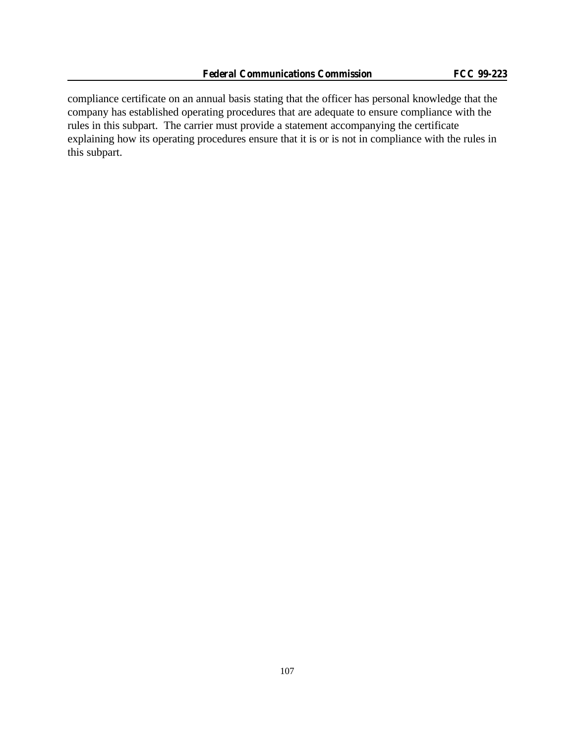compliance certificate on an annual basis stating that the officer has personal knowledge that the company has established operating procedures that are adequate to ensure compliance with the rules in this subpart. The carrier must provide a statement accompanying the certificate explaining how its operating procedures ensure that it is or is not in compliance with the rules in this subpart.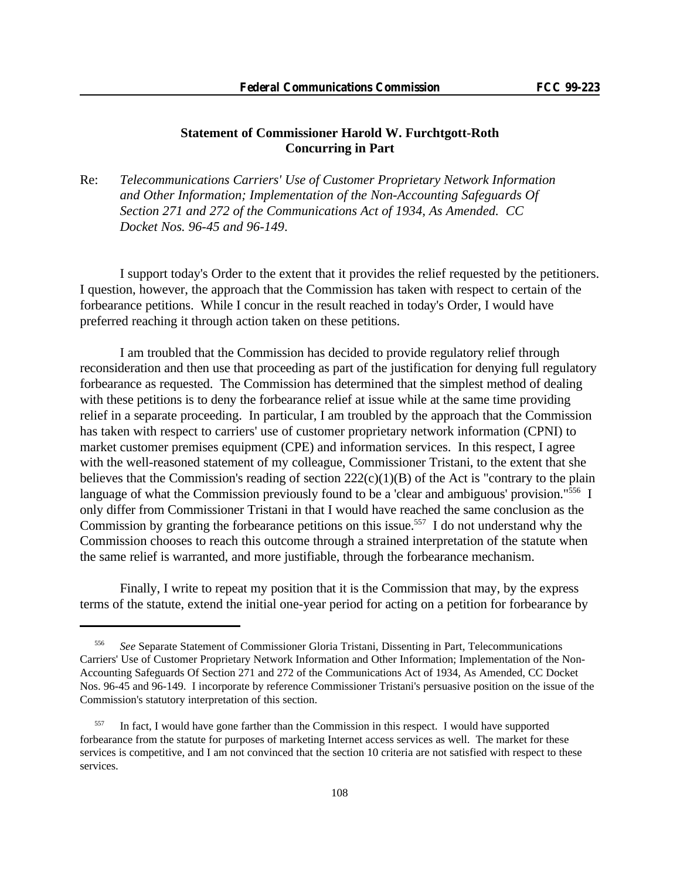## Statement of Commissioner Harold W. Furchtgott-Roth
## Concurring in Part

Re: *Telecommunications Carriers' Use of Customer Proprietary Network Information and Other Information; Implementation of the Non-Accounting Safeguards Of Section 271 and 272 of the Communications Act of 1934, As Amended. CC Docket Nos. 96-45 and 96-149*.

I support today's Order to the extent that it provides the relief requested by the petitioners. I question, however, the approach that the Commission has taken with respect to certain of the forbearance petitions. While I concur in the result reached in today's Order, I would have preferred reaching it through action taken on these petitions.

I am troubled that the Commission has decided to provide regulatory relief through reconsideration and then use that proceeding as part of the justification for denying full regulatory forbearance as requested. The Commission has determined that the simplest method of dealing with these petitions is to deny the forbearance relief at issue while at the same time providing relief in a separate proceeding. In particular, I am troubled by the approach that the Commission has taken with respect to carriers' use of customer proprietary network information (CPNI) to market customer premises equipment (CPE) and information services. In this respect, I agree with the well-reasoned statement of my colleague, Commissioner Tristani, to the extent that she believes that the Commission's reading of section 222(c)(1)(B) of the Act is "contrary to the plain language of what the Commission previously found to be a 'clear and ambiguous' provision."[556] I only differ from Commissioner Tristani in that I would have reached the same conclusion as the Commission by granting the forbearance petitions on this issue.[557] I do not understand why the Commission chooses to reach this outcome through a strained interpretation of the statute when the same relief is warranted, and more justifiable, through the forbearance mechanism.

Finally, I write to repeat my position that it is the Commission that may, by the express terms of the statute, extend the initial one-year period for acting on a petition for forbearance by

---

[556] *See* Separate Statement of Commissioner Gloria Tristani, Dissenting in Part, Telecommunications Carriers' Use of Customer Proprietary Network Information and Other Information; Implementation of the Non-Accounting Safeguards Of Section 271 and 272 of the Communications Act of 1934, As Amended, CC Docket Nos. 96-45 and 96-149. I incorporate by reference Commissioner Tristani's persuasive position on the issue of the Commission's statutory interpretation of this section.

[557] In fact, I would have gone farther than the Commission in this respect. I would have supported forbearance from the statute for purposes of marketing Internet access services as well. The market for these services is competitive, and I am not convinced that the section 10 criteria are not satisfied with respect to these services.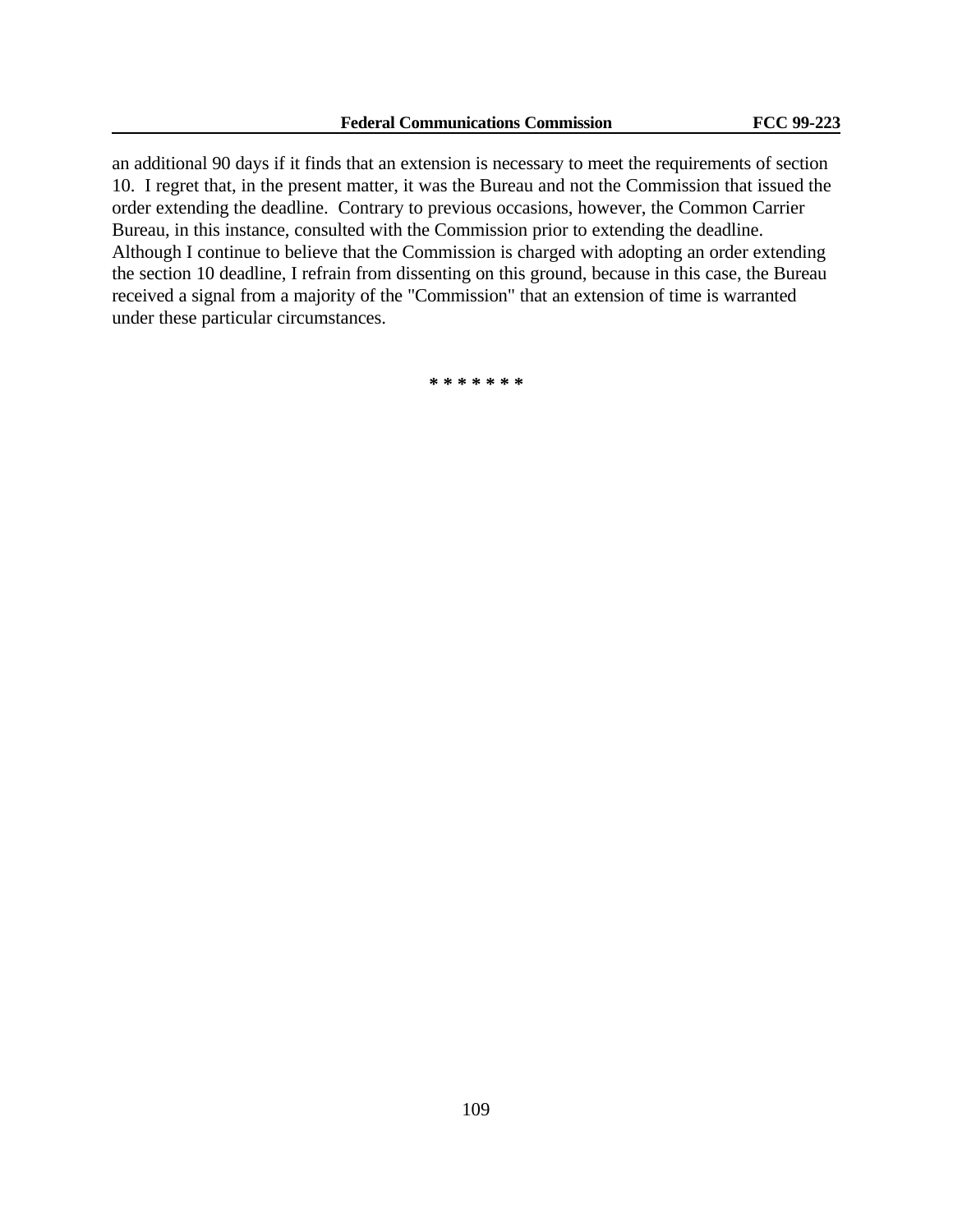an additional 90 days if it finds that an extension is necessary to meet the requirements of section 10. I regret that, in the present matter, it was the Bureau and not the Commission that issued the order extending the deadline. Contrary to previous occasions, however, the Common Carrier Bureau, in this instance, consulted with the Commission prior to extending the deadline. Although I continue to believe that the Commission is charged with adopting an order extending the section 10 deadline, I refrain from dissenting on this ground, because in this case, the Bureau received a signal from a majority of the "Commission" that an extension of time is warranted under these particular circumstances.

* * * * * * *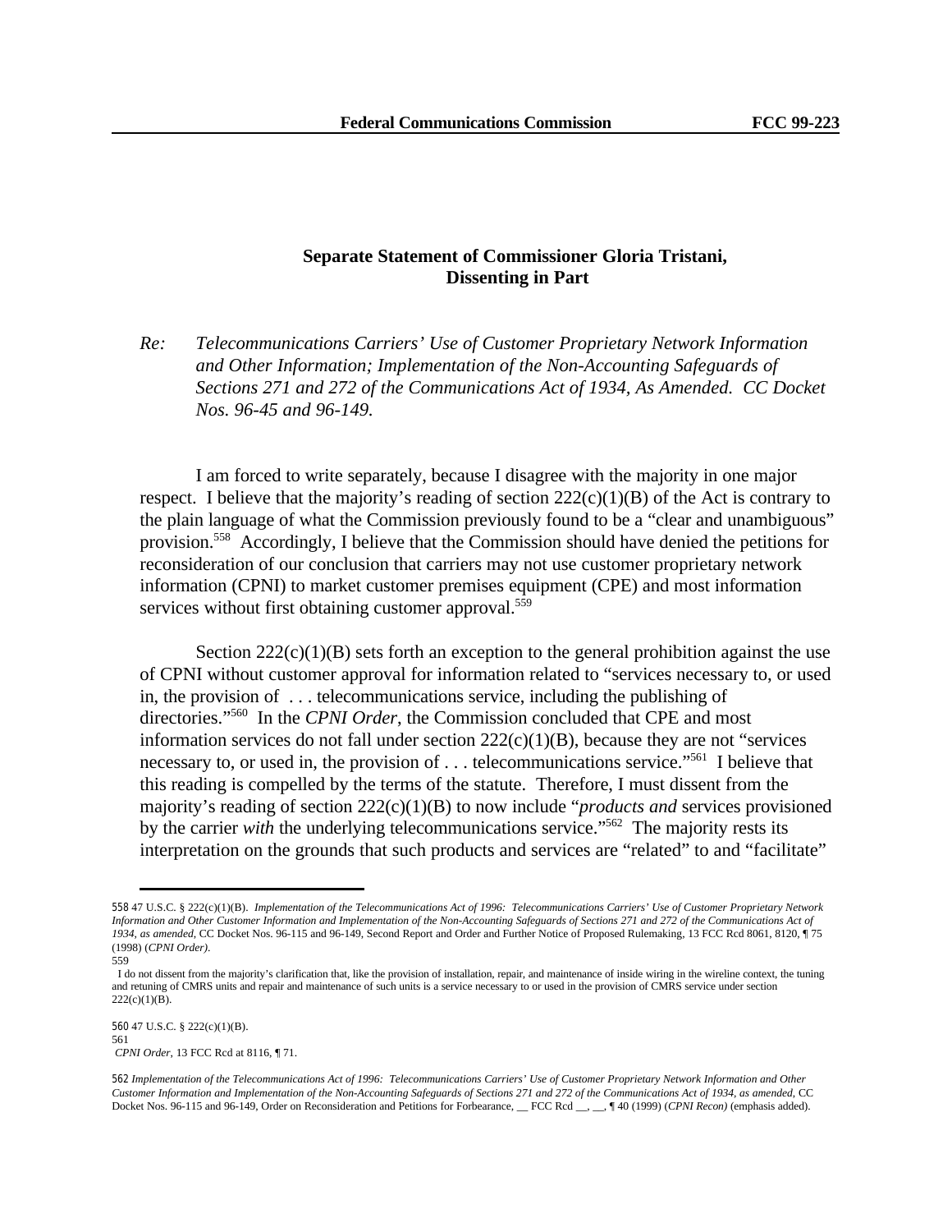**Separate Statement of Commissioner Gloria Tristani,
Dissenting in Part**

*Re: Telecommunications Carriers' Use of Customer Proprietary Network Information and Other Information; Implementation of the Non-Accounting Safeguards of Sections 271 and 272 of the Communications Act of 1934, As Amended. CC Docket Nos. 96-45 and 96-149.*

I am forced to write separately, because I disagree with the majority in one major respect. I believe that the majority's reading of section 222(c)(1)(B) of the Act is contrary to the plain language of what the Commission previously found to be a "clear and unambiguous" provision.[558] Accordingly, I believe that the Commission should have denied the petitions for reconsideration of our conclusion that carriers may not use customer proprietary network information (CPNI) to market customer premises equipment (CPE) and most information services without first obtaining customer approval.[559]

Section 222(c)(1)(B) sets forth an exception to the general prohibition against the use of CPNI without customer approval for information related to "services necessary to, or used in, the provision of . . . telecommunications service, including the publishing of directories."[560] In the *CPNI Order*, the Commission concluded that CPE and most information services do not fall under section 222(c)(1)(B), because they are not "services necessary to, or used in, the provision of . . . telecommunications service."[561] I believe that this reading is compelled by the terms of the statute. Therefore, I must dissent from the majority's reading of section 222(c)(1)(B) to now include "*products and* services provisioned by the carrier *with* the underlying telecommunications service."[562] The majority rests its interpretation on the grounds that such products and services are "related" to and "facilitate"

---

558 47 U.S.C. § 222(c)(1)(B). *Implementation of the Telecommunications Act of 1996: Telecommunications Carriers' Use of Customer Proprietary Network Information and Other Customer Information and Implementation of the Non-Accounting Safeguards of Sections 271 and 272 of the Communications Act of 1934, as amended*, CC Docket Nos. 96-115 and 96-149, Second Report and Order and Further Notice of Proposed Rulemaking, 13 FCC Rcd 8061, 8120, ¶ 75 (1998) (*CPNI Order*).

559 I do not dissent from the majority's clarification that, like the provision of installation, repair, and maintenance of inside wiring in the wireline context, the tuning and retuning of CMRS units and repair and maintenance of such units is a service necessary to or used in the provision of CMRS service under section 222(c)(1)(B).

560 47 U.S.C. § 222(c)(1)(B).

561 *CPNI Order*, 13 FCC Rcd at 8116, ¶ 71.

562 *Implementation of the Telecommunications Act of 1996: Telecommunications Carriers' Use of Customer Proprietary Network Information and Other Customer Information and Implementation of the Non-Accounting Safeguards of Sections 271 and 272 of the Communications Act of 1934, as amended*, CC Docket Nos. 96-115 and 96-149, Order on Reconsideration and Petitions for Forbearance, __ FCC Rcd __, __, ¶ 40 (1999) (*CPNI Recon)* (emphasis added).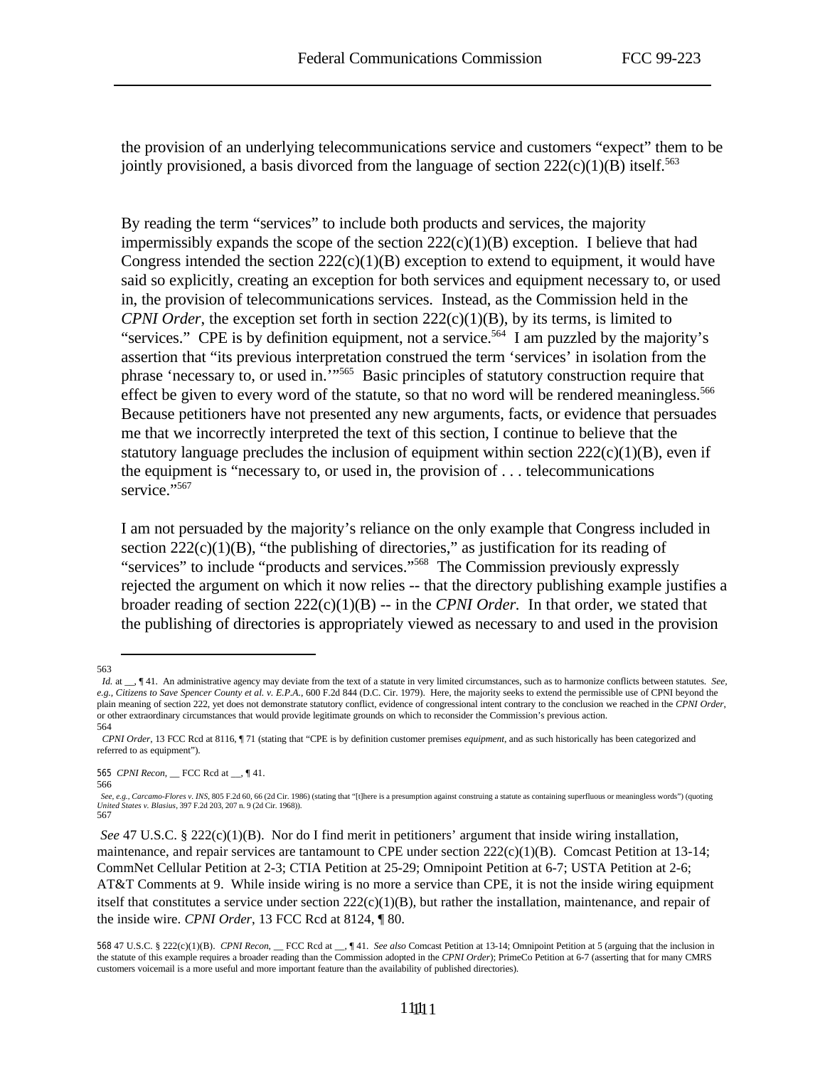the provision of an underlying telecommunications service and customers "expect" them to be jointly provisioned, a basis divorced from the language of section 222(c)(1)(B) itself.[563]

By reading the term "services" to include both products and services, the majority impermissibly expands the scope of the section 222(c)(1)(B) exception. I believe that had Congress intended the section 222(c)(1)(B) exception to extend to equipment, it would have said so explicitly, creating an exception for both services and equipment necessary to, or used in, the provision of telecommunications services. Instead, as the Commission held in the *CPNI Order*, the exception set forth in section 222(c)(1)(B), by its terms, is limited to "services." CPE is by definition equipment, not a service.[564] I am puzzled by the majority's assertion that "its previous interpretation construed the term 'services' in isolation from the phrase 'necessary to, or used in.'"[565] Basic principles of statutory construction require that effect be given to every word of the statute, so that no word will be rendered meaningless.[566] Because petitioners have not presented any new arguments, facts, or evidence that persuades me that we incorrectly interpreted the text of this section, I continue to believe that the statutory language precludes the inclusion of equipment within section 222(c)(1)(B), even if the equipment is "necessary to, or used in, the provision of . . . telecommunications service."[567]

I am not persuaded by the majority's reliance on the only example that Congress included in section 222(c)(1)(B), "the publishing of directories," as justification for its reading of "services" to include "products and services."[568] The Commission previously expressly rejected the argument on which it now relies -- that the directory publishing example justifies a broader reading of section 222(c)(1)(B) -- in the *CPNI Order*. In that order, we stated that the publishing of directories is appropriately viewed as necessary to and used in the provision

---

563 *Id.* at __, ¶ 41. An administrative agency may deviate from the text of a statute in very limited circumstances, such as to harmonize conflicts between statutes. *See, e.g.*, *Citizens to Save Spencer County et al. v. E.P.A.*, 600 F.2d 844 (D.C. Cir. 1979). Here, the majority seeks to extend the permissible use of CPNI beyond the plain meaning of section 222, yet does not demonstrate statutory conflict, evidence of congressional intent contrary to the conclusion we reached in the *CPNI Order*, or other extraordinary circumstances that would provide legitimate grounds on which to reconsider the Commission's previous action.

564 *CPNI Order*, 13 FCC Rcd at 8116, ¶ 71 (stating that "CPE is by definition customer premises *equipment*, and as such historically has been categorized and referred to as equipment").

565 *CPNI Recon*, __ FCC Rcd at __, ¶ 41.

566 *See, e.g.*, *Carcamo-Flores v. INS*, 805 F.2d 60, 66 (2d Cir. 1986) (stating that "[t]here is a presumption against construing a statute as containing superfluous or meaningless words") (quoting *United States v. Blasius*, 397 F.2d 203, 207 n. 9 (2d Cir. 1968)).

567 *See* 47 U.S.C. § 222(c)(1)(B). Nor do I find merit in petitioners' argument that inside wiring installation, maintenance, and repair services are tantamount to CPE under section 222(c)(1)(B). Comcast Petition at 13-14; CommNet Cellular Petition at 2-3; CTIA Petition at 25-29; Omnipoint Petition at 6-7; USTA Petition at 2-6; AT&T Comments at 9. While inside wiring is no more a service than CPE, it is not the inside wiring equipment itself that constitutes a service under section 222(c)(1)(B), but rather the installation, maintenance, and repair of the inside wire. *CPNI Order*, 13 FCC Rcd at 8124, ¶ 80.

568 47 U.S.C. § 222(c)(1)(B). *CPNI Recon*, __ FCC Rcd at __, ¶ 41. *See also* Comcast Petition at 13-14; Omnipoint Petition at 5 (arguing that the inclusion in the statute of this example requires a broader reading than the Commission adopted in the *CPNI Order*); PrimeCo Petition at 6-7 (asserting that for many CMRS customers voicemail is a more useful and more important feature than the availability of published directories).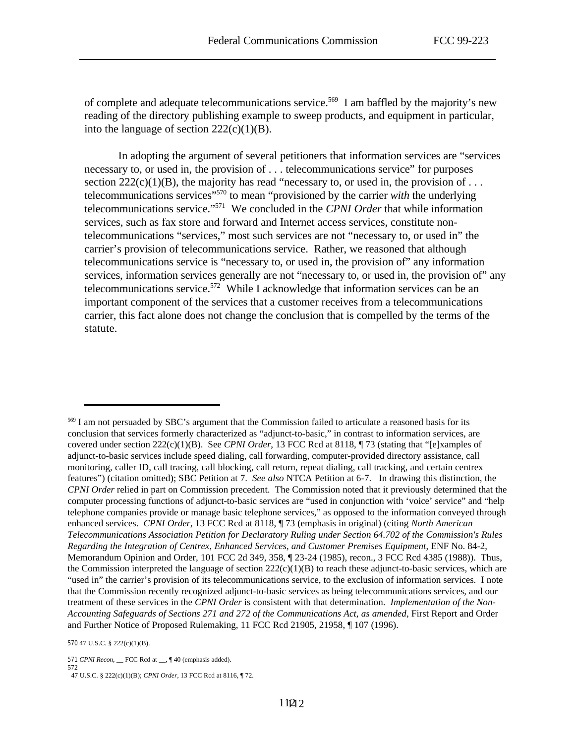of complete and adequate telecommunications service.[569] I am baffled by the majority's new reading of the directory publishing example to sweep products, and equipment in particular, into the language of section 222(c)(1)(B).

In adopting the argument of several petitioners that information services are "services necessary to, or used in, the provision of . . . telecommunications service" for purposes section 222(c)(1)(B), the majority has read "necessary to, or used in, the provision of . . . telecommunications services"[570] to mean "provisioned by the carrier *with* the underlying telecommunications service."[571] We concluded in the *CPNI Order* that while information services, such as fax store and forward and Internet access services, constitute non-telecommunications "services," most such services are not "necessary to, or used in" the carrier's provision of telecommunications service. Rather, we reasoned that although telecommunications service is "necessary to, or used in, the provision of" any information services, information services generally are not "necessary to, or used in, the provision of" any telecommunications service.[572] While I acknowledge that information services can be an important component of the services that a customer receives from a telecommunications carrier, this fact alone does not change the conclusion that is compelled by the terms of the statute.

---

[569] I am not persuaded by SBC's argument that the Commission failed to articulate a reasoned basis for its conclusion that services formerly characterized as "adjunct-to-basic," in contrast to information services, are covered under section 222(c)(1)(B). See *CPNI Order*, 13 FCC Rcd at 8118, ¶ 73 (stating that "[e]xamples of adjunct-to-basic services include speed dialing, call forwarding, computer-provided directory assistance, call monitoring, caller ID, call tracing, call blocking, call return, repeat dialing, call tracking, and certain centrex features") (citation omitted); SBC Petition at 7. *See also* NTCA Petition at 6-7. In drawing this distinction, the *CPNI Order* relied in part on Commission precedent. The Commission noted that it previously determined that the computer processing functions of adjunct-to-basic services are "used in conjunction with 'voice' service" and "help telephone companies provide or manage basic telephone services," as opposed to the information conveyed through enhanced services. *CPNI Order*, 13 FCC Rcd at 8118, ¶ 73 (emphasis in original) (citing *North American Telecommunications Association Petition for Declaratory Ruling under Section 64.702 of the Commission's Rules Regarding the Integration of Centrex, Enhanced Services, and Customer Premises Equipment*, ENF No. 84-2, Memorandum Opinion and Order, 101 FCC 2d 349, 358, ¶ 23-24 (1985), recon., 3 FCC Rcd 4385 (1988)). Thus, the Commission interpreted the language of section 222(c)(1)(B) to reach these adjunct-to-basic services, which are "used in" the carrier's provision of its telecommunications service, to the exclusion of information services. I note that the Commission recently recognized adjunct-to-basic services as being telecommunications services, and our treatment of these services in the *CPNI Order* is consistent with that determination. *Implementation of the Non-Accounting Safeguards of Sections 271 and 272 of the Communications Act, as amended*, First Report and Order and Further Notice of Proposed Rulemaking, 11 FCC Rcd 21905, 21958, ¶ 107 (1996).

[570] 47 U.S.C. § 222(c)(1)(B).

[571] *CPNI Recon*, __ FCC Rcd at __, ¶ 40 (emphasis added).

[572] 47 U.S.C. § 222(c)(1)(B); *CPNI Order*, 13 FCC Rcd at 8116, ¶ 72.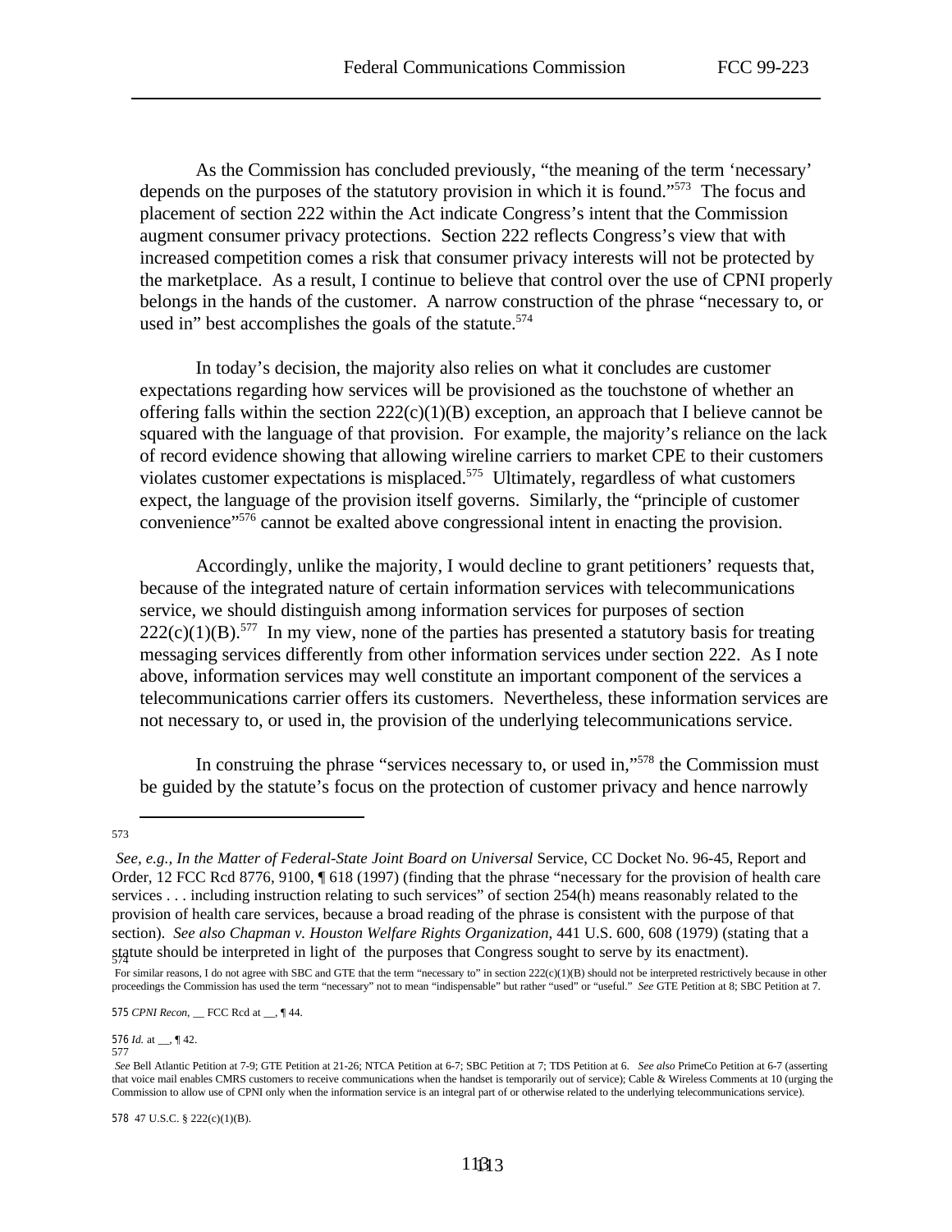As the Commission has concluded previously, "the meaning of the term 'necessary' depends on the purposes of the statutory provision in which it is found."[573] The focus and placement of section 222 within the Act indicate Congress's intent that the Commission augment consumer privacy protections. Section 222 reflects Congress's view that with increased competition comes a risk that consumer privacy interests will not be protected by the marketplace. As a result, I continue to believe that control over the use of CPNI properly belongs in the hands of the customer. A narrow construction of the phrase "necessary to, or used in" best accomplishes the goals of the statute.[574]

In today's decision, the majority also relies on what it concludes are customer expectations regarding how services will be provisioned as the touchstone of whether an offering falls within the section 222(c)(1)(B) exception, an approach that I believe cannot be squared with the language of that provision. For example, the majority's reliance on the lack of record evidence showing that allowing wireline carriers to market CPE to their customers violates customer expectations is misplaced.[575] Ultimately, regardless of what customers expect, the language of the provision itself governs. Similarly, the "principle of customer convenience"[576] cannot be exalted above congressional intent in enacting the provision.

Accordingly, unlike the majority, I would decline to grant petitioners' requests that, because of the integrated nature of certain information services with telecommunications service, we should distinguish among information services for purposes of section 222(c)(1)(B).[577] In my view, none of the parties has presented a statutory basis for treating messaging services differently from other information services under section 222. As I note above, information services may well constitute an important component of the services a telecommunications carrier offers its customers. Nevertheless, these information services are not necessary to, or used in, the provision of the underlying telecommunications service.

In construing the phrase "services necessary to, or used in,"[578] the Commission must be guided by the statute's focus on the protection of customer privacy and hence narrowly

---

573 *See, e.g., In the Matter of Federal-State Joint Board on Universal* Service, CC Docket No. 96-45, Report and Order, 12 FCC Rcd 8776, 9100, ¶ 618 (1997) (finding that the phrase "necessary for the provision of health care services . . . including instruction relating to such services" of section 254(h) means reasonably related to the provision of health care services, because a broad reading of the phrase is consistent with the purpose of that section). *See also Chapman v. Houston Welfare Rights Organization*, 441 U.S. 600, 608 (1979) (stating that a statute should be interpreted in light of the purposes that Congress sought to serve by its enactment).

574 For similar reasons, I do not agree with SBC and GTE that the term "necessary to" in section 222(c)(1)(B) should not be interpreted restrictively because in other proceedings the Commission has used the term "necessary" not to mean "indispensable" but rather "used" or "useful." *See* GTE Petition at 8; SBC Petition at 7.

575 *CPNI Recon*, __ FCC Rcd at __, ¶ 44.

576 *Id.* at __, ¶ 42.

577 *See* Bell Atlantic Petition at 7-9; GTE Petition at 21-26; NTCA Petition at 6-7; SBC Petition at 7; TDS Petition at 6. *See also* PrimeCo Petition at 6-7 (asserting that voice mail enables CMRS customers to receive communications when the handset is temporarily out of service); Cable & Wireless Comments at 10 (urging the Commission to allow use of CPNI only when the information service is an integral part of or otherwise related to the underlying telecommunications service).

578 47 U.S.C. § 222(c)(1)(B).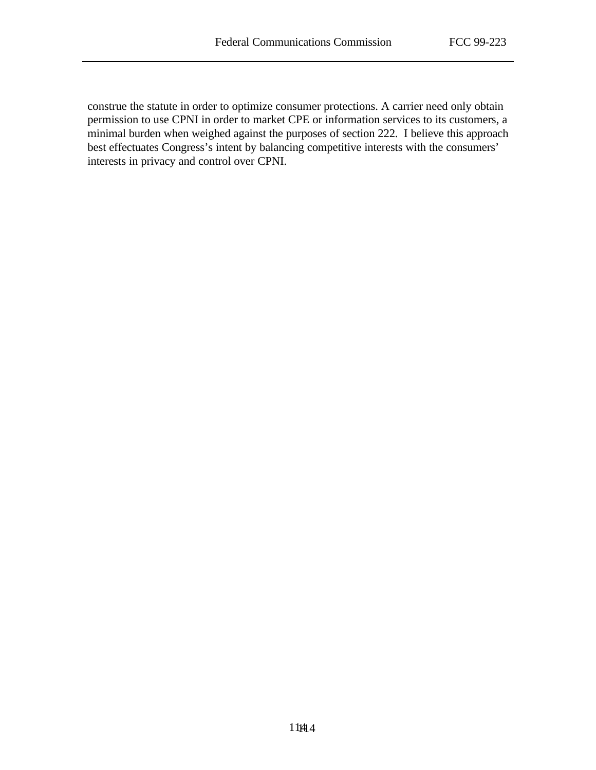construe the statute in order to optimize consumer protections. A carrier need only obtain permission to use CPNI in order to market CPE or information services to its customers, a minimal burden when weighed against the purposes of section 222. I believe this approach best effectuates Congress's intent by balancing competitive interests with the consumers' interests in privacy and control over CPNI.